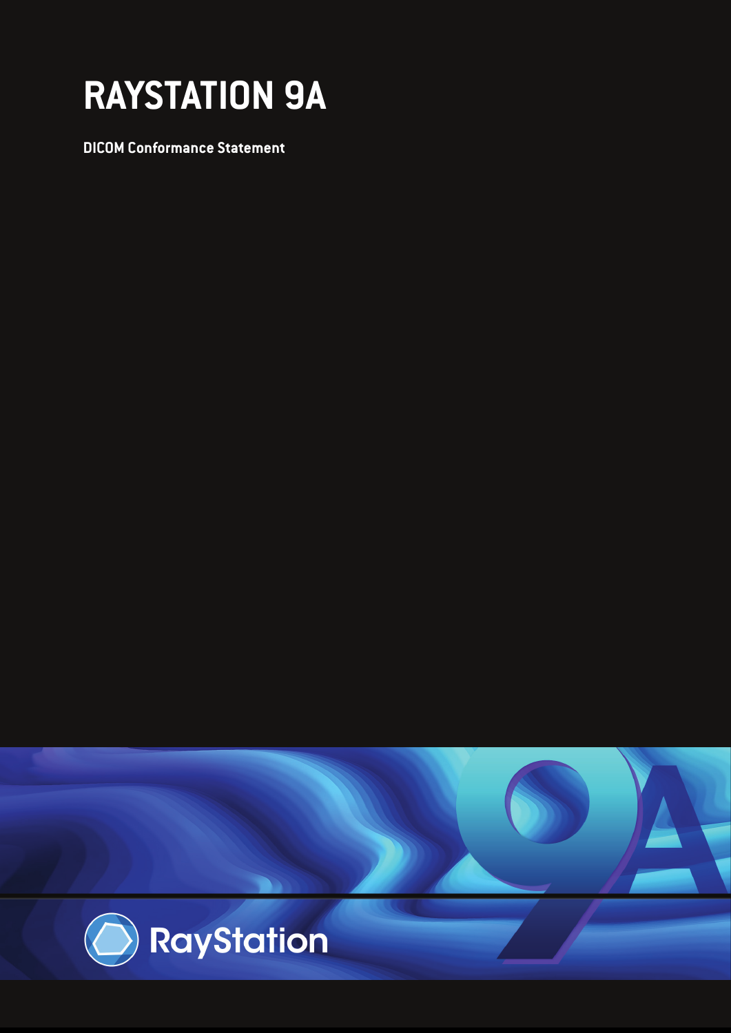# RAYSTATION 9A

**DICOM Conformance Statement**

RayStation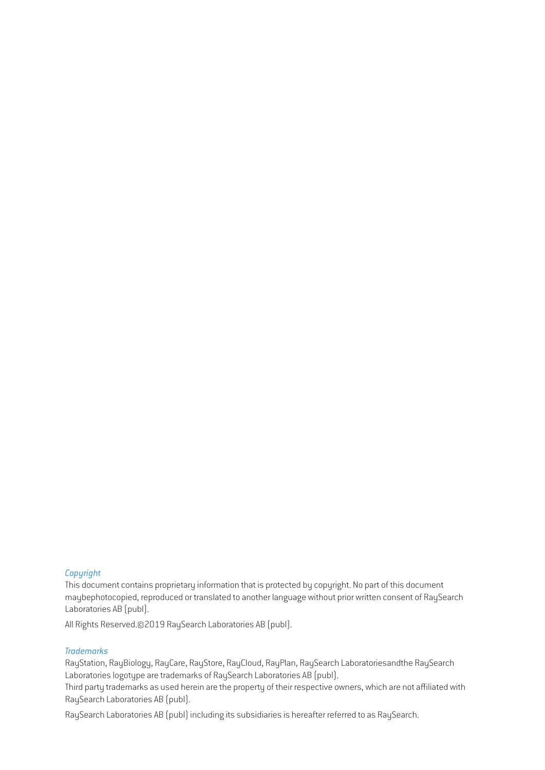*Copyright*

This document contains proprietary information that is protected by copyright. No part of this document maybephotocopied, reproduced or translated to another language without prior written consent of RaySearch Laboratories AB (publ).

All Rights Reserved.©2019 RaySearch Laboratories AB (publ).

*Trademarks*

RayStation, RayBiology, RayCare, RayStore, RayCloud, RayPlan, RaySearch Laboratoriesandthe RaySearch Laboratories logotype are trademarks of RaySearch Laboratories AB (publ).

Third party trademarks as used herein are the property of their respective owners, which are not affiliated with RaySearch Laboratories AB (publ).

RaySearch Laboratories AB (publ) including its subsidiaries is hereafter referred to as RaySearch.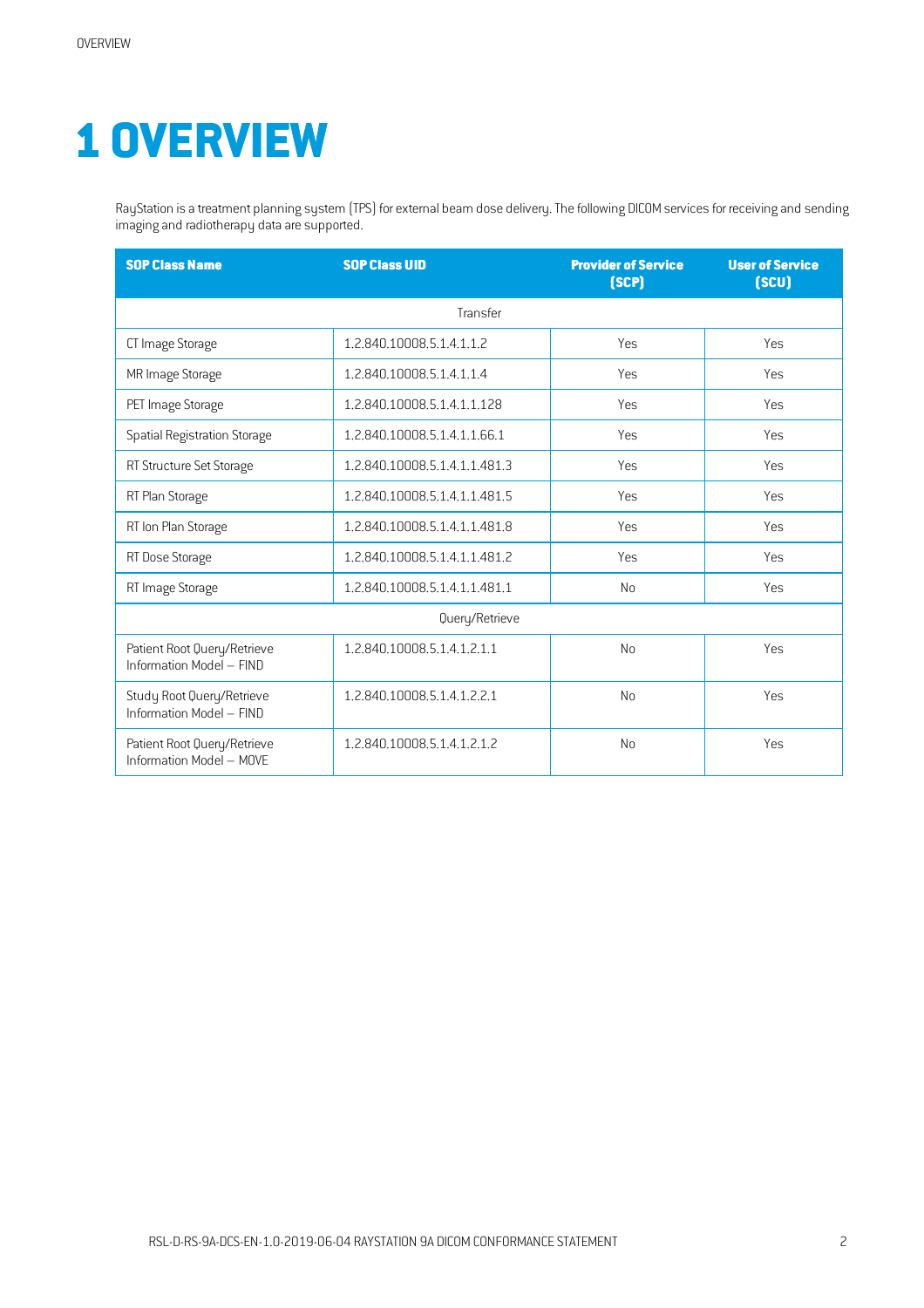# 1 OVERVIEW

RayStation is a treatment planning system (TPS) for external beam dose delivery. The following DICOM services for receiving and sending imaging and radiotherapy data are supported.

| SOP Class Name | SOP Class UID | Provider of Service (SCP) | User of Service (SCU) |
|---|---|---|---|
| Transfer | | | |
| CT Image Storage | 1.2.840.10008.5.1.4.1.1.2 | Yes | Yes |
| MR Image Storage | 1.2.840.10008.5.1.4.1.1.4 | Yes | Yes |
| PET Image Storage | 1.2.840.10008.5.1.4.1.1.128 | Yes | Yes |
| Spatial Registration Storage | 1.2.840.10008.5.1.4.1.1.66.1 | Yes | Yes |
| RT Structure Set Storage | 1.2.840.10008.5.1.4.1.1.481.3 | Yes | Yes |
| RT Plan Storage | 1.2.840.10008.5.1.4.1.1.481.5 | Yes | Yes |
| RT Ion Plan Storage | 1.2.840.10008.5.1.4.1.1.481.8 | Yes | Yes |
| RT Dose Storage | 1.2.840.10008.5.1.4.1.1.481.2 | Yes | Yes |
| RT Image Storage | 1.2.840.10008.5.1.4.1.1.481.1 | No | Yes |
| Query/Retrieve | | | |
| Patient Root Query/Retrieve Information Model – FIND | 1.2.840.10008.5.1.4.1.2.1.1 | No | Yes |
| Study Root Query/Retrieve Information Model – FIND | 1.2.840.10008.5.1.4.1.2.2.1 | No | Yes |
| Patient Root Query/Retrieve Information Model – MOVE | 1.2.840.10008.5.1.4.1.2.1.2 | No | Yes |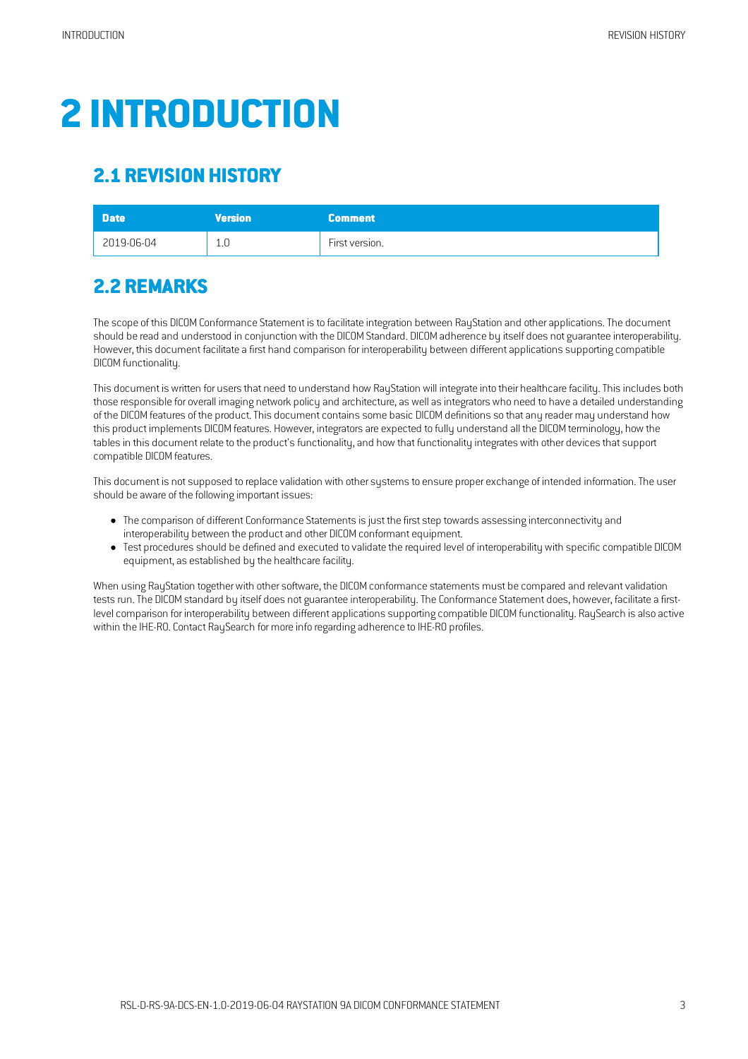# 2 INTRODUCTION

## 2.1 REVISION HISTORY

| Date | Version | Comment |
|---|---|---|
| 2019-06-04 | 1.0 | First version. |

## 2.2 REMARKS

The scope of this DICOM Conformance Statement is to facilitate integration between RayStation and other applications. The document should be read and understood in conjunction with the DICOM Standard. DICOM adherence by itself does not guarantee interoperability. However, this document facilitate a first hand comparison for interoperability between different applications supporting compatible DICOM functionality.

This document is written for users that need to understand how RayStation will integrate into their healthcare facility. This includes both those responsible for overall imaging network policy and architecture, as well as integrators who need to have a detailed understanding of the DICOM features of the product. This document contains some basic DICOM definitions so that any reader may understand how this product implements DICOM features. However, integrators are expected to fully understand all the DICOM terminology, how the tables in this document relate to the product's functionality, and how that functionality integrates with other devices that support compatible DICOM features.

This document is not supposed to replace validation with other systems to ensure proper exchange of intended information. The user should be aware of the following important issues:

- The comparison of different Conformance Statements is just the first step towards assessing interconnectivity and interoperability between the product and other DICOM conformant equipment.
- Test procedures should be defined and executed to validate the required level of interoperability with specific compatible DICOM equipment, as established by the healthcare facility.

When using RayStation together with other software, the DICOM conformance statements must be compared and relevant validation tests run. The DICOM standard by itself does not guarantee interoperability. The Conformance Statement does, however, facilitate a first-level comparison for interoperability between different applications supporting compatible DICOM functionality. RaySearch is also active within the IHE-RO. Contact RaySearch for more info regarding adherence to IHE-RO profiles.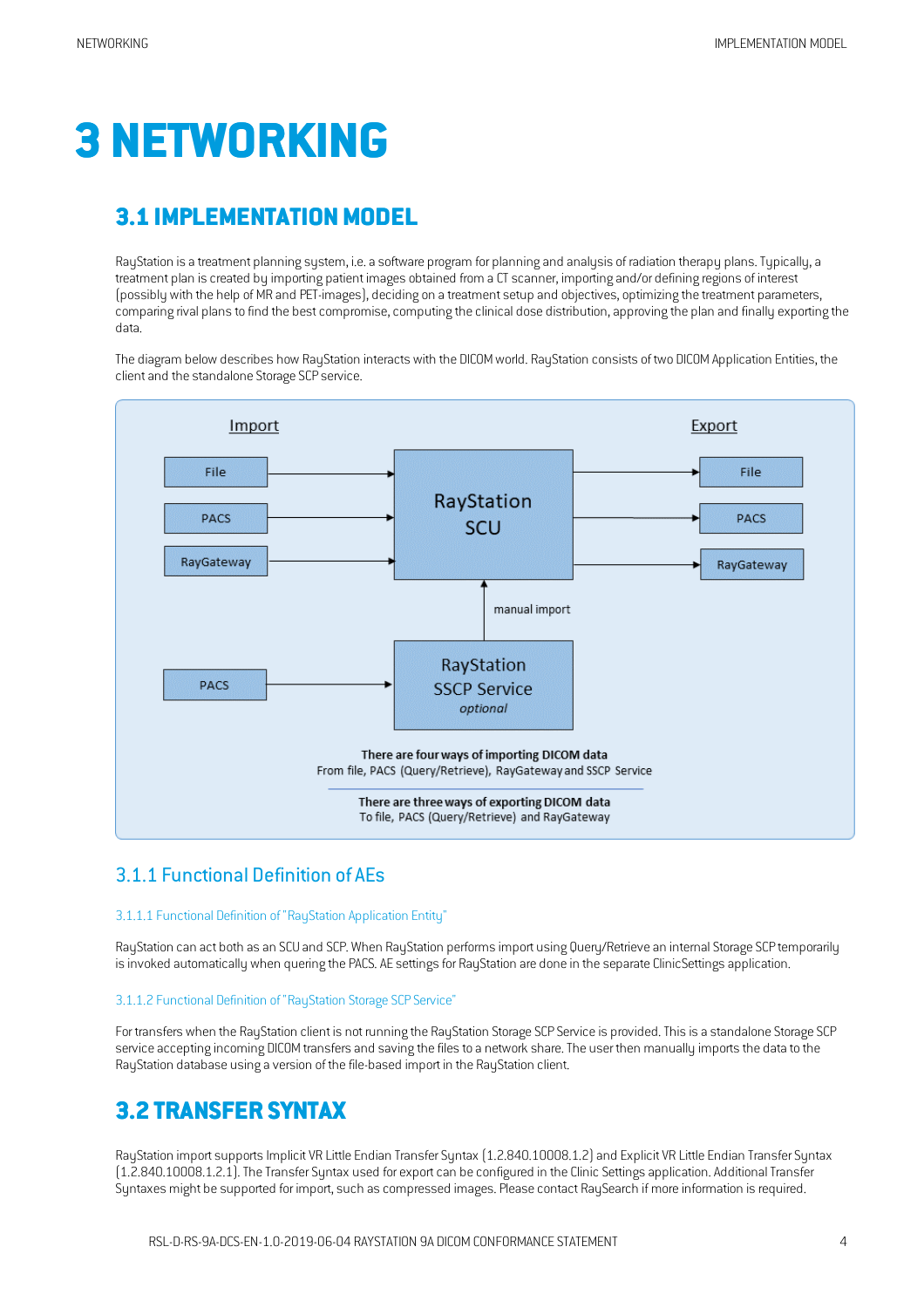# 3 NETWORKING

## 3.1 IMPLEMENTATION MODEL

RayStation is a treatment planning system, i.e. a software program for planning and analysis of radiation therapy plans. Typically, a treatment plan is created by importing patient images obtained from a CT scanner, importing and/or defining regions of interest (possibly with the help of MR and PET-images), deciding on a treatment setup and objectives, optimizing the treatment parameters, comparing rival plans to find the best compromise, computing the clinical dose distribution, approving the plan and finally exporting the data.

The diagram below describes how RayStation interacts with the DICOM world. RayStation consists of two DICOM Application Entities, the client and the standalone Storage SCP service.

Import | Export

File → RayStation SCU → File
PACS → RayStation SCU → PACS
RayGateway → RayStation SCU → RayGateway

PACS → RayStation SSCP Service *optional* → (manual import) → RayStation SCU

**There are four ways of importing DICOM data**
From file, PACS (Query/Retrieve), RayGateway and SSCP Service

**There are three ways of exporting DICOM data**
To file, PACS (Query/Retrieve) and RayGateway

### 3.1.1 Functional Definition of AEs

#### 3.1.1.1 Functional Definition of "RayStation Application Entity"

RayStation can act both as an SCU and SCP. When RayStation performs import using Query/Retrieve an internal Storage SCP temporarily is invoked automatically when quering the PACS. AE settings for RayStation are done in the separate ClinicSettings application.

#### 3.1.1.2 Functional Definition of "RayStation Storage SCP Service"

For transfers when the RayStation client is not running the RayStation Storage SCP Service is provided. This is a standalone Storage SCP service accepting incoming DICOM transfers and saving the files to a network share. The user then manually imports the data to the RayStation database using a version of the file-based import in the RayStation client.

## 3.2 TRANSFER SYNTAX

RayStation import supports Implicit VR Little Endian Transfer Syntax (1.2.840.10008.1.2) and Explicit VR Little Endian Transfer Syntax (1.2.840.10008.1.2.1). The Transfer Syntax used for export can be configured in the Clinic Settings application. Additional Transfer Syntaxes might be supported for import, such as compressed images. Please contact RaySearch if more information is required.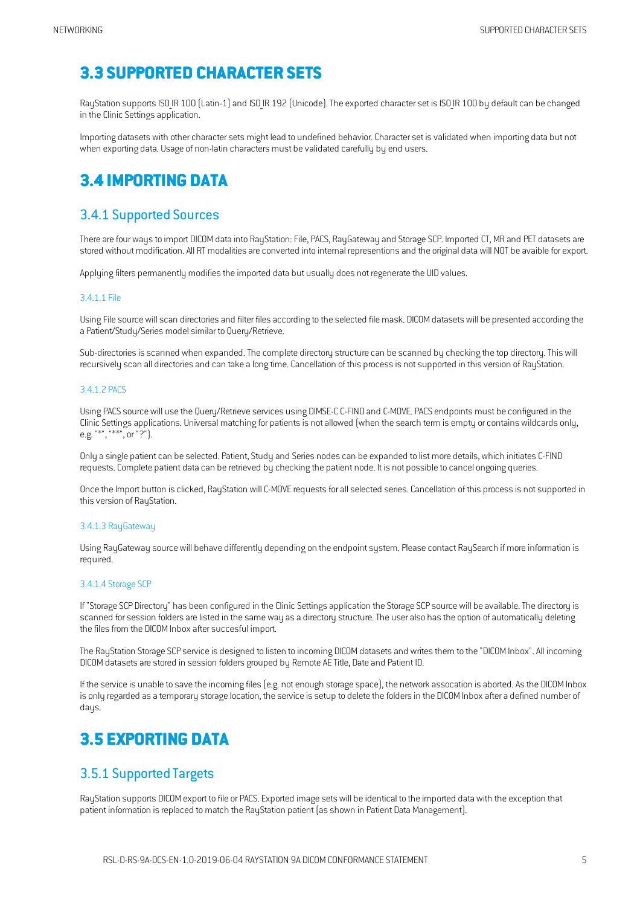## 3.3 SUPPORTED CHARACTER SETS

RayStation supports ISO_IR 100 (Latin-1) and ISO_IR 192 (Unicode). The exported character set is ISO_IR 100 by default can be changed in the Clinic Settings application.

Importing datasets with other character sets might lead to undefined behavior. Character set is validated when importing data but not when exporting data. Usage of non-latin characters must be validated carefully by end users.

## 3.4 IMPORTING DATA

### 3.4.1 Supported Sources

There are four ways to import DICOM data into RayStation: File, PACS, RayGateway and Storage SCP. Imported CT, MR and PET datasets are stored without modification. All RT modalities are converted into internal representions and the original data will NOT be avaible for export.

Applying filters permanently modifies the imported data but usually does not regenerate the UID values.

#### 3.4.1.1 File

Using File source will scan directories and filter files according to the selected file mask. DICOM datasets will be presented according the a Patient/Study/Series model similar to Query/Retrieve.

Sub-directories is scanned when expanded. The complete directory structure can be scanned by checking the top directory. This will recursively scan all directories and can take a long time. Cancellation of this process is not supported in this version of RayStation.

#### 3.4.1.2 PACS

Using PACS source will use the Query/Retrieve services using DIMSE-C C-FIND and C-MOVE. PACS endpoints must be configured in the Clinic Settings applications. Universal matching for patients is not allowed (when the search term is empty or contains wildcards only, e.g. "*", "**", or "?").

Only a single patient can be selected. Patient, Study and Series nodes can be expanded to list more details, which initiates C-FIND requests. Complete patient data can be retrieved by checking the patient node. It is not possible to cancel ongoing queries.

Once the Import button is clicked, RayStation will C-MOVE requests for all selected series. Cancellation of this process is not supported in this version of RayStation.

#### 3.4.1.3 RayGateway

Using RayGateway source will behave differently depending on the endpoint system. Please contact RaySearch if more information is required.

#### 3.4.1.4 Storage SCP

If "Storage SCP Directory" has been configured in the Clinic Settings application the Storage SCP source will be available. The directory is scanned for session folders are listed in the same way as a directory structure. The user also has the option of automatically deleting the files from the DICOM Inbox after succesful import.

The RayStation Storage SCP service is designed to listen to incoming DICOM datasets and writes them to the "DICOM Inbox". All incoming DICOM datasets are stored in session folders grouped by Remote AE Title, Date and Patient ID.

If the service is unable to save the incoming files (e.g. not enough storage space), the network assocation is aborted. As the DICOM Inbox is only regarded as a temporary storage location, the service is setup to delete the folders in the DICOM Inbox after a defined number of days.

## 3.5 EXPORTING DATA

### 3.5.1 Supported Targets

RayStation supports DICOM export to file or PACS. Exported image sets will be identical to the imported data with the exception that patient information is replaced to match the RayStation patient (as shown in Patient Data Management).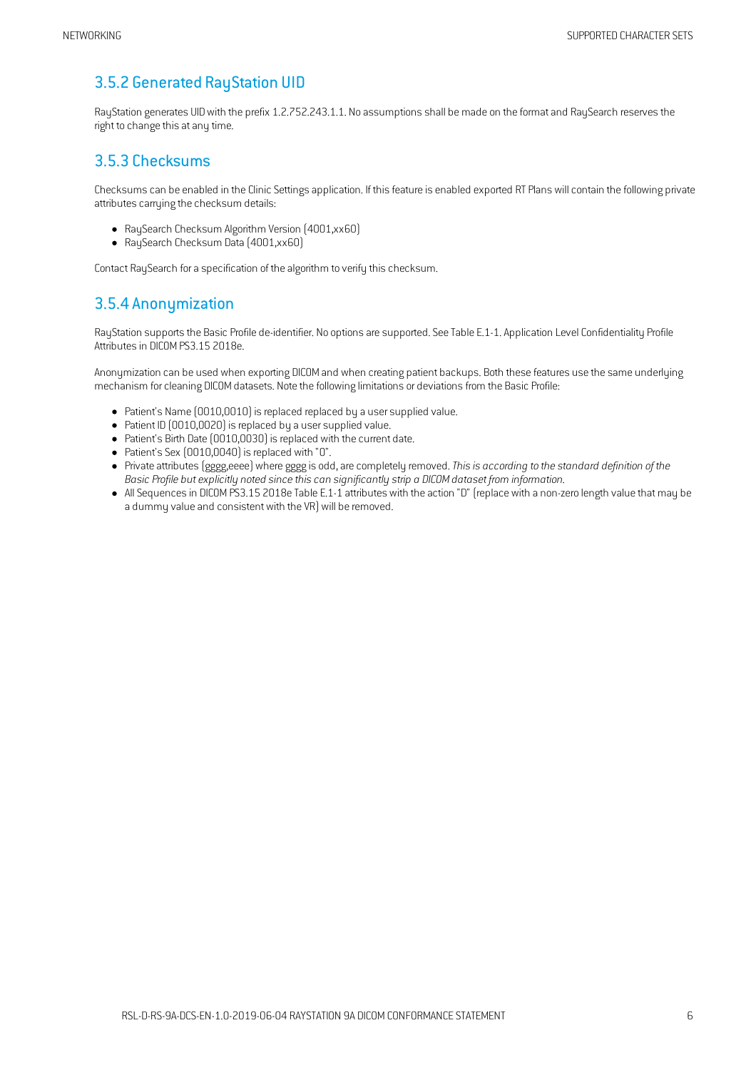### 3.5.2 Generated RayStation UID

RayStation generates UID with the prefix 1.2.752.243.1.1. No assumptions shall be made on the format and RaySearch reserves the right to change this at any time.

### 3.5.3 Checksums

Checksums can be enabled in the Clinic Settings application. If this feature is enabled exported RT Plans will contain the following private attributes carrying the checksum details:

- RaySearch Checksum Algorithm Version (4001,xx60)
- RaySearch Checksum Data (4001,xx60)

Contact RaySearch for a specification of the algorithm to verify this checksum.

### 3.5.4 Anonymization

RayStation supports the Basic Profile de-identifier. No options are supported. See Table E.1-1. Application Level Confidentiality Profile Attributes in DICOM PS3.15 2018e.

Anonymization can be used when exporting DICOM and when creating patient backups. Both these features use the same underlying mechanism for cleaning DICOM datasets. Note the following limitations or deviations from the Basic Profile:

- Patient's Name (0010,0010) is replaced replaced by a user supplied value.
- Patient ID (0010,0020) is replaced by a user supplied value.
- Patient's Birth Date (0010,0030) is replaced with the current date.
- Patient's Sex (0010,0040) is replaced with "O".
- Private attributes (gggg,eeee) where gggg is odd, are completely removed. *This is according to the standard definition of the Basic Profile but explicitly noted since this can significantly strip a DICOM dataset from information.*
- All Sequences in DICOM PS3.15 2018e Table E.1-1 attributes with the action "D" (replace with a non-zero length value that may be a dummy value and consistent with the VR) will be removed.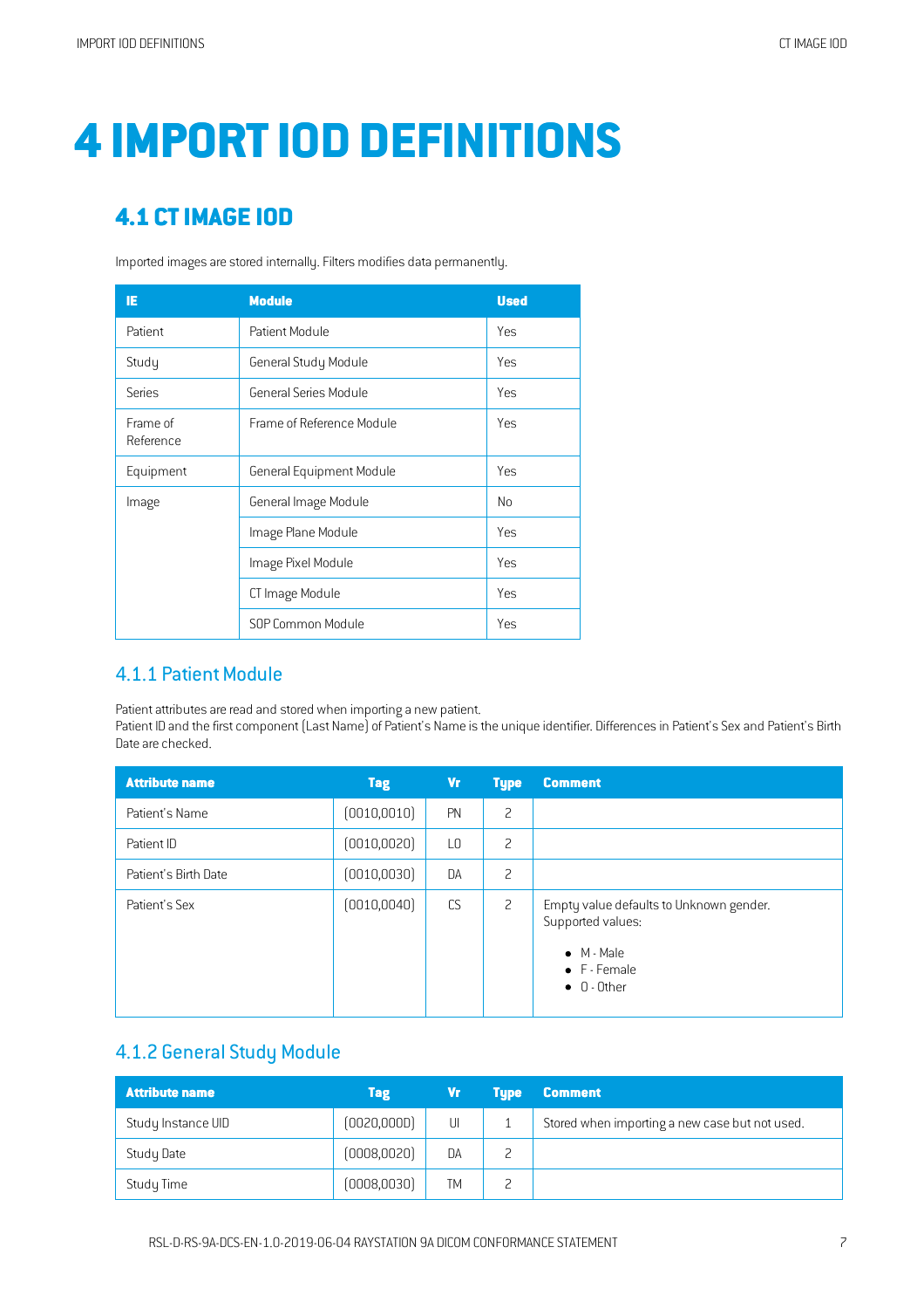# 4 IMPORT IOD DEFINITIONS

## 4.1 CT IMAGE IOD

Imported images are stored internally. Filters modifies data permanently.

| IE | Module | Used |
|---|---|---|
| Patient | Patient Module | Yes |
| Study | General Study Module | Yes |
| Series | General Series Module | Yes |
| Frame of Reference | Frame of Reference Module | Yes |
| Equipment | General Equipment Module | Yes |
| Image | General Image Module | No |
| | Image Plane Module | Yes |
| | Image Pixel Module | Yes |
| | CT Image Module | Yes |
| | SOP Common Module | Yes |

### 4.1.1 Patient Module

Patient attributes are read and stored when importing a new patient.
Patient ID and the first component (Last Name) of Patient's Name is the unique identifier. Differences in Patient's Sex and Patient's Birth Date are checked.

| Attribute name | Tag | Vr | Type | Comment |
|---|---|---|---|---|
| Patient's Name | (0010,0010) | PN | 2 | |
| Patient ID | (0010,0020) | LO | 2 | |
| Patient's Birth Date | (0010,0030) | DA | 2 | |
| Patient's Sex | (0010,0040) | CS | 2 | Empty value defaults to Unknown gender. Supported values: <br>• M - Male <br>• F - Female <br>• O - Other |

### 4.1.2 General Study Module

| Attribute name | Tag | Vr | Type | Comment |
|---|---|---|---|---|
| Study Instance UID | (0020,000D) | UI | 1 | Stored when importing a new case but not used. |
| Study Date | (0008,0020) | DA | 2 | |
| Study Time | (0008,0030) | TM | 2 | |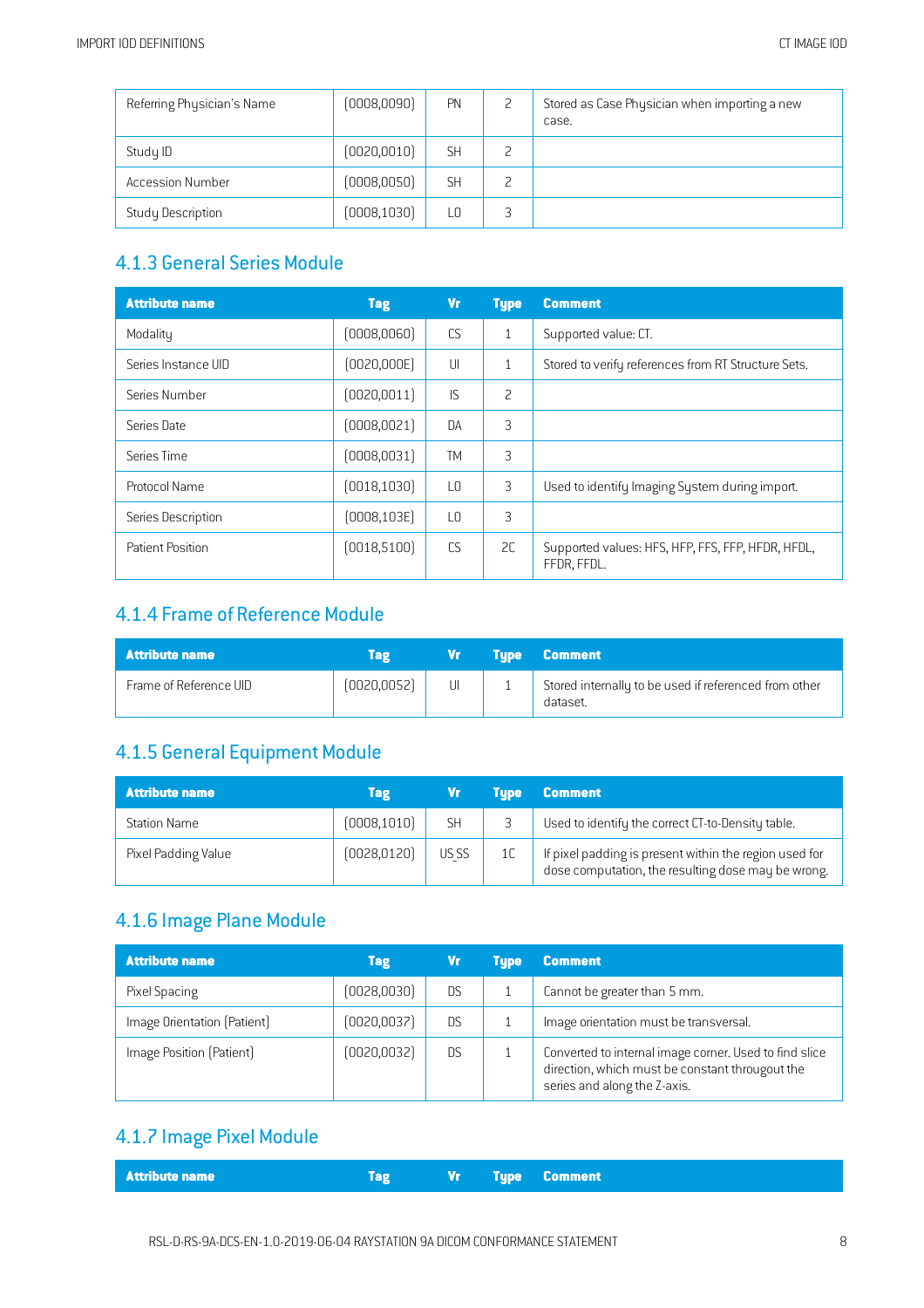| Referring Physician's Name | (0008,0090) | PN | 2 | Stored as Case Physician when importing a new case. |
|---|---|---|---|---|
| Study ID | (0020,0010) | SH | 2 | |
| Accession Number | (0008,0050) | SH | 2 | |
| Study Description | (0008,1030) | LO | 3 | |

### 4.1.3 General Series Module

| Attribute name | Tag | Vr | Type | Comment |
|---|---|---|---|---|
| Modality | (0008,0060) | CS | 1 | Supported value: CT. |
| Series Instance UID | (0020,000E) | UI | 1 | Stored to verify references from RT Structure Sets. |
| Series Number | (0020,0011) | IS | 2 | |
| Series Date | (0008,0021) | DA | 3 | |
| Series Time | (0008,0031) | TM | 3 | |
| Protocol Name | (0018,1030) | LO | 3 | Used to identify Imaging System during import. |
| Series Description | (0008,103E) | LO | 3 | |
| Patient Position | (0018,5100) | CS | 2C | Supported values: HFS, HFP, FFS, FFP, HFDR, HFDL, FFDR, FFDL. |

### 4.1.4 Frame of Reference Module

| Attribute name | Tag | Vr | Type | Comment |
|---|---|---|---|---|
| Frame of Reference UID | (0020,0052) | UI | 1 | Stored internally to be used if referenced from other dataset. |

### 4.1.5 General Equipment Module

| Attribute name | Tag | Vr | Type | Comment |
|---|---|---|---|---|
| Station Name | (0008,1010) | SH | 3 | Used to identify the correct CT-to-Density table. |
| Pixel Padding Value | (0028,0120) | US SS | 1C | If pixel padding is present within the region used for dose computation, the resulting dose may be wrong. |

### 4.1.6 Image Plane Module

| Attribute name | Tag | Vr | Type | Comment |
|---|---|---|---|---|
| Pixel Spacing | (0028,0030) | DS | 1 | Cannot be greater than 5 mm. |
| Image Orientation (Patient) | (0020,0037) | DS | 1 | Image orientation must be transversal. |
| Image Position (Patient) | (0020,0032) | DS | 1 | Converted to internal image corner. Used to find slice direction, which must be constant througout the series and along the Z-axis. |

### 4.1.7 Image Pixel Module

| Attribute name | Tag | Vr | Type | Comment |
|---|---|---|---|---|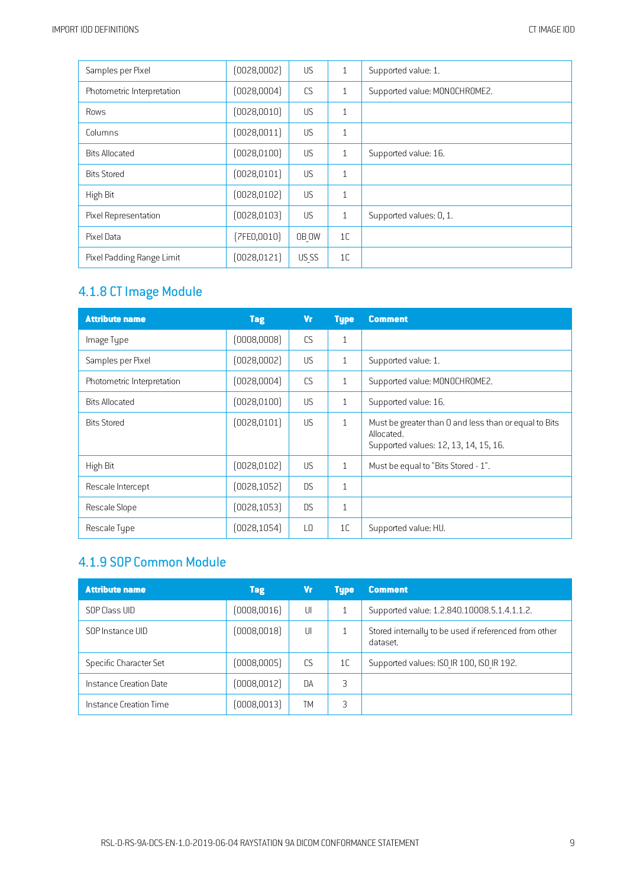| Samples per Pixel | (0028,0002) | US | 1 | Supported value: 1. |
|---|---|---|---|---|
| Photometric Interpretation | (0028,0004) | CS | 1 | Supported value: MONOCHROME2. |
| Rows | (0028,0010) | US | 1 | |
| Columns | (0028,0011) | US | 1 | |
| Bits Allocated | (0028,0100) | US | 1 | Supported value: 16. |
| Bits Stored | (0028,0101) | US | 1 | |
| High Bit | (0028,0102) | US | 1 | |
| Pixel Representation | (0028,0103) | US | 1 | Supported values: 0, 1. |
| Pixel Data | (7FE0,0010) | OB OW | 1C | |
| Pixel Padding Range Limit | (0028,0121) | US SS | 1C | |

### 4.1.8 CT Image Module

| Attribute name | Tag | Vr | Type | Comment |
|---|---|---|---|---|
| Image Type | (0008,0008) | CS | 1 | |
| Samples per Pixel | (0028,0002) | US | 1 | Supported value: 1. |
| Photometric Interpretation | (0028,0004) | CS | 1 | Supported value: MONOCHROME2. |
| Bits Allocated | (0028,0100) | US | 1 | Supported value: 16. |
| Bits Stored | (0028,0101) | US | 1 | Must be greater than 0 and less than or equal to Bits Allocated.<br>Supported values: 12, 13, 14, 15, 16. |
| High Bit | (0028,0102) | US | 1 | Must be equal to "Bits Stored - 1". |
| Rescale Intercept | (0028,1052) | DS | 1 | |
| Rescale Slope | (0028,1053) | DS | 1 | |
| Rescale Type | (0028,1054) | LO | 1C | Supported value: HU. |

### 4.1.9 SOP Common Module

| Attribute name | Tag | Vr | Type | Comment |
|---|---|---|---|---|
| SOP Class UID | (0008,0016) | UI | 1 | Supported value: 1.2.840.10008.5.1.4.1.1.2. |
| SOP Instance UID | (0008,0018) | UI | 1 | Stored internally to be used if referenced from other dataset. |
| Specific Character Set | (0008,0005) | CS | 1C | Supported values: ISO_IR 100, ISO_IR 192. |
| Instance Creation Date | (0008,0012) | DA | 3 | |
| Instance Creation Time | (0008,0013) | TM | 3 | |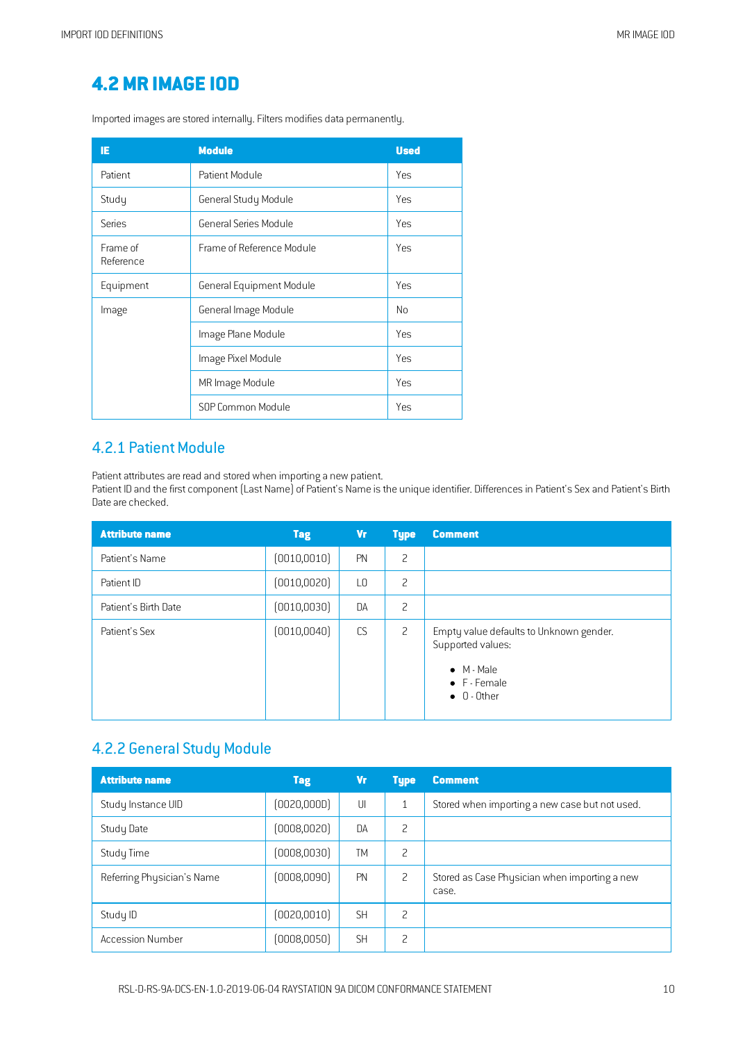## 4.2 MR IMAGE IOD

Imported images are stored internally. Filters modifies data permanently.

| IE | Module | Used |
|---|---|---|
| Patient | Patient Module | Yes |
| Study | General Study Module | Yes |
| Series | General Series Module | Yes |
| Frame of Reference | Frame of Reference Module | Yes |
| Equipment | General Equipment Module | Yes |
| Image | General Image Module | No |
| | Image Plane Module | Yes |
| | Image Pixel Module | Yes |
| | MR Image Module | Yes |
| | SOP Common Module | Yes |

### 4.2.1 Patient Module

Patient attributes are read and stored when importing a new patient.
Patient ID and the first component (Last Name) of Patient's Name is the unique identifier. Differences in Patient's Sex and Patient's Birth Date are checked.

| Attribute name | Tag | Vr | Type | Comment |
|---|---|---|---|---|
| Patient's Name | (0010,0010) | PN | 2 | |
| Patient ID | (0010,0020) | LO | 2 | |
| Patient's Birth Date | (0010,0030) | DA | 2 | |
| Patient's Sex | (0010,0040) | CS | 2 | Empty value defaults to Unknown gender. Supported values: <br>• M - Male <br>• F - Female <br>• O - Other |

### 4.2.2 General Study Module

| Attribute name | Tag | Vr | Type | Comment |
|---|---|---|---|---|
| Study Instance UID | (0020,000D) | UI | 1 | Stored when importing a new case but not used. |
| Study Date | (0008,0020) | DA | 2 | |
| Study Time | (0008,0030) | TM | 2 | |
| Referring Physician's Name | (0008,0090) | PN | 2 | Stored as Case Physician when importing a new case. |
| Study ID | (0020,0010) | SH | 2 | |
| Accession Number | (0008,0050) | SH | 2 | |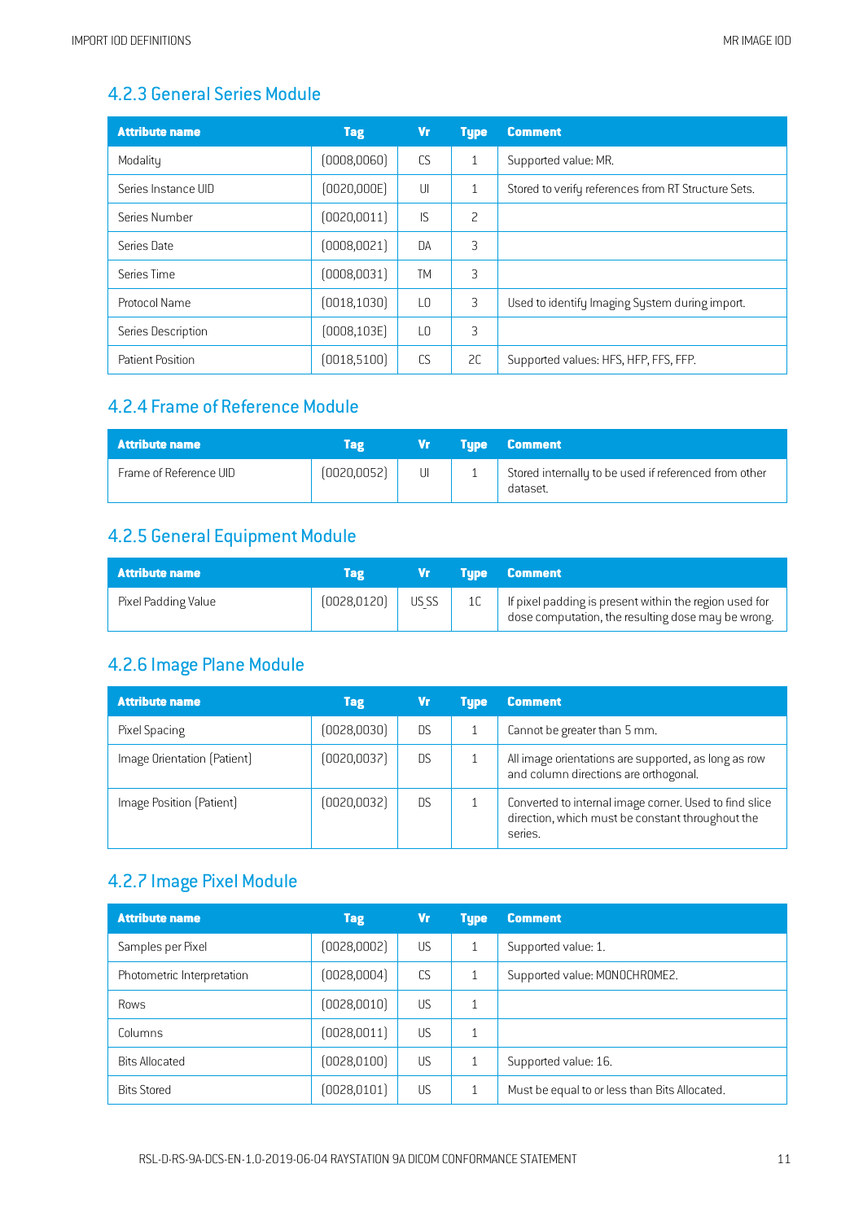### 4.2.3 General Series Module

| Attribute name | Tag | Vr | Type | Comment |
|---|---|---|---|---|
| Modality | (0008,0060) | CS | 1 | Supported value: MR. |
| Series Instance UID | (0020,000E) | UI | 1 | Stored to verify references from RT Structure Sets. |
| Series Number | (0020,0011) | IS | 2 | |
| Series Date | (0008,0021) | DA | 3 | |
| Series Time | (0008,0031) | TM | 3 | |
| Protocol Name | (0018,1030) | LO | 3 | Used to identify Imaging System during import. |
| Series Description | (0008,103E) | LO | 3 | |
| Patient Position | (0018,5100) | CS | 2C | Supported values: HFS, HFP, FFS, FFP. |

### 4.2.4 Frame of Reference Module

| Attribute name | Tag | Vr | Type | Comment |
|---|---|---|---|---|
| Frame of Reference UID | (0020,0052) | UI | 1 | Stored internally to be used if referenced from other dataset. |

### 4.2.5 General Equipment Module

| Attribute name | Tag | Vr | Type | Comment |
|---|---|---|---|---|
| Pixel Padding Value | (0028,0120) | US SS | 1C | If pixel padding is present within the region used for dose computation, the resulting dose may be wrong. |

### 4.2.6 Image Plane Module

| Attribute name | Tag | Vr | Type | Comment |
|---|---|---|---|---|
| Pixel Spacing | (0028,0030) | DS | 1 | Cannot be greater than 5 mm. |
| Image Orientation (Patient) | (0020,0037) | DS | 1 | All image orientations are supported, as long as row and column directions are orthogonal. |
| Image Position (Patient) | (0020,0032) | DS | 1 | Converted to internal image corner. Used to find slice direction, which must be constant throughout the series. |

### 4.2.7 Image Pixel Module

| Attribute name | Tag | Vr | Type | Comment |
|---|---|---|---|---|
| Samples per Pixel | (0028,0002) | US | 1 | Supported value: 1. |
| Photometric Interpretation | (0028,0004) | CS | 1 | Supported value: MONOCHROME2. |
| Rows | (0028,0010) | US | 1 | |
| Columns | (0028,0011) | US | 1 | |
| Bits Allocated | (0028,0100) | US | 1 | Supported value: 16. |
| Bits Stored | (0028,0101) | US | 1 | Must be equal to or less than Bits Allocated. |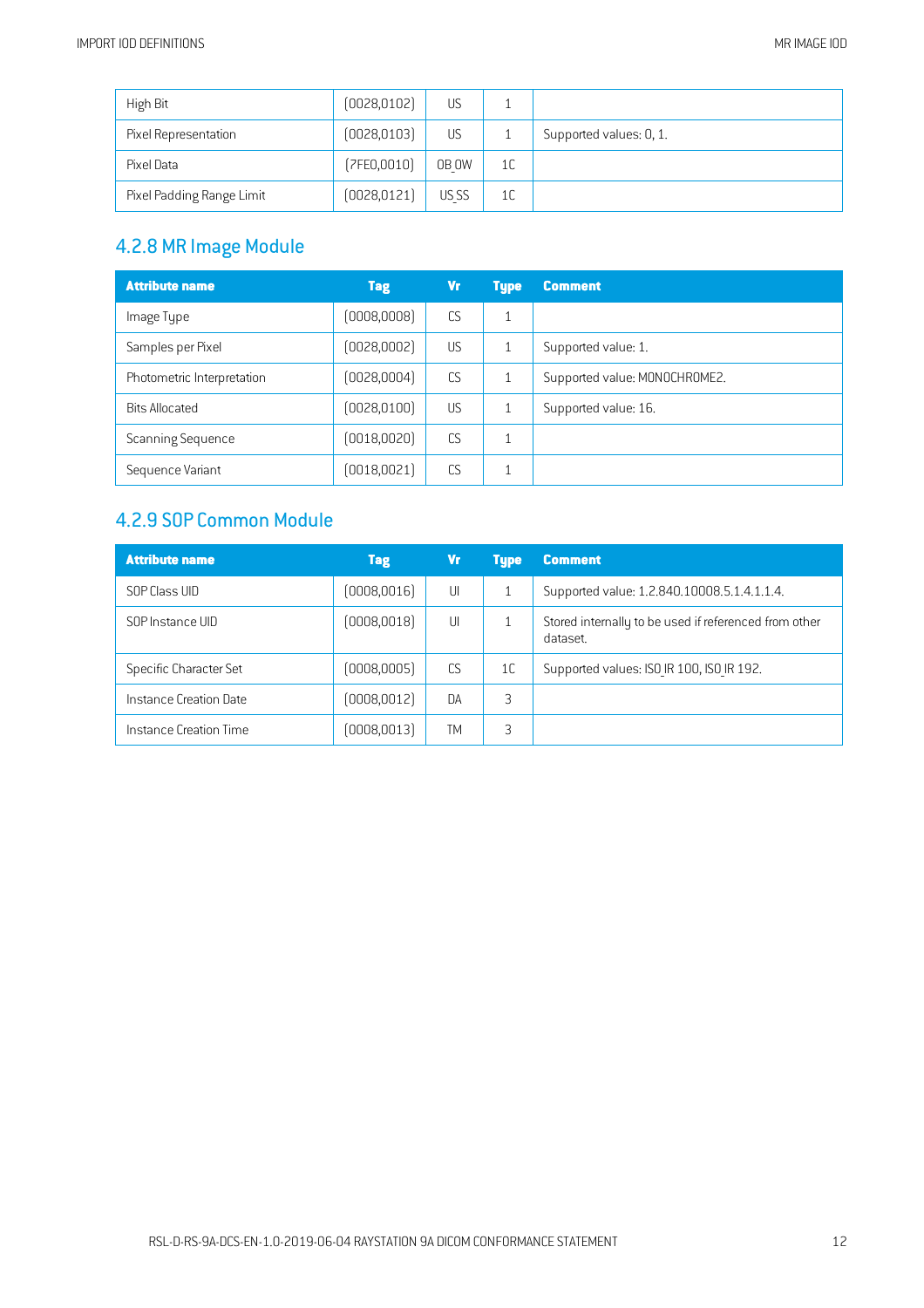| High Bit | (0028,0102) | US | 1 | |
|---|---|---|---|---|
| Pixel Representation | (0028,0103) | US | 1 | Supported values: 0, 1. |
| Pixel Data | (7FE0,0010) | OB OW | 1C | |
| Pixel Padding Range Limit | (0028,0121) | US SS | 1C | |

## 4.2.8 MR Image Module

| Attribute name | Tag | Vr | Type | Comment |
|---|---|---|---|---|
| Image Type | (0008,0008) | CS | 1 | |
| Samples per Pixel | (0028,0002) | US | 1 | Supported value: 1. |
| Photometric Interpretation | (0028,0004) | CS | 1 | Supported value: MONOCHROME2. |
| Bits Allocated | (0028,0100) | US | 1 | Supported value: 16. |
| Scanning Sequence | (0018,0020) | CS | 1 | |
| Sequence Variant | (0018,0021) | CS | 1 | |

## 4.2.9 SOP Common Module

| Attribute name | Tag | Vr | Type | Comment |
|---|---|---|---|---|
| SOP Class UID | (0008,0016) | UI | 1 | Supported value: 1.2.840.10008.5.1.4.1.1.4. |
| SOP Instance UID | (0008,0018) | UI | 1 | Stored internally to be used if referenced from other dataset. |
| Specific Character Set | (0008,0005) | CS | 1C | Supported values: ISO_IR 100, ISO_IR 192. |
| Instance Creation Date | (0008,0012) | DA | 3 | |
| Instance Creation Time | (0008,0013) | TM | 3 | |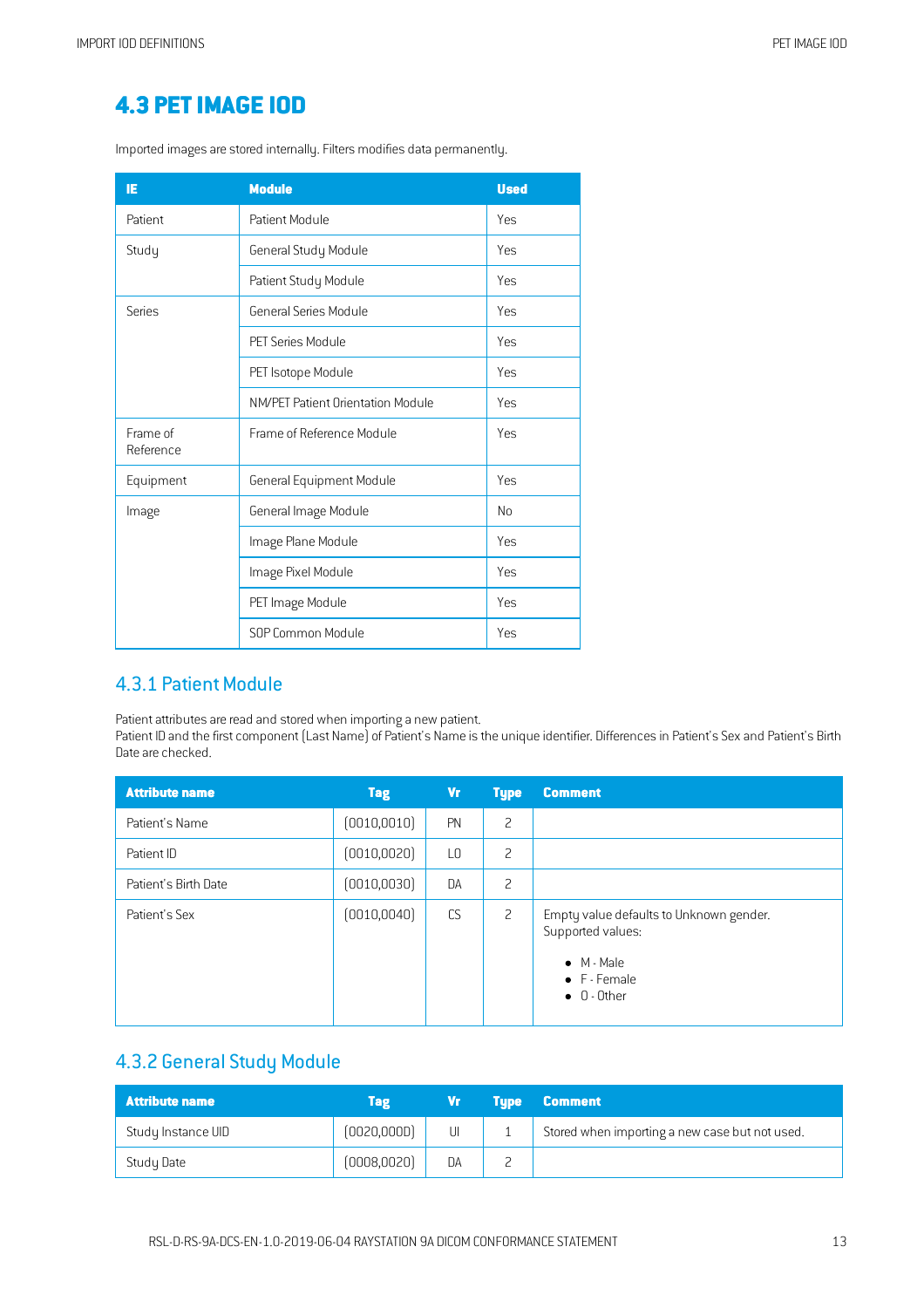## 4.3 PET IMAGE IOD

Imported images are stored internally. Filters modifies data permanently.

| IE | Module | Used |
|---|---|---|
| Patient | Patient Module | Yes |
| Study | General Study Module | Yes |
| | Patient Study Module | Yes |
| Series | General Series Module | Yes |
| | PET Series Module | Yes |
| | PET Isotope Module | Yes |
| | NM/PET Patient Orientation Module | Yes |
| Frame of Reference | Frame of Reference Module | Yes |
| Equipment | General Equipment Module | Yes |
| Image | General Image Module | No |
| | Image Plane Module | Yes |
| | Image Pixel Module | Yes |
| | PET Image Module | Yes |
| | SOP Common Module | Yes |

### 4.3.1 Patient Module

Patient attributes are read and stored when importing a new patient.
Patient ID and the first component (Last Name) of Patient's Name is the unique identifier. Differences in Patient's Sex and Patient's Birth Date are checked.

| Attribute name | Tag | Vr | Type | Comment |
|---|---|---|---|---|
| Patient's Name | (0010,0010) | PN | 2 | |
| Patient ID | (0010,0020) | LO | 2 | |
| Patient's Birth Date | (0010,0030) | DA | 2 | |
| Patient's Sex | (0010,0040) | CS | 2 | Empty value defaults to Unknown gender. Supported values: <br>• M - Male <br>• F - Female <br>• O - Other |

### 4.3.2 General Study Module

| Attribute name | Tag | Vr | Type | Comment |
|---|---|---|---|---|
| Study Instance UID | (0020,000D) | UI | 1 | Stored when importing a new case but not used. |
| Study Date | (0008,0020) | DA | 2 | |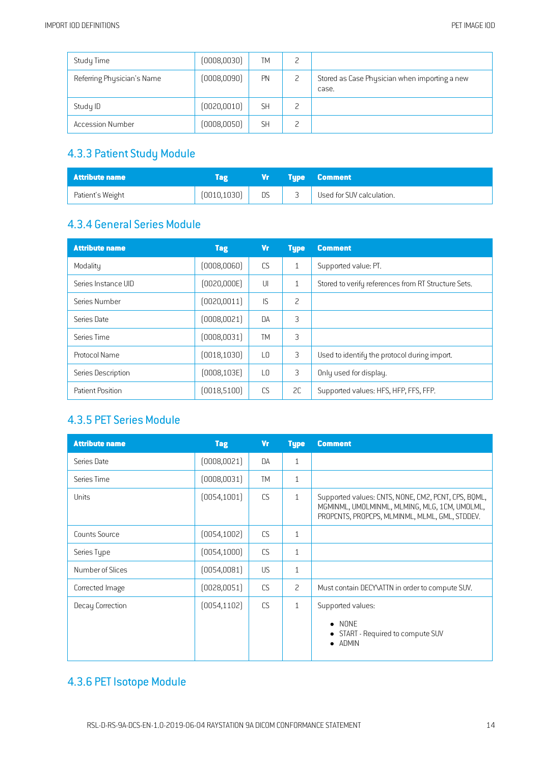| Study Time | (0008,0030) | TM | 2 | |
|---|---|---|---|---|
| Referring Physician's Name | (0008,0090) | PN | 2 | Stored as Case Physician when importing a new case. |
| Study ID | (0020,0010) | SH | 2 | |
| Accession Number | (0008,0050) | SH | 2 | |

### 4.3.3 Patient Study Module

| Attribute name | Tag | Vr | Type | Comment |
|---|---|---|---|---|
| Patient's Weight | (0010,1030) | DS | 3 | Used for SUV calculation. |

### 4.3.4 General Series Module

| Attribute name | Tag | Vr | Type | Comment |
|---|---|---|---|---|
| Modality | (0008,0060) | CS | 1 | Supported value: PT. |
| Series Instance UID | (0020,000E) | UI | 1 | Stored to verify references from RT Structure Sets. |
| Series Number | (0020,0011) | IS | 2 | |
| Series Date | (0008,0021) | DA | 3 | |
| Series Time | (0008,0031) | TM | 3 | |
| Protocol Name | (0018,1030) | LO | 3 | Used to identify the protocol during import. |
| Series Description | (0008,103E) | LO | 3 | Only used for display. |
| Patient Position | (0018,5100) | CS | 2C | Supported values: HFS, HFP, FFS, FFP. |

### 4.3.5 PET Series Module

| Attribute name | Tag | Vr | Type | Comment |
|---|---|---|---|---|
| Series Date | (0008,0021) | DA | 1 | |
| Series Time | (0008,0031) | TM | 1 | |
| Units | (0054,1001) | CS | 1 | Supported values: CNTS, NONE, CM2, PCNT, CPS, BQML, MGMINML, UMOLMINML, MLMING, MLG, 1CM, UMOLML, PROPCNTS, PROPCPS, MLMINML, MLML, GML, STDDEV. |
| Counts Source | (0054,1002) | CS | 1 | |
| Series Type | (0054,1000) | CS | 1 | |
| Number of Slices | (0054,0081) | US | 1 | |
| Corrected Image | (0028,0051) | CS | 2 | Must contain DECY\ATTN in order to compute SUV. |
| Decay Correction | (0054,1102) | CS | 1 | Supported values: <br>• NONE <br>• START - Required to compute SUV <br>• ADMIN |

### 4.3.6 PET Isotope Module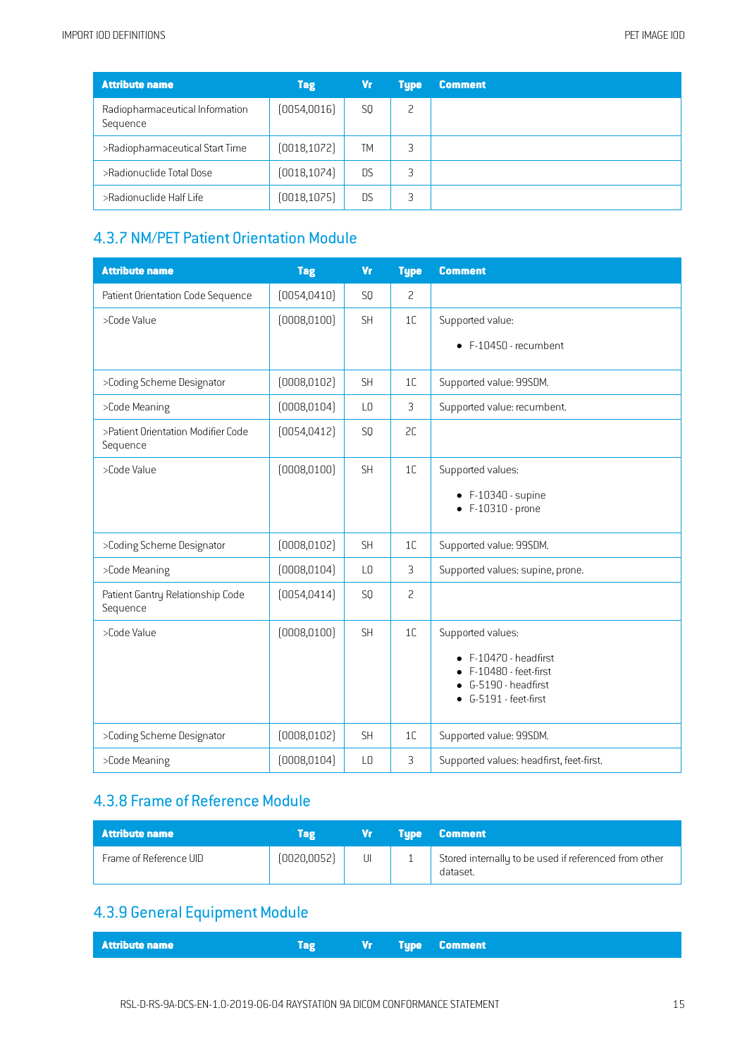| Attribute name | Tag | Vr | Type | Comment |
|---|---|---|---|---|
| Radiopharmaceutical Information Sequence | (0054,0016) | SQ | 2 | |
| >Radiopharmaceutical Start Time | (0018,1072) | TM | 3 | |
| >Radionuclide Total Dose | (0018,1074) | DS | 3 | |
| >Radionuclide Half Life | (0018,1075) | DS | 3 | |

## 4.3.7 NM/PET Patient Orientation Module

| Attribute name | Tag | Vr | Type | Comment |
|---|---|---|---|---|
| Patient Orientation Code Sequence | (0054,0410) | SQ | 2 | |
| >Code Value | (0008,0100) | SH | 1C | Supported value:<br>• F-10450 - recumbent |
| >Coding Scheme Designator | (0008,0102) | SH | 1C | Supported value: 99SDM. |
| >Code Meaning | (0008,0104) | LO | 3 | Supported value: recumbent. |
| >Patient Orientation Modifier Code Sequence | (0054,0412) | SQ | 2C | |
| >Code Value | (0008,0100) | SH | 1C | Supported values:<br>• F-10340 - supine<br>• F-10310 - prone |
| >Coding Scheme Designator | (0008,0102) | SH | 1C | Supported value: 99SDM. |
| >Code Meaning | (0008,0104) | LO | 3 | Supported values: supine, prone. |
| Patient Gantry Relationship Code Sequence | (0054,0414) | SQ | 2 | |
| >Code Value | (0008,0100) | SH | 1C | Supported values:<br>• F-10470 - headfirst<br>• F-10480 - feet-first<br>• G-5190 - headfirst<br>• G-5191 - feet-first |
| >Coding Scheme Designator | (0008,0102) | SH | 1C | Supported value: 99SDM. |
| >Code Meaning | (0008,0104) | LO | 3 | Supported values: headfirst, feet-first. |

## 4.3.8 Frame of Reference Module

| Attribute name | Tag | Vr | Type | Comment |
|---|---|---|---|---|
| Frame of Reference UID | (0020,0052) | UI | 1 | Stored internally to be used if referenced from other dataset. |

## 4.3.9 General Equipment Module

| Attribute name | Tag | Vr | Type | Comment |
|---|---|---|---|---|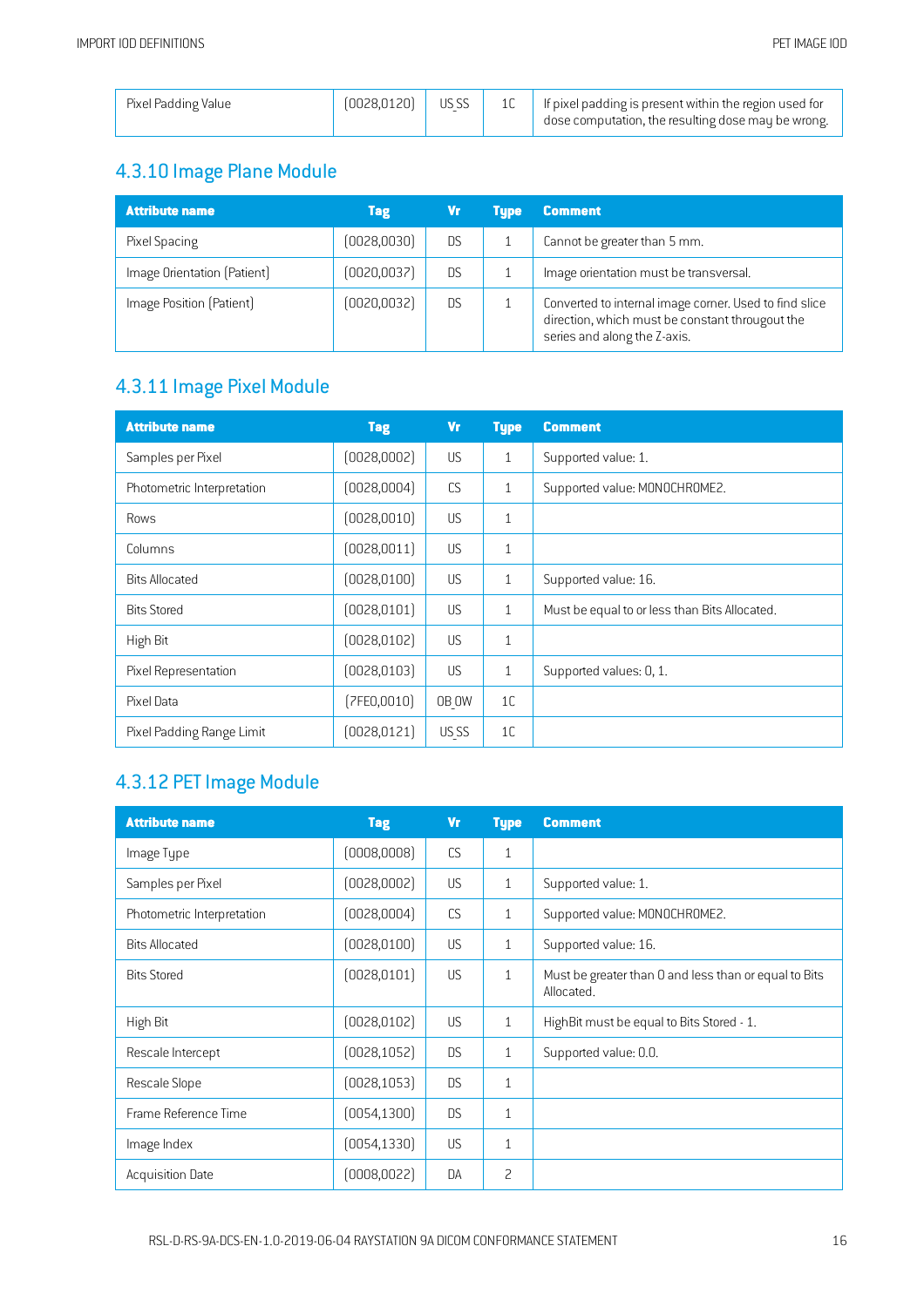| Pixel Padding Value | (0028,0120) | US SS | 1C | If pixel padding is present within the region used for dose computation, the resulting dose may be wrong. |
|---|---|---|---|---|

### 4.3.10 Image Plane Module

| Attribute name | Tag | Vr | Type | Comment |
|---|---|---|---|---|
| Pixel Spacing | (0028,0030) | DS | 1 | Cannot be greater than 5 mm. |
| Image Orientation (Patient) | (0020,0037) | DS | 1 | Image orientation must be transversal. |
| Image Position (Patient) | (0020,0032) | DS | 1 | Converted to internal image corner. Used to find slice direction, which must be constant througout the series and along the Z-axis. |

### 4.3.11 Image Pixel Module

| Attribute name | Tag | Vr | Type | Comment |
|---|---|---|---|---|
| Samples per Pixel | (0028,0002) | US | 1 | Supported value: 1. |
| Photometric Interpretation | (0028,0004) | CS | 1 | Supported value: MONOCHROME2. |
| Rows | (0028,0010) | US | 1 | |
| Columns | (0028,0011) | US | 1 | |
| Bits Allocated | (0028,0100) | US | 1 | Supported value: 16. |
| Bits Stored | (0028,0101) | US | 1 | Must be equal to or less than Bits Allocated. |
| High Bit | (0028,0102) | US | 1 | |
| Pixel Representation | (0028,0103) | US | 1 | Supported values: 0, 1. |
| Pixel Data | (7FE0,0010) | OB OW | 1C | |
| Pixel Padding Range Limit | (0028,0121) | US SS | 1C | |

### 4.3.12 PET Image Module

| Attribute name | Tag | Vr | Type | Comment |
|---|---|---|---|---|
| Image Type | (0008,0008) | CS | 1 | |
| Samples per Pixel | (0028,0002) | US | 1 | Supported value: 1. |
| Photometric Interpretation | (0028,0004) | CS | 1 | Supported value: MONOCHROME2. |
| Bits Allocated | (0028,0100) | US | 1 | Supported value: 16. |
| Bits Stored | (0028,0101) | US | 1 | Must be greater than 0 and less than or equal to Bits Allocated. |
| High Bit | (0028,0102) | US | 1 | HighBit must be equal to Bits Stored - 1. |
| Rescale Intercept | (0028,1052) | DS | 1 | Supported value: 0.0. |
| Rescale Slope | (0028,1053) | DS | 1 | |
| Frame Reference Time | (0054,1300) | DS | 1 | |
| Image Index | (0054,1330) | US | 1 | |
| Acquisition Date | (0008,0022) | DA | 2 | |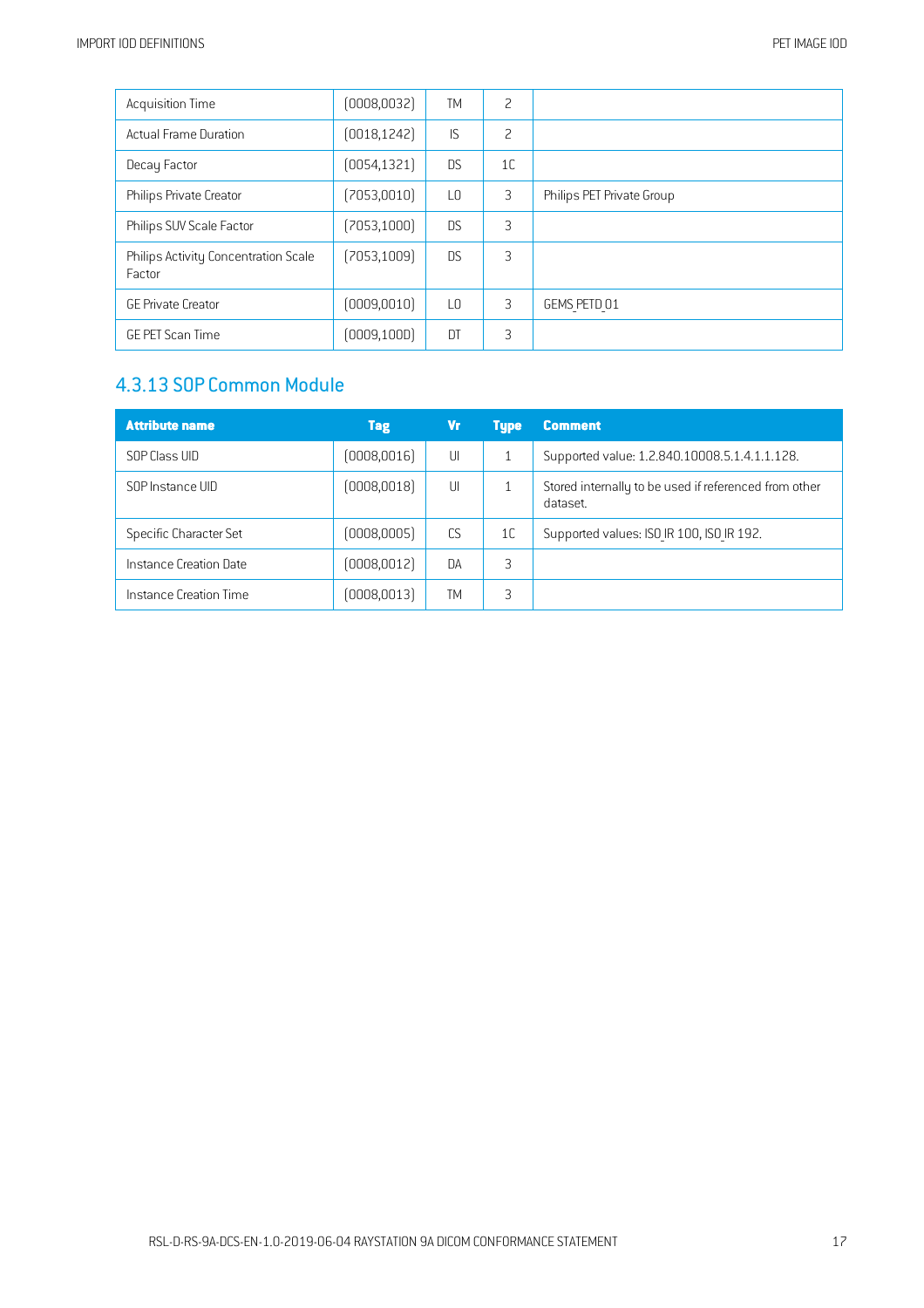| | | | | |
|---|---|---|---|---|
| Acquisition Time | (0008,0032) | TM | 2 | |
| Actual Frame Duration | (0018,1242) | IS | 2 | |
| Decay Factor | (0054,1321) | DS | 1C | |
| Philips Private Creator | (7053,0010) | LO | 3 | Philips PET Private Group |
| Philips SUV Scale Factor | (7053,1000) | DS | 3 | |
| Philips Activity Concentration Scale Factor | (7053,1009) | DS | 3 | |
| GE Private Creator | (0009,0010) | LO | 3 | GEMS_PETD_01 |
| GE PET Scan Time | (0009,100D) | DT | 3 | |

### 4.3.13 SOP Common Module

| Attribute name | Tag | Vr | Type | Comment |
|---|---|---|---|---|
| SOP Class UID | (0008,0016) | UI | 1 | Supported value: 1.2.840.10008.5.1.4.1.1.128. |
| SOP Instance UID | (0008,0018) | UI | 1 | Stored internally to be used if referenced from other dataset. |
| Specific Character Set | (0008,0005) | CS | 1C | Supported values: ISO_IR 100, ISO_IR 192. |
| Instance Creation Date | (0008,0012) | DA | 3 | |
| Instance Creation Time | (0008,0013) | TM | 3 | |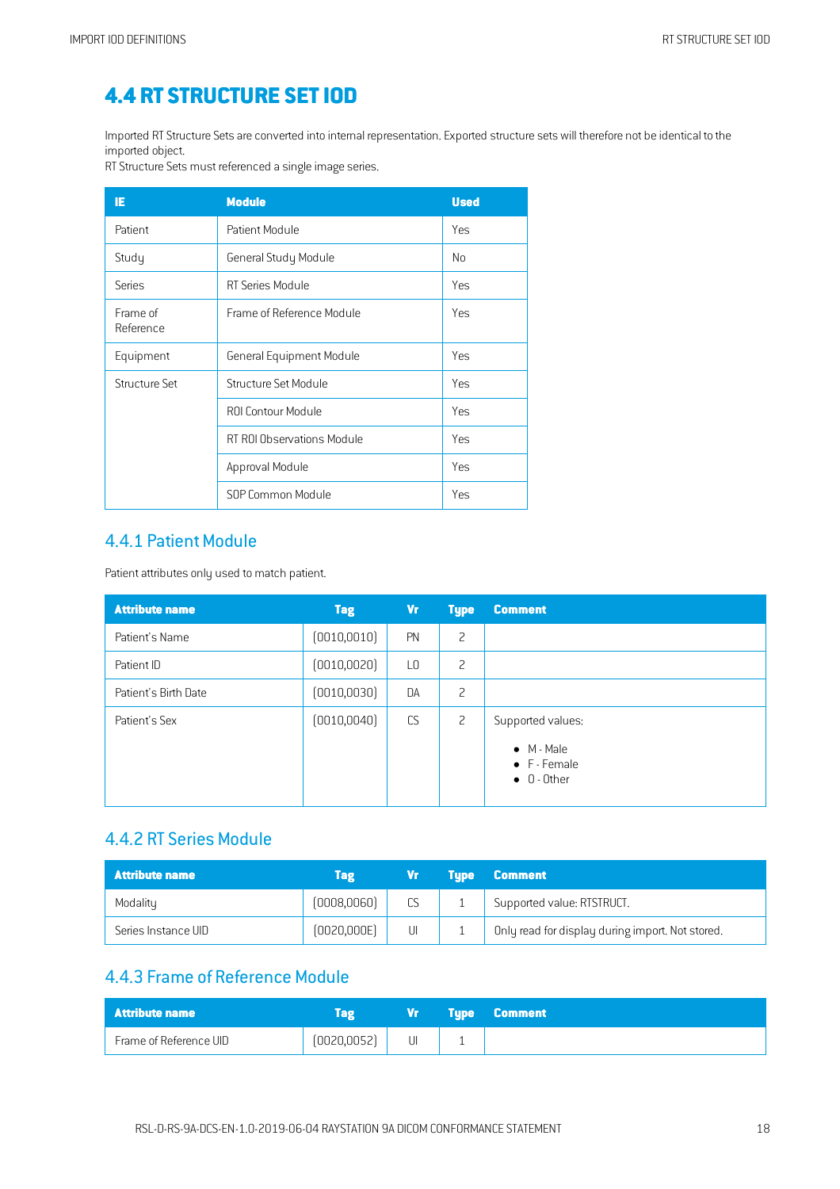# 4.4 RT STRUCTURE SET IOD

Imported RT Structure Sets are converted into internal representation. Exported structure sets will therefore not be identical to the imported object.
RT Structure Sets must referenced a single image series.

| IE | Module | Used |
|---|---|---|
| Patient | Patient Module | Yes |
| Study | General Study Module | No |
| Series | RT Series Module | Yes |
| Frame of Reference | Frame of Reference Module | Yes |
| Equipment | General Equipment Module | Yes |
| Structure Set | Structure Set Module | Yes |
| | ROI Contour Module | Yes |
| | RT ROI Observations Module | Yes |
| | Approval Module | Yes |
| | SOP Common Module | Yes |

## 4.4.1 Patient Module

Patient attributes only used to match patient.

| Attribute name | Tag | Vr | Type | Comment |
|---|---|---|---|---|
| Patient's Name | (0010,0010) | PN | 2 | |
| Patient ID | (0010,0020) | LO | 2 | |
| Patient's Birth Date | (0010,0030) | DA | 2 | |
| Patient's Sex | (0010,0040) | CS | 2 | Supported values:<br>• M - Male<br>• F - Female<br>• O - Other |

## 4.4.2 RT Series Module

| Attribute name | Tag | Vr | Type | Comment |
|---|---|---|---|---|
| Modality | (0008,0060) | CS | 1 | Supported value: RTSTRUCT. |
| Series Instance UID | (0020,000E) | UI | 1 | Only read for display during import. Not stored. |

## 4.4.3 Frame of Reference Module

| Attribute name | Tag | Vr | Type | Comment |
|---|---|---|---|---|
| Frame of Reference UID | (0020,0052) | UI | 1 | |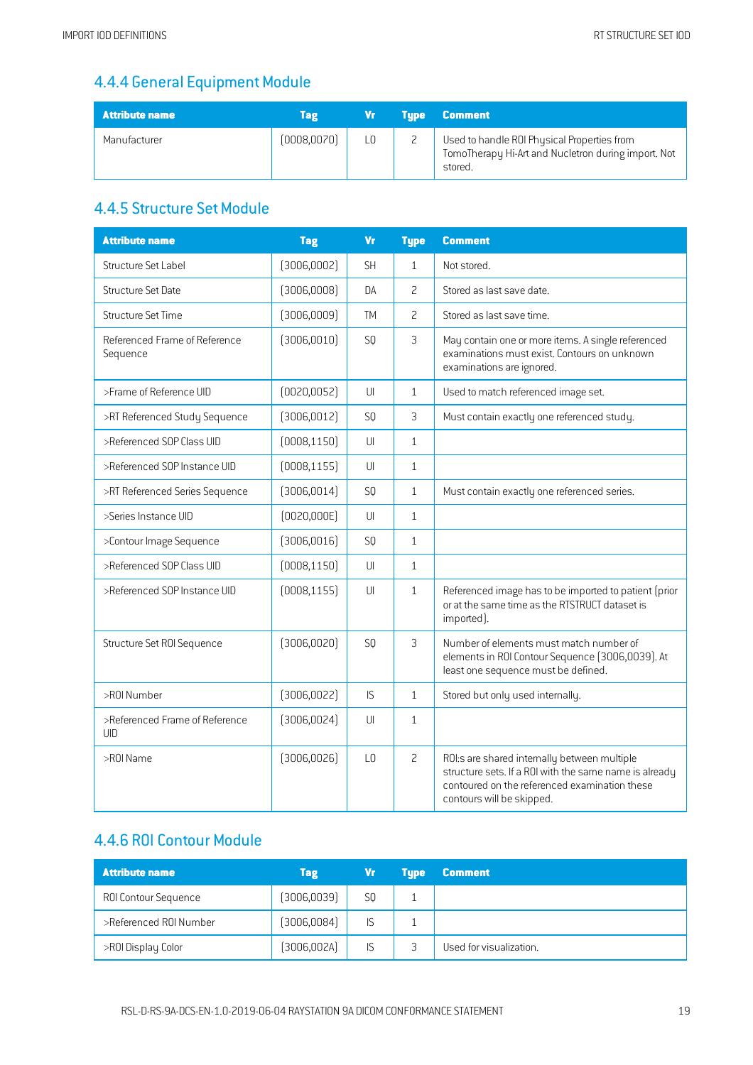## 4.4.4 General Equipment Module

| Attribute name | Tag | Vr | Type | Comment |
|---|---|---|---|---|
| Manufacturer | (0008,0070) | LO | 2 | Used to handle ROI Physical Properties from TomoTherapy Hi-Art and Nucletron during import. Not stored. |

## 4.4.5 Structure Set Module

| Attribute name | Tag | Vr | Type | Comment |
|---|---|---|---|---|
| Structure Set Label | (3006,0002) | SH | 1 | Not stored. |
| Structure Set Date | (3006,0008) | DA | 2 | Stored as last save date. |
| Structure Set Time | (3006,0009) | TM | 2 | Stored as last save time. |
| Referenced Frame of Reference Sequence | (3006,0010) | SQ | 3 | May contain one or more items. A single referenced examinations must exist. Contours on unknown examinations are ignored. |
| >Frame of Reference UID | (0020,0052) | UI | 1 | Used to match referenced image set. |
| >RT Referenced Study Sequence | (3006,0012) | SQ | 3 | Must contain exactly one referenced study. |
| >Referenced SOP Class UID | (0008,1150) | UI | 1 | |
| >Referenced SOP Instance UID | (0008,1155) | UI | 1 | |
| >RT Referenced Series Sequence | (3006,0014) | SQ | 1 | Must contain exactly one referenced series. |
| >Series Instance UID | (0020,000E) | UI | 1 | |
| >Contour Image Sequence | (3006,0016) | SQ | 1 | |
| >Referenced SOP Class UID | (0008,1150) | UI | 1 | |
| >Referenced SOP Instance UID | (0008,1155) | UI | 1 | Referenced image has to be imported to patient (prior or at the same time as the RTSTRUCT dataset is imported). |
| Structure Set ROI Sequence | (3006,0020) | SQ | 3 | Number of elements must match number of elements in ROI Contour Sequence (3006,0039). At least one sequence must be defined. |
| >ROI Number | (3006,0022) | IS | 1 | Stored but only used internally. |
| >Referenced Frame of Reference UID | (3006,0024) | UI | 1 | |
| >ROI Name | (3006,0026) | LO | 2 | ROI:s are shared internally between multiple structure sets. If a ROI with the same name is already contoured on the referenced examination these contours will be skipped. |

## 4.4.6 ROI Contour Module

| Attribute name | Tag | Vr | Type | Comment |
|---|---|---|---|---|
| ROI Contour Sequence | (3006,0039) | SQ | 1 | |
| >Referenced ROI Number | (3006,0084) | IS | 1 | |
| >ROI Display Color | (3006,002A) | IS | 3 | Used for visualization. |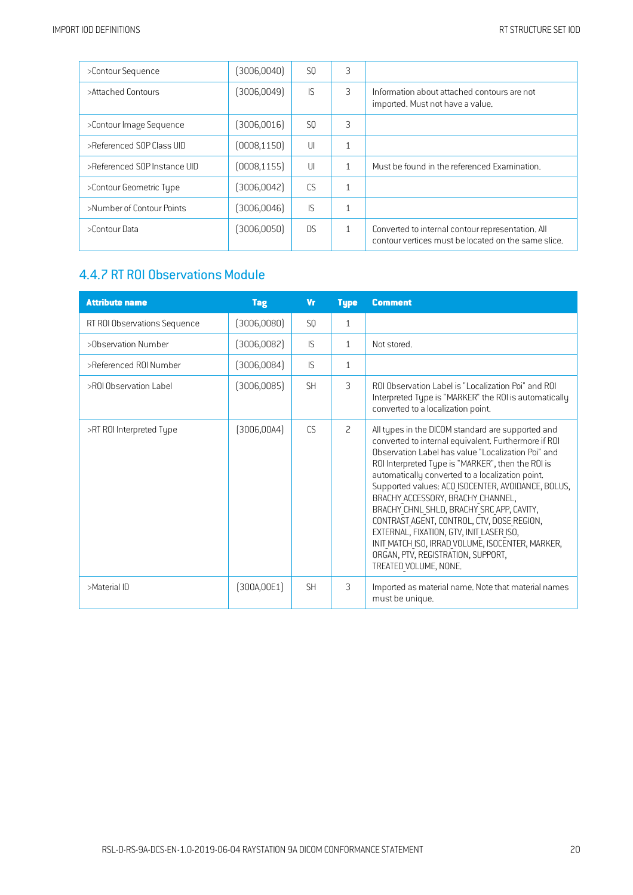| | | | | |
|---|---|---|---|---|
| >Contour Sequence | (3006,0040) | SQ | 3 | |
| >Attached Contours | (3006,0049) | IS | 3 | Information about attached contours are not imported. Must not have a value. |
| >Contour Image Sequence | (3006,0016) | SQ | 3 | |
| >Referenced SOP Class UID | (0008,1150) | UI | 1 | |
| >Referenced SOP Instance UID | (0008,1155) | UI | 1 | Must be found in the referenced Examination. |
| >Contour Geometric Type | (3006,0042) | CS | 1 | |
| >Number of Contour Points | (3006,0046) | IS | 1 | |
| >Contour Data | (3006,0050) | DS | 1 | Converted to internal contour representation. All contour vertices must be located on the same slice. |

### 4.4.7 RT ROI Observations Module

| Attribute name | Tag | Vr | Type | Comment |
|---|---|---|---|---|
| RT ROI Observations Sequence | (3006,0080) | SQ | 1 | |
| >Observation Number | (3006,0082) | IS | 1 | Not stored. |
| >Referenced ROI Number | (3006,0084) | IS | 1 | |
| >ROI Observation Label | (3006,0085) | SH | 3 | ROI Observation Label is "Localization Poi" and ROI Interpreted Type is "MARKER" the ROI is automatically converted to a localization point. |
| >RT ROI Interpreted Type | (3006,00A4) | CS | 2 | All types in the DICOM standard are supported and converted to internal equivalent. Furthermore if ROI Observation Label has value "Localization Poi" and ROI Interpreted Type is "MARKER", then the ROI is automatically converted to a localization point. Supported values: ACQ_ISOCENTER, AVOIDANCE, BOLUS, BRACHY_ACCESSORY, BRACHY_CHANNEL, BRACHY_CHNL_SHLD, BRACHY_SRC_APP, CAVITY, CONTRAST_AGENT, CONTROL, CTV, DOSE_REGION, EXTERNAL, FIXATION, GTV, INIT_LASER_ISO, INIT_MATCH_ISO, IRRAD_VOLUME, ISOCENTER, MARKER, ORGAN, PTV, REGISTRATION, SUPPORT, TREATED_VOLUME, NONE. |
| >Material ID | (300A,00E1) | SH | 3 | Imported as material name. Note that material names must be unique. |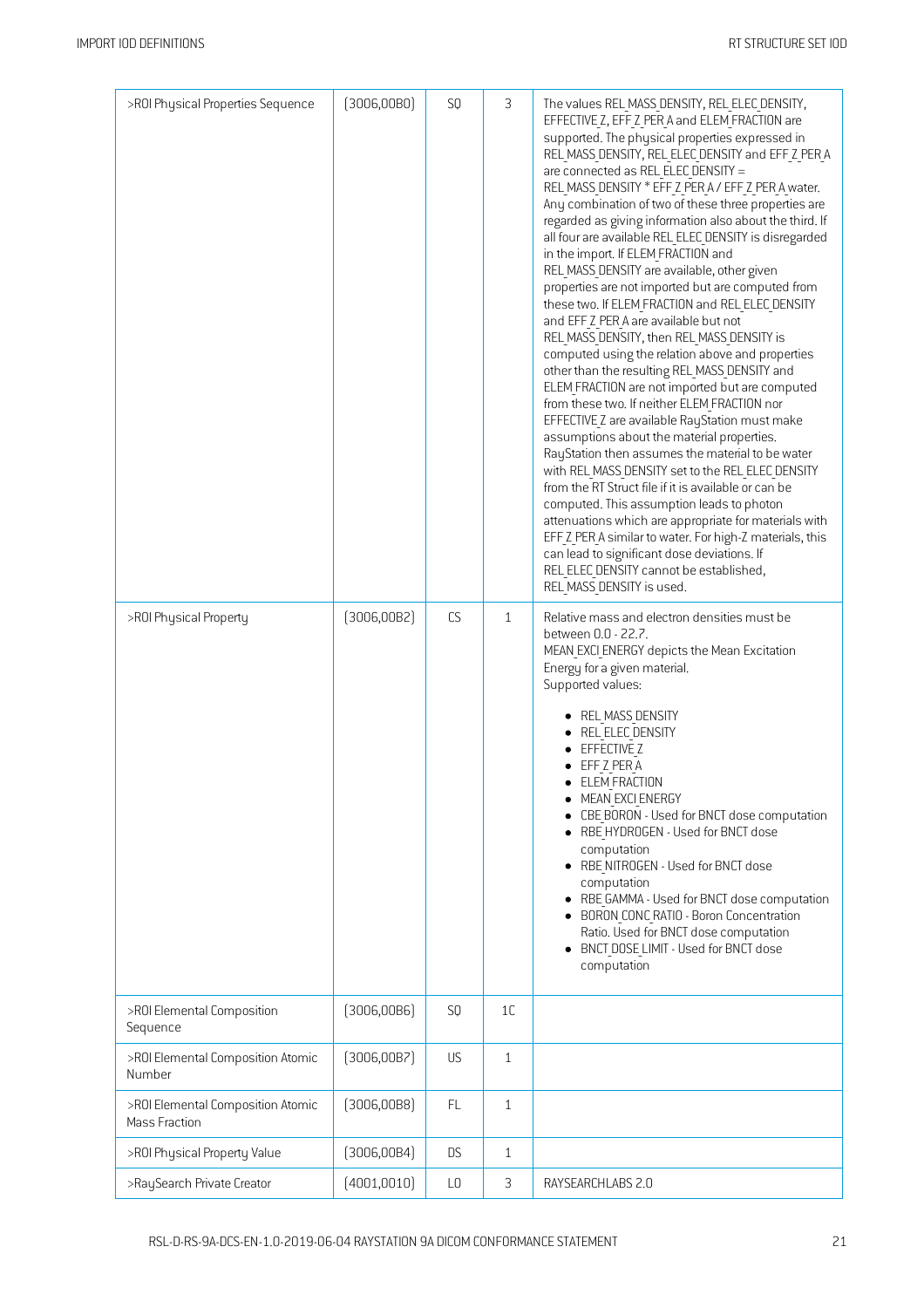| >ROI Physical Properties Sequence | (3006,00B0) | SQ | 3 | The values REL_MASS_DENSITY, REL_ELEC_DENSITY, EFFECTIVE_Z, EFF_Z_PER_A and ELEM_FRACTION are supported. The physical properties expressed in REL_MASS_DENSITY, REL_ELEC_DENSITY and EFF_Z_PER_A are connected as REL_ELEC_DENSITY = REL_MASS_DENSITY * EFF_Z_PER_A / EFF_Z_PER_A water. Any combination of two of these three properties are regarded as giving information also about the third. If all four are available REL_ELEC_DENSITY is disregarded in the import. If ELEM_FRACTION and REL_MASS_DENSITY are available, other given properties are not imported but are computed from these two. If ELEM_FRACTION and REL_ELEC_DENSITY and EFF_Z_PER_A are available but not REL_MASS_DENSITY, then REL_MASS_DENSITY is computed using the relation above and properties other than the resulting REL_MASS_DENSITY and ELEM_FRACTION are not imported but are computed from these two. If neither ELEM_FRACTION nor EFFECTIVE_Z are available RayStation must make assumptions about the material properties. RayStation then assumes the material to be water with REL_MASS_DENSITY set to the REL_ELEC_DENSITY from the RT Struct file if it is available or can be computed. This assumption leads to photon attenuations which are appropriate for materials with EFF_Z_PER_A similar to water. For high-Z materials, this can lead to significant dose deviations. If REL_ELEC_DENSITY cannot be established, REL_MASS_DENSITY is used. |
|---|---|---|---|---|
| >ROI Physical Property | (3006,00B2) | CS | 1 | Relative mass and electron densities must be between 0.0 - 22.7.<br>MEAN_EXCI_ENERGY depicts the Mean Excitation Energy for a given material.<br>Supported values:<br>• REL_MASS_DENSITY<br>• REL_ELEC_DENSITY<br>• EFFECTIVE_Z<br>• EFF_Z_PER_A<br>• ELEM_FRACTION<br>• MEAN_EXCI_ENERGY<br>• CBE_BORON - Used for BNCT dose computation<br>• RBE_HYDROGEN - Used for BNCT dose computation<br>• RBE_NITROGEN - Used for BNCT dose computation<br>• RBE_GAMMA - Used for BNCT dose computation<br>• BORON_CONC_RATIO - Boron Concentration Ratio. Used for BNCT dose computation<br>• BNCT_DOSE_LIMIT - Used for BNCT dose computation |
| >ROI Elemental Composition Sequence | (3006,00B6) | SQ | 1C | |
| >ROI Elemental Composition Atomic Number | (3006,00B7) | US | 1 | |
| >ROI Elemental Composition Atomic Mass Fraction | (3006,00B8) | FL | 1 | |
| >ROI Physical Property Value | (3006,00B4) | DS | 1 | |
| >RaySearch Private Creator | (4001,0010) | LO | 3 | RAYSEARCHLABS 2.0 |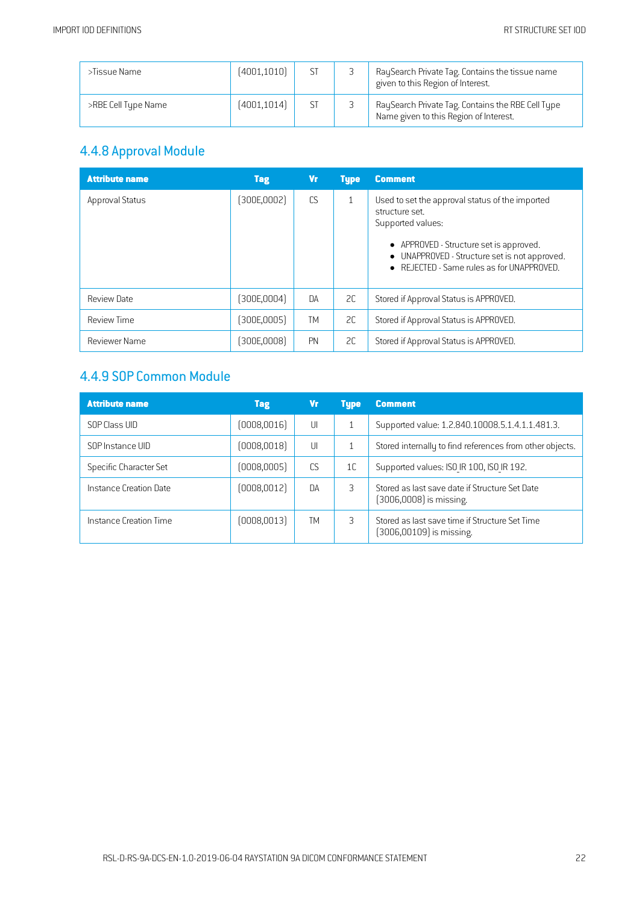| >Tissue Name | (4001,1010) | ST | 3 | RaySearch Private Tag. Contains the tissue name given to this Region of Interest. |
|---|---|---|---|---|
| >RBE Cell Type Name | (4001,1014) | ST | 3 | RaySearch Private Tag. Contains the RBE Cell Type Name given to this Region of Interest. |

### 4.4.8 Approval Module

| Attribute name | Tag | Vr | Type | Comment |
|---|---|---|---|---|
| Approval Status | (300E,0002) | CS | 1 | Used to set the approval status of the imported structure set.<br>Supported values:<br>• APPROVED - Structure set is approved.<br>• UNAPPROVED - Structure set is not approved.<br>• REJECTED - Same rules as for UNAPPROVED. |
| Review Date | (300E,0004) | DA | 2C | Stored if Approval Status is APPROVED. |
| Review Time | (300E,0005) | TM | 2C | Stored if Approval Status is APPROVED. |
| Reviewer Name | (300E,0008) | PN | 2C | Stored if Approval Status is APPROVED. |

### 4.4.9 SOP Common Module

| Attribute name | Tag | Vr | Type | Comment |
|---|---|---|---|---|
| SOP Class UID | (0008,0016) | UI | 1 | Supported value: 1.2.840.10008.5.1.4.1.1.481.3. |
| SOP Instance UID | (0008,0018) | UI | 1 | Stored internally to find references from other objects. |
| Specific Character Set | (0008,0005) | CS | 1C | Supported values: ISO_IR 100, ISO_IR 192. |
| Instance Creation Date | (0008,0012) | DA | 3 | Stored as last save date if Structure Set Date (3006,0008) is missing. |
| Instance Creation Time | (0008,0013) | TM | 3 | Stored as last save time if Structure Set Time (3006,00109) is missing. |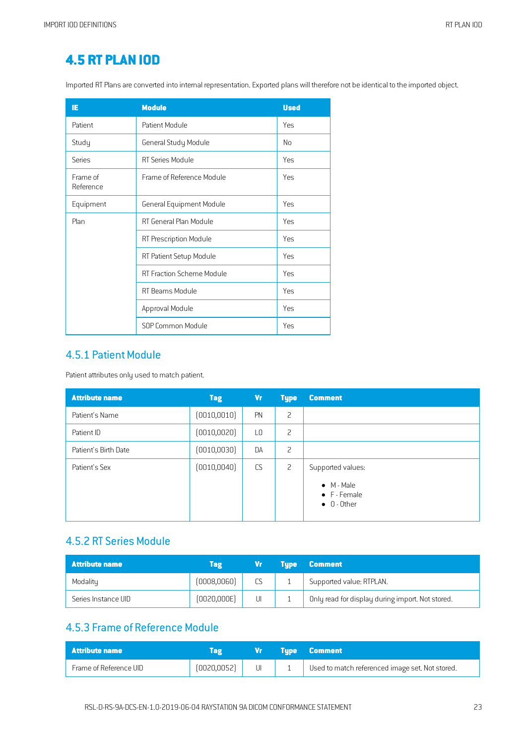# 4.5 RT PLAN IOD

Imported RT Plans are converted into internal representation. Exported plans will therefore not be identical to the imported object.

| IE | Module | Used |
|---|---|---|
| Patient | Patient Module | Yes |
| Study | General Study Module | No |
| Series | RT Series Module | Yes |
| Frame of Reference | Frame of Reference Module | Yes |
| Equipment | General Equipment Module | Yes |
| Plan | RT General Plan Module | Yes |
| | RT Prescription Module | Yes |
| | RT Patient Setup Module | Yes |
| | RT Fraction Scheme Module | Yes |
| | RT Beams Module | Yes |
| | Approval Module | Yes |
| | SOP Common Module | Yes |

## 4.5.1 Patient Module

Patient attributes only used to match patient.

| Attribute name | Tag | Vr | Type | Comment |
|---|---|---|---|---|
| Patient's Name | (0010,0010) | PN | 2 | |
| Patient ID | (0010,0020) | LO | 2 | |
| Patient's Birth Date | (0010,0030) | DA | 2 | |
| Patient's Sex | (0010,0040) | CS | 2 | Supported values:<br>• M - Male<br>• F - Female<br>• O - Other |

## 4.5.2 RT Series Module

| Attribute name | Tag | Vr | Type | Comment |
|---|---|---|---|---|
| Modality | (0008,0060) | CS | 1 | Supported value: RTPLAN. |
| Series Instance UID | (0020,000E) | UI | 1 | Only read for display during import. Not stored. |

## 4.5.3 Frame of Reference Module

| Attribute name | Tag | Vr | Type | Comment |
|---|---|---|---|---|
| Frame of Reference UID | (0020,0052) | UI | 1 | Used to match referenced image set. Not stored. |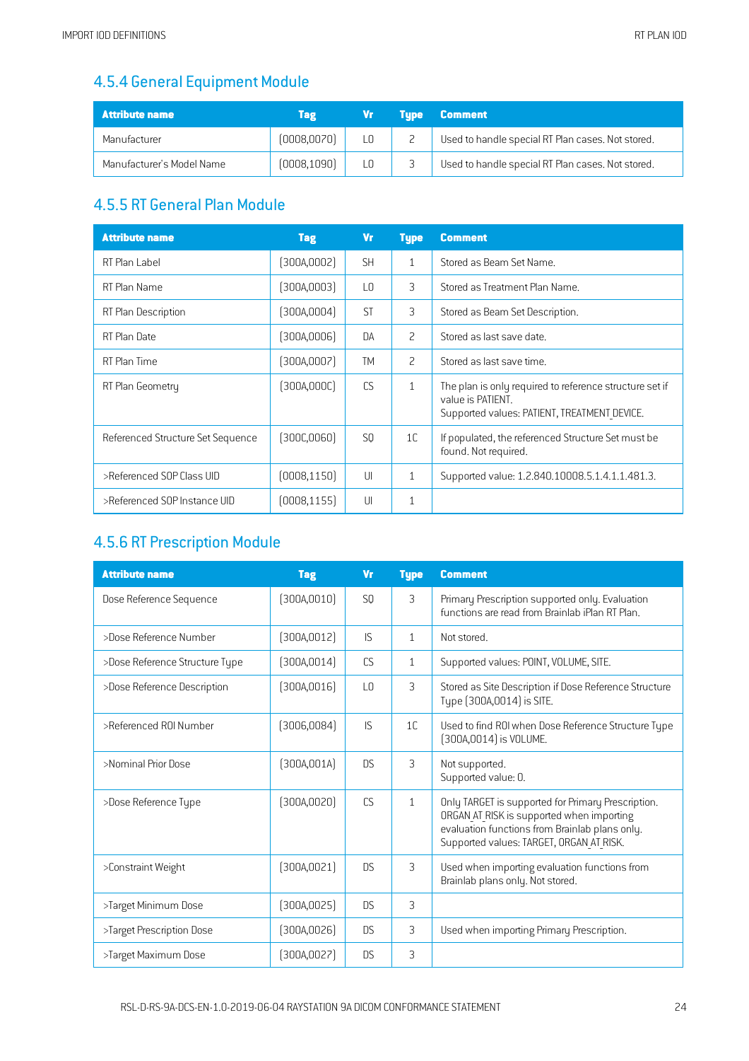## 4.5.4 General Equipment Module

| Attribute name | Tag | Vr | Type | Comment |
|---|---|---|---|---|
| Manufacturer | (0008,0070) | LO | 2 | Used to handle special RT Plan cases. Not stored. |
| Manufacturer's Model Name | (0008,1090) | LO | 3 | Used to handle special RT Plan cases. Not stored. |

## 4.5.5 RT General Plan Module

| Attribute name | Tag | Vr | Type | Comment |
|---|---|---|---|---|
| RT Plan Label | (300A,0002) | SH | 1 | Stored as Beam Set Name. |
| RT Plan Name | (300A,0003) | LO | 3 | Stored as Treatment Plan Name. |
| RT Plan Description | (300A,0004) | ST | 3 | Stored as Beam Set Description. |
| RT Plan Date | (300A,0006) | DA | 2 | Stored as last save date. |
| RT Plan Time | (300A,0007) | TM | 2 | Stored as last save time. |
| RT Plan Geometry | (300A,000C) | CS | 1 | The plan is only required to reference structure set if value is PATIENT. Supported values: PATIENT, TREATMENT_DEVICE. |
| Referenced Structure Set Sequence | (300C,0060) | SQ | 1C | If populated, the referenced Structure Set must be found. Not required. |
| >Referenced SOP Class UID | (0008,1150) | UI | 1 | Supported value: 1.2.840.10008.5.1.4.1.1.481.3. |
| >Referenced SOP Instance UID | (0008,1155) | UI | 1 | |

## 4.5.6 RT Prescription Module

| Attribute name | Tag | Vr | Type | Comment |
|---|---|---|---|---|
| Dose Reference Sequence | (300A,0010) | SQ | 3 | Primary Prescription supported only. Evaluation functions are read from Brainlab iPlan RT Plan. |
| >Dose Reference Number | (300A,0012) | IS | 1 | Not stored. |
| >Dose Reference Structure Type | (300A,0014) | CS | 1 | Supported values: POINT, VOLUME, SITE. |
| >Dose Reference Description | (300A,0016) | LO | 3 | Stored as Site Description if Dose Reference Structure Type (300A,0014) is SITE. |
| >Referenced ROI Number | (3006,0084) | IS | 1C | Used to find ROI when Dose Reference Structure Type (300A,0014) is VOLUME. |
| >Nominal Prior Dose | (300A,001A) | DS | 3 | Not supported. Supported value: 0. |
| >Dose Reference Type | (300A,0020) | CS | 1 | Only TARGET is supported for Primary Prescription. ORGAN_AT_RISK is supported when importing evaluation functions from Brainlab plans only. Supported values: TARGET, ORGAN_AT_RISK. |
| >Constraint Weight | (300A,0021) | DS | 3 | Used when importing evaluation functions from Brainlab plans only. Not stored. |
| >Target Minimum Dose | (300A,0025) | DS | 3 | |
| >Target Prescription Dose | (300A,0026) | DS | 3 | Used when importing Primary Prescription. |
| >Target Maximum Dose | (300A,0027) | DS | 3 | |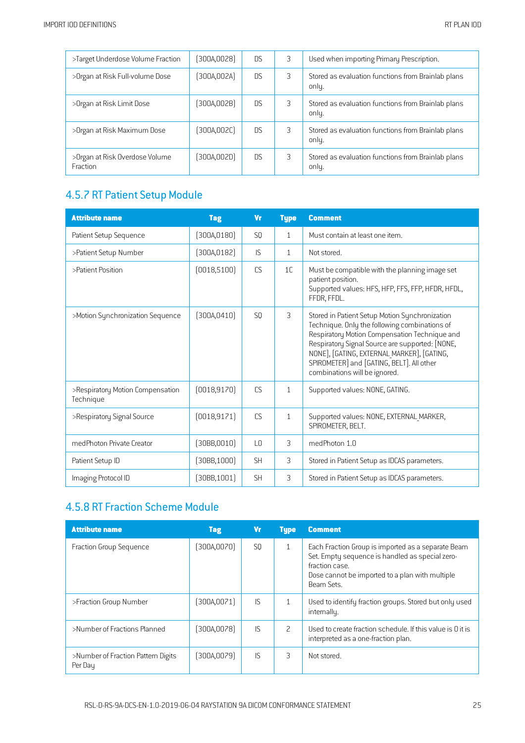| >Target Underdose Volume Fraction | (300A,0028) | DS | 3 | Used when importing Primary Prescription. |
|---|---|---|---|---|
| >Organ at Risk Full-volume Dose | (300A,002A) | DS | 3 | Stored as evaluation functions from Brainlab plans only. |
| >Organ at Risk Limit Dose | (300A,002B) | DS | 3 | Stored as evaluation functions from Brainlab plans only. |
| >Organ at Risk Maximum Dose | (300A,002C) | DS | 3 | Stored as evaluation functions from Brainlab plans only. |
| >Organ at Risk Overdose Volume Fraction | (300A,002D) | DS | 3 | Stored as evaluation functions from Brainlab plans only. |

## 4.5.7 RT Patient Setup Module

| Attribute name | Tag | Vr | Type | Comment |
|---|---|---|---|---|
| Patient Setup Sequence | (300A,0180) | SQ | 1 | Must contain at least one item. |
| >Patient Setup Number | (300A,0182) | IS | 1 | Not stored. |
| >Patient Position | (0018,5100) | CS | 1C | Must be compatible with the planning image set patient position.<br>Supported values: HFS, HFP, FFS, FFP, HFDR, HFDL, FFDR, FFDL. |
| >Motion Synchronization Sequence | (300A,0410) | SQ | 3 | Stored in Patient Setup Motion Synchronization Technique. Only the following combinations of Respiratory Motion Compensation Technique and Respiratory Signal Source are supported: [NONE, NONE], [GATING, EXTERNAL_MARKER], [GATING, SPIROMETER] and [GATING, BELT]. All other combinations will be ignored. |
| >Respiratory Motion Compensation Technique | (0018,9170) | CS | 1 | Supported values: NONE, GATING. |
| >Respiratory Signal Source | (0018,9171) | CS | 1 | Supported values: NONE, EXTERNAL_MARKER, SPIROMETER, BELT. |
| medPhoton Private Creator | (30BB,0010) | LO | 3 | medPhoton 1.0 |
| Patient Setup ID | (30BB,1000) | SH | 3 | Stored in Patient Setup as IDCAS parameters. |
| Imaging Protocol ID | (30BB,1001) | SH | 3 | Stored in Patient Setup as IDCAS parameters. |

## 4.5.8 RT Fraction Scheme Module

| Attribute name | Tag | Vr | Type | Comment |
|---|---|---|---|---|
| Fraction Group Sequence | (300A,0070) | SQ | 1 | Each Fraction Group is imported as a separate Beam Set. Empty sequence is handled as special zero-fraction case.<br>Dose cannot be imported to a plan with multiple Beam Sets. |
| >Fraction Group Number | (300A,0071) | IS | 1 | Used to identify fraction groups. Stored but only used internally. |
| >Number of Fractions Planned | (300A,0078) | IS | 2 | Used to create fraction schedule. If this value is 0 it is interpreted as a one-fraction plan. |
| >Number of Fraction Pattern Digits Per Day | (300A,0079) | IS | 3 | Not stored. |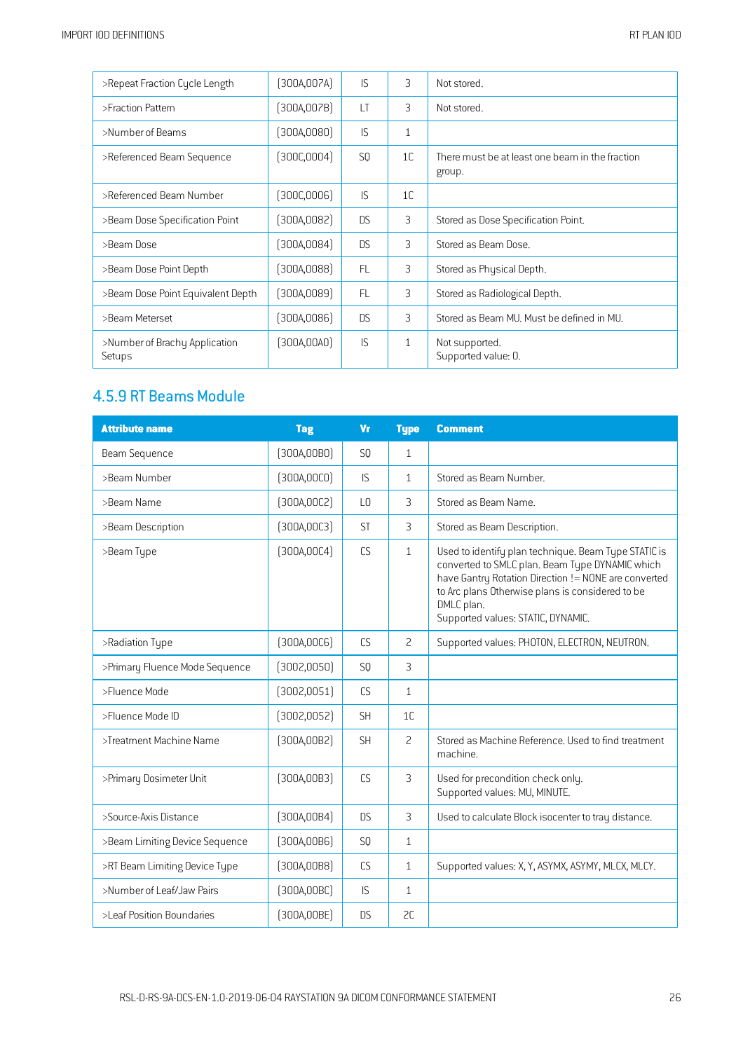| >Repeat Fraction Cycle Length | (300A,007A) | IS | 3 | Not stored. |
|---|---|---|---|---|
| >Fraction Pattern | (300A,007B) | LT | 3 | Not stored. |
| >Number of Beams | (300A,0080) | IS | 1 | |
| >Referenced Beam Sequence | (300C,0004) | SQ | 1C | There must be at least one beam in the fraction group. |
| >Referenced Beam Number | (300C,0006) | IS | 1C | |
| >Beam Dose Specification Point | (300A,0082) | DS | 3 | Stored as Dose Specification Point. |
| >Beam Dose | (300A,0084) | DS | 3 | Stored as Beam Dose. |
| >Beam Dose Point Depth | (300A,0088) | FL | 3 | Stored as Physical Depth. |
| >Beam Dose Point Equivalent Depth | (300A,0089) | FL | 3 | Stored as Radiological Depth. |
| >Beam Meterset | (300A,0086) | DS | 3 | Stored as Beam MU. Must be defined in MU. |
| >Number of Brachy Application Setups | (300A,00A0) | IS | 1 | Not supported.<br>Supported value: 0. |

## 4.5.9 RT Beams Module

| Attribute name | Tag | Vr | Type | Comment |
|---|---|---|---|---|
| Beam Sequence | (300A,00B0) | SQ | 1 | |
| >Beam Number | (300A,00C0) | IS | 1 | Stored as Beam Number. |
| >Beam Name | (300A,00C2) | LO | 3 | Stored as Beam Name. |
| >Beam Description | (300A,00C3) | ST | 3 | Stored as Beam Description. |
| >Beam Type | (300A,00C4) | CS | 1 | Used to identify plan technique. Beam Type STATIC is converted to SMLC plan. Beam Type DYNAMIC which have Gantry Rotation Direction != NONE are converted to Arc plans Otherwise plans is considered to be DMLC plan.<br>Supported values: STATIC, DYNAMIC. |
| >Radiation Type | (300A,00C6) | CS | 2 | Supported values: PHOTON, ELECTRON, NEUTRON. |
| >Primary Fluence Mode Sequence | (3002,0050) | SQ | 3 | |
| >Fluence Mode | (3002,0051) | CS | 1 | |
| >Fluence Mode ID | (3002,0052) | SH | 1C | |
| >Treatment Machine Name | (300A,00B2) | SH | 2 | Stored as Machine Reference. Used to find treatment machine. |
| >Primary Dosimeter Unit | (300A,00B3) | CS | 3 | Used for precondition check only.<br>Supported values: MU, MINUTE. |
| >Source-Axis Distance | (300A,00B4) | DS | 3 | Used to calculate Block isocenter to tray distance. |
| >Beam Limiting Device Sequence | (300A,00B6) | SQ | 1 | |
| >RT Beam Limiting Device Type | (300A,00B8) | CS | 1 | Supported values: X, Y, ASYMX, ASYMY, MLCX, MLCY. |
| >Number of Leaf/Jaw Pairs | (300A,00BC) | IS | 1 | |
| >Leaf Position Boundaries | (300A,00BE) | DS | 2C | |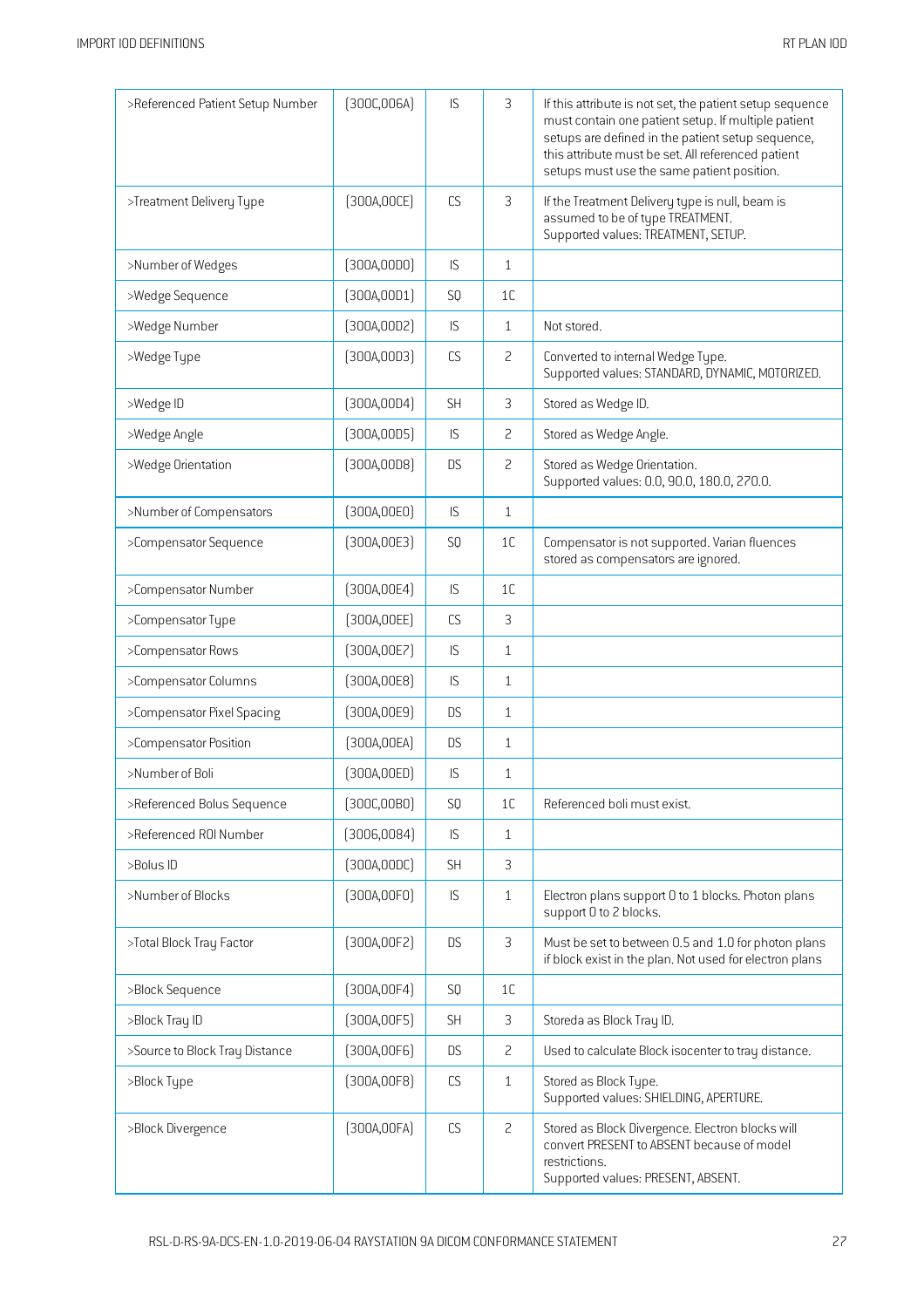| >Referenced Patient Setup Number | (300C,006A) | IS | 3 | If this attribute is not set, the patient setup sequence must contain one patient setup. If multiple patient setups are defined in the patient setup sequence, this attribute must be set. All referenced patient setups must use the same patient position. |
|---|---|---|---|---|
| >Treatment Delivery Type | (300A,00CE) | CS | 3 | If the Treatment Delivery type is null, beam is assumed to be of type TREATMENT.<br>Supported values: TREATMENT, SETUP. |
| >Number of Wedges | (300A,00D0) | IS | 1 | |
| >Wedge Sequence | (300A,00D1) | SQ | 1C | |
| >Wedge Number | (300A,00D2) | IS | 1 | Not stored. |
| >Wedge Type | (300A,00D3) | CS | 2 | Converted to internal Wedge Type.<br>Supported values: STANDARD, DYNAMIC, MOTORIZED. |
| >Wedge ID | (300A,00D4) | SH | 3 | Stored as Wedge ID. |
| >Wedge Angle | (300A,00D5) | IS | 2 | Stored as Wedge Angle. |
| >Wedge Orientation | (300A,00D8) | DS | 2 | Stored as Wedge Orientation.<br>Supported values: 0.0, 90.0, 180.0, 270.0. |
| >Number of Compensators | (300A,00E0) | IS | 1 | |
| >Compensator Sequence | (300A,00E3) | SQ | 1C | Compensator is not supported. Varian fluences stored as compensators are ignored. |
| >Compensator Number | (300A,00E4) | IS | 1C | |
| >Compensator Type | (300A,00EE) | CS | 3 | |
| >Compensator Rows | (300A,00E7) | IS | 1 | |
| >Compensator Columns | (300A,00E8) | IS | 1 | |
| >Compensator Pixel Spacing | (300A,00E9) | DS | 1 | |
| >Compensator Position | (300A,00EA) | DS | 1 | |
| >Number of Boli | (300A,00ED) | IS | 1 | |
| >Referenced Bolus Sequence | (300C,00B0) | SQ | 1C | Referenced boli must exist. |
| >Referenced ROI Number | (3006,0084) | IS | 1 | |
| >Bolus ID | (300A,00DC) | SH | 3 | |
| >Number of Blocks | (300A,00F0) | IS | 1 | Electron plans support 0 to 1 blocks. Photon plans support 0 to 2 blocks. |
| >Total Block Tray Factor | (300A,00F2) | DS | 3 | Must be set to between 0.5 and 1.0 for photon plans if block exist in the plan. Not used for electron plans |
| >Block Sequence | (300A,00F4) | SQ | 1C | |
| >Block Tray ID | (300A,00F5) | SH | 3 | Storeda as Block Tray ID. |
| >Source to Block Tray Distance | (300A,00F6) | DS | 2 | Used to calculate Block isocenter to tray distance. |
| >Block Type | (300A,00F8) | CS | 1 | Stored as Block Type.<br>Supported values: SHIELDING, APERTURE. |
| >Block Divergence | (300A,00FA) | CS | 2 | Stored as Block Divergence. Electron blocks will convert PRESENT to ABSENT because of model restrictions.<br>Supported values: PRESENT, ABSENT. |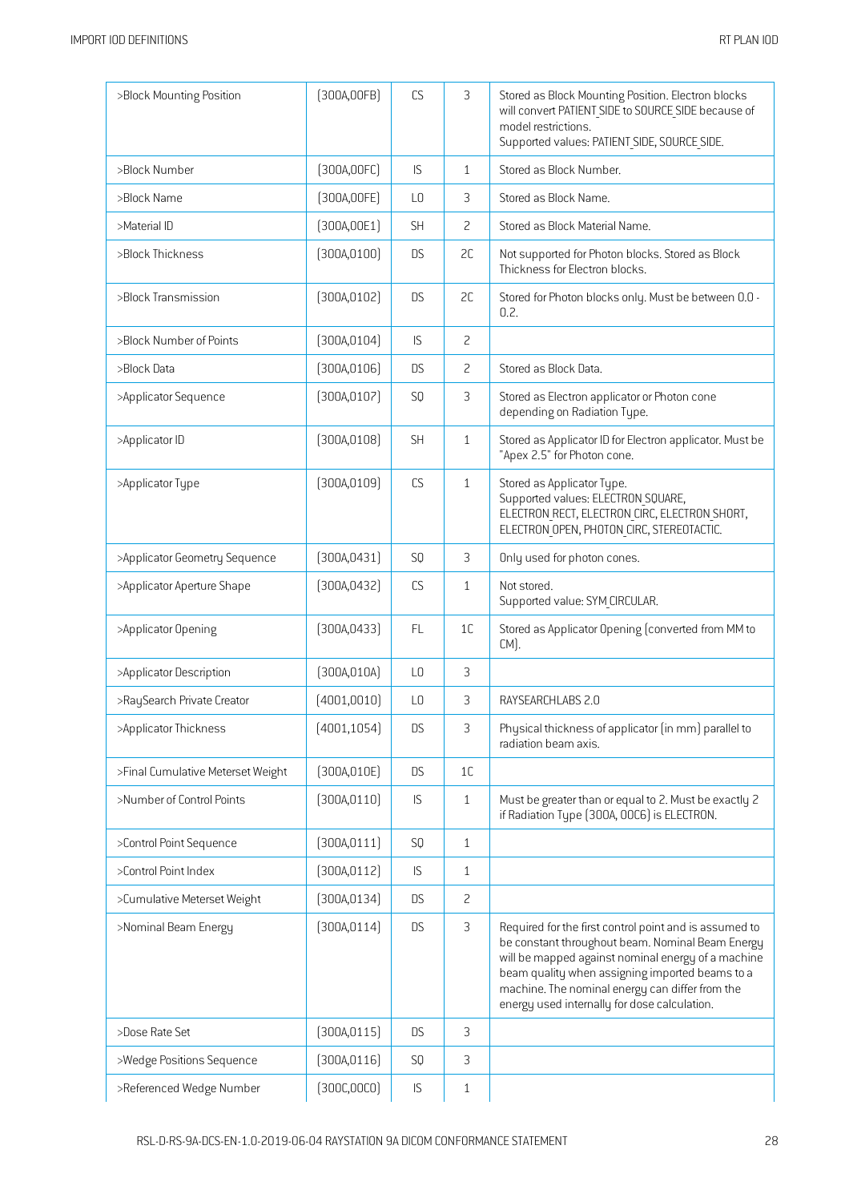| >Block Mounting Position | (300A,00FB) | CS | 3 | Stored as Block Mounting Position. Electron blocks will convert PATIENT_SIDE to SOURCE_SIDE because of model restrictions.<br>Supported values: PATIENT_SIDE, SOURCE_SIDE. |
|---|---|---|---|---|
| >Block Number | (300A,00FC) | IS | 1 | Stored as Block Number. |
| >Block Name | (300A,00FE) | LO | 3 | Stored as Block Name. |
| >Material ID | (300A,00E1) | SH | 2 | Stored as Block Material Name. |
| >Block Thickness | (300A,0100) | DS | 2C | Not supported for Photon blocks. Stored as Block Thickness for Electron blocks. |
| >Block Transmission | (300A,0102) | DS | 2C | Stored for Photon blocks only. Must be between 0.0 - 0.2. |
| >Block Number of Points | (300A,0104) | IS | 2 | |
| >Block Data | (300A,0106) | DS | 2 | Stored as Block Data. |
| >Applicator Sequence | (300A,0107) | SQ | 3 | Stored as Electron applicator or Photon cone depending on Radiation Type. |
| >Applicator ID | (300A,0108) | SH | 1 | Stored as Applicator ID for Electron applicator. Must be "Apex 2.5" for Photon cone. |
| >Applicator Type | (300A,0109) | CS | 1 | Stored as Applicator Type.<br>Supported values: ELECTRON_SQUARE, ELECTRON_RECT, ELECTRON_CIRC, ELECTRON_SHORT, ELECTRON_OPEN, PHOTON_CIRC, STEREOTACTIC. |
| >Applicator Geometry Sequence | (300A,0431) | SQ | 3 | Only used for photon cones. |
| >Applicator Aperture Shape | (300A,0432) | CS | 1 | Not stored.<br>Supported value: SYM_CIRCULAR. |
| >Applicator Opening | (300A,0433) | FL | 1C | Stored as Applicator Opening (converted from MM to CM). |
| >Applicator Description | (300A,010A) | LO | 3 | |
| >RaySearch Private Creator | (4001,0010) | LO | 3 | RAYSEARCHLABS 2.0 |
| >Applicator Thickness | (4001,1054) | DS | 3 | Physical thickness of applicator (in mm) parallel to radiation beam axis. |
| >Final Cumulative Meterset Weight | (300A,010E) | DS | 1C | |
| >Number of Control Points | (300A,0110) | IS | 1 | Must be greater than or equal to 2. Must be exactly 2 if Radiation Type (300A, 00C6) is ELECTRON. |
| >Control Point Sequence | (300A,0111) | SQ | 1 | |
| >Control Point Index | (300A,0112) | IS | 1 | |
| >Cumulative Meterset Weight | (300A,0134) | DS | 2 | |
| >Nominal Beam Energy | (300A,0114) | DS | 3 | Required for the first control point and is assumed to be constant throughout beam. Nominal Beam Energy will be mapped against nominal energy of a machine beam quality when assigning imported beams to a machine. The nominal energy can differ from the energy used internally for dose calculation. |
| >Dose Rate Set | (300A,0115) | DS | 3 | |
| >Wedge Positions Sequence | (300A,0116) | SQ | 3 | |
| >Referenced Wedge Number | (300C,00C0) | IS | 1 | |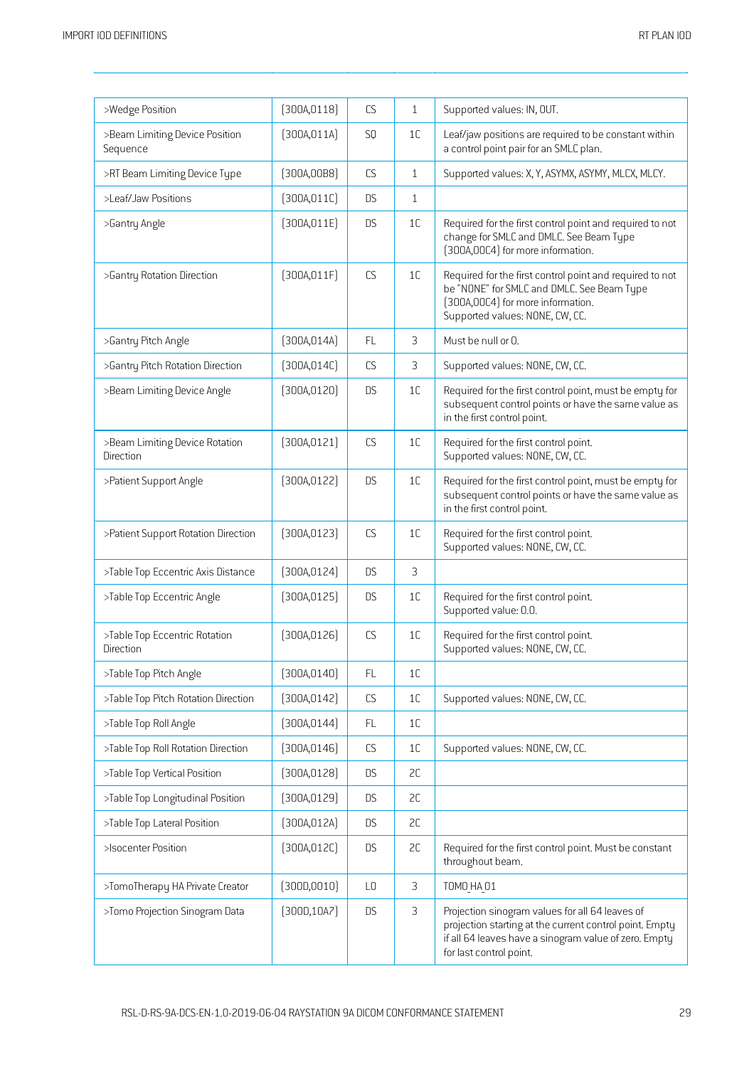| >Wedge Position | (300A,0118) | CS | 1 | Supported values: IN, OUT. |
|---|---|---|---|---|
| >Beam Limiting Device Position Sequence | (300A,011A) | SQ | 1C | Leaf/jaw positions are required to be constant within a control point pair for an SMLC plan. |
| >RT Beam Limiting Device Type | (300A,00B8) | CS | 1 | Supported values: X, Y, ASYMX, ASYMY, MLCX, MLCY. |
| >Leaf/Jaw Positions | (300A,011C) | DS | 1 | |
| >Gantry Angle | (300A,011E) | DS | 1C | Required for the first control point and required to not change for SMLC and DMLC. See Beam Type (300A,00C4) for more information. |
| >Gantry Rotation Direction | (300A,011F) | CS | 1C | Required for the first control point and required to not be "NONE" for SMLC and DMLC. See Beam Type (300A,00C4) for more information. Supported values: NONE, CW, CC. |
| >Gantry Pitch Angle | (300A,014A) | FL | 3 | Must be null or 0. |
| >Gantry Pitch Rotation Direction | (300A,014C) | CS | 3 | Supported values: NONE, CW, CC. |
| >Beam Limiting Device Angle | (300A,0120) | DS | 1C | Required for the first control point, must be empty for subsequent control points or have the same value as in the first control point. |
| >Beam Limiting Device Rotation Direction | (300A,0121) | CS | 1C | Required for the first control point. Supported values: NONE, CW, CC. |
| >Patient Support Angle | (300A,0122) | DS | 1C | Required for the first control point, must be empty for subsequent control points or have the same value as in the first control point. |
| >Patient Support Rotation Direction | (300A,0123) | CS | 1C | Required for the first control point. Supported values: NONE, CW, CC. |
| >Table Top Eccentric Axis Distance | (300A,0124) | DS | 3 | |
| >Table Top Eccentric Angle | (300A,0125) | DS | 1C | Required for the first control point. Supported value: 0.0. |
| >Table Top Eccentric Rotation Direction | (300A,0126) | CS | 1C | Required for the first control point. Supported values: NONE, CW, CC. |
| >Table Top Pitch Angle | (300A,0140) | FL | 1C | |
| >Table Top Pitch Rotation Direction | (300A,0142) | CS | 1C | Supported values: NONE, CW, CC. |
| >Table Top Roll Angle | (300A,0144) | FL | 1C | |
| >Table Top Roll Rotation Direction | (300A,0146) | CS | 1C | Supported values: NONE, CW, CC. |
| >Table Top Vertical Position | (300A,0128) | DS | 2C | |
| >Table Top Longitudinal Position | (300A,0129) | DS | 2C | |
| >Table Top Lateral Position | (300A,012A) | DS | 2C | |
| >Isocenter Position | (300A,012C) | DS | 2C | Required for the first control point. Must be constant throughout beam. |
| >TomoTherapy HA Private Creator | (300D,0010) | LO | 3 | TOMO_HA_01 |
| >Tomo Projection Sinogram Data | (300D,10A7) | DS | 3 | Projection sinogram values for all 64 leaves of projection starting at the current control point. Empty if all 64 leaves have a sinogram value of zero. Empty for last control point. |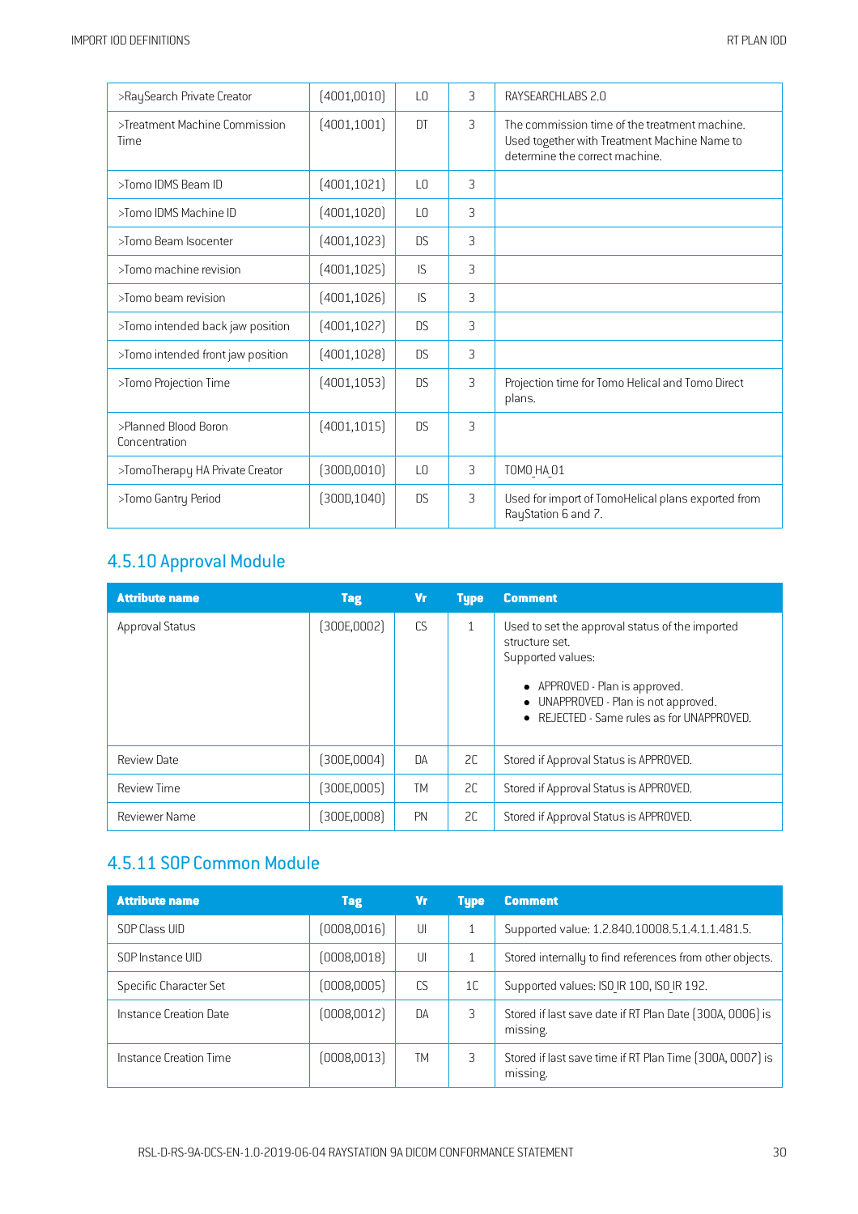| | | | | |
|---|---|---|---|---|
| >RaySearch Private Creator | (4001,0010) | LO | 3 | RAYSEARCHLABS 2.0 |
| >Treatment Machine Commission Time | (4001,1001) | DT | 3 | The commission time of the treatment machine. Used together with Treatment Machine Name to determine the correct machine. |
| >Tomo IDMS Beam ID | (4001,1021) | LO | 3 | |
| >Tomo IDMS Machine ID | (4001,1020) | LO | 3 | |
| >Tomo Beam Isocenter | (4001,1023) | DS | 3 | |
| >Tomo machine revision | (4001,1025) | IS | 3 | |
| >Tomo beam revision | (4001,1026) | IS | 3 | |
| >Tomo intended back jaw position | (4001,1027) | DS | 3 | |
| >Tomo intended front jaw position | (4001,1028) | DS | 3 | |
| >Tomo Projection Time | (4001,1053) | DS | 3 | Projection time for Tomo Helical and Tomo Direct plans. |
| >Planned Blood Boron Concentration | (4001,1015) | DS | 3 | |
| >TomoTherapy HA Private Creator | (300D,0010) | LO | 3 | TOMO_HA_01 |
| >Tomo Gantry Period | (300D,1040) | DS | 3 | Used for import of TomoHelical plans exported from RayStation 6 and 7. |

## 4.5.10 Approval Module

| Attribute name | Tag | Vr | Type | Comment |
|---|---|---|---|---|
| Approval Status | (300E,0002) | CS | 1 | Used to set the approval status of the imported structure set.<br>Supported values:<br>• APPROVED - Plan is approved.<br>• UNAPPROVED - Plan is not approved.<br>• REJECTED - Same rules as for UNAPPROVED. |
| Review Date | (300E,0004) | DA | 2C | Stored if Approval Status is APPROVED. |
| Review Time | (300E,0005) | TM | 2C | Stored if Approval Status is APPROVED. |
| Reviewer Name | (300E,0008) | PN | 2C | Stored if Approval Status is APPROVED. |

## 4.5.11 SOP Common Module

| Attribute name | Tag | Vr | Type | Comment |
|---|---|---|---|---|
| SOP Class UID | (0008,0016) | UI | 1 | Supported value: 1.2.840.10008.5.1.4.1.1.481.5. |
| SOP Instance UID | (0008,0018) | UI | 1 | Stored internally to find references from other objects. |
| Specific Character Set | (0008,0005) | CS | 1C | Supported values: ISO_IR 100, ISO_IR 192. |
| Instance Creation Date | (0008,0012) | DA | 3 | Stored if last save date if RT Plan Date (300A, 0006) is missing. |
| Instance Creation Time | (0008,0013) | TM | 3 | Stored if last save time if RT Plan Time (300A, 0007) is missing. |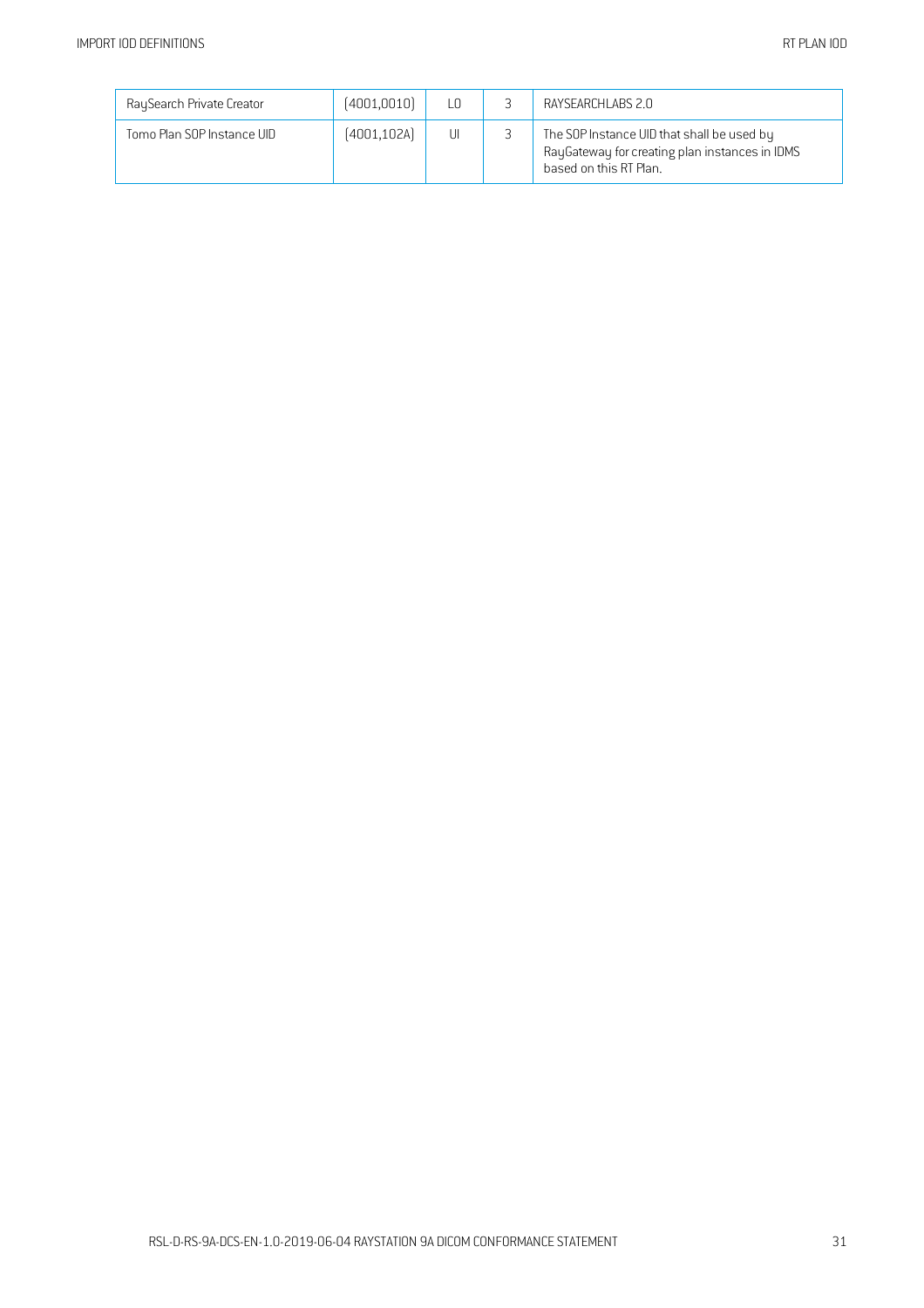| RaySearch Private Creator | (4001,0010) | LO | 3 | RAYSEARCHLABS 2.0 |
|---|---|---|---|---|
| Tomo Plan SOP Instance UID | (4001,102A) | UI | 3 | The SOP Instance UID that shall be used by RayGateway for creating plan instances in IDMS based on this RT Plan. |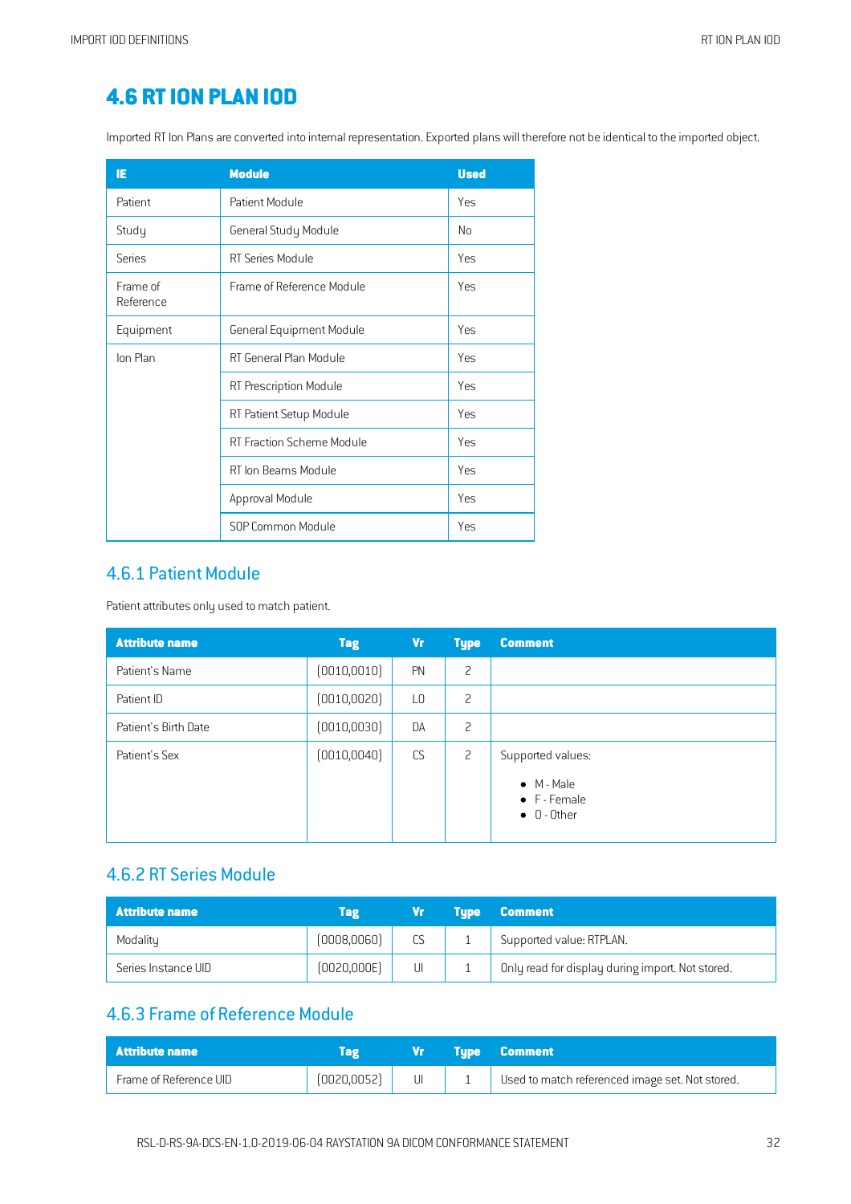## 4.6 RT ION PLAN IOD

Imported RT Ion Plans are converted into internal representation. Exported plans will therefore not be identical to the imported object.

| IE | Module | Used |
|---|---|---|
| Patient | Patient Module | Yes |
| Study | General Study Module | No |
| Series | RT Series Module | Yes |
| Frame of Reference | Frame of Reference Module | Yes |
| Equipment | General Equipment Module | Yes |
| Ion Plan | RT General Plan Module | Yes |
| | RT Prescription Module | Yes |
| | RT Patient Setup Module | Yes |
| | RT Fraction Scheme Module | Yes |
| | RT Ion Beams Module | Yes |
| | Approval Module | Yes |
| | SOP Common Module | Yes |

### 4.6.1 Patient Module

Patient attributes only used to match patient.

| Attribute name | Tag | Vr | Type | Comment |
|---|---|---|---|---|
| Patient's Name | (0010,0010) | PN | 2 | |
| Patient ID | (0010,0020) | LO | 2 | |
| Patient's Birth Date | (0010,0030) | DA | 2 | |
| Patient's Sex | (0010,0040) | CS | 2 | Supported values: <br>• M - Male <br>• F - Female <br>• O - Other |

### 4.6.2 RT Series Module

| Attribute name | Tag | Vr | Type | Comment |
|---|---|---|---|---|
| Modality | (0008,0060) | CS | 1 | Supported value: RTPLAN. |
| Series Instance UID | (0020,000E) | UI | 1 | Only read for display during import. Not stored. |

### 4.6.3 Frame of Reference Module

| Attribute name | Tag | Vr | Type | Comment |
|---|---|---|---|---|
| Frame of Reference UID | (0020,0052) | UI | 1 | Used to match referenced image set. Not stored. |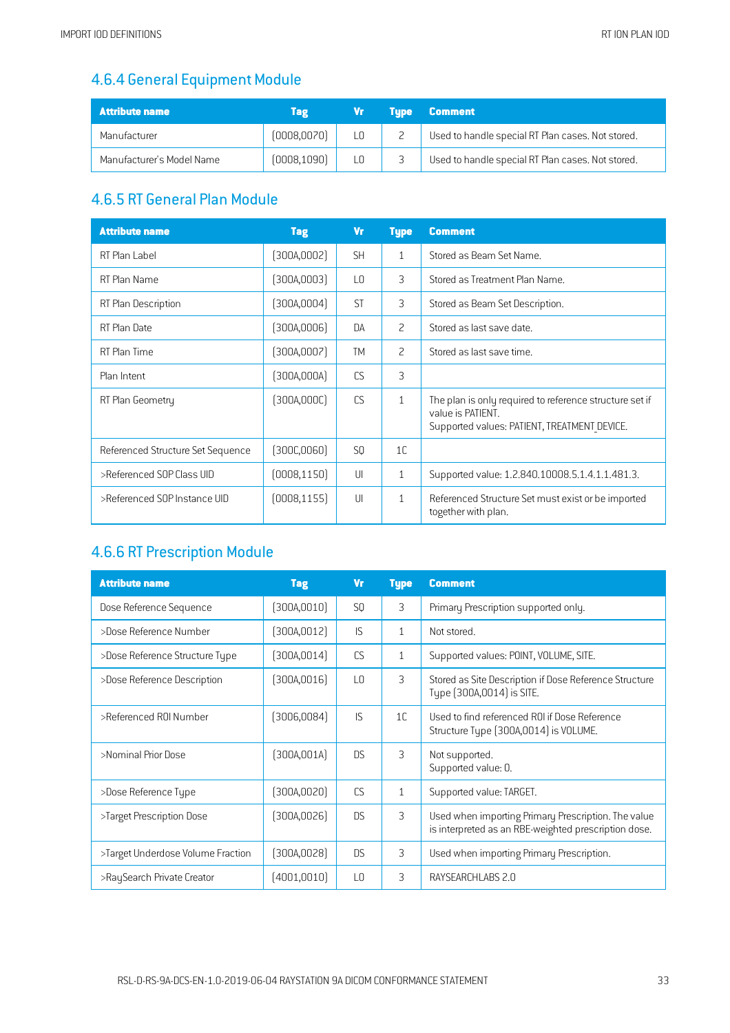## 4.6.4 General Equipment Module

| Attribute name | Tag | Vr | Type | Comment |
|---|---|---|---|---|
| Manufacturer | (0008,0070) | LO | 2 | Used to handle special RT Plan cases. Not stored. |
| Manufacturer's Model Name | (0008,1090) | LO | 3 | Used to handle special RT Plan cases. Not stored. |

## 4.6.5 RT General Plan Module

| Attribute name | Tag | Vr | Type | Comment |
|---|---|---|---|---|
| RT Plan Label | (300A,0002) | SH | 1 | Stored as Beam Set Name. |
| RT Plan Name | (300A,0003) | LO | 3 | Stored as Treatment Plan Name. |
| RT Plan Description | (300A,0004) | ST | 3 | Stored as Beam Set Description. |
| RT Plan Date | (300A,0006) | DA | 2 | Stored as last save date. |
| RT Plan Time | (300A,0007) | TM | 2 | Stored as last save time. |
| Plan Intent | (300A,000A) | CS | 3 | |
| RT Plan Geometry | (300A,000C) | CS | 1 | The plan is only required to reference structure set if value is PATIENT. Supported values: PATIENT, TREATMENT_DEVICE. |
| Referenced Structure Set Sequence | (300C,0060) | SQ | 1C | |
| >Referenced SOP Class UID | (0008,1150) | UI | 1 | Supported value: 1.2.840.10008.5.1.4.1.1.481.3. |
| >Referenced SOP Instance UID | (0008,1155) | UI | 1 | Referenced Structure Set must exist or be imported together with plan. |

## 4.6.6 RT Prescription Module

| Attribute name | Tag | Vr | Type | Comment |
|---|---|---|---|---|
| Dose Reference Sequence | (300A,0010) | SQ | 3 | Primary Prescription supported only. |
| >Dose Reference Number | (300A,0012) | IS | 1 | Not stored. |
| >Dose Reference Structure Type | (300A,0014) | CS | 1 | Supported values: POINT, VOLUME, SITE. |
| >Dose Reference Description | (300A,0016) | LO | 3 | Stored as Site Description if Dose Reference Structure Type (300A,0014) is SITE. |
| >Referenced ROI Number | (3006,0084) | IS | 1C | Used to find referenced ROI if Dose Reference Structure Type (300A,0014) is VOLUME. |
| >Nominal Prior Dose | (300A,001A) | DS | 3 | Not supported. Supported value: 0. |
| >Dose Reference Type | (300A,0020) | CS | 1 | Supported value: TARGET. |
| >Target Prescription Dose | (300A,0026) | DS | 3 | Used when importing Primary Prescription. The value is interpreted as an RBE-weighted prescription dose. |
| >Target Underdose Volume Fraction | (300A,0028) | DS | 3 | Used when importing Primary Prescription. |
| >RaySearch Private Creator | (4001,0010) | LO | 3 | RAYSEARCHLABS 2.0 |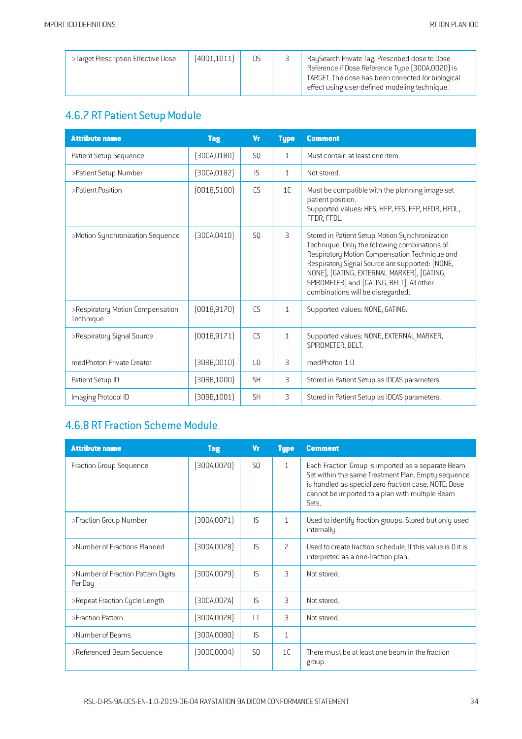| >Target Prescription Effective Dose | (4001,1011) | DS | 3 | RaySearch Private Tag. Prescribed dose to Dose Reference if Dose Reference Type (300A,0020) is TARGET. The dose has been corrected for biological effect using user-defined modeling technique. |
|---|---|---|---|---|

## 4.6.7 RT Patient Setup Module

| Attribute name | Tag | Vr | Type | Comment |
|---|---|---|---|---|
| Patient Setup Sequence | (300A,0180) | SQ | 1 | Must contain at least one item. |
| >Patient Setup Number | (300A,0182) | IS | 1 | Not stored. |
| >Patient Position | (0018,5100) | CS | 1C | Must be compatible with the planning image set patient position.<br>Supported values: HFS, HFP, FFS, FFP, HFDR, HFDL, FFDR, FFDL. |
| >Motion Synchronization Sequence | (300A,0410) | SQ | 3 | Stored in Patient Setup Motion Synchronization Technique. Only the following combinations of Respiratory Motion Compensation Technique and Respiratory Signal Source are supported: [NONE, NONE], [GATING, EXTERNAL_MARKER], [GATING, SPIROMETER] and [GATING, BELT]. All other combinations will be disregarded. |
| >Respiratory Motion Compensation Technique | (0018,9170) | CS | 1 | Supported values: NONE, GATING. |
| >Respiratory Signal Source | (0018,9171) | CS | 1 | Supported values: NONE, EXTERNAL_MARKER, SPIROMETER, BELT. |
| medPhoton Private Creator | (30BB,0010) | LO | 3 | medPhoton 1.0 |
| Patient Setup ID | (30BB,1000) | SH | 3 | Stored in Patient Setup as IDCAS parameters. |
| Imaging Protocol ID | (30BB,1001) | SH | 3 | Stored in Patient Setup as IDCAS parameters. |

## 4.6.8 RT Fraction Scheme Module

| Attribute name | Tag | Vr | Type | Comment |
|---|---|---|---|---|
| Fraction Group Sequence | (300A,0070) | SQ | 1 | Each Fraction Group is imported as a separate Beam Set within the same Treatment Plan. Empty sequence is handled as special zero-fraction case. NOTE: Dose cannot be imported to a plan with multiple Beam Sets. |
| >Fraction Group Number | (300A,0071) | IS | 1 | Used to identify fraction groups. Stored but only used internally. |
| >Number of Fractions Planned | (300A,0078) | IS | 2 | Used to create fraction schedule. If this value is 0 it is interpreted as a one-fraction plan. |
| >Number of Fraction Pattern Digits Per Day | (300A,0079) | IS | 3 | Not stored. |
| >Repeat Fraction Cycle Length | (300A,007A) | IS | 3 | Not stored. |
| >Fraction Pattern | (300A,007B) | LT | 3 | Not stored. |
| >Number of Beams | (300A,0080) | IS | 1 | |
| >Referenced Beam Sequence | (300C,0004) | SQ | 1C | There must be at least one beam in the fraction group. |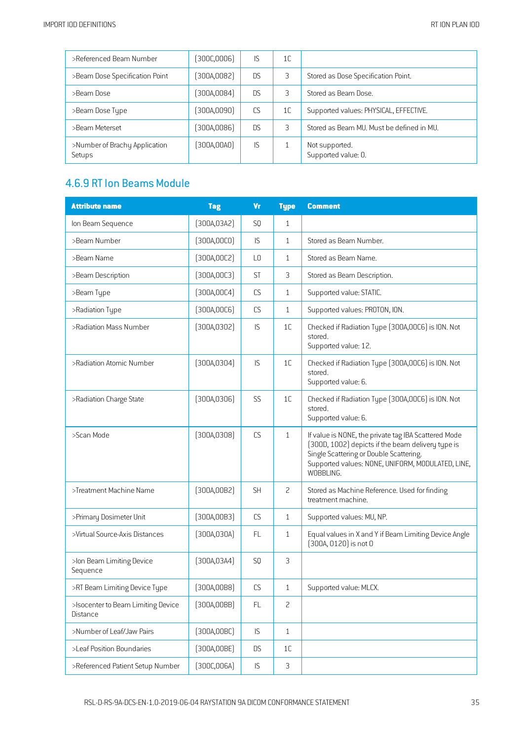| | | | | |
|---|---|---|---|---|
| >Referenced Beam Number | (300C,0006) | IS | 1C | |
| >Beam Dose Specification Point | (300A,0082) | DS | 3 | Stored as Dose Specification Point. |
| >Beam Dose | (300A,0084) | DS | 3 | Stored as Beam Dose. |
| >Beam Dose Type | (300A,0090) | CS | 1C | Supported values: PHYSICAL, EFFECTIVE. |
| >Beam Meterset | (300A,0086) | DS | 3 | Stored as Beam MU. Must be defined in MU. |
| >Number of Brachy Application Setups | (300A,00A0) | IS | 1 | Not supported.<br>Supported value: 0. |

## 4.6.9 RT Ion Beams Module

| Attribute name | Tag | Vr | Type | Comment |
|---|---|---|---|---|
| Ion Beam Sequence | (300A,03A2) | SQ | 1 | |
| >Beam Number | (300A,00C0) | IS | 1 | Stored as Beam Number. |
| >Beam Name | (300A,00C2) | LO | 1 | Stored as Beam Name. |
| >Beam Description | (300A,00C3) | ST | 3 | Stored as Beam Description. |
| >Beam Type | (300A,00C4) | CS | 1 | Supported value: STATIC. |
| >Radiation Type | (300A,00C6) | CS | 1 | Supported values: PROTON, ION. |
| >Radiation Mass Number | (300A,0302) | IS | 1C | Checked if Radiation Type (300A,00C6) is ION. Not stored.<br>Supported value: 12. |
| >Radiation Atomic Number | (300A,0304) | IS | 1C | Checked if Radiation Type (300A,00C6) is ION. Not stored.<br>Supported value: 6. |
| >Radiation Charge State | (300A,0306) | SS | 1C | Checked if Radiation Type (300A,00C6) is ION. Not stored.<br>Supported value: 6. |
| >Scan Mode | (300A,0308) | CS | 1 | If value is NONE, the private tag IBA Scattered Mode (300D, 1002) depicts if the beam delivery type is Single Scattering or Double Scattering.<br>Supported values: NONE, UNIFORM, MODULATED, LINE, WOBBLING. |
| >Treatment Machine Name | (300A,00B2) | SH | 2 | Stored as Machine Reference. Used for finding treatment machine. |
| >Primary Dosimeter Unit | (300A,00B3) | CS | 1 | Supported values: MU, NP. |
| >Virtual Source-Axis Distances | (300A,030A) | FL | 1 | Equal values in X and Y if Beam Limiting Device Angle (300A, 0120) is not 0 |
| >Ion Beam Limiting Device Sequence | (300A,03A4) | SQ | 3 | |
| >RT Beam Limiting Device Type | (300A,00B8) | CS | 1 | Supported value: MLCX. |
| >Isocenter to Beam Limiting Device Distance | (300A,00BB) | FL | 2 | |
| >Number of Leaf/Jaw Pairs | (300A,00BC) | IS | 1 | |
| >Leaf Position Boundaries | (300A,00BE) | DS | 1C | |
| >Referenced Patient Setup Number | (300C,006A) | IS | 3 | |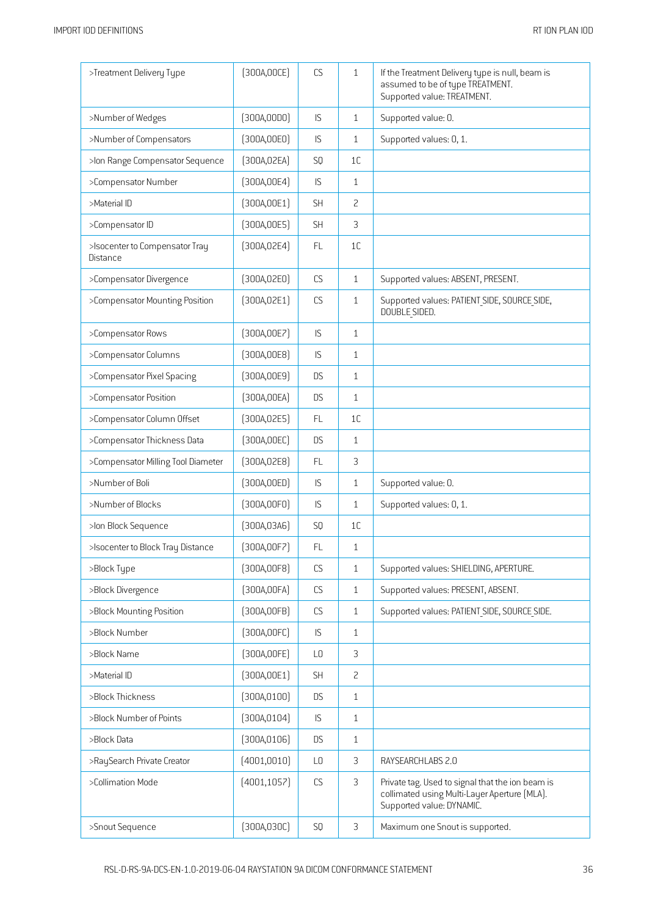| >Treatment Delivery Type | (300A,00CE) | CS | 1 | If the Treatment Delivery type is null, beam is assumed to be of type TREATMENT. Supported value: TREATMENT. |
|---|---|---|---|---|
| >Number of Wedges | (300A,00D0) | IS | 1 | Supported value: 0. |
| >Number of Compensators | (300A,00E0) | IS | 1 | Supported values: 0, 1. |
| >Ion Range Compensator Sequence | (300A,02EA) | SQ | 1C | |
| >Compensator Number | (300A,00E4) | IS | 1 | |
| >Material ID | (300A,00E1) | SH | 2 | |
| >Compensator ID | (300A,00E5) | SH | 3 | |
| >Isocenter to Compensator Tray Distance | (300A,02E4) | FL | 1C | |
| >Compensator Divergence | (300A,02E0) | CS | 1 | Supported values: ABSENT, PRESENT. |
| >Compensator Mounting Position | (300A,02E1) | CS | 1 | Supported values: PATIENT_SIDE, SOURCE_SIDE, DOUBLE_SIDED. |
| >Compensator Rows | (300A,00E7) | IS | 1 | |
| >Compensator Columns | (300A,00E8) | IS | 1 | |
| >Compensator Pixel Spacing | (300A,00E9) | DS | 1 | |
| >Compensator Position | (300A,00EA) | DS | 1 | |
| >Compensator Column Offset | (300A,02E5) | FL | 1C | |
| >Compensator Thickness Data | (300A,00EC) | DS | 1 | |
| >Compensator Milling Tool Diameter | (300A,02E8) | FL | 3 | |
| >Number of Boli | (300A,00ED) | IS | 1 | Supported value: 0. |
| >Number of Blocks | (300A,00F0) | IS | 1 | Supported values: 0, 1. |
| >Ion Block Sequence | (300A,03A6) | SQ | 1C | |
| >Isocenter to Block Tray Distance | (300A,00F7) | FL | 1 | |
| >Block Type | (300A,00F8) | CS | 1 | Supported values: SHIELDING, APERTURE. |
| >Block Divergence | (300A,00FA) | CS | 1 | Supported values: PRESENT, ABSENT. |
| >Block Mounting Position | (300A,00FB) | CS | 1 | Supported values: PATIENT_SIDE, SOURCE_SIDE. |
| >Block Number | (300A,00FC) | IS | 1 | |
| >Block Name | (300A,00FE) | LO | 3 | |
| >Material ID | (300A,00E1) | SH | 2 | |
| >Block Thickness | (300A,0100) | DS | 1 | |
| >Block Number of Points | (300A,0104) | IS | 1 | |
| >Block Data | (300A,0106) | DS | 1 | |
| >RaySearch Private Creator | (4001,0010) | LO | 3 | RAYSEARCHLABS 2.0 |
| >Collimation Mode | (4001,1057) | CS | 3 | Private tag. Used to signal that the ion beam is collimated using Multi-Layer Aperture (MLA). Supported value: DYNAMIC. |
| >Snout Sequence | (300A,030C) | SQ | 3 | Maximum one Snout is supported. |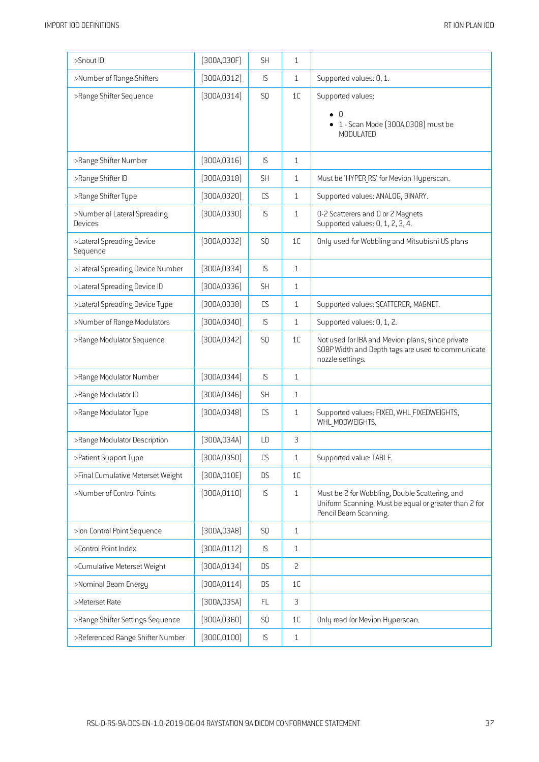| >Snout ID | (300A,030F) | SH | 1 | |
|---|---|---|---|---|
| >Number of Range Shifters | (300A,0312) | IS | 1 | Supported values: 0, 1. |
| >Range Shifter Sequence | (300A,0314) | SQ | 1C | Supported values:<br>• 0<br>• 1 - Scan Mode (300A,0308) must be MODULATED |
| >Range Shifter Number | (300A,0316) | IS | 1 | |
| >Range Shifter ID | (300A,0318) | SH | 1 | Must be 'HYPER_RS' for Mevion Hyperscan. |
| >Range Shifter Type | (300A,0320) | CS | 1 | Supported values: ANALOG, BINARY. |
| >Number of Lateral Spreading Devices | (300A,0330) | IS | 1 | 0-2 Scatterers and 0 or 2 Magnets<br>Supported values: 0, 1, 2, 3, 4. |
| >Lateral Spreading Device Sequence | (300A,0332) | SQ | 1C | Only used for Wobbling and Mitsubishi US plans |
| >Lateral Spreading Device Number | (300A,0334) | IS | 1 | |
| >Lateral Spreading Device ID | (300A,0336) | SH | 1 | |
| >Lateral Spreading Device Type | (300A,0338) | CS | 1 | Supported values: SCATTERER, MAGNET. |
| >Number of Range Modulators | (300A,0340) | IS | 1 | Supported values: 0, 1, 2. |
| >Range Modulator Sequence | (300A,0342) | SQ | 1C | Not used for IBA and Mevion plans, since private SOBP Width and Depth tags are used to communicate nozzle settings. |
| >Range Modulator Number | (300A,0344) | IS | 1 | |
| >Range Modulator ID | (300A,0346) | SH | 1 | |
| >Range Modulator Type | (300A,0348) | CS | 1 | Supported values: FIXED, WHL_FIXEDWEIGHTS, WHL_MODWEIGHTS. |
| >Range Modulator Description | (300A,034A) | LO | 3 | |
| >Patient Support Type | (300A,0350) | CS | 1 | Supported value: TABLE. |
| >Final Cumulative Meterset Weight | (300A,010E) | DS | 1C | |
| >Number of Control Points | (300A,0110) | IS | 1 | Must be 2 for Wobbling, Double Scattering, and Uniform Scanning. Must be equal or greater than 2 for Pencil Beam Scanning. |
| >Ion Control Point Sequence | (300A,03A8) | SQ | 1 | |
| >Control Point Index | (300A,0112) | IS | 1 | |
| >Cumulative Meterset Weight | (300A,0134) | DS | 2 | |
| >Nominal Beam Energy | (300A,0114) | DS | 1C | |
| >Meterset Rate | (300A,035A) | FL | 3 | |
| >Range Shifter Settings Sequence | (300A,0360) | SQ | 1C | Only read for Mevion Hyperscan. |
| >Referenced Range Shifter Number | (300C,0100) | IS | 1 | |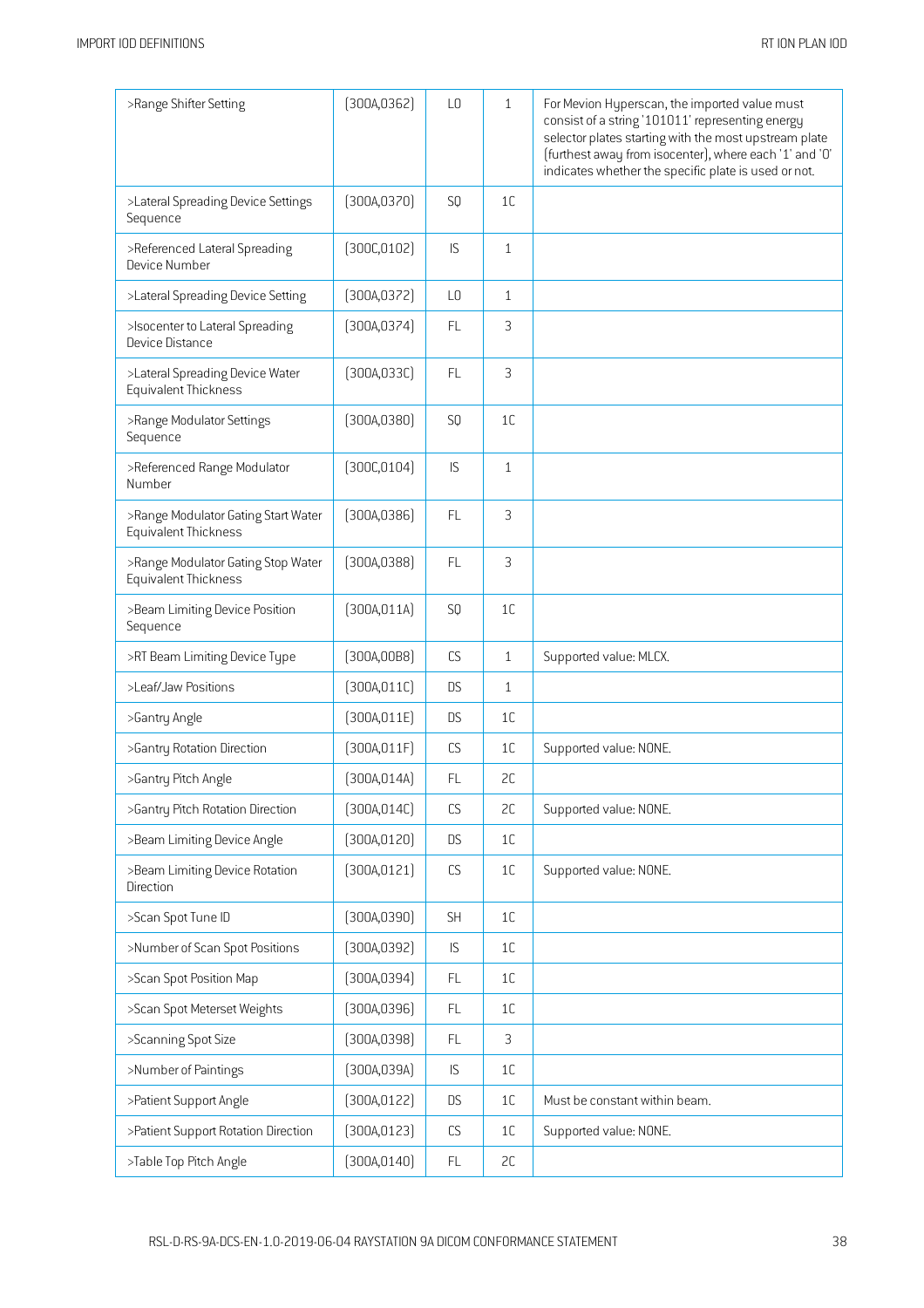| >Range Shifter Setting | (300A,0362) | LO | 1 | For Mevion Hyperscan, the imported value must consist of a string '101011' representing energy selector plates starting with the most upstream plate (furthest away from isocenter), where each '1' and '0' indicates whether the specific plate is used or not. |
|---|---|---|---|---|
| >Lateral Spreading Device Settings Sequence | (300A,0370) | SQ | 1C | |
| >Referenced Lateral Spreading Device Number | (300C,0102) | IS | 1 | |
| >Lateral Spreading Device Setting | (300A,0372) | LO | 1 | |
| >Isocenter to Lateral Spreading Device Distance | (300A,0374) | FL | 3 | |
| >Lateral Spreading Device Water Equivalent Thickness | (300A,033C) | FL | 3 | |
| >Range Modulator Settings Sequence | (300A,0380) | SQ | 1C | |
| >Referenced Range Modulator Number | (300C,0104) | IS | 1 | |
| >Range Modulator Gating Start Water Equivalent Thickness | (300A,0386) | FL | 3 | |
| >Range Modulator Gating Stop Water Equivalent Thickness | (300A,0388) | FL | 3 | |
| >Beam Limiting Device Position Sequence | (300A,011A) | SQ | 1C | |
| >RT Beam Limiting Device Type | (300A,00B8) | CS | 1 | Supported value: MLCX. |
| >Leaf/Jaw Positions | (300A,011C) | DS | 1 | |
| >Gantry Angle | (300A,011E) | DS | 1C | |
| >Gantry Rotation Direction | (300A,011F) | CS | 1C | Supported value: NONE. |
| >Gantry Pitch Angle | (300A,014A) | FL | 2C | |
| >Gantry Pitch Rotation Direction | (300A,014C) | CS | 2C | Supported value: NONE. |
| >Beam Limiting Device Angle | (300A,0120) | DS | 1C | |
| >Beam Limiting Device Rotation Direction | (300A,0121) | CS | 1C | Supported value: NONE. |
| >Scan Spot Tune ID | (300A,0390) | SH | 1C | |
| >Number of Scan Spot Positions | (300A,0392) | IS | 1C | |
| >Scan Spot Position Map | (300A,0394) | FL | 1C | |
| >Scan Spot Meterset Weights | (300A,0396) | FL | 1C | |
| >Scanning Spot Size | (300A,0398) | FL | 3 | |
| >Number of Paintings | (300A,039A) | IS | 1C | |
| >Patient Support Angle | (300A,0122) | DS | 1C | Must be constant within beam. |
| >Patient Support Rotation Direction | (300A,0123) | CS | 1C | Supported value: NONE. |
| >Table Top Pitch Angle | (300A,0140) | FL | 2C | |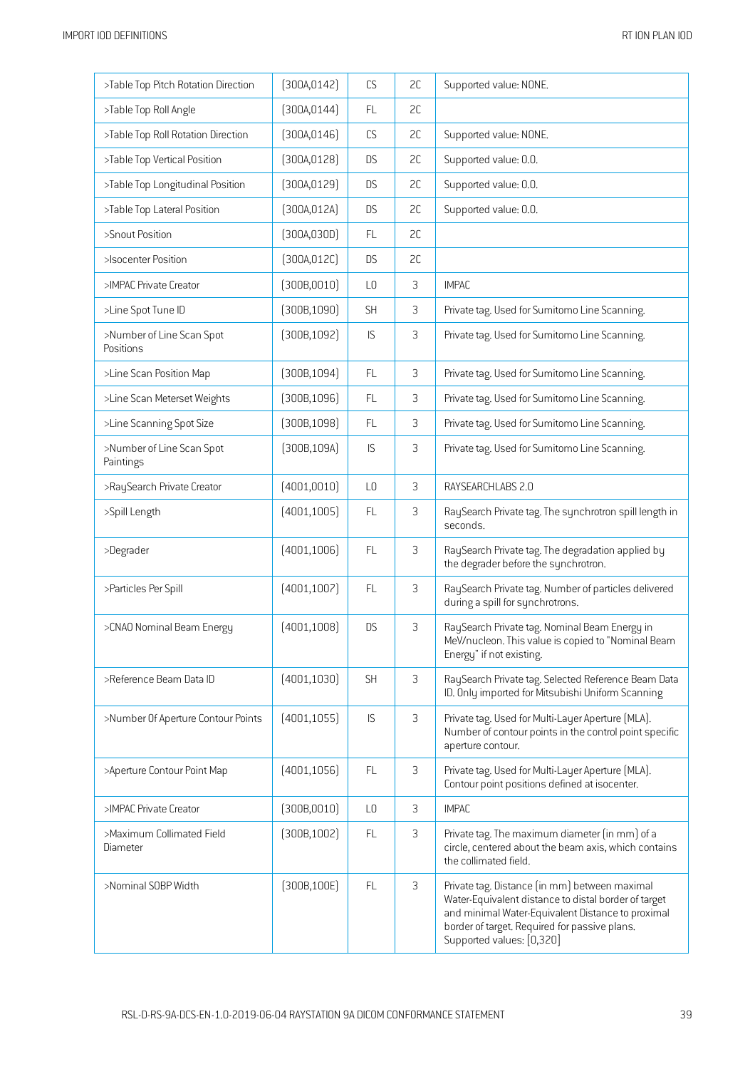| | | | | |
|---|---|---|---|---|
| >Table Top Pitch Rotation Direction | (300A,0142) | CS | 2C | Supported value: NONE. |
| >Table Top Roll Angle | (300A,0144) | FL | 2C | |
| >Table Top Roll Rotation Direction | (300A,0146) | CS | 2C | Supported value: NONE. |
| >Table Top Vertical Position | (300A,0128) | DS | 2C | Supported value: 0.0. |
| >Table Top Longitudinal Position | (300A,0129) | DS | 2C | Supported value: 0.0. |
| >Table Top Lateral Position | (300A,012A) | DS | 2C | Supported value: 0.0. |
| >Snout Position | (300A,030D) | FL | 2C | |
| >Isocenter Position | (300A,012C) | DS | 2C | |
| >IMPAC Private Creator | (300B,0010) | LO | 3 | IMPAC |
| >Line Spot Tune ID | (300B,1090) | SH | 3 | Private tag. Used for Sumitomo Line Scanning. |
| >Number of Line Scan Spot Positions | (300B,1092) | IS | 3 | Private tag. Used for Sumitomo Line Scanning. |
| >Line Scan Position Map | (300B,1094) | FL | 3 | Private tag. Used for Sumitomo Line Scanning. |
| >Line Scan Meterset Weights | (300B,1096) | FL | 3 | Private tag. Used for Sumitomo Line Scanning. |
| >Line Scanning Spot Size | (300B,1098) | FL | 3 | Private tag. Used for Sumitomo Line Scanning. |
| >Number of Line Scan Spot Paintings | (300B,109A) | IS | 3 | Private tag. Used for Sumitomo Line Scanning. |
| >RaySearch Private Creator | (4001,0010) | LO | 3 | RAYSEARCHLABS 2.0 |
| >Spill Length | (4001,1005) | FL | 3 | RaySearch Private tag. The synchrotron spill length in seconds. |
| >Degrader | (4001,1006) | FL | 3 | RaySearch Private tag. The degradation applied by the degrader before the synchrotron. |
| >Particles Per Spill | (4001,1007) | FL | 3 | RaySearch Private tag. Number of particles delivered during a spill for synchrotrons. |
| >CNAO Nominal Beam Energy | (4001,1008) | DS | 3 | RaySearch Private tag. Nominal Beam Energy in MeV/nucleon. This value is copied to "Nominal Beam Energy" if not existing. |
| >Reference Beam Data ID | (4001,1030) | SH | 3 | RaySearch Private tag. Selected Reference Beam Data ID. Only imported for Mitsubishi Uniform Scanning |
| >Number Of Aperture Contour Points | (4001,1055) | IS | 3 | Private tag. Used for Multi-Layer Aperture (MLA). Number of contour points in the control point specific aperture contour. |
| >Aperture Contour Point Map | (4001,1056) | FL | 3 | Private tag. Used for Multi-Layer Aperture (MLA). Contour point positions defined at isocenter. |
| >IMPAC Private Creator | (300B,0010) | LO | 3 | IMPAC |
| >Maximum Collimated Field Diameter | (300B,1002) | FL | 3 | Private tag. The maximum diameter (in mm) of a circle, centered about the beam axis, which contains the collimated field. |
| >Nominal SOBP Width | (300B,100E) | FL | 3 | Private tag. Distance (in mm) between maximal Water-Equivalent distance to distal border of target and minimal Water-Equivalent Distance to proximal border of target. Required for passive plans. Supported values: [0,320] |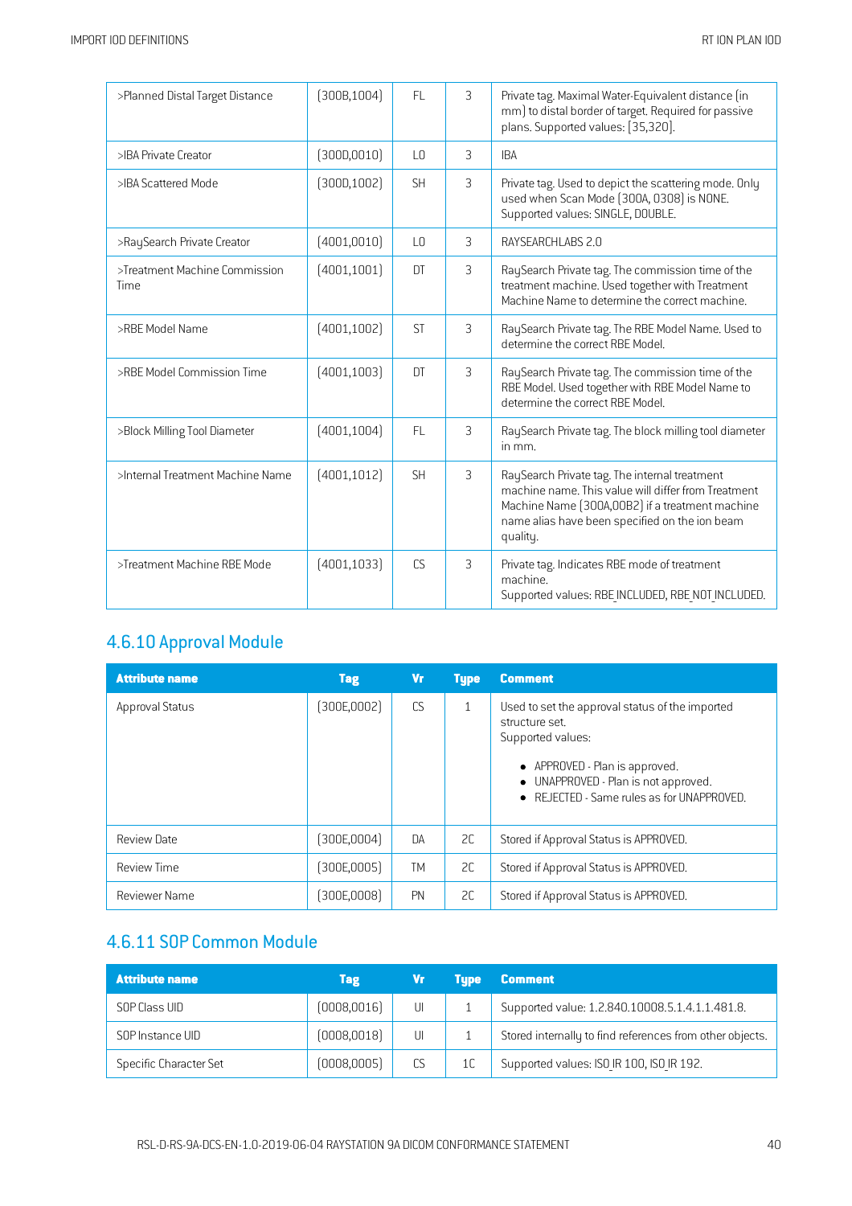| | | | | |
|---|---|---|---|---|
| >Planned Distal Target Distance | (300B,1004) | FL | 3 | Private tag. Maximal Water-Equivalent distance (in mm) to distal border of target. Required for passive plans. Supported values: [35,320]. |
| >IBA Private Creator | (300D,0010) | LO | 3 | IBA |
| >IBA Scattered Mode | (300D,1002) | SH | 3 | Private tag. Used to depict the scattering mode. Only used when Scan Mode (300A, 0308) is NONE. Supported values: SINGLE, DOUBLE. |
| >RaySearch Private Creator | (4001,0010) | LO | 3 | RAYSEARCHLABS 2.0 |
| >Treatment Machine Commission Time | (4001,1001) | DT | 3 | RaySearch Private tag. The commission time of the treatment machine. Used together with Treatment Machine Name to determine the correct machine. |
| >RBE Model Name | (4001,1002) | ST | 3 | RaySearch Private tag. The RBE Model Name. Used to determine the correct RBE Model. |
| >RBE Model Commission Time | (4001,1003) | DT | 3 | RaySearch Private tag. The commission time of the RBE Model. Used together with RBE Model Name to determine the correct RBE Model. |
| >Block Milling Tool Diameter | (4001,1004) | FL | 3 | RaySearch Private tag. The block milling tool diameter in mm. |
| >Internal Treatment Machine Name | (4001,1012) | SH | 3 | RaySearch Private tag. The internal treatment machine name. This value will differ from Treatment Machine Name (300A,00B2) if a treatment machine name alias have been specified on the ion beam quality. |
| >Treatment Machine RBE Mode | (4001,1033) | CS | 3 | Private tag. Indicates RBE mode of treatment machine.<br>Supported values: RBE_INCLUDED, RBE_NOT_INCLUDED. |

## 4.6.10 Approval Module

| Attribute name | Tag | Vr | Type | Comment |
|---|---|---|---|---|
| Approval Status | (300E,0002) | CS | 1 | Used to set the approval status of the imported structure set.<br>Supported values:<br>• APPROVED - Plan is approved.<br>• UNAPPROVED - Plan is not approved.<br>• REJECTED - Same rules as for UNAPPROVED. |
| Review Date | (300E,0004) | DA | 2C | Stored if Approval Status is APPROVED. |
| Review Time | (300E,0005) | TM | 2C | Stored if Approval Status is APPROVED. |
| Reviewer Name | (300E,0008) | PN | 2C | Stored if Approval Status is APPROVED. |

## 4.6.11 SOP Common Module

| Attribute name | Tag | Vr | Type | Comment |
|---|---|---|---|---|
| SOP Class UID | (0008,0016) | UI | 1 | Supported value: 1.2.840.10008.5.1.4.1.1.481.8. |
| SOP Instance UID | (0008,0018) | UI | 1 | Stored internally to find references from other objects. |
| Specific Character Set | (0008,0005) | CS | 1C | Supported values: ISO_IR 100, ISO_IR 192. |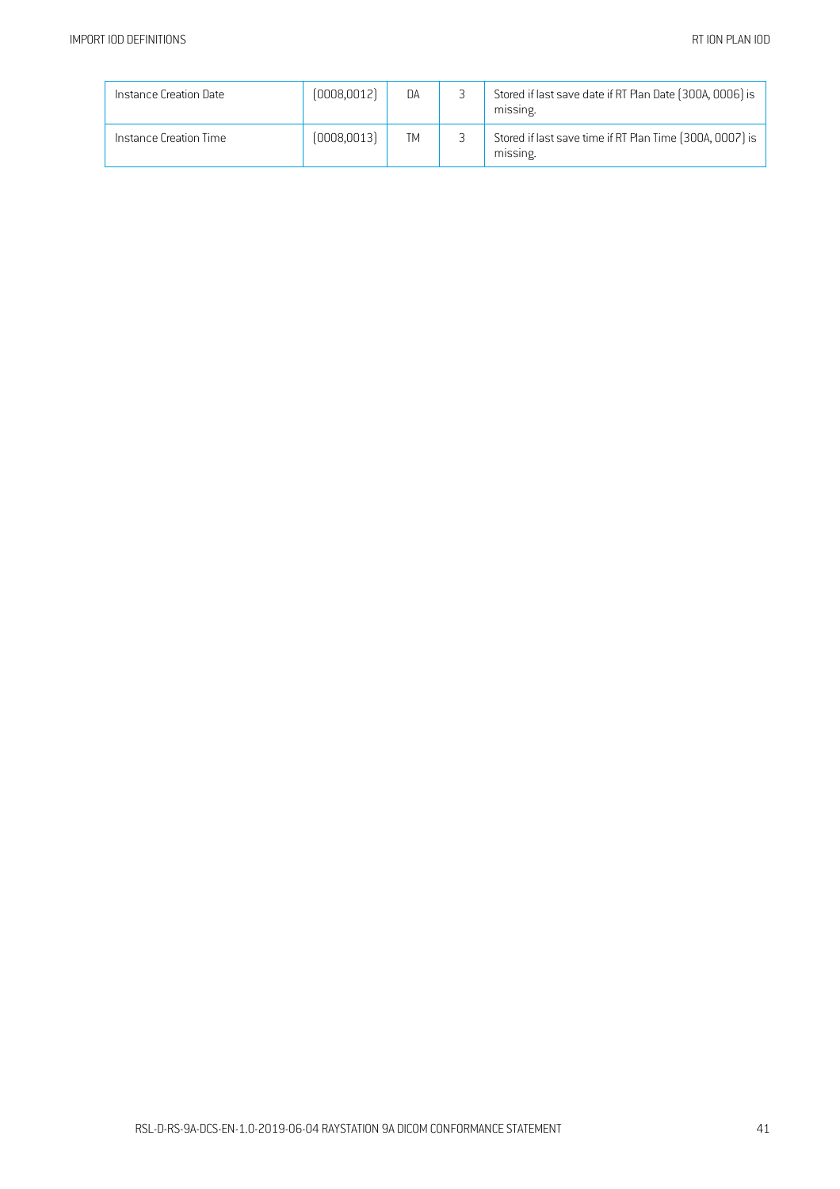| Instance Creation Date | (0008,0012) | DA | 3 | Stored if last save date if RT Plan Date (300A, 0006) is missing. |
|---|---|---|---|---|
| Instance Creation Time | (0008,0013) | TM | 3 | Stored if last save time if RT Plan Time (300A, 0007) is missing. |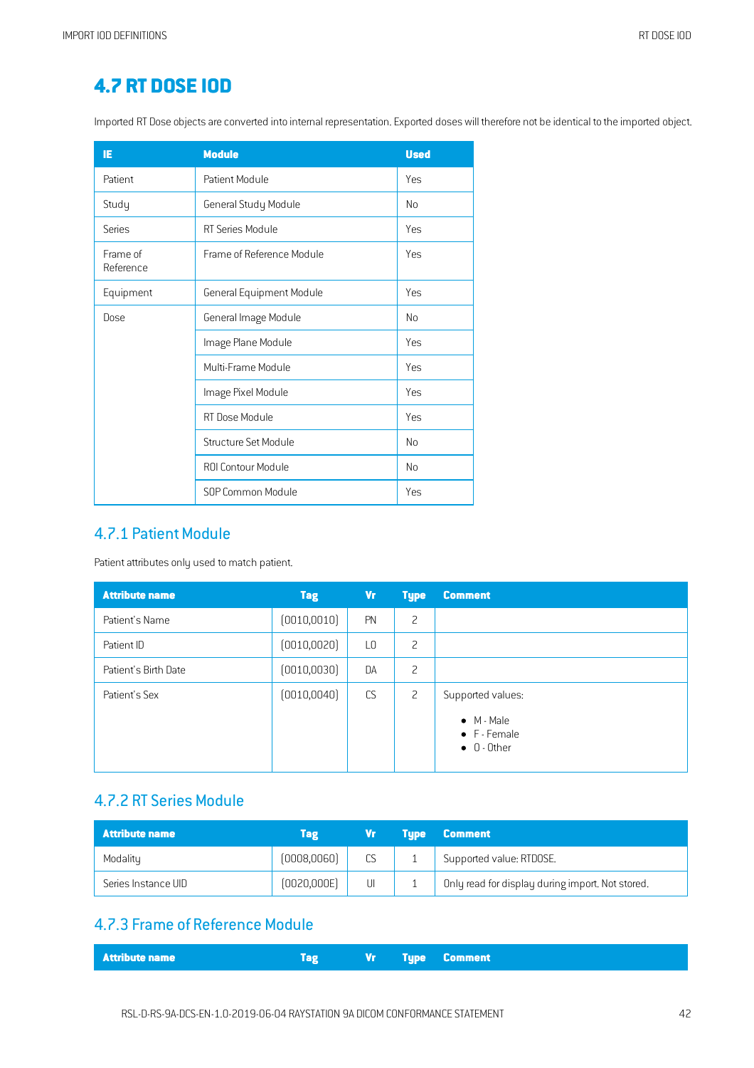# 4.7 RT DOSE IOD

Imported RT Dose objects are converted into internal representation. Exported doses will therefore not be identical to the imported object.

| IE | Module | Used |
|---|---|---|
| Patient | Patient Module | Yes |
| Study | General Study Module | No |
| Series | RT Series Module | Yes |
| Frame of Reference | Frame of Reference Module | Yes |
| Equipment | General Equipment Module | Yes |
| Dose | General Image Module | No |
| | Image Plane Module | Yes |
| | Multi-Frame Module | Yes |
| | Image Pixel Module | Yes |
| | RT Dose Module | Yes |
| | Structure Set Module | No |
| | ROI Contour Module | No |
| | SOP Common Module | Yes |

## 4.7.1 Patient Module

Patient attributes only used to match patient.

| Attribute name | Tag | Vr | Type | Comment |
|---|---|---|---|---|
| Patient's Name | (0010,0010) | PN | 2 | |
| Patient ID | (0010,0020) | LO | 2 | |
| Patient's Birth Date | (0010,0030) | DA | 2 | |
| Patient's Sex | (0010,0040) | CS | 2 | Supported values:<br>• M - Male<br>• F - Female<br>• O - Other |

## 4.7.2 RT Series Module

| Attribute name | Tag | Vr | Type | Comment |
|---|---|---|---|---|
| Modality | (0008,0060) | CS | 1 | Supported value: RTDOSE. |
| Series Instance UID | (0020,000E) | UI | 1 | Only read for display during import. Not stored. |

## 4.7.3 Frame of Reference Module

| Attribute name | Tag | Vr | Type | Comment |
|---|---|---|---|---|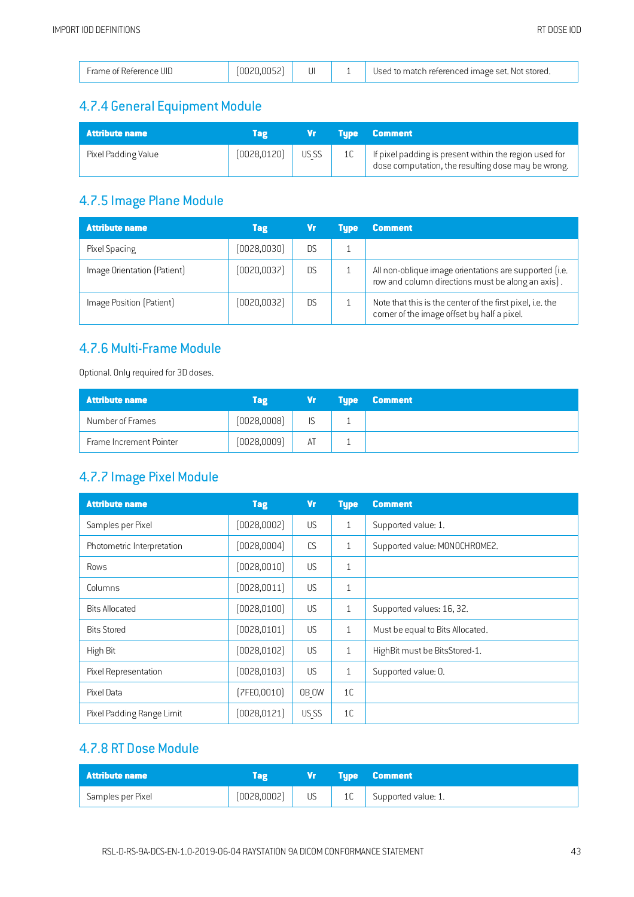| Frame of Reference UID | (0020,0052) | UI | 1 | Used to match referenced image set. Not stored. |
|---|---|---|---|---|

## 4.7.4 General Equipment Module

| Attribute name | Tag | Vr | Type | Comment |
|---|---|---|---|---|
| Pixel Padding Value | (0028,0120) | US SS | 1C | If pixel padding is present within the region used for dose computation, the resulting dose may be wrong. |

## 4.7.5 Image Plane Module

| Attribute name | Tag | Vr | Type | Comment |
|---|---|---|---|---|
| Pixel Spacing | (0028,0030) | DS | 1 | |
| Image Orientation (Patient) | (0020,0037) | DS | 1 | All non-oblique image orientations are supported (i.e. row and column directions must be along an axis) . |
| Image Position (Patient) | (0020,0032) | DS | 1 | Note that this is the center of the first pixel, i.e. the corner of the image offset by half a pixel. |

## 4.7.6 Multi-Frame Module

Optional. Only required for 3D doses.

| Attribute name | Tag | Vr | Type | Comment |
|---|---|---|---|---|
| Number of Frames | (0028,0008) | IS | 1 | |
| Frame Increment Pointer | (0028,0009) | AT | 1 | |

## 4.7.7 Image Pixel Module

| Attribute name | Tag | Vr | Type | Comment |
|---|---|---|---|---|
| Samples per Pixel | (0028,0002) | US | 1 | Supported value: 1. |
| Photometric Interpretation | (0028,0004) | CS | 1 | Supported value: MONOCHROME2. |
| Rows | (0028,0010) | US | 1 | |
| Columns | (0028,0011) | US | 1 | |
| Bits Allocated | (0028,0100) | US | 1 | Supported values: 16, 32. |
| Bits Stored | (0028,0101) | US | 1 | Must be equal to Bits Allocated. |
| High Bit | (0028,0102) | US | 1 | HighBit must be BitsStored-1. |
| Pixel Representation | (0028,0103) | US | 1 | Supported value: 0. |
| Pixel Data | (7FE0,0010) | OB OW | 1C | |
| Pixel Padding Range Limit | (0028,0121) | US SS | 1C | |

## 4.7.8 RT Dose Module

| Attribute name | Tag | Vr | Type | Comment |
|---|---|---|---|---|
| Samples per Pixel | (0028,0002) | US | 1C | Supported value: 1. |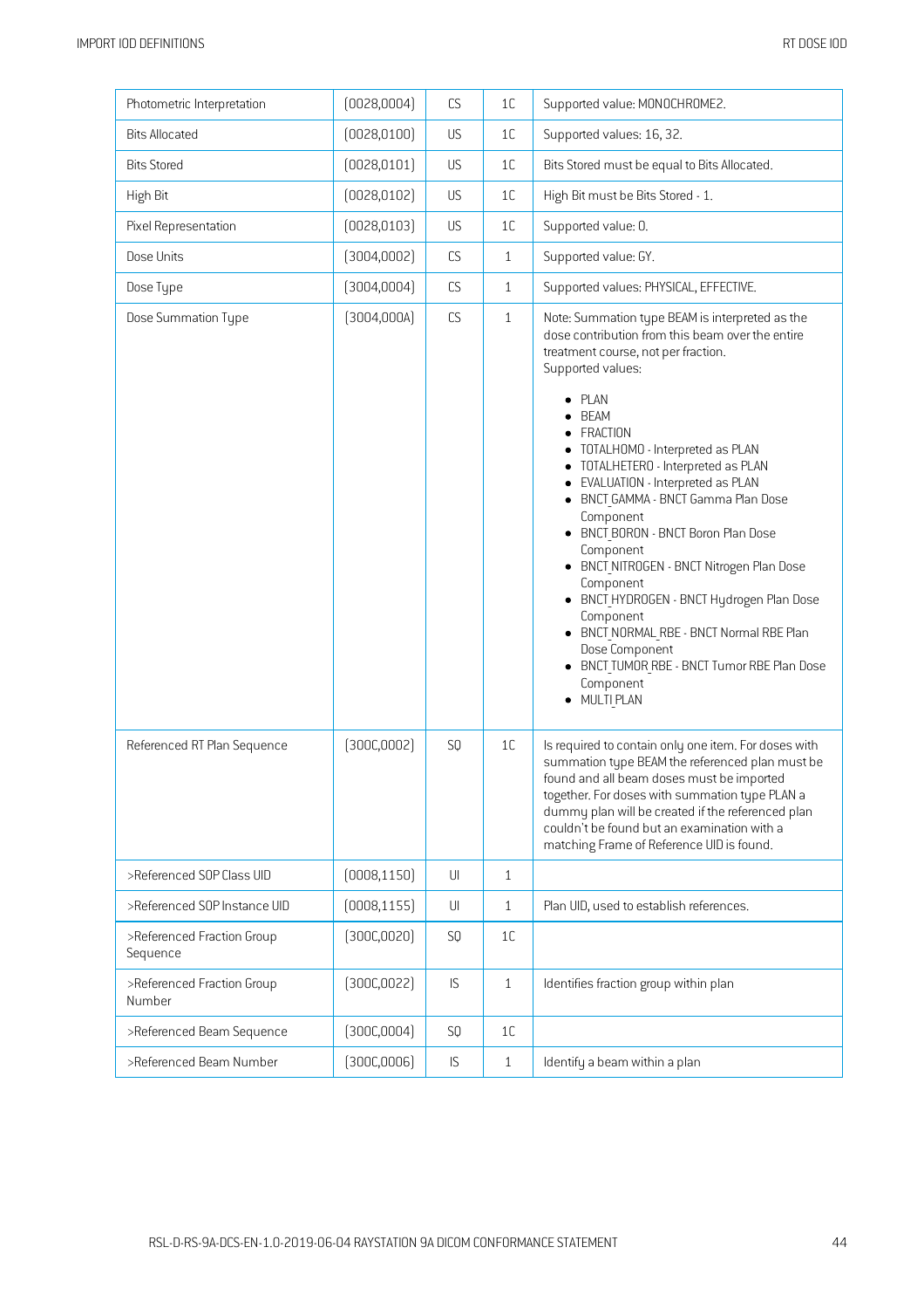| Photometric Interpretation | (0028,0004) | CS | 1C | Supported value: MONOCHROME2. |
|---|---|---|---|---|
| Bits Allocated | (0028,0100) | US | 1C | Supported values: 16, 32. |
| Bits Stored | (0028,0101) | US | 1C | Bits Stored must be equal to Bits Allocated. |
| High Bit | (0028,0102) | US | 1C | High Bit must be Bits Stored - 1. |
| Pixel Representation | (0028,0103) | US | 1C | Supported value: 0. |
| Dose Units | (3004,0002) | CS | 1 | Supported value: GY. |
| Dose Type | (3004,0004) | CS | 1 | Supported values: PHYSICAL, EFFECTIVE. |
| Dose Summation Type | (3004,000A) | CS | 1 | Note: Summation type BEAM is interpreted as the dose contribution from this beam over the entire treatment course, not per fraction.<br>Supported values:<br>• PLAN<br>• BEAM<br>• FRACTION<br>• TOTALHOMO - Interpreted as PLAN<br>• TOTALHETERO - Interpreted as PLAN<br>• EVALUATION - Interpreted as PLAN<br>• BNCT_GAMMA - BNCT Gamma Plan Dose Component<br>• BNCT_BORON - BNCT Boron Plan Dose Component<br>• BNCT_NITROGEN - BNCT Nitrogen Plan Dose Component<br>• BNCT_HYDROGEN - BNCT Hydrogen Plan Dose Component<br>• BNCT_NORMAL_RBE - BNCT Normal RBE Plan Dose Component<br>• BNCT_TUMOR_RBE - BNCT Tumor RBE Plan Dose Component<br>• MULTI_PLAN |
| Referenced RT Plan Sequence | (300C,0002) | SQ | 1C | Is required to contain only one item. For doses with summation type BEAM the referenced plan must be found and all beam doses must be imported together. For doses with summation type PLAN a dummy plan will be created if the referenced plan couldn't be found but an examination with a matching Frame of Reference UID is found. |
| >Referenced SOP Class UID | (0008,1150) | UI | 1 | |
| >Referenced SOP Instance UID | (0008,1155) | UI | 1 | Plan UID, used to establish references. |
| >Referenced Fraction Group Sequence | (300C,0020) | SQ | 1C | |
| >Referenced Fraction Group Number | (300C,0022) | IS | 1 | Identifies fraction group within plan |
| >Referenced Beam Sequence | (300C,0004) | SQ | 1C | |
| >Referenced Beam Number | (300C,0006) | IS | 1 | Identify a beam within a plan |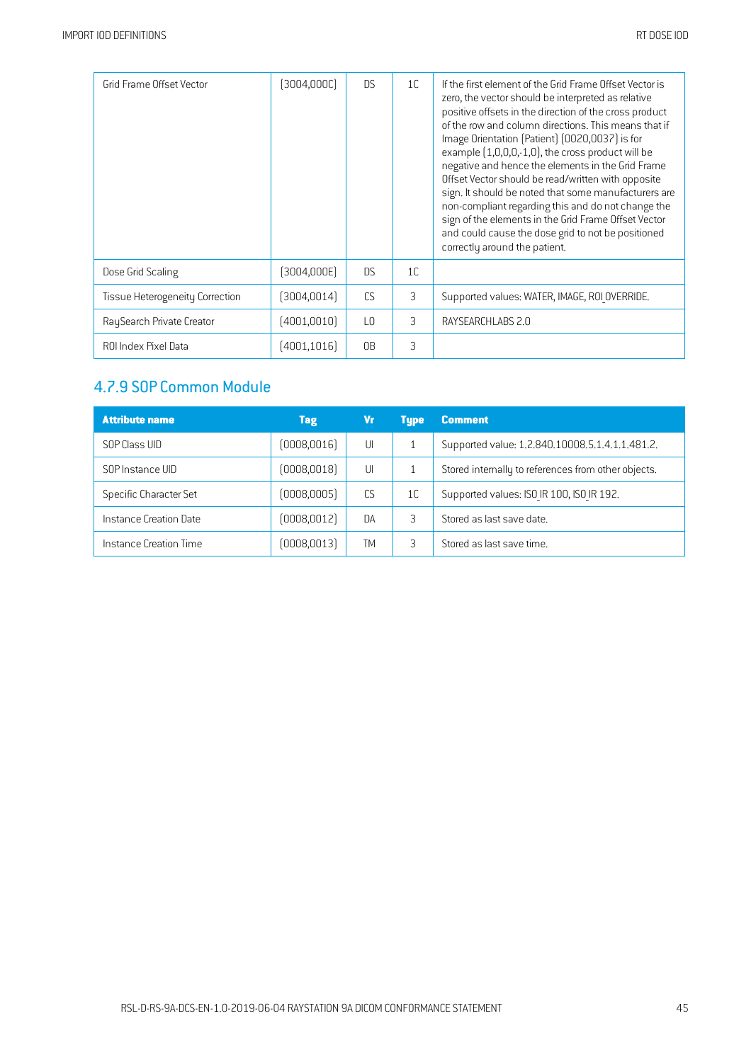| | | | | |
|---|---|---|---|---|
| Grid Frame Offset Vector | (3004,000C) | DS | 1C | If the first element of the Grid Frame Offset Vector is zero, the vector should be interpreted as relative positive offsets in the direction of the cross product of the row and column directions. This means that if Image Orientation (Patient) (0020,0037) is for example (1,0,0,0,-1,0), the cross product will be negative and hence the elements in the Grid Frame Offset Vector should be read/written with opposite sign. It should be noted that some manufacturers are non-compliant regarding this and do not change the sign of the elements in the Grid Frame Offset Vector and could cause the dose grid to not be positioned correctly around the patient. |
| Dose Grid Scaling | (3004,000E) | DS | 1C | |
| Tissue Heterogeneity Correction | (3004,0014) | CS | 3 | Supported values: WATER, IMAGE, ROI_OVERRIDE. |
| RaySearch Private Creator | (4001,0010) | LO | 3 | RAYSEARCHLABS 2.0 |
| ROI Index Pixel Data | (4001,1016) | OB | 3 | |

## 4.7.9 SOP Common Module

| Attribute name | Tag | Vr | Type | Comment |
|---|---|---|---|---|
| SOP Class UID | (0008,0016) | UI | 1 | Supported value: 1.2.840.10008.5.1.4.1.1.481.2. |
| SOP Instance UID | (0008,0018) | UI | 1 | Stored internally to references from other objects. |
| Specific Character Set | (0008,0005) | CS | 1C | Supported values: ISO_IR 100, ISO_IR 192. |
| Instance Creation Date | (0008,0012) | DA | 3 | Stored as last save date. |
| Instance Creation Time | (0008,0013) | TM | 3 | Stored as last save time. |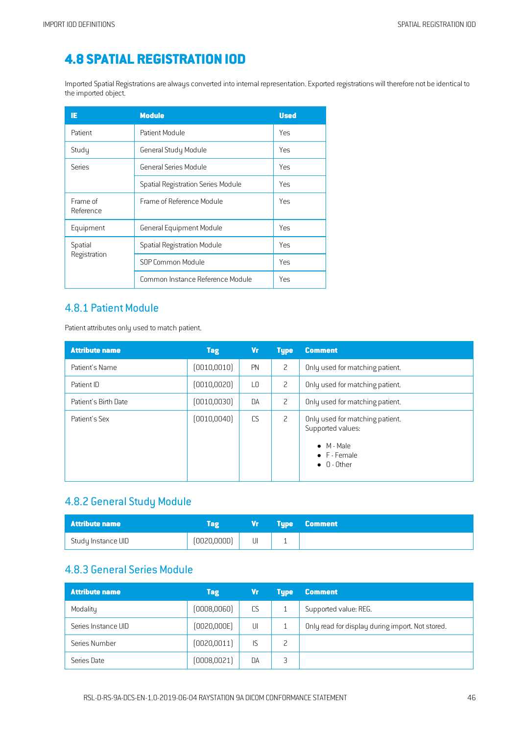## 4.8 SPATIAL REGISTRATION IOD

Imported Spatial Registrations are always converted into internal representation. Exported registrations will therefore not be identical to the imported object.

| IE | Module | Used |
|---|---|---|
| Patient | Patient Module | Yes |
| Study | General Study Module | Yes |
| Series | General Series Module | Yes |
| | Spatial Registration Series Module | Yes |
| Frame of Reference | Frame of Reference Module | Yes |
| Equipment | General Equipment Module | Yes |
| Spatial Registration | Spatial Registration Module | Yes |
| | SOP Common Module | Yes |
| | Common Instance Reference Module | Yes |

### 4.8.1 Patient Module

Patient attributes only used to match patient.

| Attribute name | Tag | Vr | Type | Comment |
|---|---|---|---|---|
| Patient's Name | (0010,0010) | PN | 2 | Only used for matching patient. |
| Patient ID | (0010,0020) | LO | 2 | Only used for matching patient. |
| Patient's Birth Date | (0010,0030) | DA | 2 | Only used for matching patient. |
| Patient's Sex | (0010,0040) | CS | 2 | Only used for matching patient. Supported values: <br>• M - Male <br>• F - Female <br>• O - Other |

### 4.8.2 General Study Module

| Attribute name | Tag | Vr | Type | Comment |
|---|---|---|---|---|
| Study Instance UID | (0020,000D) | UI | 1 | |

### 4.8.3 General Series Module

| Attribute name | Tag | Vr | Type | Comment |
|---|---|---|---|---|
| Modality | (0008,0060) | CS | 1 | Supported value: REG. |
| Series Instance UID | (0020,000E) | UI | 1 | Only read for display during import. Not stored. |
| Series Number | (0020,0011) | IS | 2 | |
| Series Date | (0008,0021) | DA | 3 | |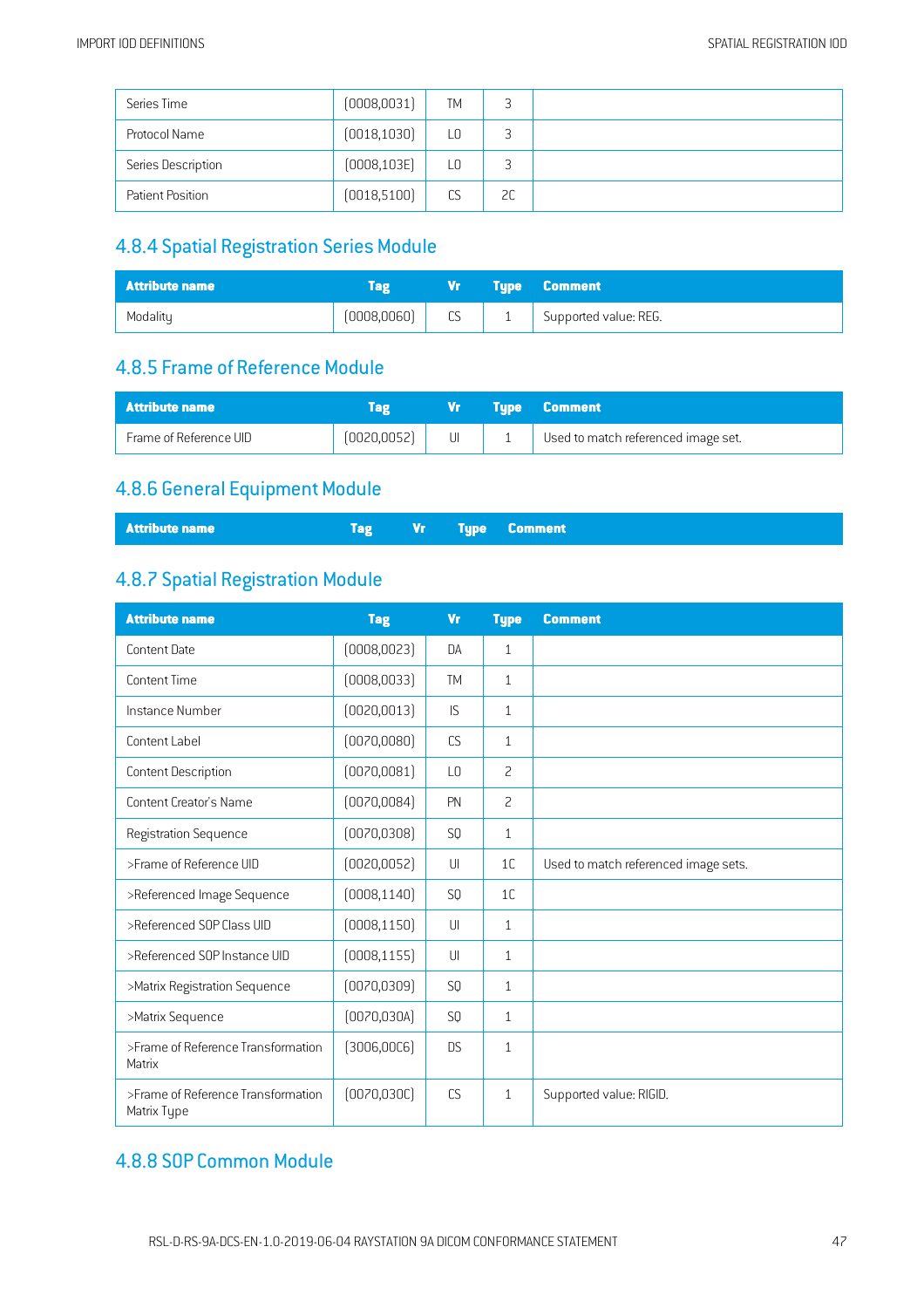| Series Time | (0008,0031) | TM | 3 | |
|---|---|---|---|---|
| Protocol Name | (0018,1030) | LO | 3 | |
| Series Description | (0008,103E) | LO | 3 | |
| Patient Position | (0018,5100) | CS | 2C | |

## 4.8.4 Spatial Registration Series Module

| Attribute name | Tag | Vr | Type | Comment |
|---|---|---|---|---|
| Modality | (0008,0060) | CS | 1 | Supported value: REG. |

## 4.8.5 Frame of Reference Module

| Attribute name | Tag | Vr | Type | Comment |
|---|---|---|---|---|
| Frame of Reference UID | (0020,0052) | UI | 1 | Used to match referenced image set. |

## 4.8.6 General Equipment Module

| Attribute name | Tag | Vr | Type | Comment |
|---|---|---|---|---|

## 4.8.7 Spatial Registration Module

| Attribute name | Tag | Vr | Type | Comment |
|---|---|---|---|---|
| Content Date | (0008,0023) | DA | 1 | |
| Content Time | (0008,0033) | TM | 1 | |
| Instance Number | (0020,0013) | IS | 1 | |
| Content Label | (0070,0080) | CS | 1 | |
| Content Description | (0070,0081) | LO | 2 | |
| Content Creator's Name | (0070,0084) | PN | 2 | |
| Registration Sequence | (0070,0308) | SQ | 1 | |
| >Frame of Reference UID | (0020,0052) | UI | 1C | Used to match referenced image sets. |
| >Referenced Image Sequence | (0008,1140) | SQ | 1C | |
| >Referenced SOP Class UID | (0008,1150) | UI | 1 | |
| >Referenced SOP Instance UID | (0008,1155) | UI | 1 | |
| >Matrix Registration Sequence | (0070,0309) | SQ | 1 | |
| >Matrix Sequence | (0070,030A) | SQ | 1 | |
| >Frame of Reference Transformation Matrix | (3006,00C6) | DS | 1 | |
| >Frame of Reference Transformation Matrix Type | (0070,030C) | CS | 1 | Supported value: RIGID. |

## 4.8.8 SOP Common Module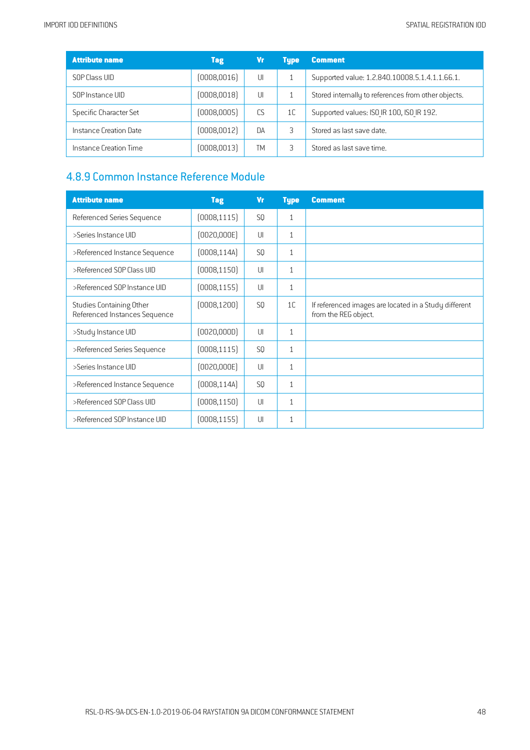| Attribute name | Tag | Vr | Type | Comment |
|---|---|---|---|---|
| SOP Class UID | (0008,0016) | UI | 1 | Supported value: 1.2.840.10008.5.1.4.1.1.66.1. |
| SOP Instance UID | (0008,0018) | UI | 1 | Stored internally to references from other objects. |
| Specific Character Set | (0008,0005) | CS | 1C | Supported values: ISO_IR 100, ISO_IR 192. |
| Instance Creation Date | (0008,0012) | DA | 3 | Stored as last save date. |
| Instance Creation Time | (0008,0013) | TM | 3 | Stored as last save time. |

## 4.8.9 Common Instance Reference Module

| Attribute name | Tag | Vr | Type | Comment |
|---|---|---|---|---|
| Referenced Series Sequence | (0008,1115) | SQ | 1 | |
| >Series Instance UID | (0020,000E) | UI | 1 | |
| >Referenced Instance Sequence | (0008,114A) | SQ | 1 | |
| >Referenced SOP Class UID | (0008,1150) | UI | 1 | |
| >Referenced SOP Instance UID | (0008,1155) | UI | 1 | |
| Studies Containing Other Referenced Instances Sequence | (0008,1200) | SQ | 1C | If referenced images are located in a Study different from the REG object. |
| >Study Instance UID | (0020,000D) | UI | 1 | |
| >Referenced Series Sequence | (0008,1115) | SQ | 1 | |
| >Series Instance UID | (0020,000E) | UI | 1 | |
| >Referenced Instance Sequence | (0008,114A) | SQ | 1 | |
| >Referenced SOP Class UID | (0008,1150) | UI | 1 | |
| >Referenced SOP Instance UID | (0008,1155) | UI | 1 | |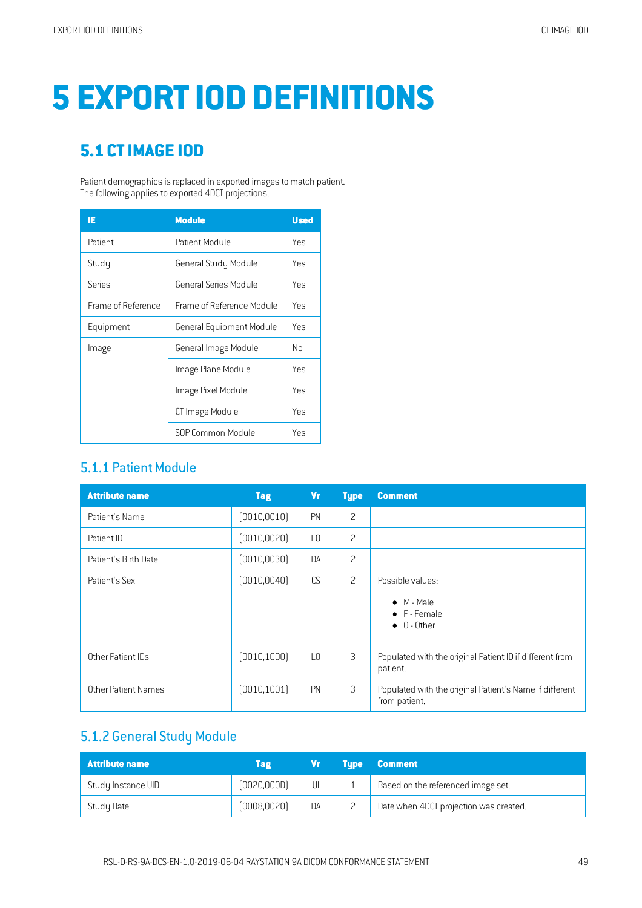# 5 EXPORT IOD DEFINITIONS

## 5.1 CT IMAGE IOD

Patient demographics is replaced in exported images to match patient.
The following applies to exported 4DCT projections.

| IE | Module | Used |
|---|---|---|
| Patient | Patient Module | Yes |
| Study | General Study Module | Yes |
| Series | General Series Module | Yes |
| Frame of Reference | Frame of Reference Module | Yes |
| Equipment | General Equipment Module | Yes |
| Image | General Image Module | No |
| | Image Plane Module | Yes |
| | Image Pixel Module | Yes |
| | CT Image Module | Yes |
| | SOP Common Module | Yes |

### 5.1.1 Patient Module

| Attribute name | Tag | Vr | Type | Comment |
|---|---|---|---|---|
| Patient's Name | (0010,0010) | PN | 2 | |
| Patient ID | (0010,0020) | LO | 2 | |
| Patient's Birth Date | (0010,0030) | DA | 2 | |
| Patient's Sex | (0010,0040) | CS | 2 | Possible values:<br>• M - Male<br>• F - Female<br>• O - Other |
| Other Patient IDs | (0010,1000) | LO | 3 | Populated with the original Patient ID if different from patient. |
| Other Patient Names | (0010,1001) | PN | 3 | Populated with the original Patient's Name if different from patient. |

### 5.1.2 General Study Module

| Attribute name | Tag | Vr | Type | Comment |
|---|---|---|---|---|
| Study Instance UID | (0020,000D) | UI | 1 | Based on the referenced image set. |
| Study Date | (0008,0020) | DA | 2 | Date when 4DCT projection was created. |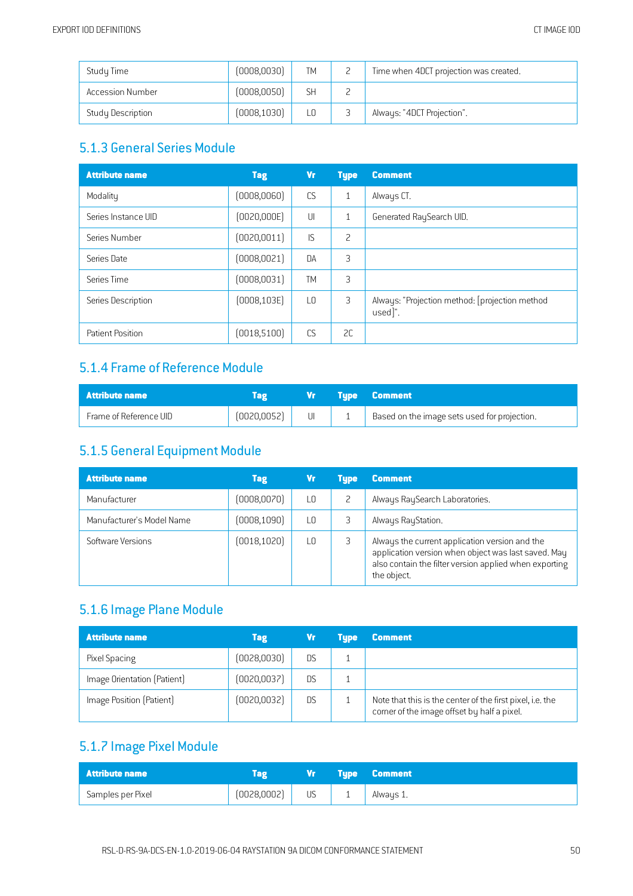| Study Time | (0008,0030) | TM | 2 | Time when 4DCT projection was created. |
|---|---|---|---|---|
| Accession Number | (0008,0050) | SH | 2 | |
| Study Description | (0008,1030) | LO | 3 | Always: "4DCT Projection". |

### 5.1.3 General Series Module

| Attribute name | Tag | Vr | Type | Comment |
|---|---|---|---|---|
| Modality | (0008,0060) | CS | 1 | Always CT. |
| Series Instance UID | (0020,000E) | UI | 1 | Generated RaySearch UID. |
| Series Number | (0020,0011) | IS | 2 | |
| Series Date | (0008,0021) | DA | 3 | |
| Series Time | (0008,0031) | TM | 3 | |
| Series Description | (0008,103E) | LO | 3 | Always: "Projection method: [projection method used]". |
| Patient Position | (0018,5100) | CS | 2C | |

### 5.1.4 Frame of Reference Module

| Attribute name | Tag | Vr | Type | Comment |
|---|---|---|---|---|
| Frame of Reference UID | (0020,0052) | UI | 1 | Based on the image sets used for projection. |

### 5.1.5 General Equipment Module

| Attribute name | Tag | Vr | Type | Comment |
|---|---|---|---|---|
| Manufacturer | (0008,0070) | LO | 2 | Always RaySearch Laboratories. |
| Manufacturer's Model Name | (0008,1090) | LO | 3 | Always RayStation. |
| Software Versions | (0018,1020) | LO | 3 | Always the current application version and the application version when object was last saved. May also contain the filter version applied when exporting the object. |

### 5.1.6 Image Plane Module

| Attribute name | Tag | Vr | Type | Comment |
|---|---|---|---|---|
| Pixel Spacing | (0028,0030) | DS | 1 | |
| Image Orientation (Patient) | (0020,0037) | DS | 1 | |
| Image Position (Patient) | (0020,0032) | DS | 1 | Note that this is the center of the first pixel, i.e. the corner of the image offset by half a pixel. |

### 5.1.7 Image Pixel Module

| Attribute name | Tag | Vr | Type | Comment |
|---|---|---|---|---|
| Samples per Pixel | (0028,0002) | US | 1 | Always 1. |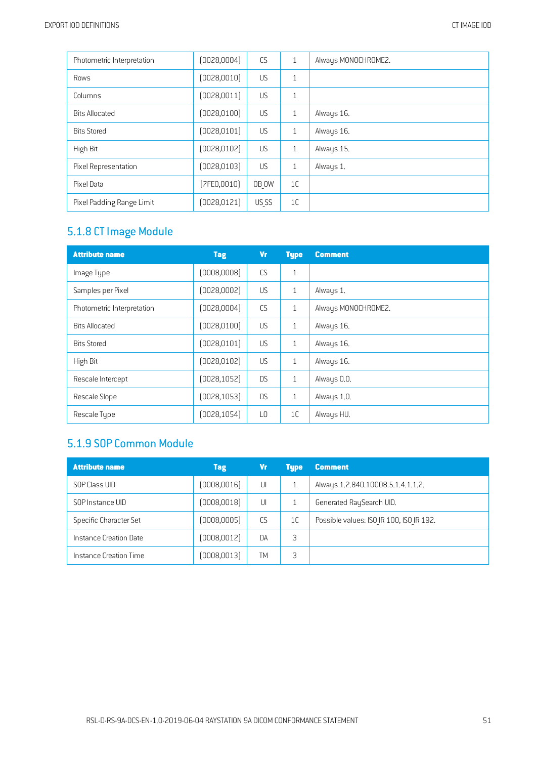| Photometric Interpretation | (0028,0004) | CS | 1 | Always MONOCHROME2. |
|---|---|---|---|---|
| Rows | (0028,0010) | US | 1 | |
| Columns | (0028,0011) | US | 1 | |
| Bits Allocated | (0028,0100) | US | 1 | Always 16. |
| Bits Stored | (0028,0101) | US | 1 | Always 16. |
| High Bit | (0028,0102) | US | 1 | Always 15. |
| Pixel Representation | (0028,0103) | US | 1 | Always 1. |
| Pixel Data | (7FE0,0010) | OB OW | 1C | |
| Pixel Padding Range Limit | (0028,0121) | US SS | 1C | |

## 5.1.8 CT Image Module

| Attribute name | Tag | Vr | Type | Comment |
|---|---|---|---|---|
| Image Type | (0008,0008) | CS | 1 | |
| Samples per Pixel | (0028,0002) | US | 1 | Always 1. |
| Photometric Interpretation | (0028,0004) | CS | 1 | Always MONOCHROME2. |
| Bits Allocated | (0028,0100) | US | 1 | Always 16. |
| Bits Stored | (0028,0101) | US | 1 | Always 16. |
| High Bit | (0028,0102) | US | 1 | Always 16. |
| Rescale Intercept | (0028,1052) | DS | 1 | Always 0.0. |
| Rescale Slope | (0028,1053) | DS | 1 | Always 1.0. |
| Rescale Type | (0028,1054) | LO | 1C | Always HU. |

## 5.1.9 SOP Common Module

| Attribute name | Tag | Vr | Type | Comment |
|---|---|---|---|---|
| SOP Class UID | (0008,0016) | UI | 1 | Always 1.2.840.10008.5.1.4.1.1.2. |
| SOP Instance UID | (0008,0018) | UI | 1 | Generated RaySearch UID. |
| Specific Character Set | (0008,0005) | CS | 1C | Possible values: ISO_IR 100, ISO_IR 192. |
| Instance Creation Date | (0008,0012) | DA | 3 | |
| Instance Creation Time | (0008,0013) | TM | 3 | |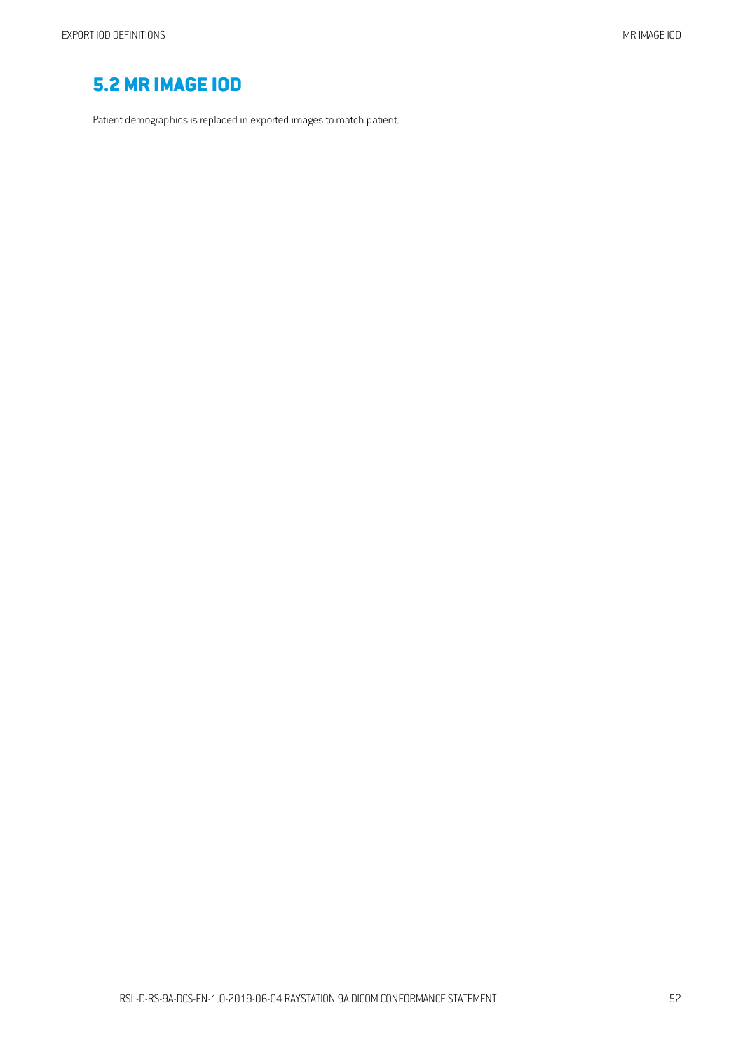## 5.2 MR IMAGE IOD

Patient demographics is replaced in exported images to match patient.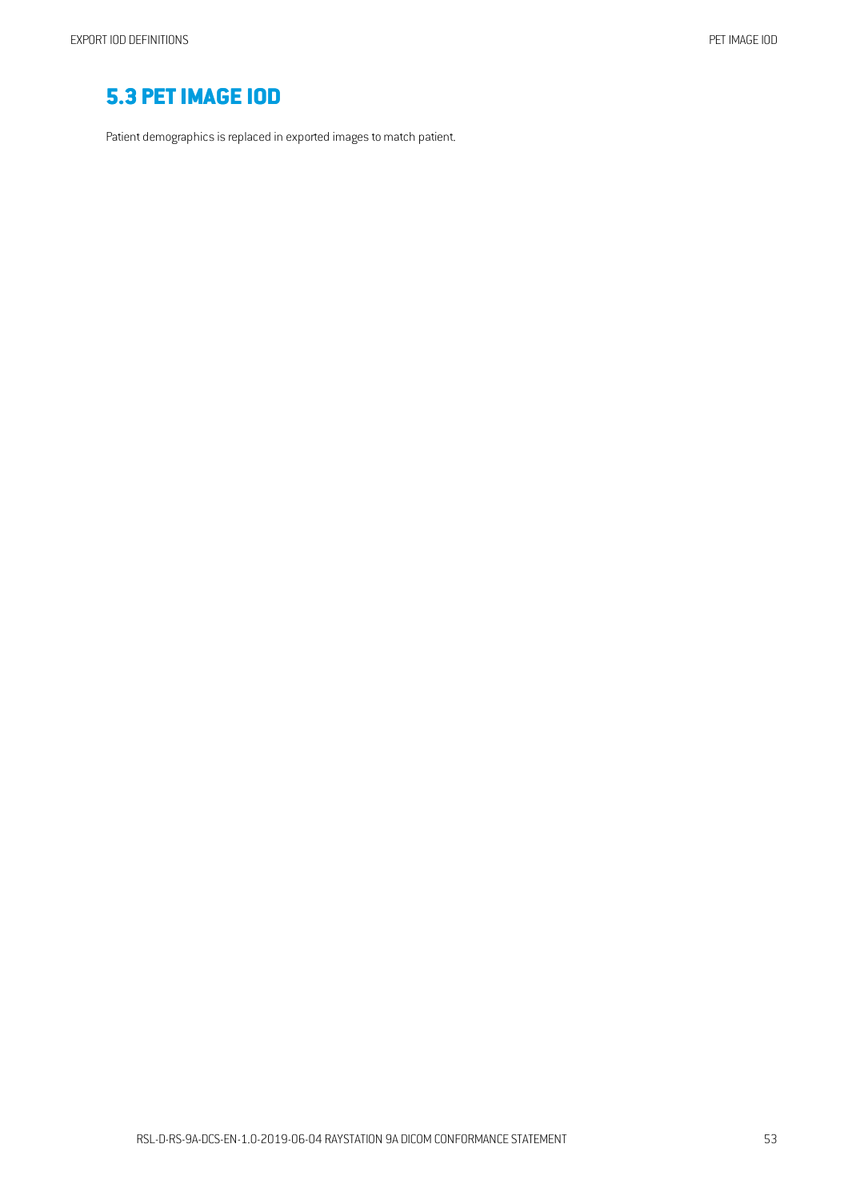## 5.3 PET IMAGE IOD

Patient demographics is replaced in exported images to match patient.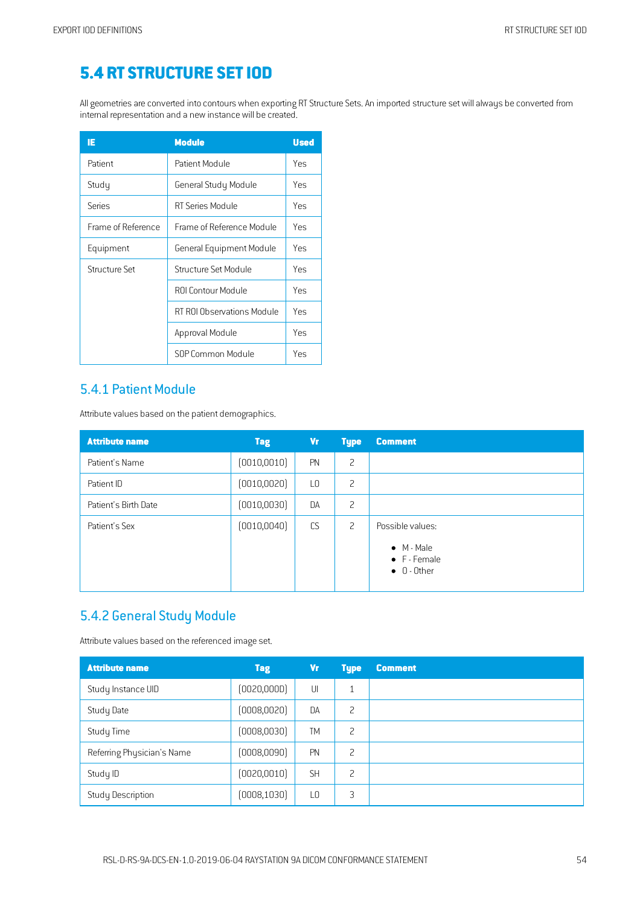# 5.4 RT STRUCTURE SET IOD

All geometries are converted into contours when exporting RT Structure Sets. An imported structure set will always be converted from internal representation and a new instance will be created.

| IE | Module | Used |
|---|---|---|
| Patient | Patient Module | Yes |
| Study | General Study Module | Yes |
| Series | RT Series Module | Yes |
| Frame of Reference | Frame of Reference Module | Yes |
| Equipment | General Equipment Module | Yes |
| Structure Set | Structure Set Module | Yes |
| | ROI Contour Module | Yes |
| | RT ROI Observations Module | Yes |
| | Approval Module | Yes |
| | SOP Common Module | Yes |

## 5.4.1 Patient Module

Attribute values based on the patient demographics.

| Attribute name | Tag | Vr | Type | Comment |
|---|---|---|---|---|
| Patient's Name | (0010,0010) | PN | 2 | |
| Patient ID | (0010,0020) | LO | 2 | |
| Patient's Birth Date | (0010,0030) | DA | 2 | |
| Patient's Sex | (0010,0040) | CS | 2 | Possible values:<br>• M - Male<br>• F - Female<br>• O - Other |

## 5.4.2 General Study Module

Attribute values based on the referenced image set.

| Attribute name | Tag | Vr | Type | Comment |
|---|---|---|---|---|
| Study Instance UID | (0020,000D) | UI | 1 | |
| Study Date | (0008,0020) | DA | 2 | |
| Study Time | (0008,0030) | TM | 2 | |
| Referring Physician's Name | (0008,0090) | PN | 2 | |
| Study ID | (0020,0010) | SH | 2 | |
| Study Description | (0008,1030) | LO | 3 | |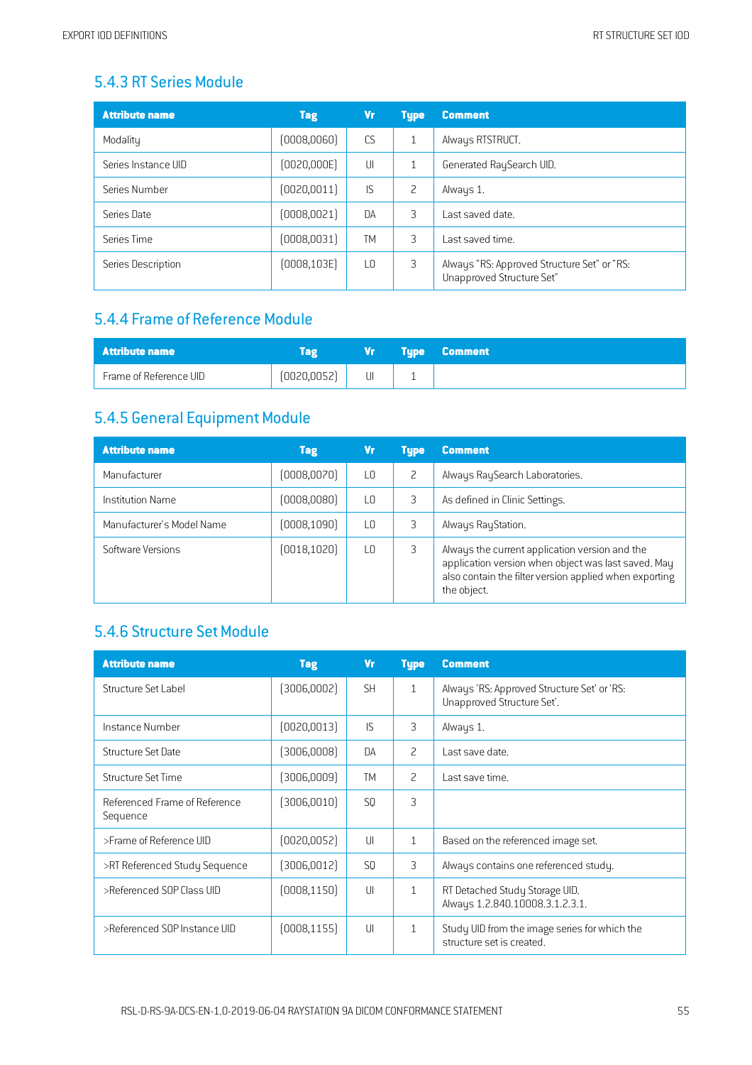## 5.4.3 RT Series Module

| Attribute name | Tag | Vr | Type | Comment |
|---|---|---|---|---|
| Modality | (0008,0060) | CS | 1 | Always RTSTRUCT. |
| Series Instance UID | (0020,000E) | UI | 1 | Generated RaySearch UID. |
| Series Number | (0020,0011) | IS | 2 | Always 1. |
| Series Date | (0008,0021) | DA | 3 | Last saved date. |
| Series Time | (0008,0031) | TM | 3 | Last saved time. |
| Series Description | (0008,103E) | LO | 3 | Always "RS: Approved Structure Set" or "RS: Unapproved Structure Set" |

## 5.4.4 Frame of Reference Module

| Attribute name | Tag | Vr | Type | Comment |
|---|---|---|---|---|
| Frame of Reference UID | (0020,0052) | UI | 1 | |

## 5.4.5 General Equipment Module

| Attribute name | Tag | Vr | Type | Comment |
|---|---|---|---|---|
| Manufacturer | (0008,0070) | LO | 2 | Always RaySearch Laboratories. |
| Institution Name | (0008,0080) | LO | 3 | As defined in Clinic Settings. |
| Manufacturer's Model Name | (0008,1090) | LO | 3 | Always RayStation. |
| Software Versions | (0018,1020) | LO | 3 | Always the current application version and the application version when object was last saved. May also contain the filter version applied when exporting the object. |

## 5.4.6 Structure Set Module

| Attribute name | Tag | Vr | Type | Comment |
|---|---|---|---|---|
| Structure Set Label | (3006,0002) | SH | 1 | Always 'RS: Approved Structure Set' or 'RS: Unapproved Structure Set'. |
| Instance Number | (0020,0013) | IS | 3 | Always 1. |
| Structure Set Date | (3006,0008) | DA | 2 | Last save date. |
| Structure Set Time | (3006,0009) | TM | 2 | Last save time. |
| Referenced Frame of Reference Sequence | (3006,0010) | SQ | 3 | |
| >Frame of Reference UID | (0020,0052) | UI | 1 | Based on the referenced image set. |
| >RT Referenced Study Sequence | (3006,0012) | SQ | 3 | Always contains one referenced study. |
| >Referenced SOP Class UID | (0008,1150) | UI | 1 | RT Detached Study Storage UID. Always 1.2.840.10008.3.1.2.3.1. |
| >Referenced SOP Instance UID | (0008,1155) | UI | 1 | Study UID from the image series for which the structure set is created. |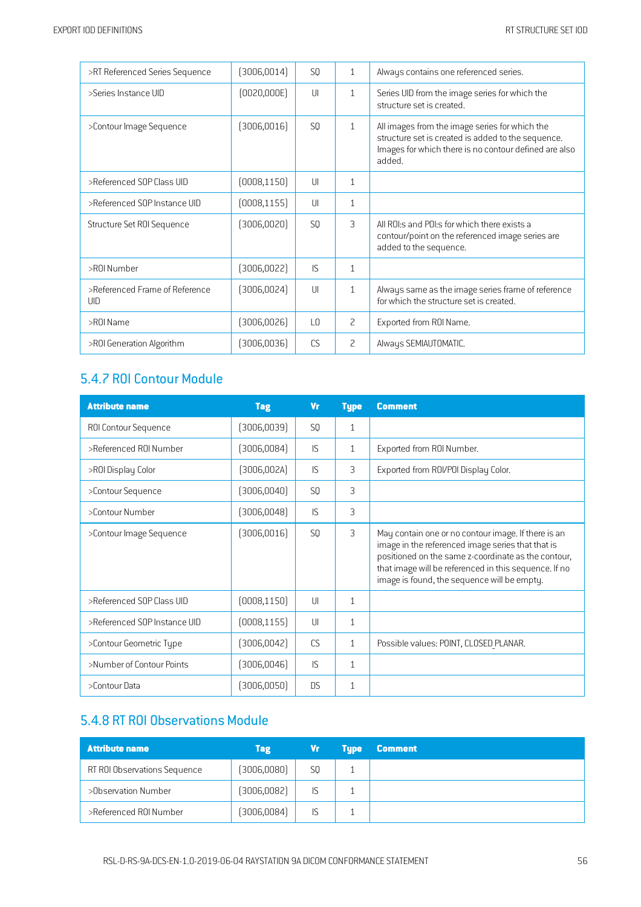| | | | | |
|---|---|---|---|---|
| >RT Referenced Series Sequence | (3006,0014) | SQ | 1 | Always contains one referenced series. |
| >Series Instance UID | (0020,000E) | UI | 1 | Series UID from the image series for which the structure set is created. |
| >Contour Image Sequence | (3006,0016) | SQ | 1 | All images from the image series for which the structure set is created is added to the sequence. Images for which there is no contour defined are also added. |
| >Referenced SOP Class UID | (0008,1150) | UI | 1 | |
| >Referenced SOP Instance UID | (0008,1155) | UI | 1 | |
| Structure Set ROI Sequence | (3006,0020) | SQ | 3 | All ROI:s and POI:s for which there exists a contour/point on the referenced image series are added to the sequence. |
| >ROI Number | (3006,0022) | IS | 1 | |
| >Referenced Frame of Reference UID | (3006,0024) | UI | 1 | Always same as the image series frame of reference for which the structure set is created. |
| >ROI Name | (3006,0026) | LO | 2 | Exported from ROI Name. |
| >ROI Generation Algorithm | (3006,0036) | CS | 2 | Always SEMIAUTOMATIC. |

### 5.4.7 ROI Contour Module

| Attribute name | Tag | Vr | Type | Comment |
|---|---|---|---|---|
| ROI Contour Sequence | (3006,0039) | SQ | 1 | |
| >Referenced ROI Number | (3006,0084) | IS | 1 | Exported from ROI Number. |
| >ROI Display Color | (3006,002A) | IS | 3 | Exported from ROI/POI Display Color. |
| >Contour Sequence | (3006,0040) | SQ | 3 | |
| >Contour Number | (3006,0048) | IS | 3 | |
| >Contour Image Sequence | (3006,0016) | SQ | 3 | May contain one or no contour image. If there is an image in the referenced image series that that is positioned on the same z-coordinate as the contour, that image will be referenced in this sequence. If no image is found, the sequence will be empty. |
| >Referenced SOP Class UID | (0008,1150) | UI | 1 | |
| >Referenced SOP Instance UID | (0008,1155) | UI | 1 | |
| >Contour Geometric Type | (3006,0042) | CS | 1 | Possible values: POINT, CLOSED_PLANAR. |
| >Number of Contour Points | (3006,0046) | IS | 1 | |
| >Contour Data | (3006,0050) | DS | 1 | |

### 5.4.8 RT ROI Observations Module

| Attribute name | Tag | Vr | Type | Comment |
|---|---|---|---|---|
| RT ROI Observations Sequence | (3006,0080) | SQ | 1 | |
| >Observation Number | (3006,0082) | IS | 1 | |
| >Referenced ROI Number | (3006,0084) | IS | 1 | |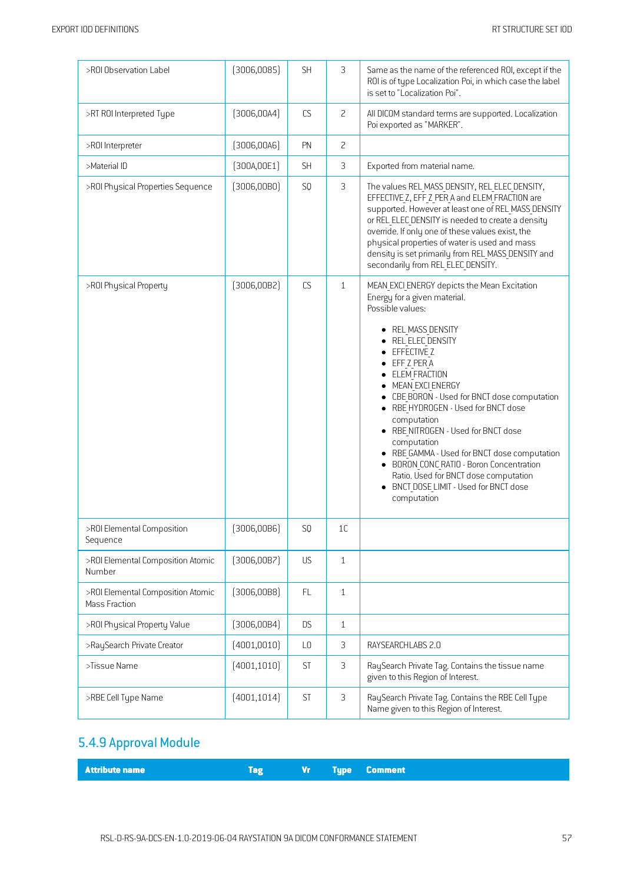| | | | | |
|---|---|---|---|---|
| >ROI Observation Label | (3006,0085) | SH | 3 | Same as the name of the referenced ROI, except if the ROI is of type Localization Poi, in which case the label is set to "Localization Poi". |
| >RT ROI Interpreted Type | (3006,00A4) | CS | 2 | All DICOM standard terms are supported. Localization Poi exported as "MARKER". |
| >ROI Interpreter | (3006,00A6) | PN | 2 | |
| >Material ID | (300A,00E1) | SH | 3 | Exported from material name. |
| >ROI Physical Properties Sequence | (3006,00B0) | SQ | 3 | The values REL_MASS_DENSITY, REL_ELEC_DENSITY, EFFECTIVE_Z, EFF_Z_PER_A and ELEM_FRACTION are supported. However at least one of REL_MASS_DENSITY or REL_ELEC_DENSITY is needed to create a density override. If only one of these values exist, the physical properties of water is used and mass density is set primarily from REL_MASS_DENSITY and secondarily from REL_ELEC_DENSITY. |
| >ROI Physical Property | (3006,00B2) | CS | 1 | MEAN_EXCI_ENERGY depicts the Mean Excitation Energy for a given material.<br>Possible values:<br>• REL_MASS_DENSITY<br>• REL_ELEC_DENSITY<br>• EFFECTIVE_Z<br>• EFF_Z_PER_A<br>• ELEM_FRACTION<br>• MEAN_EXCI_ENERGY<br>• CBE_BORON - Used for BNCT dose computation<br>• RBE_HYDROGEN - Used for BNCT dose computation<br>• RBE_NITROGEN - Used for BNCT dose computation<br>• RBE_GAMMA - Used for BNCT dose computation<br>• BORON_CONC_RATIO - Boron Concentration Ratio. Used for BNCT dose computation<br>• BNCT_DOSE_LIMIT - Used for BNCT dose computation |
| >ROI Elemental Composition Sequence | (3006,00B6) | SQ | 1C | |
| >ROI Elemental Composition Atomic Number | (3006,00B7) | US | 1 | |
| >ROI Elemental Composition Atomic Mass Fraction | (3006,00B8) | FL | 1 | |
| >ROI Physical Property Value | (3006,00B4) | DS | 1 | |
| >RaySearch Private Creator | (4001,0010) | LO | 3 | RAYSEARCHLABS 2.0 |
| >Tissue Name | (4001,1010) | ST | 3 | RaySearch Private Tag. Contains the tissue name given to this Region of Interest. |
| >RBE Cell Type Name | (4001,1014) | ST | 3 | RaySearch Private Tag. Contains the RBE Cell Type Name given to this Region of Interest. |

## 5.4.9 Approval Module

| Attribute name | Tag | Vr | Type | Comment |
|---|---|---|---|---|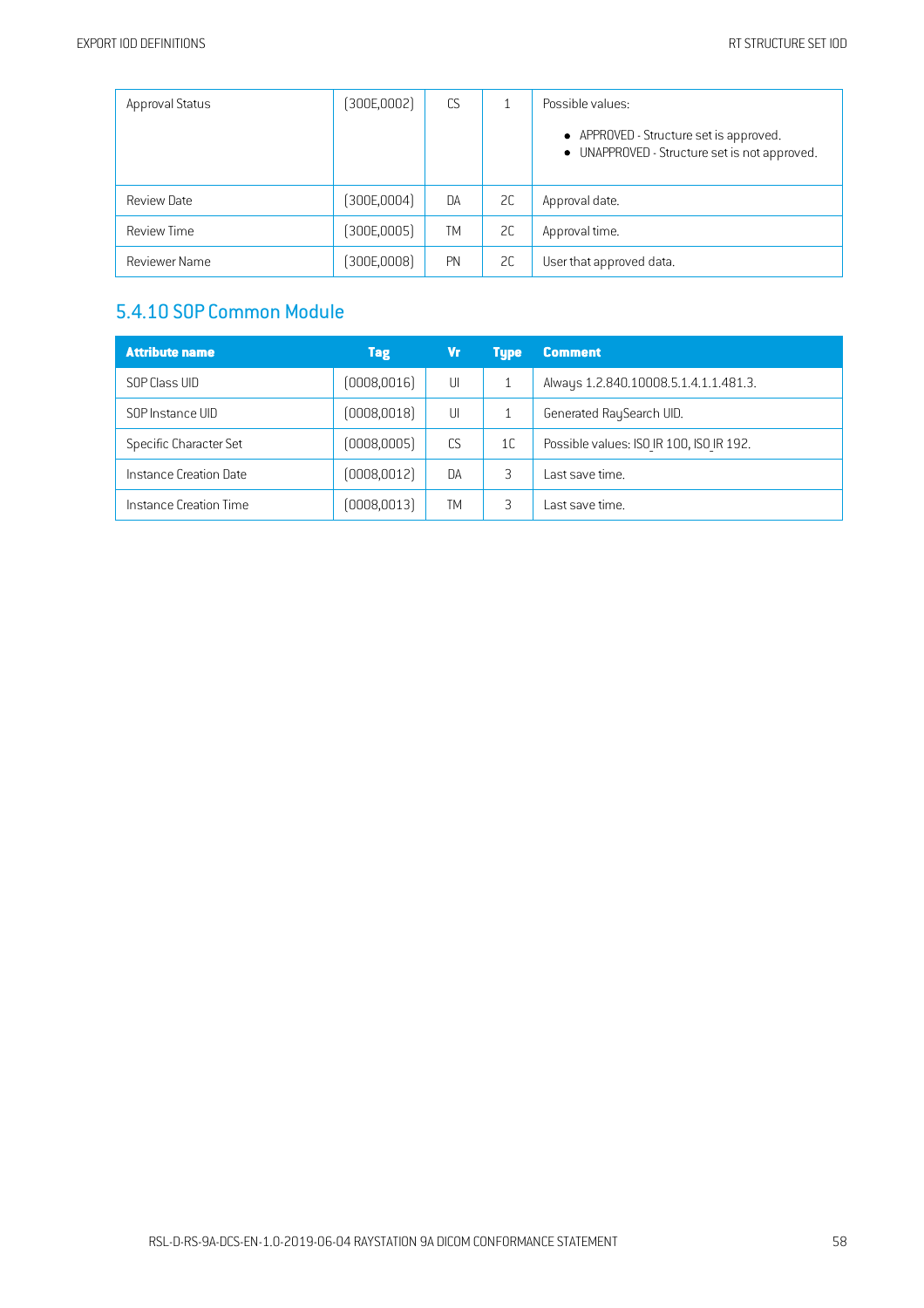| Approval Status | (300E,0002) | CS | 1 | Possible values:<br>• APPROVED - Structure set is approved.<br>• UNAPPROVED - Structure set is not approved. |
|---|---|---|---|---|
| Review Date | (300E,0004) | DA | 2C | Approval date. |
| Review Time | (300E,0005) | TM | 2C | Approval time. |
| Reviewer Name | (300E,0008) | PN | 2C | User that approved data. |

## 5.4.10 SOP Common Module

| Attribute name | Tag | Vr | Type | Comment |
|---|---|---|---|---|
| SOP Class UID | (0008,0016) | UI | 1 | Always 1.2.840.10008.5.1.4.1.1.481.3. |
| SOP Instance UID | (0008,0018) | UI | 1 | Generated RaySearch UID. |
| Specific Character Set | (0008,0005) | CS | 1C | Possible values: ISO_IR 100, ISO_IR 192. |
| Instance Creation Date | (0008,0012) | DA | 3 | Last save time. |
| Instance Creation Time | (0008,0013) | TM | 3 | Last save time. |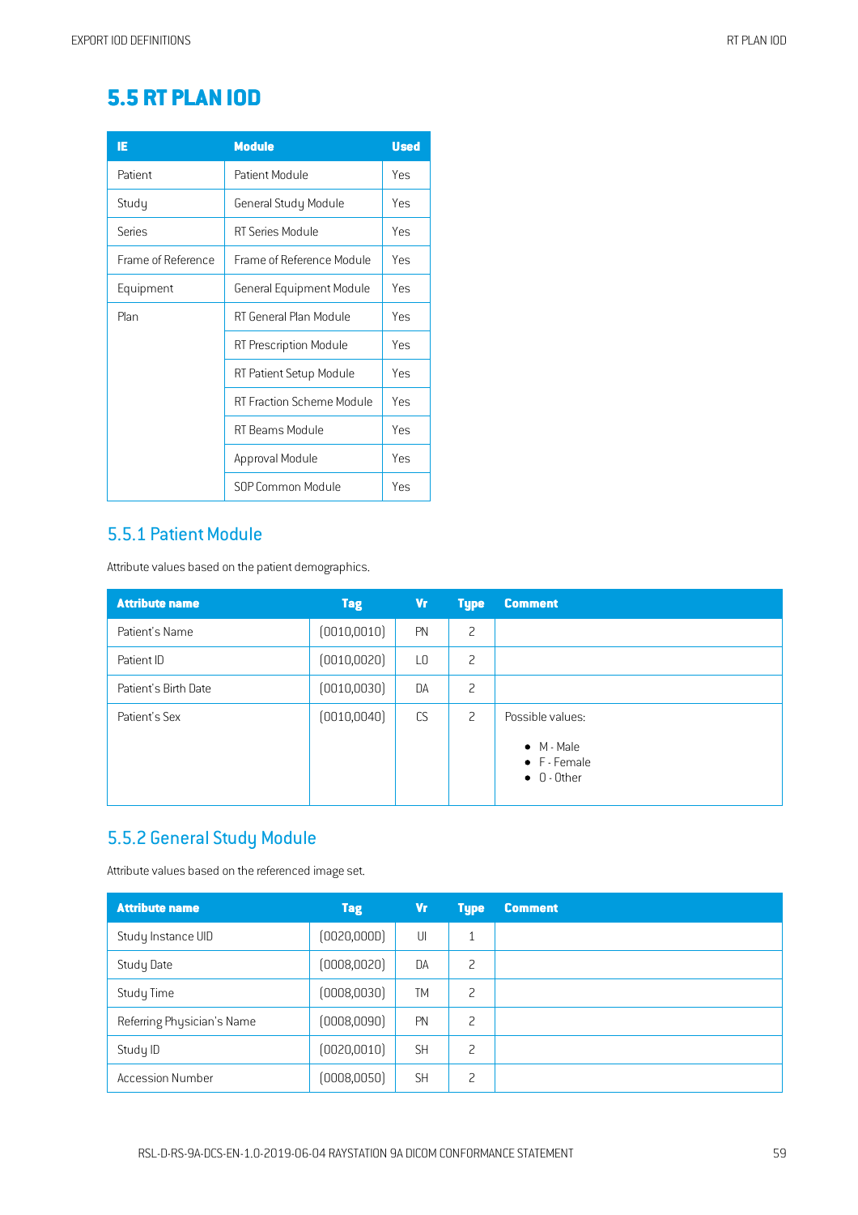# 5.5 RT PLAN IOD

| IE | Module | Used |
|---|---|---|
| Patient | Patient Module | Yes |
| Study | General Study Module | Yes |
| Series | RT Series Module | Yes |
| Frame of Reference | Frame of Reference Module | Yes |
| Equipment | General Equipment Module | Yes |
| Plan | RT General Plan Module | Yes |
| | RT Prescription Module | Yes |
| | RT Patient Setup Module | Yes |
| | RT Fraction Scheme Module | Yes |
| | RT Beams Module | Yes |
| | Approval Module | Yes |
| | SOP Common Module | Yes |

## 5.5.1 Patient Module

Attribute values based on the patient demographics.

| Attribute name | Tag | Vr | Type | Comment |
|---|---|---|---|---|
| Patient's Name | (0010,0010) | PN | 2 | |
| Patient ID | (0010,0020) | LO | 2 | |
| Patient's Birth Date | (0010,0030) | DA | 2 | |
| Patient's Sex | (0010,0040) | CS | 2 | Possible values: <br>• M - Male <br>• F - Female <br>• O - Other |

## 5.5.2 General Study Module

Attribute values based on the referenced image set.

| Attribute name | Tag | Vr | Type | Comment |
|---|---|---|---|---|
| Study Instance UID | (0020,000D) | UI | 1 | |
| Study Date | (0008,0020) | DA | 2 | |
| Study Time | (0008,0030) | TM | 2 | |
| Referring Physician's Name | (0008,0090) | PN | 2 | |
| Study ID | (0020,0010) | SH | 2 | |
| Accession Number | (0008,0050) | SH | 2 | |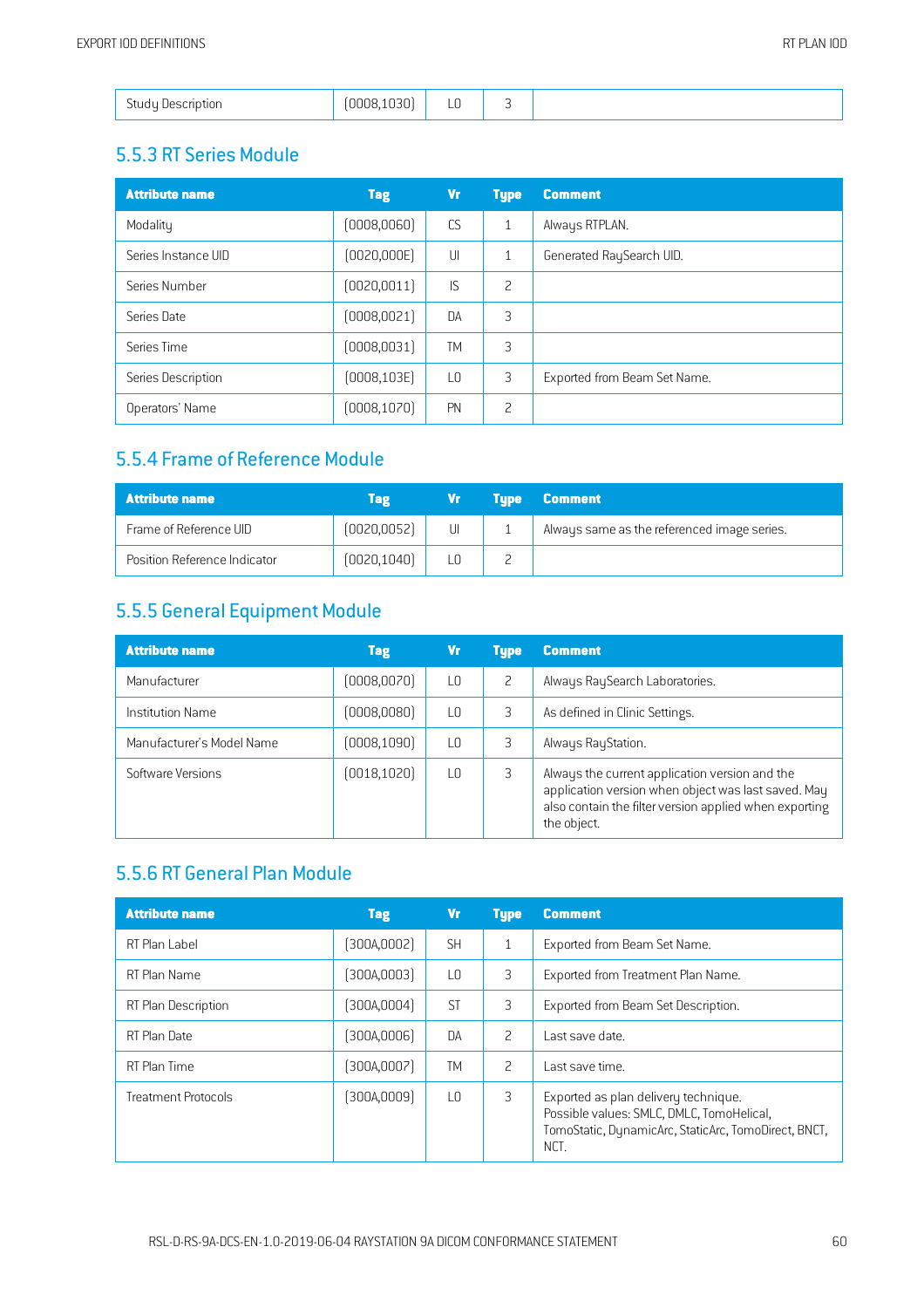| Study Description | (0008,1030) | LO | 3 | |
|---|---|---|---|---|

### 5.5.3 RT Series Module

| Attribute name | Tag | Vr | Type | Comment |
|---|---|---|---|---|
| Modality | (0008,0060) | CS | 1 | Always RTPLAN. |
| Series Instance UID | (0020,000E) | UI | 1 | Generated RaySearch UID. |
| Series Number | (0020,0011) | IS | 2 | |
| Series Date | (0008,0021) | DA | 3 | |
| Series Time | (0008,0031) | TM | 3 | |
| Series Description | (0008,103E) | LO | 3 | Exported from Beam Set Name. |
| Operators' Name | (0008,1070) | PN | 2 | |

### 5.5.4 Frame of Reference Module

| Attribute name | Tag | Vr | Type | Comment |
|---|---|---|---|---|
| Frame of Reference UID | (0020,0052) | UI | 1 | Always same as the referenced image series. |
| Position Reference Indicator | (0020,1040) | LO | 2 | |

### 5.5.5 General Equipment Module

| Attribute name | Tag | Vr | Type | Comment |
|---|---|---|---|---|
| Manufacturer | (0008,0070) | LO | 2 | Always RaySearch Laboratories. |
| Institution Name | (0008,0080) | LO | 3 | As defined in Clinic Settings. |
| Manufacturer's Model Name | (0008,1090) | LO | 3 | Always RayStation. |
| Software Versions | (0018,1020) | LO | 3 | Always the current application version and the application version when object was last saved. May also contain the filter version applied when exporting the object. |

### 5.5.6 RT General Plan Module

| Attribute name | Tag | Vr | Type | Comment |
|---|---|---|---|---|
| RT Plan Label | (300A,0002) | SH | 1 | Exported from Beam Set Name. |
| RT Plan Name | (300A,0003) | LO | 3 | Exported from Treatment Plan Name. |
| RT Plan Description | (300A,0004) | ST | 3 | Exported from Beam Set Description. |
| RT Plan Date | (300A,0006) | DA | 2 | Last save date. |
| RT Plan Time | (300A,0007) | TM | 2 | Last save time. |
| Treatment Protocols | (300A,0009) | LO | 3 | Exported as plan delivery technique. Possible values: SMLC, DMLC, TomoHelical, TomoStatic, DynamicArc, StaticArc, TomoDirect, BNCT, NCT. |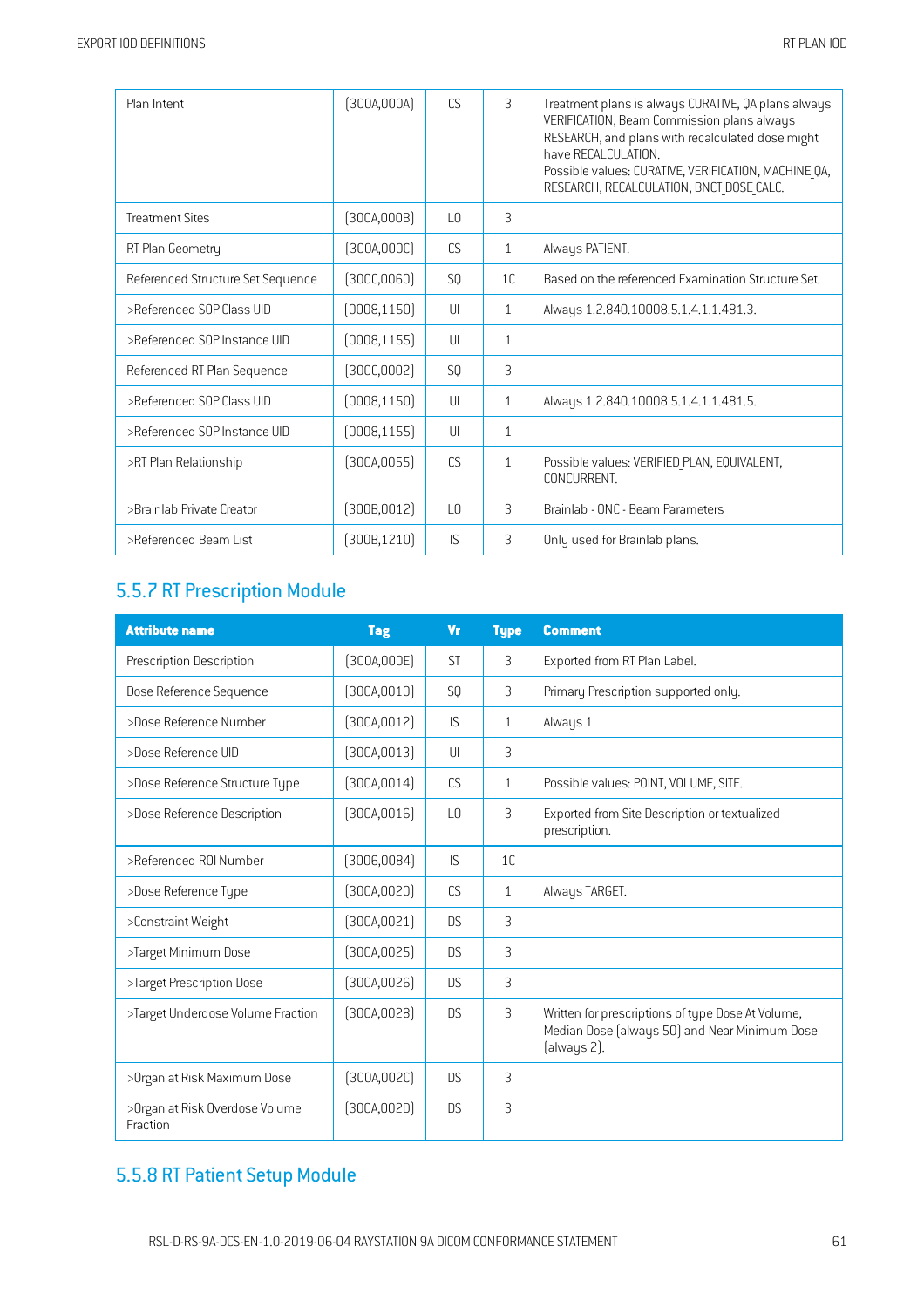| Plan Intent | (300A,000A) | CS | 3 | Treatment plans is always CURATIVE, QA plans always VERIFICATION, Beam Commission plans always RESEARCH, and plans with recalculated dose might have RECALCULATION. Possible values: CURATIVE, VERIFICATION, MACHINE_QA, RESEARCH, RECALCULATION, BNCT_DOSE_CALC. |
|---|---|---|---|---|
| Treatment Sites | (300A,000B) | LO | 3 | |
| RT Plan Geometry | (300A,000C) | CS | 1 | Always PATIENT. |
| Referenced Structure Set Sequence | (300C,0060) | SQ | 1C | Based on the referenced Examination Structure Set. |
| >Referenced SOP Class UID | (0008,1150) | UI | 1 | Always 1.2.840.10008.5.1.4.1.1.481.3. |
| >Referenced SOP Instance UID | (0008,1155) | UI | 1 | |
| Referenced RT Plan Sequence | (300C,0002) | SQ | 3 | |
| >Referenced SOP Class UID | (0008,1150) | UI | 1 | Always 1.2.840.10008.5.1.4.1.1.481.5. |
| >Referenced SOP Instance UID | (0008,1155) | UI | 1 | |
| >RT Plan Relationship | (300A,0055) | CS | 1 | Possible values: VERIFIED_PLAN, EQUIVALENT, CONCURRENT. |
| >Brainlab Private Creator | (300B,0012) | LO | 3 | Brainlab - ONC - Beam Parameters |
| >Referenced Beam List | (300B,1210) | IS | 3 | Only used for Brainlab plans. |

## 5.5.7 RT Prescription Module

| Attribute name | Tag | Vr | Type | Comment |
|---|---|---|---|---|
| Prescription Description | (300A,000E) | ST | 3 | Exported from RT Plan Label. |
| Dose Reference Sequence | (300A,0010) | SQ | 3 | Primary Prescription supported only. |
| >Dose Reference Number | (300A,0012) | IS | 1 | Always 1. |
| >Dose Reference UID | (300A,0013) | UI | 3 | |
| >Dose Reference Structure Type | (300A,0014) | CS | 1 | Possible values: POINT, VOLUME, SITE. |
| >Dose Reference Description | (300A,0016) | LO | 3 | Exported from Site Description or textualized prescription. |
| >Referenced ROI Number | (3006,0084) | IS | 1C | |
| >Dose Reference Type | (300A,0020) | CS | 1 | Always TARGET. |
| >Constraint Weight | (300A,0021) | DS | 3 | |
| >Target Minimum Dose | (300A,0025) | DS | 3 | |
| >Target Prescription Dose | (300A,0026) | DS | 3 | |
| >Target Underdose Volume Fraction | (300A,0028) | DS | 3 | Written for prescriptions of type Dose At Volume, Median Dose (always 50) and Near Minimum Dose (always 2). |
| >Organ at Risk Maximum Dose | (300A,002C) | DS | 3 | |
| >Organ at Risk Overdose Volume Fraction | (300A,002D) | DS | 3 | |

## 5.5.8 RT Patient Setup Module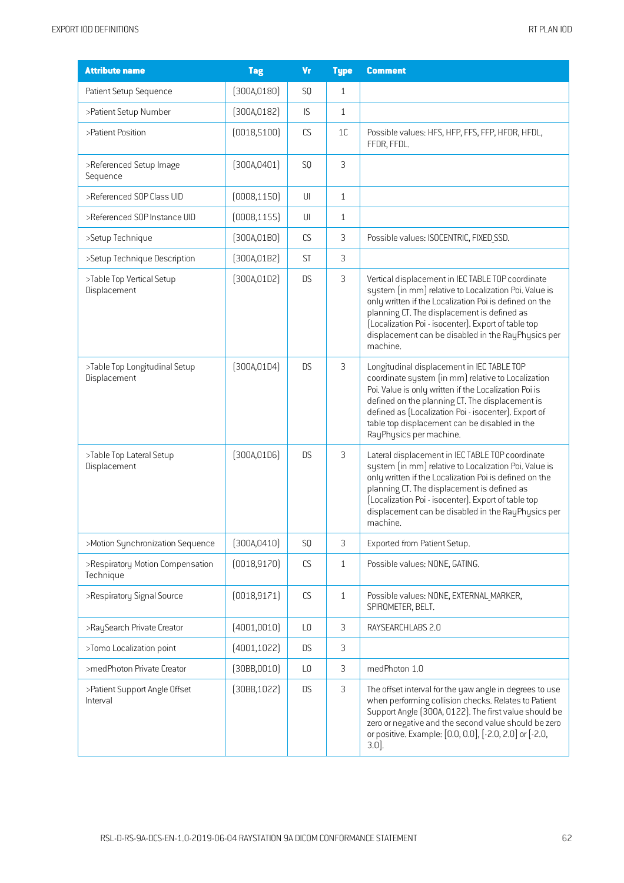| Attribute name | Tag | Vr | Type | Comment |
|---|---|---|---|---|
| Patient Setup Sequence | (300A,0180) | SQ | 1 | |
| >Patient Setup Number | (300A,0182) | IS | 1 | |
| >Patient Position | (0018,5100) | CS | 1C | Possible values: HFS, HFP, FFS, FFP, HFDR, HFDL, FFDR, FFDL. |
| >Referenced Setup Image Sequence | (300A,0401) | SQ | 3 | |
| >Referenced SOP Class UID | (0008,1150) | UI | 1 | |
| >Referenced SOP Instance UID | (0008,1155) | UI | 1 | |
| >Setup Technique | (300A,01B0) | CS | 3 | Possible values: ISOCENTRIC, FIXED_SSD. |
| >Setup Technique Description | (300A,01B2) | ST | 3 | |
| >Table Top Vertical Setup Displacement | (300A,01D2) | DS | 3 | Vertical displacement in IEC TABLE TOP coordinate system (in mm) relative to Localization Poi. Value is only written if the Localization Poi is defined on the planning CT. The displacement is defined as (Localization Poi - isocenter). Export of table top displacement can be disabled in the RayPhysics per machine. |
| >Table Top Longitudinal Setup Displacement | (300A,01D4) | DS | 3 | Longitudinal displacement in IEC TABLE TOP coordinate system (in mm) relative to Localization Poi. Value is only written if the Localization Poi is defined on the planning CT. The displacement is defined as (Localization Poi - isocenter). Export of table top displacement can be disabled in the RayPhysics per machine. |
| >Table Top Lateral Setup Displacement | (300A,01D6) | DS | 3 | Lateral displacement in IEC TABLE TOP coordinate system (in mm) relative to Localization Poi. Value is only written if the Localization Poi is defined on the planning CT. The displacement is defined as (Localization Poi - isocenter). Export of table top displacement can be disabled in the RayPhysics per machine. |
| >Motion Synchronization Sequence | (300A,0410) | SQ | 3 | Exported from Patient Setup. |
| >Respiratory Motion Compensation Technique | (0018,9170) | CS | 1 | Possible values: NONE, GATING. |
| >Respiratory Signal Source | (0018,9171) | CS | 1 | Possible values: NONE, EXTERNAL_MARKER, SPIROMETER, BELT. |
| >RaySearch Private Creator | (4001,0010) | LO | 3 | RAYSEARCHLABS 2.0 |
| >Tomo Localization point | (4001,1022) | DS | 3 | |
| >medPhoton Private Creator | (30BB,0010) | LO | 3 | medPhoton 1.0 |
| >Patient Support Angle Offset Interval | (30BB,1022) | DS | 3 | The offset interval for the yaw angle in degrees to use when performing collision checks. Relates to Patient Support Angle (300A, 0122). The first value should be zero or negative and the second value should be zero or positive. Example: [0.0, 0.0], [-2.0, 2.0] or [-2.0, 3.0]. |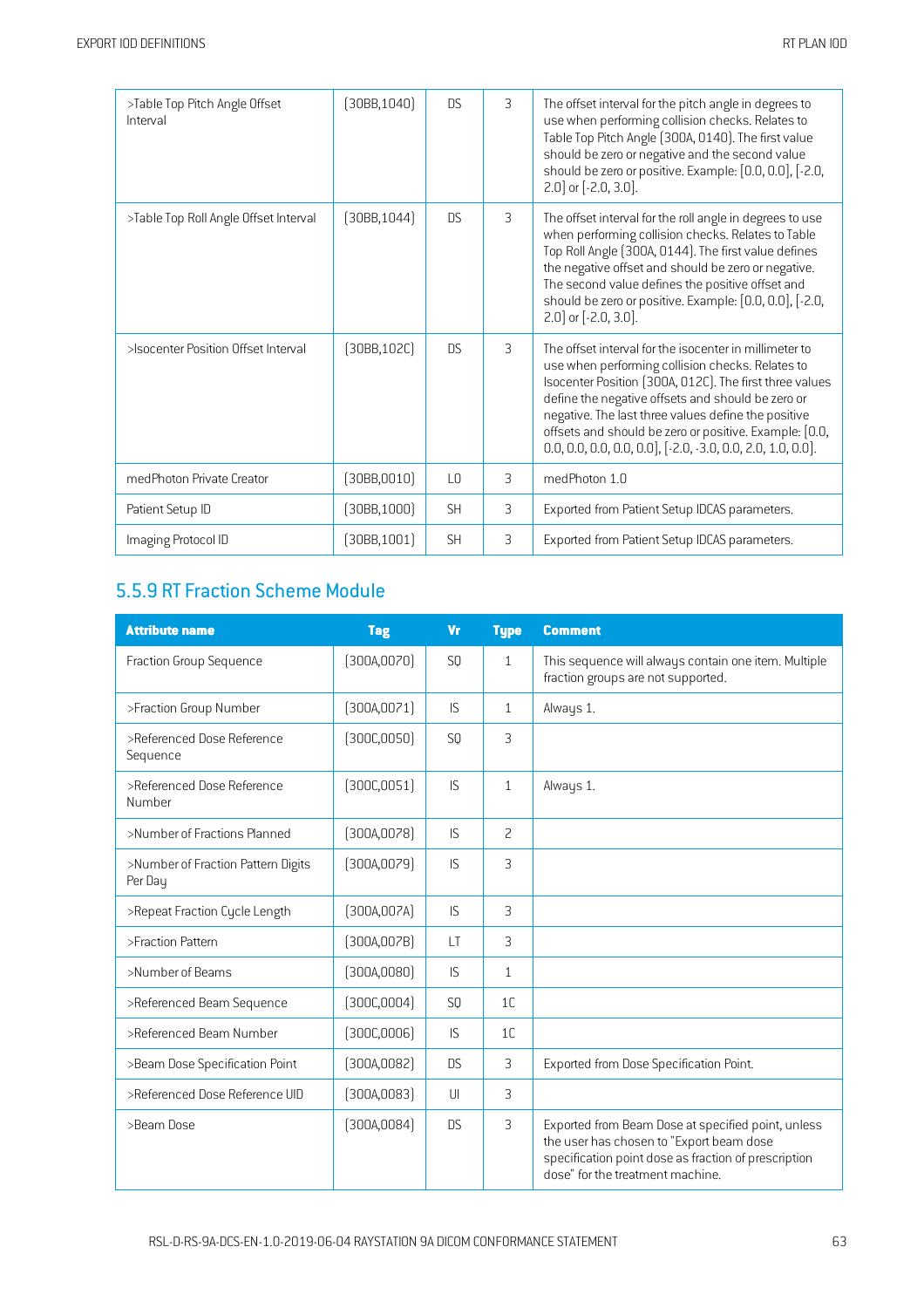| | | | | |
|---|---|---|---|---|
| >Table Top Pitch Angle Offset Interval | (30BB,1040) | DS | 3 | The offset interval for the pitch angle in degrees to use when performing collision checks. Relates to Table Top Pitch Angle (300A, 0140). The first value should be zero or negative and the second value should be zero or positive. Example: [0.0, 0.0], [-2.0, 2.0] or [-2.0, 3.0]. |
| >Table Top Roll Angle Offset Interval | (30BB,1044) | DS | 3 | The offset interval for the roll angle in degrees to use when performing collision checks. Relates to Table Top Roll Angle (300A, 0144). The first value defines the negative offset and should be zero or negative. The second value defines the positive offset and should be zero or positive. Example: [0.0, 0.0], [-2.0, 2.0] or [-2.0, 3.0]. |
| >Isocenter Position Offset Interval | (30BB,102C) | DS | 3 | The offset interval for the isocenter in millimeter to use when performing collision checks. Relates to Isocenter Position (300A, 012C). The first three values define the negative offsets and should be zero or negative. The last three values define the positive offsets and should be zero or positive. Example: [0.0, 0.0, 0.0, 0.0, 0.0, 0.0], [-2.0, -3.0, 0.0, 2.0, 1.0, 0.0]. |
| medPhoton Private Creator | (30BB,0010) | LO | 3 | medPhoton 1.0 |
| Patient Setup ID | (30BB,1000) | SH | 3 | Exported from Patient Setup IDCAS parameters. |
| Imaging Protocol ID | (30BB,1001) | SH | 3 | Exported from Patient Setup IDCAS parameters. |

## 5.5.9 RT Fraction Scheme Module

| Attribute name | Tag | Vr | Type | Comment |
|---|---|---|---|---|
| Fraction Group Sequence | (300A,0070) | SQ | 1 | This sequence will always contain one item. Multiple fraction groups are not supported. |
| >Fraction Group Number | (300A,0071) | IS | 1 | Always 1. |
| >Referenced Dose Reference Sequence | (300C,0050) | SQ | 3 | |
| >Referenced Dose Reference Number | (300C,0051) | IS | 1 | Always 1. |
| >Number of Fractions Planned | (300A,0078) | IS | 2 | |
| >Number of Fraction Pattern Digits Per Day | (300A,0079) | IS | 3 | |
| >Repeat Fraction Cycle Length | (300A,007A) | IS | 3 | |
| >Fraction Pattern | (300A,007B) | LT | 3 | |
| >Number of Beams | (300A,0080) | IS | 1 | |
| >Referenced Beam Sequence | (300C,0004) | SQ | 1C | |
| >Referenced Beam Number | (300C,0006) | IS | 1C | |
| >Beam Dose Specification Point | (300A,0082) | DS | 3 | Exported from Dose Specification Point. |
| >Referenced Dose Reference UID | (300A,0083) | UI | 3 | |
| >Beam Dose | (300A,0084) | DS | 3 | Exported from Beam Dose at specified point, unless the user has chosen to "Export beam dose specification point dose as fraction of prescription dose" for the treatment machine. |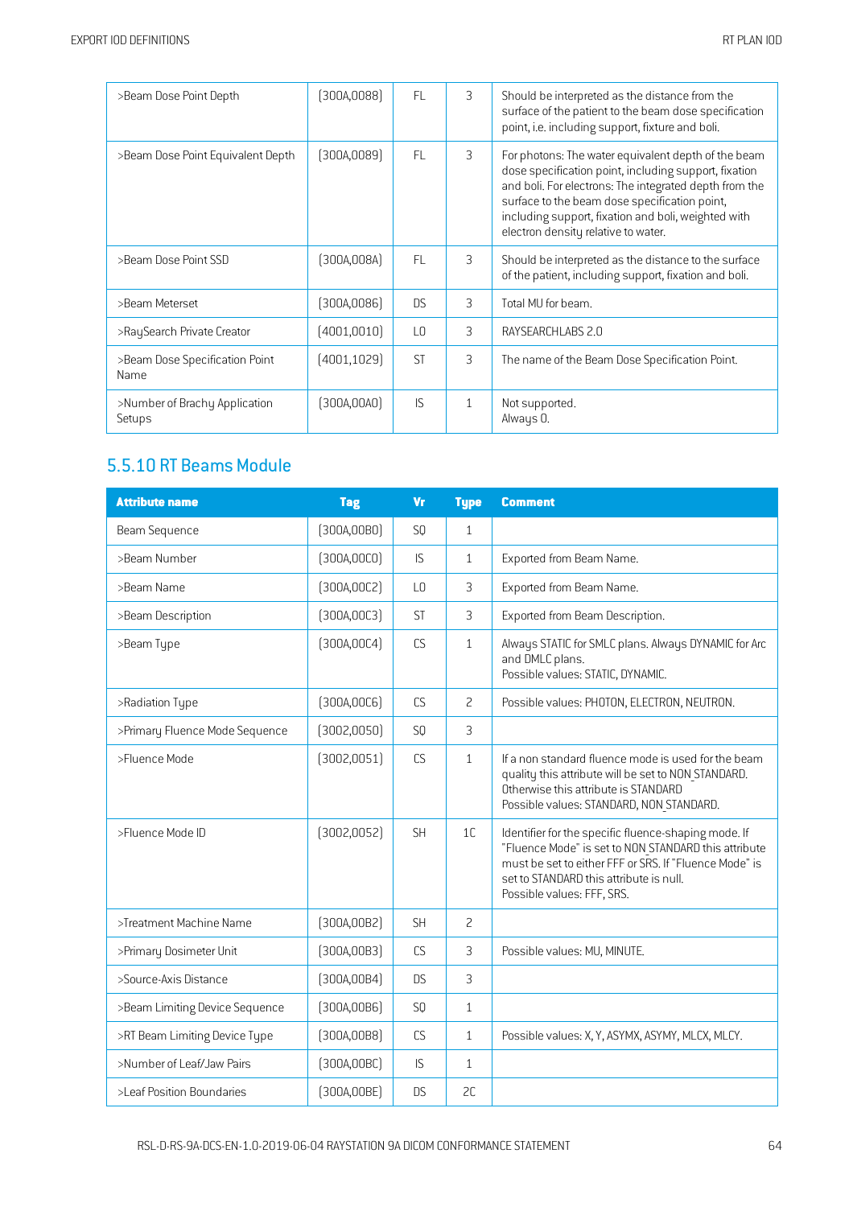| | | | | |
|---|---|---|---|---|
| >Beam Dose Point Depth | (300A,0088) | FL | 3 | Should be interpreted as the distance from the surface of the patient to the beam dose specification point, i.e. including support, fixture and boli. |
| >Beam Dose Point Equivalent Depth | (300A,0089) | FL | 3 | For photons: The water equivalent depth of the beam dose specification point, including support, fixation and boli. For electrons: The integrated depth from the surface to the beam dose specification point, including support, fixation and boli, weighted with electron density relative to water. |
| >Beam Dose Point SSD | (300A,008A) | FL | 3 | Should be interpreted as the distance to the surface of the patient, including support, fixation and boli. |
| >Beam Meterset | (300A,0086) | DS | 3 | Total MU for beam. |
| >RaySearch Private Creator | (4001,0010) | LO | 3 | RAYSEARCHLABS 2.0 |
| >Beam Dose Specification Point Name | (4001,1029) | ST | 3 | The name of the Beam Dose Specification Point. |
| >Number of Brachy Application Setups | (300A,00A0) | IS | 1 | Not supported.<br>Always 0. |

## 5.5.10 RT Beams Module

| Attribute name | Tag | Vr | Type | Comment |
|---|---|---|---|---|
| Beam Sequence | (300A,00B0) | SQ | 1 | |
| >Beam Number | (300A,00C0) | IS | 1 | Exported from Beam Name. |
| >Beam Name | (300A,00C2) | LO | 3 | Exported from Beam Name. |
| >Beam Description | (300A,00C3) | ST | 3 | Exported from Beam Description. |
| >Beam Type | (300A,00C4) | CS | 1 | Always STATIC for SMLC plans. Always DYNAMIC for Arc and DMLC plans.<br>Possible values: STATIC, DYNAMIC. |
| >Radiation Type | (300A,00C6) | CS | 2 | Possible values: PHOTON, ELECTRON, NEUTRON. |
| >Primary Fluence Mode Sequence | (3002,0050) | SQ | 3 | |
| >Fluence Mode | (3002,0051) | CS | 1 | If a non standard fluence mode is used for the beam quality this attribute will be set to NON_STANDARD. Otherwise this attribute is STANDARD<br>Possible values: STANDARD, NON_STANDARD. |
| >Fluence Mode ID | (3002,0052) | SH | 1C | Identifier for the specific fluence-shaping mode. If "Fluence Mode" is set to NON_STANDARD this attribute must be set to either FFF or SRS. If "Fluence Mode" is set to STANDARD this attribute is null.<br>Possible values: FFF, SRS. |
| >Treatment Machine Name | (300A,00B2) | SH | 2 | |
| >Primary Dosimeter Unit | (300A,00B3) | CS | 3 | Possible values: MU, MINUTE. |
| >Source-Axis Distance | (300A,00B4) | DS | 3 | |
| >Beam Limiting Device Sequence | (300A,00B6) | SQ | 1 | |
| >RT Beam Limiting Device Type | (300A,00B8) | CS | 1 | Possible values: X, Y, ASYMX, ASYMY, MLCX, MLCY. |
| >Number of Leaf/Jaw Pairs | (300A,00BC) | IS | 1 | |
| >Leaf Position Boundaries | (300A,00BE) | DS | 2C | |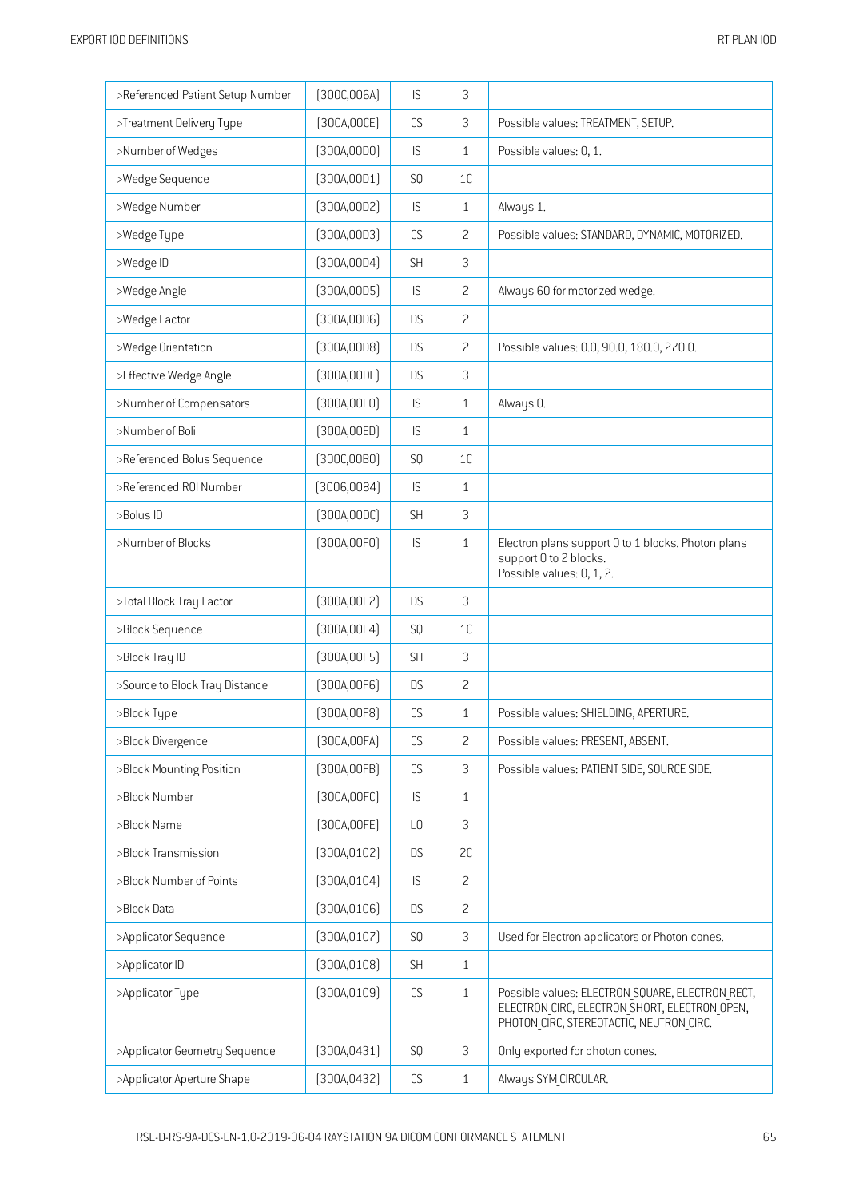| >Referenced Patient Setup Number | (300C,006A) | IS | 3 | |
|---|---|---|---|---|
| >Treatment Delivery Type | (300A,00CE) | CS | 3 | Possible values: TREATMENT, SETUP. |
| >Number of Wedges | (300A,00D0) | IS | 1 | Possible values: 0, 1. |
| >Wedge Sequence | (300A,00D1) | SQ | 1C | |
| >Wedge Number | (300A,00D2) | IS | 1 | Always 1. |
| >Wedge Type | (300A,00D3) | CS | 2 | Possible values: STANDARD, DYNAMIC, MOTORIZED. |
| >Wedge ID | (300A,00D4) | SH | 3 | |
| >Wedge Angle | (300A,00D5) | IS | 2 | Always 60 for motorized wedge. |
| >Wedge Factor | (300A,00D6) | DS | 2 | |
| >Wedge Orientation | (300A,00D8) | DS | 2 | Possible values: 0.0, 90.0, 180.0, 270.0. |
| >Effective Wedge Angle | (300A,00DE) | DS | 3 | |
| >Number of Compensators | (300A,00E0) | IS | 1 | Always 0. |
| >Number of Boli | (300A,00ED) | IS | 1 | |
| >Referenced Bolus Sequence | (300C,00B0) | SQ | 1C | |
| >Referenced ROI Number | (3006,0084) | IS | 1 | |
| >Bolus ID | (300A,00DC) | SH | 3 | |
| >Number of Blocks | (300A,00F0) | IS | 1 | Electron plans support 0 to 1 blocks. Photon plans support 0 to 2 blocks.<br>Possible values: 0, 1, 2. |
| >Total Block Tray Factor | (300A,00F2) | DS | 3 | |
| >Block Sequence | (300A,00F4) | SQ | 1C | |
| >Block Tray ID | (300A,00F5) | SH | 3 | |
| >Source to Block Tray Distance | (300A,00F6) | DS | 2 | |
| >Block Type | (300A,00F8) | CS | 1 | Possible values: SHIELDING, APERTURE. |
| >Block Divergence | (300A,00FA) | CS | 2 | Possible values: PRESENT, ABSENT. |
| >Block Mounting Position | (300A,00FB) | CS | 3 | Possible values: PATIENT_SIDE, SOURCE_SIDE. |
| >Block Number | (300A,00FC) | IS | 1 | |
| >Block Name | (300A,00FE) | LO | 3 | |
| >Block Transmission | (300A,0102) | DS | 2C | |
| >Block Number of Points | (300A,0104) | IS | 2 | |
| >Block Data | (300A,0106) | DS | 2 | |
| >Applicator Sequence | (300A,0107) | SQ | 3 | Used for Electron applicators or Photon cones. |
| >Applicator ID | (300A,0108) | SH | 1 | |
| >Applicator Type | (300A,0109) | CS | 1 | Possible values: ELECTRON_SQUARE, ELECTRON_RECT, ELECTRON_CIRC, ELECTRON_SHORT, ELECTRON_OPEN, PHOTON_CIRC, STEREOTACTIC, NEUTRON_CIRC. |
| >Applicator Geometry Sequence | (300A,0431) | SQ | 3 | Only exported for photon cones. |
| >Applicator Aperture Shape | (300A,0432) | CS | 1 | Always SYM_CIRCULAR. |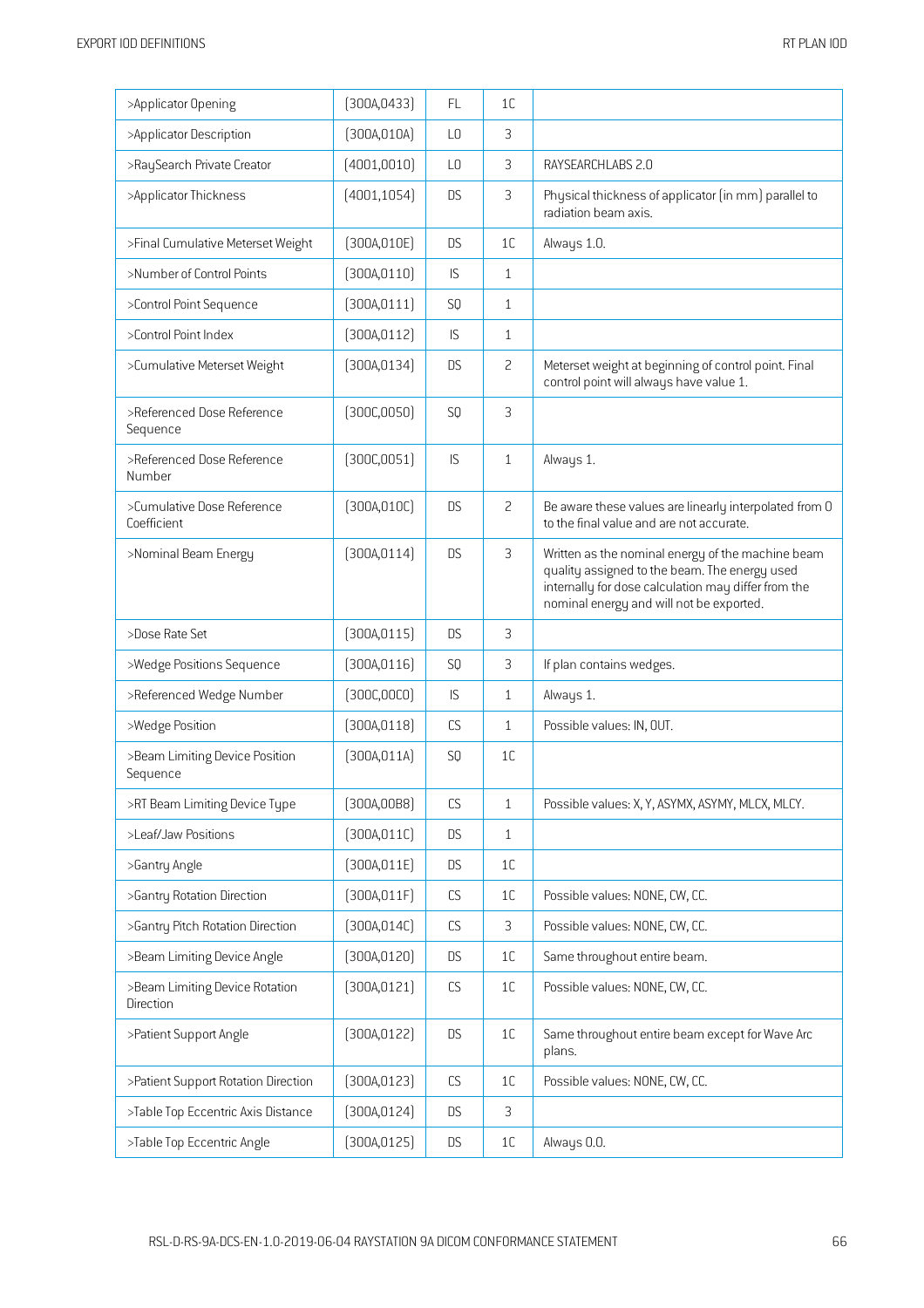| | | | | |
|---|---|---|---|---|
| >Applicator Opening | (300A,0433) | FL | 1C | |
| >Applicator Description | (300A,010A) | LO | 3 | |
| >RaySearch Private Creator | (4001,0010) | LO | 3 | RAYSEARCHLABS 2.0 |
| >Applicator Thickness | (4001,1054) | DS | 3 | Physical thickness of applicator (in mm) parallel to radiation beam axis. |
| >Final Cumulative Meterset Weight | (300A,010E) | DS | 1C | Always 1.0. |
| >Number of Control Points | (300A,0110) | IS | 1 | |
| >Control Point Sequence | (300A,0111) | SQ | 1 | |
| >Control Point Index | (300A,0112) | IS | 1 | |
| >Cumulative Meterset Weight | (300A,0134) | DS | 2 | Meterset weight at beginning of control point. Final control point will always have value 1. |
| >Referenced Dose Reference Sequence | (300C,0050) | SQ | 3 | |
| >Referenced Dose Reference Number | (300C,0051) | IS | 1 | Always 1. |
| >Cumulative Dose Reference Coefficient | (300A,010C) | DS | 2 | Be aware these values are linearly interpolated from 0 to the final value and are not accurate. |
| >Nominal Beam Energy | (300A,0114) | DS | 3 | Written as the nominal energy of the machine beam quality assigned to the beam. The energy used internally for dose calculation may differ from the nominal energy and will not be exported. |
| >Dose Rate Set | (300A,0115) | DS | 3 | |
| >Wedge Positions Sequence | (300A,0116) | SQ | 3 | If plan contains wedges. |
| >Referenced Wedge Number | (300C,00C0) | IS | 1 | Always 1. |
| >Wedge Position | (300A,0118) | CS | 1 | Possible values: IN, OUT. |
| >Beam Limiting Device Position Sequence | (300A,011A) | SQ | 1C | |
| >RT Beam Limiting Device Type | (300A,00B8) | CS | 1 | Possible values: X, Y, ASYMX, ASYMY, MLCX, MLCY. |
| >Leaf/Jaw Positions | (300A,011C) | DS | 1 | |
| >Gantry Angle | (300A,011E) | DS | 1C | |
| >Gantry Rotation Direction | (300A,011F) | CS | 1C | Possible values: NONE, CW, CC. |
| >Gantry Pitch Rotation Direction | (300A,014C) | CS | 3 | Possible values: NONE, CW, CC. |
| >Beam Limiting Device Angle | (300A,0120) | DS | 1C | Same throughout entire beam. |
| >Beam Limiting Device Rotation Direction | (300A,0121) | CS | 1C | Possible values: NONE, CW, CC. |
| >Patient Support Angle | (300A,0122) | DS | 1C | Same throughout entire beam except for Wave Arc plans. |
| >Patient Support Rotation Direction | (300A,0123) | CS | 1C | Possible values: NONE, CW, CC. |
| >Table Top Eccentric Axis Distance | (300A,0124) | DS | 3 | |
| >Table Top Eccentric Angle | (300A,0125) | DS | 1C | Always 0.0. |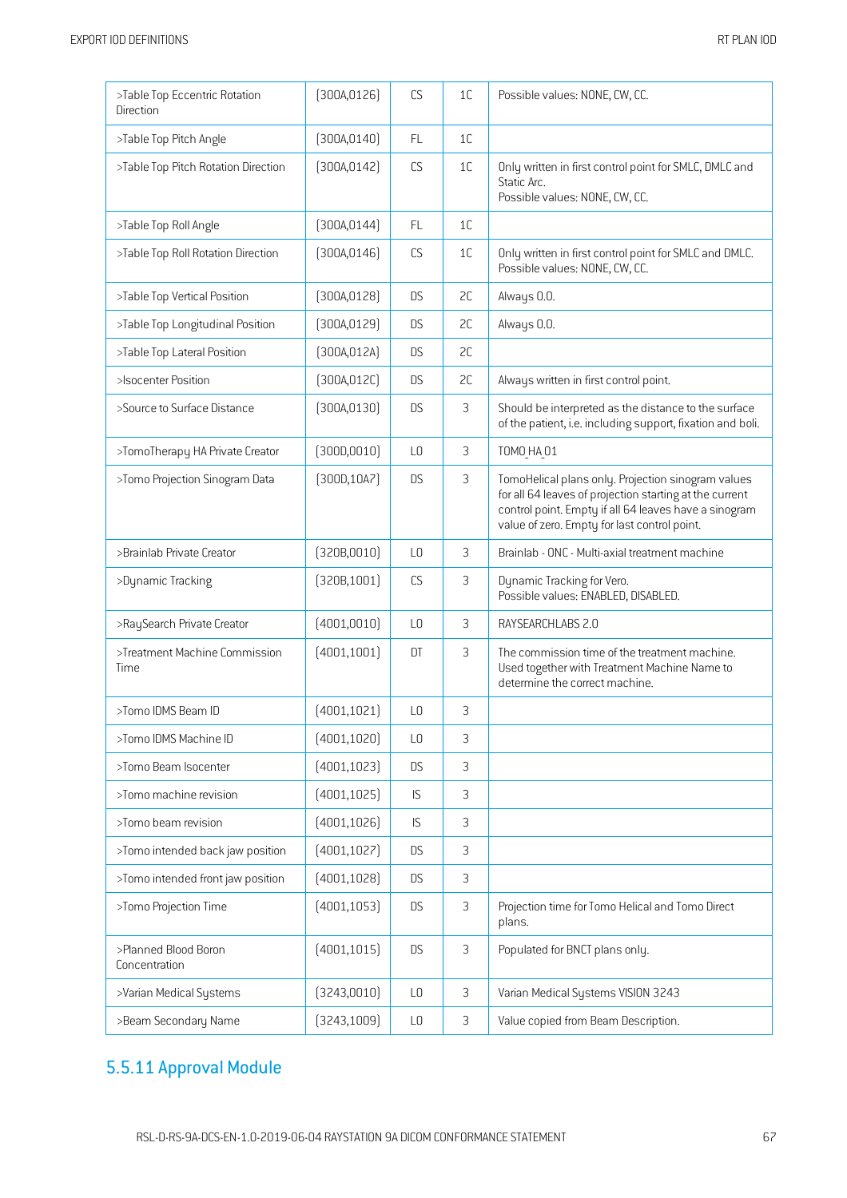| >Table Top Eccentric Rotation Direction | (300A,0126) | CS | 1C | Possible values: NONE, CW, CC. |
|---|---|---|---|---|
| >Table Top Pitch Angle | (300A,0140) | FL | 1C | |
| >Table Top Pitch Rotation Direction | (300A,0142) | CS | 1C | Only written in first control point for SMLC, DMLC and Static Arc.<br>Possible values: NONE, CW, CC. |
| >Table Top Roll Angle | (300A,0144) | FL | 1C | |
| >Table Top Roll Rotation Direction | (300A,0146) | CS | 1C | Only written in first control point for SMLC and DMLC.<br>Possible values: NONE, CW, CC. |
| >Table Top Vertical Position | (300A,0128) | DS | 2C | Always 0.0. |
| >Table Top Longitudinal Position | (300A,0129) | DS | 2C | Always 0.0. |
| >Table Top Lateral Position | (300A,012A) | DS | 2C | |
| >Isocenter Position | (300A,012C) | DS | 2C | Always written in first control point. |
| >Source to Surface Distance | (300A,0130) | DS | 3 | Should be interpreted as the distance to the surface of the patient, i.e. including support, fixation and boli. |
| >TomoTherapy HA Private Creator | (300D,0010) | LO | 3 | TOMO_HA_01 |
| >Tomo Projection Sinogram Data | (300D,10A7) | DS | 3 | TomoHelical plans only. Projection sinogram values for all 64 leaves of projection starting at the current control point. Empty if all 64 leaves have a sinogram value of zero. Empty for last control point. |
| >Brainlab Private Creator | (320B,0010) | LO | 3 | Brainlab - ONC - Multi-axial treatment machine |
| >Dynamic Tracking | (320B,1001) | CS | 3 | Dynamic Tracking for Vero.<br>Possible values: ENABLED, DISABLED. |
| >RaySearch Private Creator | (4001,0010) | LO | 3 | RAYSEARCHLABS 2.0 |
| >Treatment Machine Commission Time | (4001,1001) | DT | 3 | The commission time of the treatment machine. Used together with Treatment Machine Name to determine the correct machine. |
| >Tomo IDMS Beam ID | (4001,1021) | LO | 3 | |
| >Tomo IDMS Machine ID | (4001,1020) | LO | 3 | |
| >Tomo Beam Isocenter | (4001,1023) | DS | 3 | |
| >Tomo machine revision | (4001,1025) | IS | 3 | |
| >Tomo beam revision | (4001,1026) | IS | 3 | |
| >Tomo intended back jaw position | (4001,1027) | DS | 3 | |
| >Tomo intended front jaw position | (4001,1028) | DS | 3 | |
| >Tomo Projection Time | (4001,1053) | DS | 3 | Projection time for Tomo Helical and Tomo Direct plans. |
| >Planned Blood Boron Concentration | (4001,1015) | DS | 3 | Populated for BNCT plans only. |
| >Varian Medical Systems | (3243,0010) | LO | 3 | Varian Medical Systems VISION 3243 |
| >Beam Secondary Name | (3243,1009) | LO | 3 | Value copied from Beam Description. |

## 5.5.11 Approval Module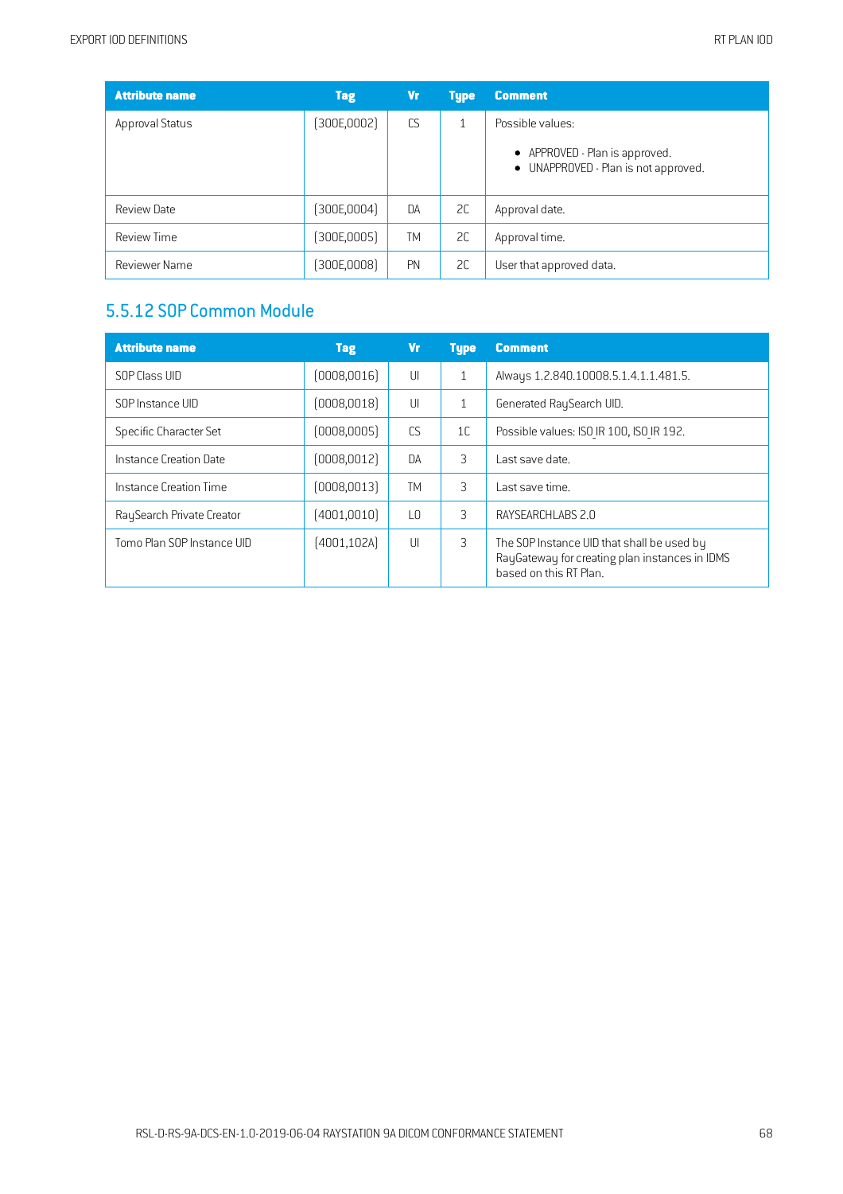| Attribute name | Tag | Vr | Type | Comment |
|---|---|---|---|---|
| Approval Status | (300E,0002) | CS | 1 | Possible values:<br>• APPROVED - Plan is approved.<br>• UNAPPROVED - Plan is not approved. |
| Review Date | (300E,0004) | DA | 2C | Approval date. |
| Review Time | (300E,0005) | TM | 2C | Approval time. |
| Reviewer Name | (300E,0008) | PN | 2C | User that approved data. |

## 5.5.12 SOP Common Module

| Attribute name | Tag | Vr | Type | Comment |
|---|---|---|---|---|
| SOP Class UID | (0008,0016) | UI | 1 | Always 1.2.840.10008.5.1.4.1.1.481.5. |
| SOP Instance UID | (0008,0018) | UI | 1 | Generated RaySearch UID. |
| Specific Character Set | (0008,0005) | CS | 1C | Possible values: ISO_IR 100, ISO_IR 192. |
| Instance Creation Date | (0008,0012) | DA | 3 | Last save date. |
| Instance Creation Time | (0008,0013) | TM | 3 | Last save time. |
| RaySearch Private Creator | (4001,0010) | LO | 3 | RAYSEARCHLABS 2.0 |
| Tomo Plan SOP Instance UID | (4001,102A) | UI | 3 | The SOP Instance UID that shall be used by RayGateway for creating plan instances in IDMS based on this RT Plan. |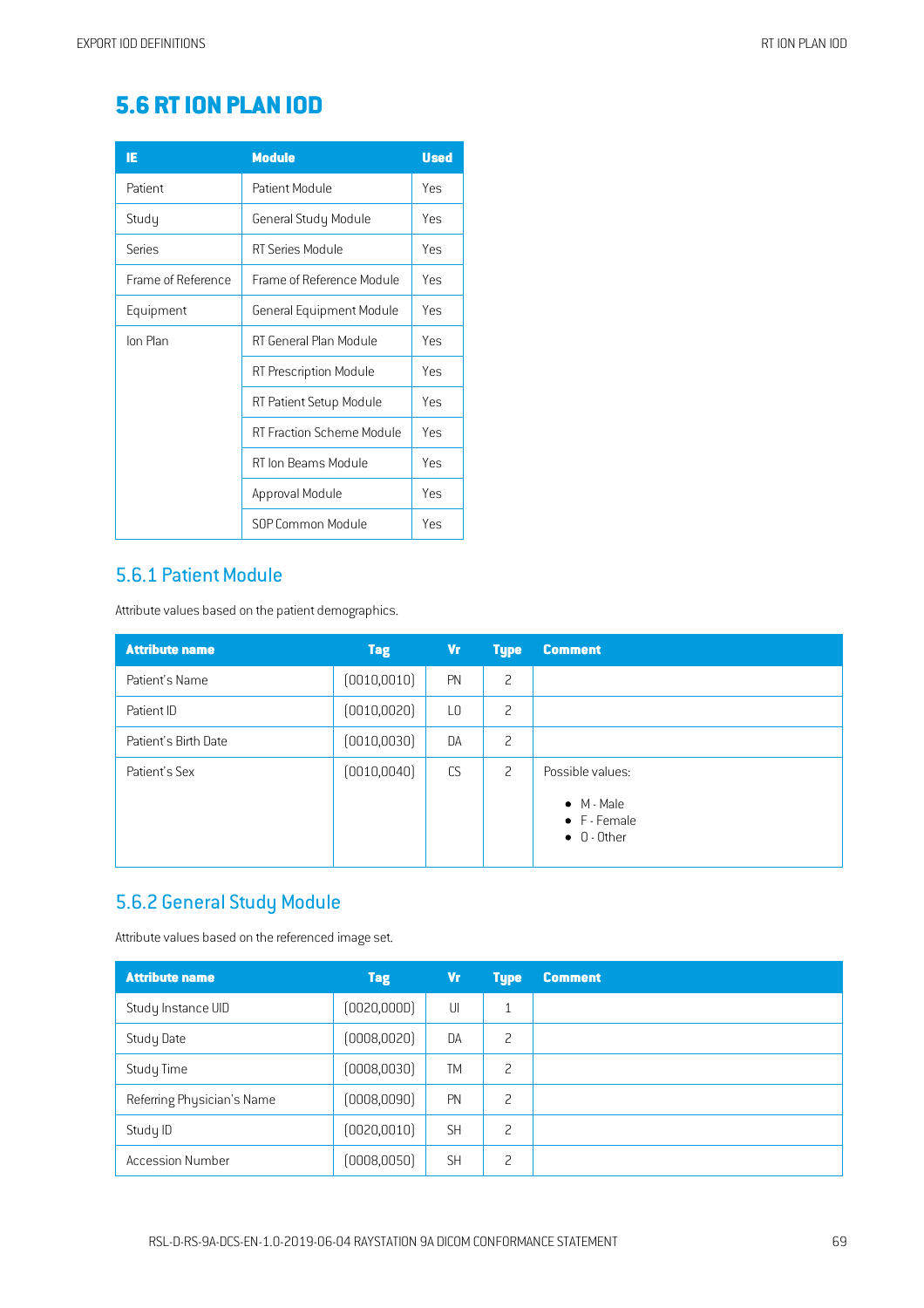## 5.6 RT ION PLAN IOD

| IE | Module | Used |
|---|---|---|
| Patient | Patient Module | Yes |
| Study | General Study Module | Yes |
| Series | RT Series Module | Yes |
| Frame of Reference | Frame of Reference Module | Yes |
| Equipment | General Equipment Module | Yes |
| Ion Plan | RT General Plan Module | Yes |
| | RT Prescription Module | Yes |
| | RT Patient Setup Module | Yes |
| | RT Fraction Scheme Module | Yes |
| | RT Ion Beams Module | Yes |
| | Approval Module | Yes |
| | SOP Common Module | Yes |

### 5.6.1 Patient Module

Attribute values based on the patient demographics.

| Attribute name | Tag | Vr | Type | Comment |
|---|---|---|---|---|
| Patient's Name | (0010,0010) | PN | 2 | |
| Patient ID | (0010,0020) | LO | 2 | |
| Patient's Birth Date | (0010,0030) | DA | 2 | |
| Patient's Sex | (0010,0040) | CS | 2 | Possible values:<br>• M - Male<br>• F - Female<br>• O - Other |

### 5.6.2 General Study Module

Attribute values based on the referenced image set.

| Attribute name | Tag | Vr | Type | Comment |
|---|---|---|---|---|
| Study Instance UID | (0020,000D) | UI | 1 | |
| Study Date | (0008,0020) | DA | 2 | |
| Study Time | (0008,0030) | TM | 2 | |
| Referring Physician's Name | (0008,0090) | PN | 2 | |
| Study ID | (0020,0010) | SH | 2 | |
| Accession Number | (0008,0050) | SH | 2 | |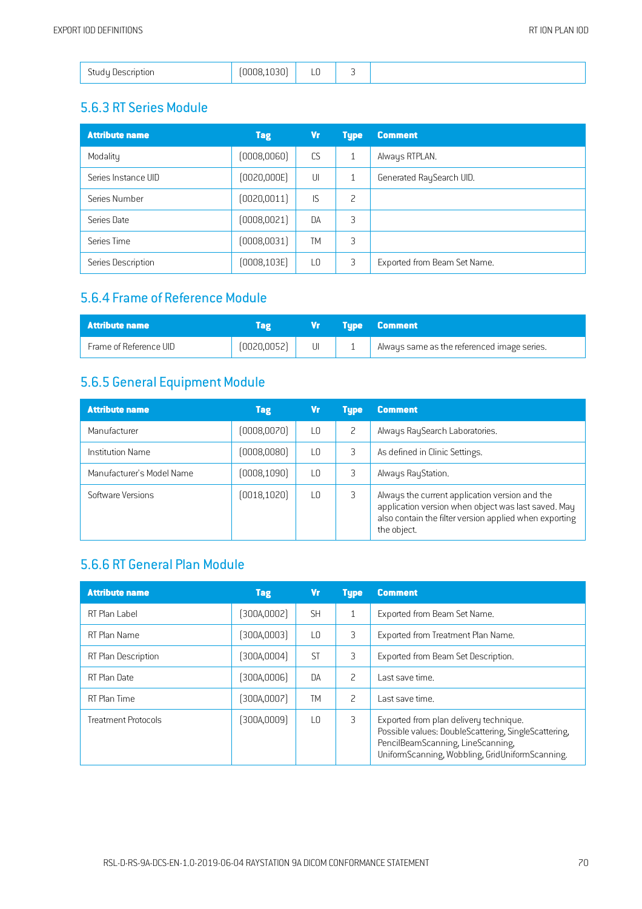| Study Description | (0008,1030) | LO | 3 | |
|---|---|---|---|---|

## 5.6.3 RT Series Module

| Attribute name | Tag | Vr | Type | Comment |
|---|---|---|---|---|
| Modality | (0008,0060) | CS | 1 | Always RTPLAN. |
| Series Instance UID | (0020,000E) | UI | 1 | Generated RaySearch UID. |
| Series Number | (0020,0011) | IS | 2 | |
| Series Date | (0008,0021) | DA | 3 | |
| Series Time | (0008,0031) | TM | 3 | |
| Series Description | (0008,103E) | LO | 3 | Exported from Beam Set Name. |

## 5.6.4 Frame of Reference Module

| Attribute name | Tag | Vr | Type | Comment |
|---|---|---|---|---|
| Frame of Reference UID | (0020,0052) | UI | 1 | Always same as the referenced image series. |

## 5.6.5 General Equipment Module

| Attribute name | Tag | Vr | Type | Comment |
|---|---|---|---|---|
| Manufacturer | (0008,0070) | LO | 2 | Always RaySearch Laboratories. |
| Institution Name | (0008,0080) | LO | 3 | As defined in Clinic Settings. |
| Manufacturer's Model Name | (0008,1090) | LO | 3 | Always RayStation. |
| Software Versions | (0018,1020) | LO | 3 | Always the current application version and the application version when object was last saved. May also contain the filter version applied when exporting the object. |

## 5.6.6 RT General Plan Module

| Attribute name | Tag | Vr | Type | Comment |
|---|---|---|---|---|
| RT Plan Label | (300A,0002) | SH | 1 | Exported from Beam Set Name. |
| RT Plan Name | (300A,0003) | LO | 3 | Exported from Treatment Plan Name. |
| RT Plan Description | (300A,0004) | ST | 3 | Exported from Beam Set Description. |
| RT Plan Date | (300A,0006) | DA | 2 | Last save time. |
| RT Plan Time | (300A,0007) | TM | 2 | Last save time. |
| Treatment Protocols | (300A,0009) | LO | 3 | Exported from plan delivery technique. Possible values: DoubleScattering, SingleScattering, PencilBeamScanning, LineScanning, UniformScanning, Wobbling, GridUniformScanning. |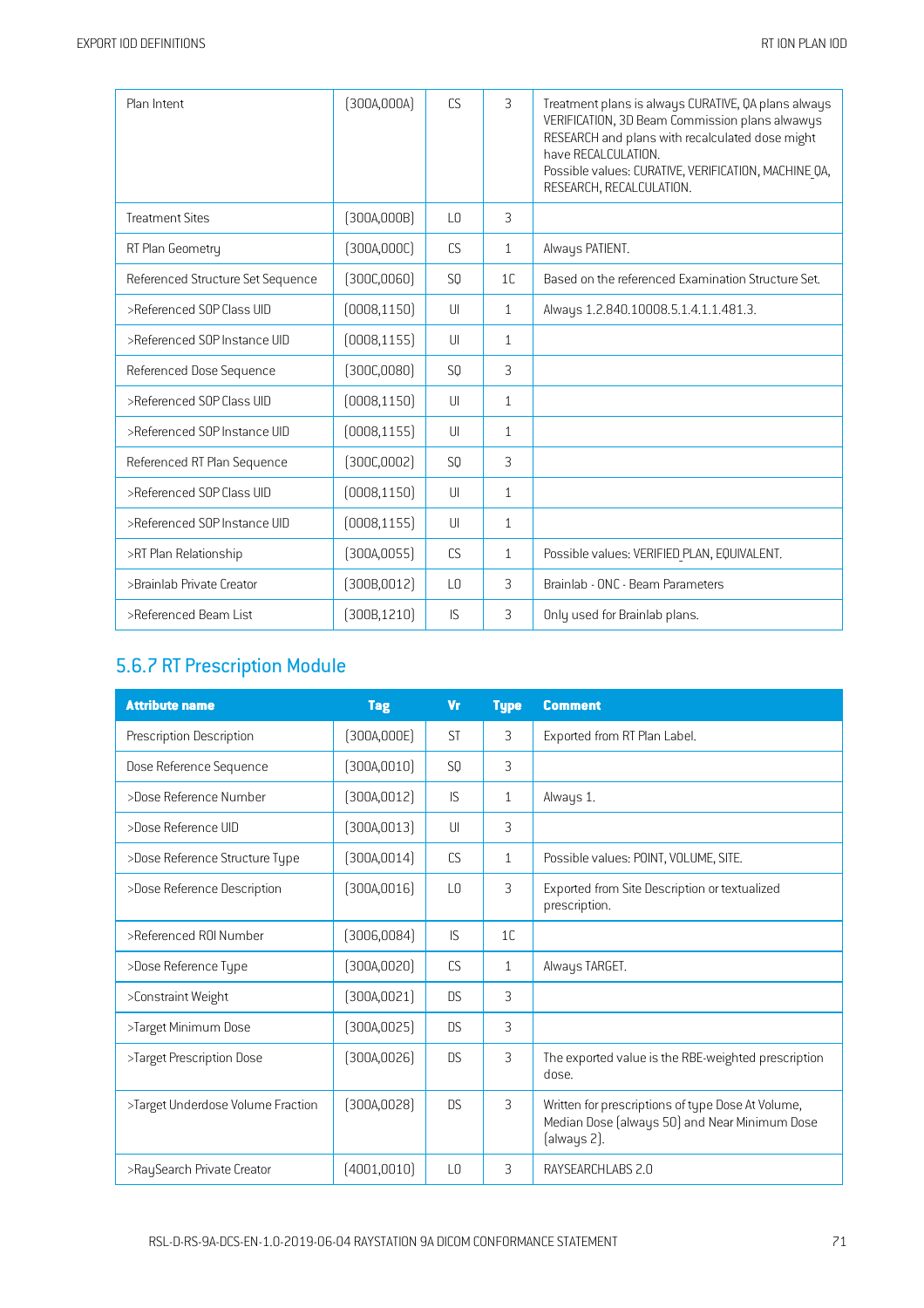| Plan Intent | (300A,000A) | CS | 3 | Treatment plans is always CURATIVE, QA plans always VERIFICATION, 3D Beam Commission plans alwawys RESEARCH and plans with recalculated dose might have RECALCULATION. Possible values: CURATIVE, VERIFICATION, MACHINE_QA, RESEARCH, RECALCULATION. |
|---|---|---|---|---|
| Treatment Sites | (300A,000B) | LO | 3 | |
| RT Plan Geometry | (300A,000C) | CS | 1 | Always PATIENT. |
| Referenced Structure Set Sequence | (300C,0060) | SQ | 1C | Based on the referenced Examination Structure Set. |
| >Referenced SOP Class UID | (0008,1150) | UI | 1 | Always 1.2.840.10008.5.1.4.1.1.481.3. |
| >Referenced SOP Instance UID | (0008,1155) | UI | 1 | |
| Referenced Dose Sequence | (300C,0080) | SQ | 3 | |
| >Referenced SOP Class UID | (0008,1150) | UI | 1 | |
| >Referenced SOP Instance UID | (0008,1155) | UI | 1 | |
| Referenced RT Plan Sequence | (300C,0002) | SQ | 3 | |
| >Referenced SOP Class UID | (0008,1150) | UI | 1 | |
| >Referenced SOP Instance UID | (0008,1155) | UI | 1 | |
| >RT Plan Relationship | (300A,0055) | CS | 1 | Possible values: VERIFIED_PLAN, EQUIVALENT. |
| >Brainlab Private Creator | (300B,0012) | LO | 3 | Brainlab - ONC - Beam Parameters |
| >Referenced Beam List | (300B,1210) | IS | 3 | Only used for Brainlab plans. |

## 5.6.7 RT Prescription Module

| Attribute name | Tag | Vr | Type | Comment |
|---|---|---|---|---|
| Prescription Description | (300A,000E) | ST | 3 | Exported from RT Plan Label. |
| Dose Reference Sequence | (300A,0010) | SQ | 3 | |
| >Dose Reference Number | (300A,0012) | IS | 1 | Always 1. |
| >Dose Reference UID | (300A,0013) | UI | 3 | |
| >Dose Reference Structure Type | (300A,0014) | CS | 1 | Possible values: POINT, VOLUME, SITE. |
| >Dose Reference Description | (300A,0016) | LO | 3 | Exported from Site Description or textualized prescription. |
| >Referenced ROI Number | (3006,0084) | IS | 1C | |
| >Dose Reference Type | (300A,0020) | CS | 1 | Always TARGET. |
| >Constraint Weight | (300A,0021) | DS | 3 | |
| >Target Minimum Dose | (300A,0025) | DS | 3 | |
| >Target Prescription Dose | (300A,0026) | DS | 3 | The exported value is the RBE-weighted prescription dose. |
| >Target Underdose Volume Fraction | (300A,0028) | DS | 3 | Written for prescriptions of type Dose At Volume, Median Dose (always 50) and Near Minimum Dose (always 2). |
| >RaySearch Private Creator | (4001,0010) | LO | 3 | RAYSEARCHLABS 2.0 |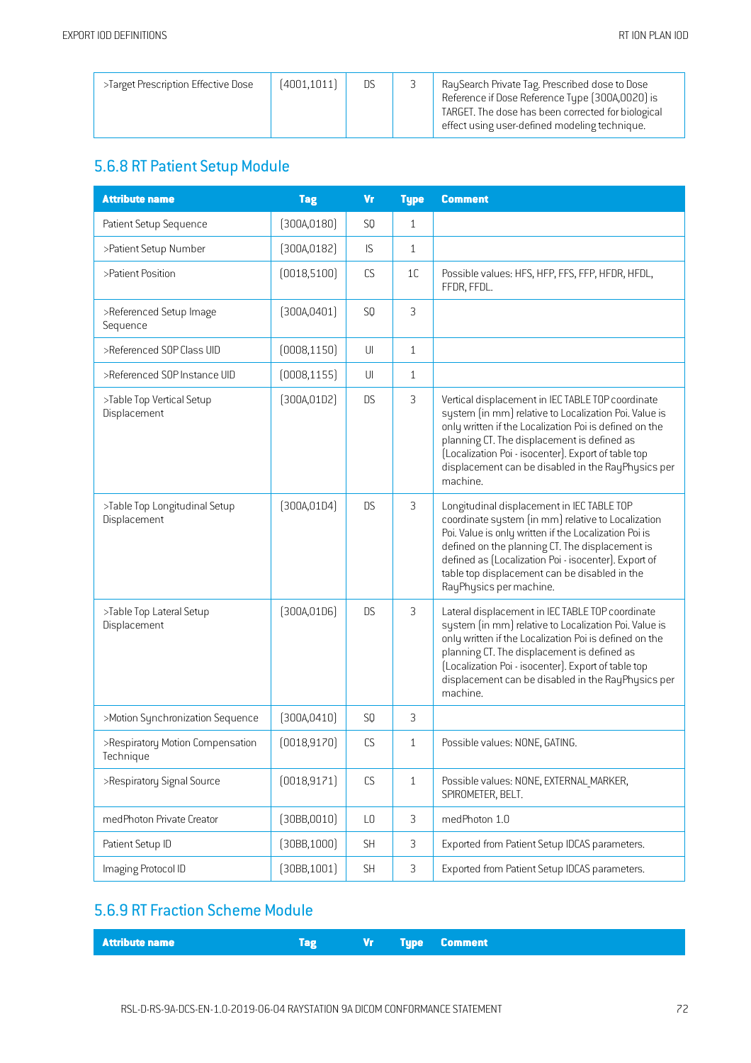| >Target Prescription Effective Dose | (4001,1011) | DS | 3 | RaySearch Private Tag. Prescribed dose to Dose Reference if Dose Reference Type (300A,0020) is TARGET. The dose has been corrected for biological effect using user-defined modeling technique. |
|---|---|---|---|---|

## 5.6.8 RT Patient Setup Module

| Attribute name | Tag | Vr | Type | Comment |
|---|---|---|---|---|
| Patient Setup Sequence | (300A,0180) | SQ | 1 | |
| >Patient Setup Number | (300A,0182) | IS | 1 | |
| >Patient Position | (0018,5100) | CS | 1C | Possible values: HFS, HFP, FFS, FFP, HFDR, HFDL, FFDR, FFDL. |
| >Referenced Setup Image Sequence | (300A,0401) | SQ | 3 | |
| >Referenced SOP Class UID | (0008,1150) | UI | 1 | |
| >Referenced SOP Instance UID | (0008,1155) | UI | 1 | |
| >Table Top Vertical Setup Displacement | (300A,01D2) | DS | 3 | Vertical displacement in IEC TABLE TOP coordinate system (in mm) relative to Localization Poi. Value is only written if the Localization Poi is defined on the planning CT. The displacement is defined as (Localization Poi - isocenter). Export of table top displacement can be disabled in the RayPhysics per machine. |
| >Table Top Longitudinal Setup Displacement | (300A,01D4) | DS | 3 | Longitudinal displacement in IEC TABLE TOP coordinate system (in mm) relative to Localization Poi. Value is only written if the Localization Poi is defined on the planning CT. The displacement is defined as (Localization Poi - isocenter). Export of table top displacement can be disabled in the RayPhysics per machine. |
| >Table Top Lateral Setup Displacement | (300A,01D6) | DS | 3 | Lateral displacement in IEC TABLE TOP coordinate system (in mm) relative to Localization Poi. Value is only written if the Localization Poi is defined on the planning CT. The displacement is defined as (Localization Poi - isocenter). Export of table top displacement can be disabled in the RayPhysics per machine. |
| >Motion Synchronization Sequence | (300A,0410) | SQ | 3 | |
| >Respiratory Motion Compensation Technique | (0018,9170) | CS | 1 | Possible values: NONE, GATING. |
| >Respiratory Signal Source | (0018,9171) | CS | 1 | Possible values: NONE, EXTERNAL_MARKER, SPIROMETER, BELT. |
| medPhoton Private Creator | (30BB,0010) | LO | 3 | medPhoton 1.0 |
| Patient Setup ID | (30BB,1000) | SH | 3 | Exported from Patient Setup IDCAS parameters. |
| Imaging Protocol ID | (30BB,1001) | SH | 3 | Exported from Patient Setup IDCAS parameters. |

## 5.6.9 RT Fraction Scheme Module

| Attribute name | Tag | Vr | Type | Comment |
|---|---|---|---|---|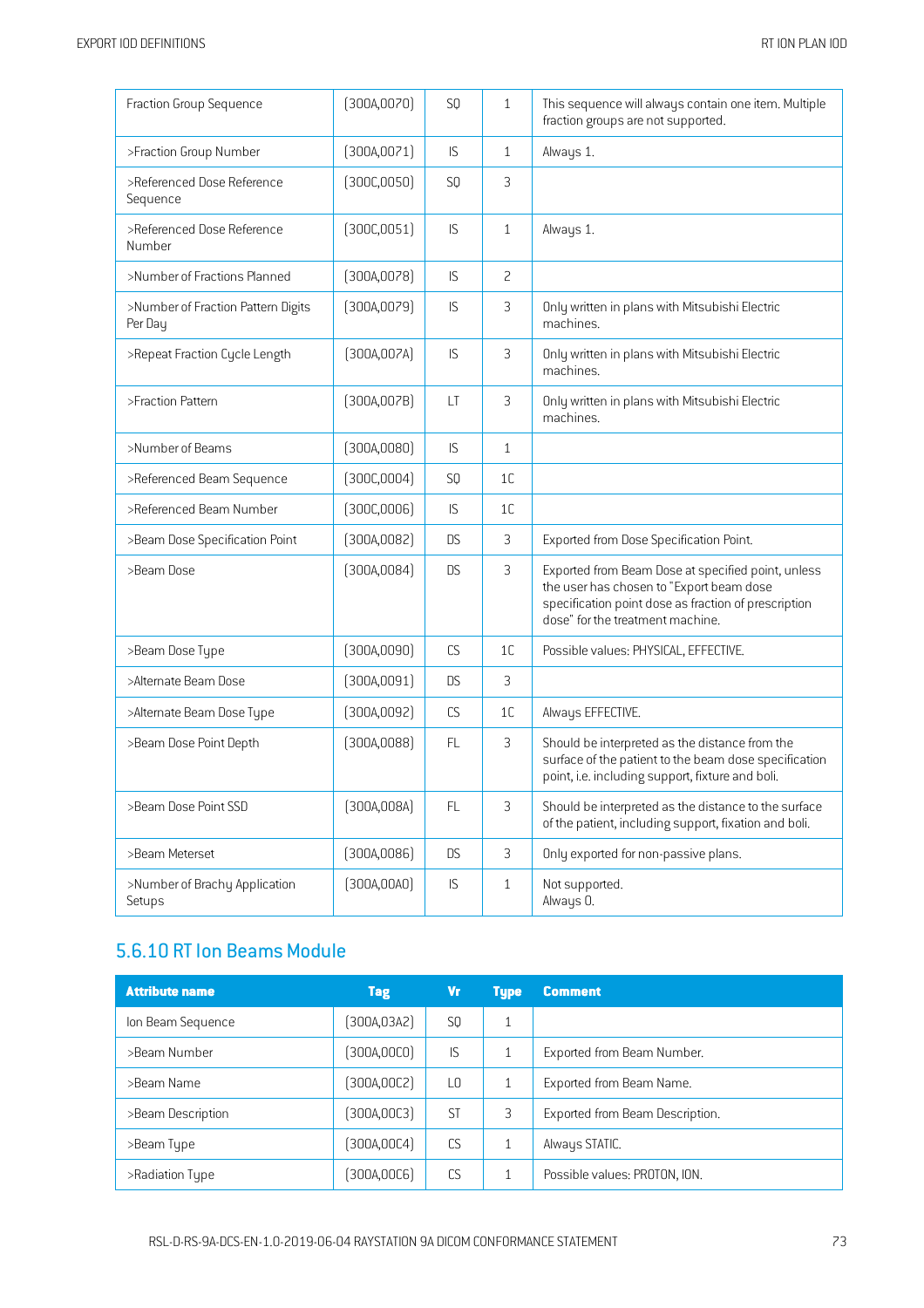| | | | | |
|---|---|---|---|---|
| Fraction Group Sequence | (300A,0070) | SQ | 1 | This sequence will always contain one item. Multiple fraction groups are not supported. |
| >Fraction Group Number | (300A,0071) | IS | 1 | Always 1. |
| >Referenced Dose Reference Sequence | (300C,0050) | SQ | 3 | |
| >Referenced Dose Reference Number | (300C,0051) | IS | 1 | Always 1. |
| >Number of Fractions Planned | (300A,0078) | IS | 2 | |
| >Number of Fraction Pattern Digits Per Day | (300A,0079) | IS | 3 | Only written in plans with Mitsubishi Electric machines. |
| >Repeat Fraction Cycle Length | (300A,007A) | IS | 3 | Only written in plans with Mitsubishi Electric machines. |
| >Fraction Pattern | (300A,007B) | LT | 3 | Only written in plans with Mitsubishi Electric machines. |
| >Number of Beams | (300A,0080) | IS | 1 | |
| >Referenced Beam Sequence | (300C,0004) | SQ | 1C | |
| >Referenced Beam Number | (300C,0006) | IS | 1C | |
| >Beam Dose Specification Point | (300A,0082) | DS | 3 | Exported from Dose Specification Point. |
| >Beam Dose | (300A,0084) | DS | 3 | Exported from Beam Dose at specified point, unless the user has chosen to "Export beam dose specification point dose as fraction of prescription dose" for the treatment machine. |
| >Beam Dose Type | (300A,0090) | CS | 1C | Possible values: PHYSICAL, EFFECTIVE. |
| >Alternate Beam Dose | (300A,0091) | DS | 3 | |
| >Alternate Beam Dose Type | (300A,0092) | CS | 1C | Always EFFECTIVE. |
| >Beam Dose Point Depth | (300A,0088) | FL | 3 | Should be interpreted as the distance from the surface of the patient to the beam dose specification point, i.e. including support, fixture and boli. |
| >Beam Dose Point SSD | (300A,008A) | FL | 3 | Should be interpreted as the distance to the surface of the patient, including support, fixation and boli. |
| >Beam Meterset | (300A,0086) | DS | 3 | Only exported for non-passive plans. |
| >Number of Brachy Application Setups | (300A,00A0) | IS | 1 | Not supported.<br>Always 0. |

## 5.6.10 RT Ion Beams Module

| Attribute name | Tag | Vr | Type | Comment |
|---|---|---|---|---|
| Ion Beam Sequence | (300A,03A2) | SQ | 1 | |
| >Beam Number | (300A,00C0) | IS | 1 | Exported from Beam Number. |
| >Beam Name | (300A,00C2) | LO | 1 | Exported from Beam Name. |
| >Beam Description | (300A,00C3) | ST | 3 | Exported from Beam Description. |
| >Beam Type | (300A,00C4) | CS | 1 | Always STATIC. |
| >Radiation Type | (300A,00C6) | CS | 1 | Possible values: PROTON, ION. |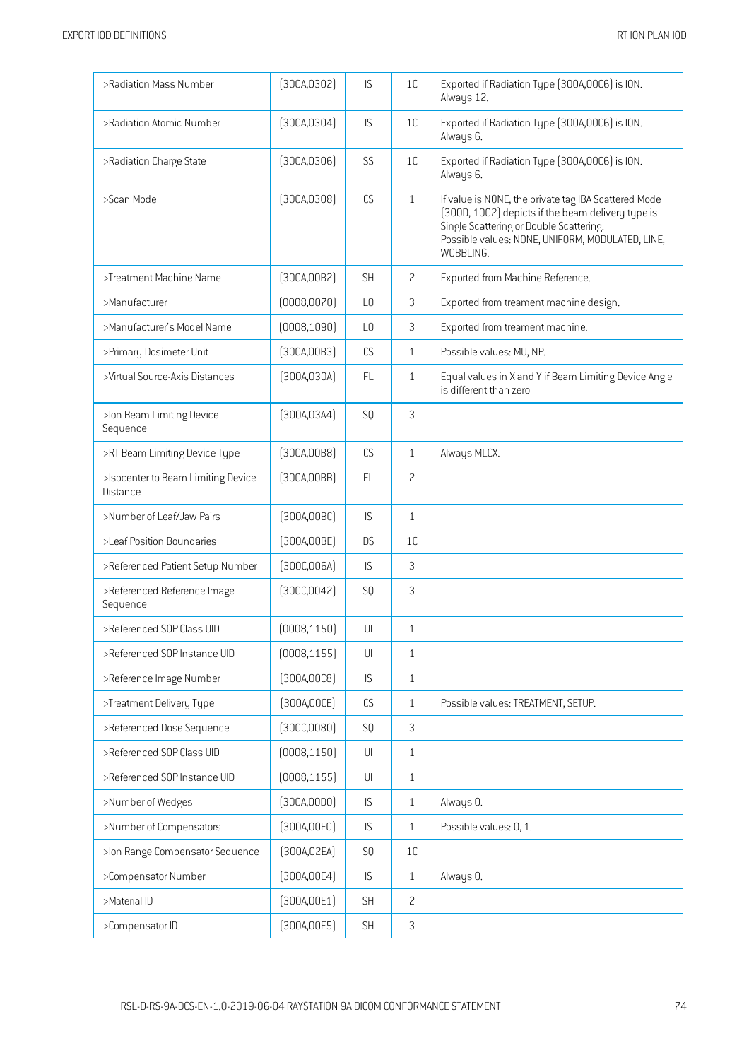| >Radiation Mass Number | (300A,0302) | IS | 1C | Exported if Radiation Type (300A,00C6) is ION. Always 12. |
|---|---|---|---|---|
| >Radiation Atomic Number | (300A,0304) | IS | 1C | Exported if Radiation Type (300A,00C6) is ION. Always 6. |
| >Radiation Charge State | (300A,0306) | SS | 1C | Exported if Radiation Type (300A,00C6) is ION. Always 6. |
| >Scan Mode | (300A,0308) | CS | 1 | If value is NONE, the private tag IBA Scattered Mode (300D, 1002) depicts if the beam delivery type is Single Scattering or Double Scattering. Possible values: NONE, UNIFORM, MODULATED, LINE, WOBBLING. |
| >Treatment Machine Name | (300A,00B2) | SH | 2 | Exported from Machine Reference. |
| >Manufacturer | (0008,0070) | LO | 3 | Exported from treament machine design. |
| >Manufacturer's Model Name | (0008,1090) | LO | 3 | Exported from treament machine. |
| >Primary Dosimeter Unit | (300A,00B3) | CS | 1 | Possible values: MU, NP. |
| >Virtual Source-Axis Distances | (300A,030A) | FL | 1 | Equal values in X and Y if Beam Limiting Device Angle is different than zero |
| >Ion Beam Limiting Device Sequence | (300A,03A4) | SQ | 3 | |
| >RT Beam Limiting Device Type | (300A,00B8) | CS | 1 | Always MLCX. |
| >Isocenter to Beam Limiting Device Distance | (300A,00BB) | FL | 2 | |
| >Number of Leaf/Jaw Pairs | (300A,00BC) | IS | 1 | |
| >Leaf Position Boundaries | (300A,00BE) | DS | 1C | |
| >Referenced Patient Setup Number | (300C,006A) | IS | 3 | |
| >Referenced Reference Image Sequence | (300C,0042) | SQ | 3 | |
| >Referenced SOP Class UID | (0008,1150) | UI | 1 | |
| >Referenced SOP Instance UID | (0008,1155) | UI | 1 | |
| >Reference Image Number | (300A,00C8) | IS | 1 | |
| >Treatment Delivery Type | (300A,00CE) | CS | 1 | Possible values: TREATMENT, SETUP. |
| >Referenced Dose Sequence | (300C,0080) | SQ | 3 | |
| >Referenced SOP Class UID | (0008,1150) | UI | 1 | |
| >Referenced SOP Instance UID | (0008,1155) | UI | 1 | |
| >Number of Wedges | (300A,00D0) | IS | 1 | Always 0. |
| >Number of Compensators | (300A,00E0) | IS | 1 | Possible values: 0, 1. |
| >Ion Range Compensator Sequence | (300A,02EA) | SQ | 1C | |
| >Compensator Number | (300A,00E4) | IS | 1 | Always 0. |
| >Material ID | (300A,00E1) | SH | 2 | |
| >Compensator ID | (300A,00E5) | SH | 3 | |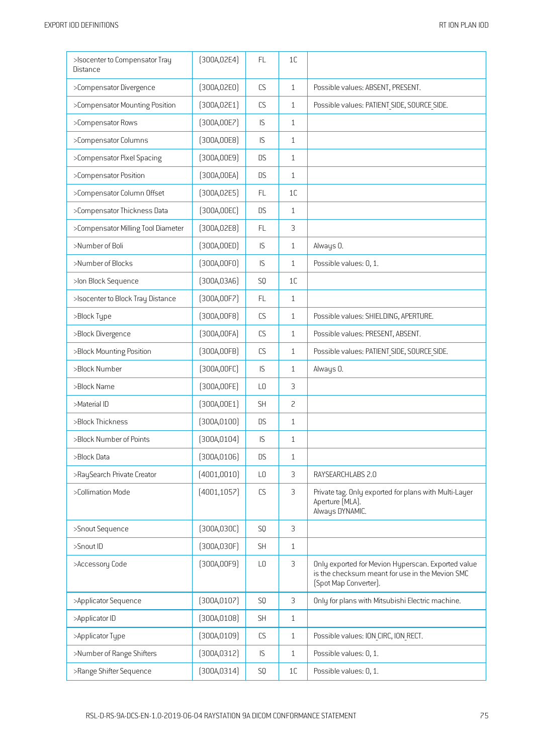| >Isocenter to Compensator Tray Distance | (300A,02E4) | FL | 1C | |
|---|---|---|---|---|
| >Compensator Divergence | (300A,02E0) | CS | 1 | Possible values: ABSENT, PRESENT. |
| >Compensator Mounting Position | (300A,02E1) | CS | 1 | Possible values: PATIENT_SIDE, SOURCE_SIDE. |
| >Compensator Rows | (300A,00E7) | IS | 1 | |
| >Compensator Columns | (300A,00E8) | IS | 1 | |
| >Compensator Pixel Spacing | (300A,00E9) | DS | 1 | |
| >Compensator Position | (300A,00EA) | DS | 1 | |
| >Compensator Column Offset | (300A,02E5) | FL | 1C | |
| >Compensator Thickness Data | (300A,00EC) | DS | 1 | |
| >Compensator Milling Tool Diameter | (300A,02E8) | FL | 3 | |
| >Number of Boli | (300A,00ED) | IS | 1 | Always 0. |
| >Number of Blocks | (300A,00F0) | IS | 1 | Possible values: 0, 1. |
| >Ion Block Sequence | (300A,03A6) | SQ | 1C | |
| >Isocenter to Block Tray Distance | (300A,00F7) | FL | 1 | |
| >Block Type | (300A,00F8) | CS | 1 | Possible values: SHIELDING, APERTURE. |
| >Block Divergence | (300A,00FA) | CS | 1 | Possible values: PRESENT, ABSENT. |
| >Block Mounting Position | (300A,00FB) | CS | 1 | Possible values: PATIENT_SIDE, SOURCE_SIDE. |
| >Block Number | (300A,00FC) | IS | 1 | Always 0. |
| >Block Name | (300A,00FE) | LO | 3 | |
| >Material ID | (300A,00E1) | SH | 2 | |
| >Block Thickness | (300A,0100) | DS | 1 | |
| >Block Number of Points | (300A,0104) | IS | 1 | |
| >Block Data | (300A,0106) | DS | 1 | |
| >RaySearch Private Creator | (4001,0010) | LO | 3 | RAYSEARCHLABS 2.0 |
| >Collimation Mode | (4001,1057) | CS | 3 | Private tag. Only exported for plans with Multi-Layer Aperture (MLA).<br>Always DYNAMIC. |
| >Snout Sequence | (300A,030C) | SQ | 3 | |
| >Snout ID | (300A,030F) | SH | 1 | |
| >Accessory Code | (300A,00F9) | LO | 3 | Only exported for Mevion Hyperscan. Exported value is the checksum meant for use in the Mevion SMC (Spot Map Converter). |
| >Applicator Sequence | (300A,0107) | SQ | 3 | Only for plans with Mitsubishi Electric machine. |
| >Applicator ID | (300A,0108) | SH | 1 | |
| >Applicator Type | (300A,0109) | CS | 1 | Possible values: ION_CIRC, ION_RECT. |
| >Number of Range Shifters | (300A,0312) | IS | 1 | Possible values: 0, 1. |
| >Range Shifter Sequence | (300A,0314) | SQ | 1C | Possible values: 0, 1. |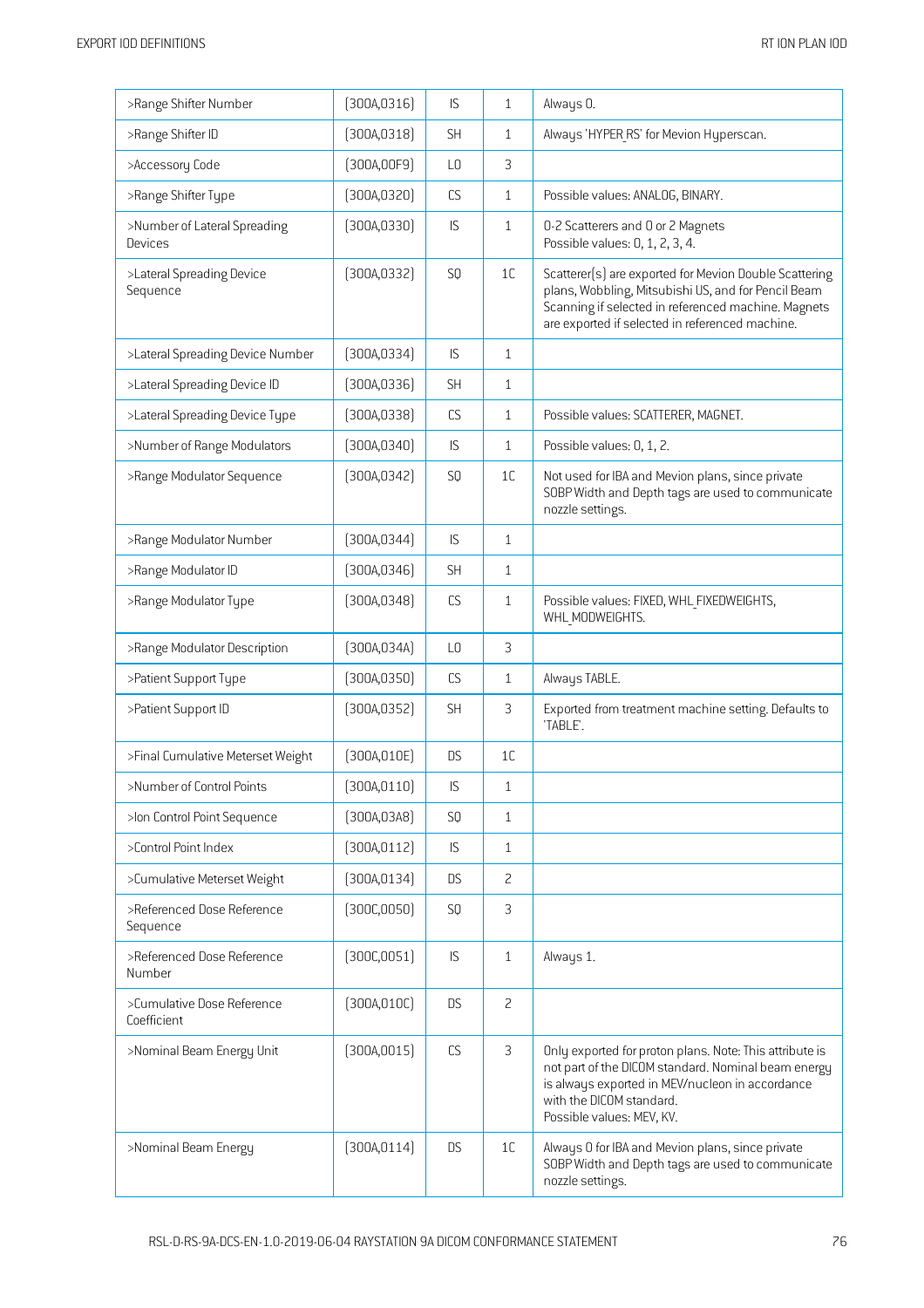| >Range Shifter Number | (300A,0316) | IS | 1 | Always 0. |
|---|---|---|---|---|
| >Range Shifter ID | (300A,0318) | SH | 1 | Always 'HYPER_RS' for Mevion Hyperscan. |
| >Accessory Code | (300A,00F9) | LO | 3 | |
| >Range Shifter Type | (300A,0320) | CS | 1 | Possible values: ANALOG, BINARY. |
| >Number of Lateral Spreading Devices | (300A,0330) | IS | 1 | 0-2 Scatterers and 0 or 2 Magnets<br>Possible values: 0, 1, 2, 3, 4. |
| >Lateral Spreading Device Sequence | (300A,0332) | SQ | 1C | Scatterer(s) are exported for Mevion Double Scattering plans, Wobbling, Mitsubishi US, and for Pencil Beam Scanning if selected in referenced machine. Magnets are exported if selected in referenced machine. |
| >Lateral Spreading Device Number | (300A,0334) | IS | 1 | |
| >Lateral Spreading Device ID | (300A,0336) | SH | 1 | |
| >Lateral Spreading Device Type | (300A,0338) | CS | 1 | Possible values: SCATTERER, MAGNET. |
| >Number of Range Modulators | (300A,0340) | IS | 1 | Possible values: 0, 1, 2. |
| >Range Modulator Sequence | (300A,0342) | SQ | 1C | Not used for IBA and Mevion plans, since private SOBP Width and Depth tags are used to communicate nozzle settings. |
| >Range Modulator Number | (300A,0344) | IS | 1 | |
| >Range Modulator ID | (300A,0346) | SH | 1 | |
| >Range Modulator Type | (300A,0348) | CS | 1 | Possible values: FIXED, WHL_FIXEDWEIGHTS, WHL_MODWEIGHTS. |
| >Range Modulator Description | (300A,034A) | LO | 3 | |
| >Patient Support Type | (300A,0350) | CS | 1 | Always TABLE. |
| >Patient Support ID | (300A,0352) | SH | 3 | Exported from treatment machine setting. Defaults to 'TABLE'. |
| >Final Cumulative Meterset Weight | (300A,010E) | DS | 1C | |
| >Number of Control Points | (300A,0110) | IS | 1 | |
| >Ion Control Point Sequence | (300A,03A8) | SQ | 1 | |
| >Control Point Index | (300A,0112) | IS | 1 | |
| >Cumulative Meterset Weight | (300A,0134) | DS | 2 | |
| >Referenced Dose Reference Sequence | (300C,0050) | SQ | 3 | |
| >Referenced Dose Reference Number | (300C,0051) | IS | 1 | Always 1. |
| >Cumulative Dose Reference Coefficient | (300A,010C) | DS | 2 | |
| >Nominal Beam Energy Unit | (300A,0015) | CS | 3 | Only exported for proton plans. Note: This attribute is not part of the DICOM standard. Nominal beam energy is always exported in MEV/nucleon in accordance with the DICOM standard.<br>Possible values: MEV, KV. |
| >Nominal Beam Energy | (300A,0114) | DS | 1C | Always 0 for IBA and Mevion plans, since private SOBP Width and Depth tags are used to communicate nozzle settings. |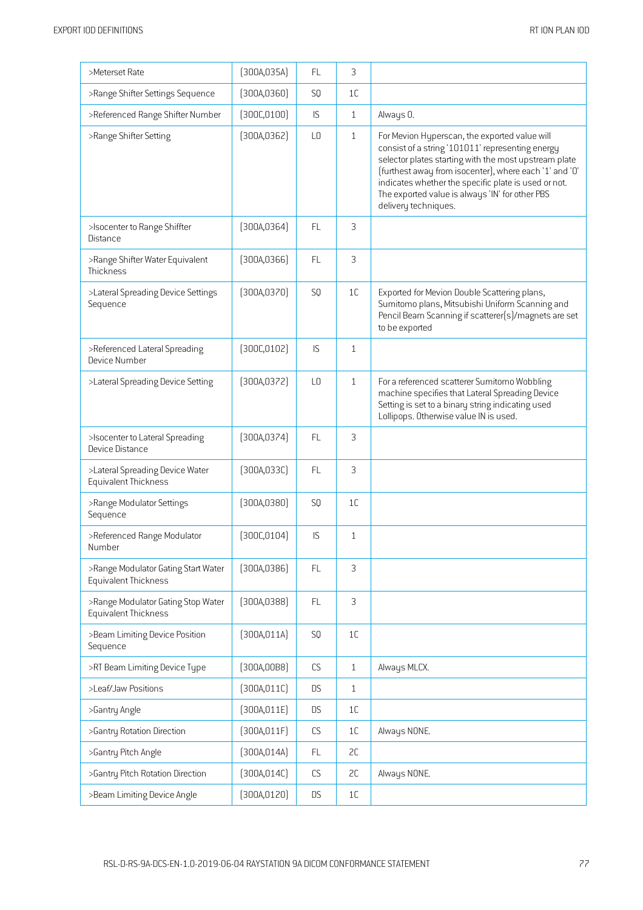| | | | | |
|---|---|---|---|---|
| >Meterset Rate | (300A,035A) | FL | 3 | |
| >Range Shifter Settings Sequence | (300A,0360) | SQ | 1C | |
| >Referenced Range Shifter Number | (300C,0100) | IS | 1 | Always 0. |
| >Range Shifter Setting | (300A,0362) | LO | 1 | For Mevion Hyperscan, the exported value will consist of a string '101011' representing energy selector plates starting with the most upstream plate (furthest away from isocenter), where each '1' and '0' indicates whether the specific plate is used or not. The exported value is always 'IN' for other PBS delivery techniques. |
| >Isocenter to Range Shiffter Distance | (300A,0364) | FL | 3 | |
| >Range Shifter Water Equivalent Thickness | (300A,0366) | FL | 3 | |
| >Lateral Spreading Device Settings Sequence | (300A,0370) | SQ | 1C | Exported for Mevion Double Scattering plans, Sumitomo plans, Mitsubishi Uniform Scanning and Pencil Beam Scanning if scatterer(s)/magnets are set to be exported |
| >Referenced Lateral Spreading Device Number | (300C,0102) | IS | 1 | |
| >Lateral Spreading Device Setting | (300A,0372) | LO | 1 | For a referenced scatterer Sumitomo Wobbling machine specifies that Lateral Spreading Device Setting is set to a binary string indicating used Lollipops. Otherwise value IN is used. |
| >Isocenter to Lateral Spreading Device Distance | (300A,0374) | FL | 3 | |
| >Lateral Spreading Device Water Equivalent Thickness | (300A,033C) | FL | 3 | |
| >Range Modulator Settings Sequence | (300A,0380) | SQ | 1C | |
| >Referenced Range Modulator Number | (300C,0104) | IS | 1 | |
| >Range Modulator Gating Start Water Equivalent Thickness | (300A,0386) | FL | 3 | |
| >Range Modulator Gating Stop Water Equivalent Thickness | (300A,0388) | FL | 3 | |
| >Beam Limiting Device Position Sequence | (300A,011A) | SQ | 1C | |
| >RT Beam Limiting Device Type | (300A,00B8) | CS | 1 | Always MLCX. |
| >Leaf/Jaw Positions | (300A,011C) | DS | 1 | |
| >Gantry Angle | (300A,011E) | DS | 1C | |
| >Gantry Rotation Direction | (300A,011F) | CS | 1C | Always NONE. |
| >Gantry Pitch Angle | (300A,014A) | FL | 2C | |
| >Gantry Pitch Rotation Direction | (300A,014C) | CS | 2C | Always NONE. |
| >Beam Limiting Device Angle | (300A,0120) | DS | 1C | |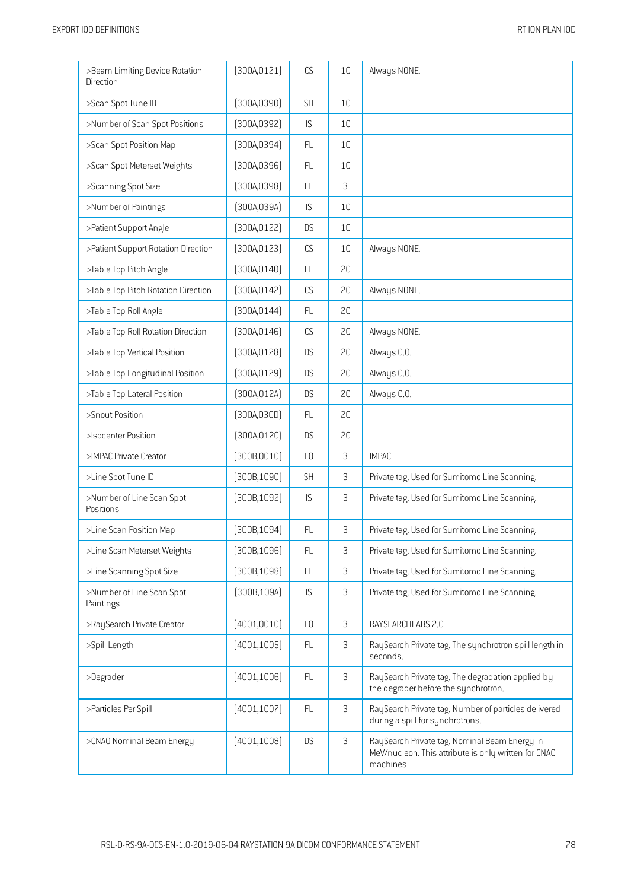| >Beam Limiting Device Rotation Direction | (300A,0121) | CS | 1C | Always NONE. |
|---|---|---|---|---|
| >Scan Spot Tune ID | (300A,0390) | SH | 1C | |
| >Number of Scan Spot Positions | (300A,0392) | IS | 1C | |
| >Scan Spot Position Map | (300A,0394) | FL | 1C | |
| >Scan Spot Meterset Weights | (300A,0396) | FL | 1C | |
| >Scanning Spot Size | (300A,0398) | FL | 3 | |
| >Number of Paintings | (300A,039A) | IS | 1C | |
| >Patient Support Angle | (300A,0122) | DS | 1C | |
| >Patient Support Rotation Direction | (300A,0123) | CS | 1C | Always NONE. |
| >Table Top Pitch Angle | (300A,0140) | FL | 2C | |
| >Table Top Pitch Rotation Direction | (300A,0142) | CS | 2C | Always NONE. |
| >Table Top Roll Angle | (300A,0144) | FL | 2C | |
| >Table Top Roll Rotation Direction | (300A,0146) | CS | 2C | Always NONE. |
| >Table Top Vertical Position | (300A,0128) | DS | 2C | Always 0.0. |
| >Table Top Longitudinal Position | (300A,0129) | DS | 2C | Always 0.0. |
| >Table Top Lateral Position | (300A,012A) | DS | 2C | Always 0.0. |
| >Snout Position | (300A,030D) | FL | 2C | |
| >Isocenter Position | (300A,012C) | DS | 2C | |
| >IMPAC Private Creator | (300B,0010) | LO | 3 | IMPAC |
| >Line Spot Tune ID | (300B,1090) | SH | 3 | Private tag. Used for Sumitomo Line Scanning. |
| >Number of Line Scan Spot Positions | (300B,1092) | IS | 3 | Private tag. Used for Sumitomo Line Scanning. |
| >Line Scan Position Map | (300B,1094) | FL | 3 | Private tag. Used for Sumitomo Line Scanning. |
| >Line Scan Meterset Weights | (300B,1096) | FL | 3 | Private tag. Used for Sumitomo Line Scanning. |
| >Line Scanning Spot Size | (300B,1098) | FL | 3 | Private tag. Used for Sumitomo Line Scanning. |
| >Number of Line Scan Spot Paintings | (300B,109A) | IS | 3 | Private tag. Used for Sumitomo Line Scanning. |
| >RaySearch Private Creator | (4001,0010) | LO | 3 | RAYSEARCHLABS 2.0 |
| >Spill Length | (4001,1005) | FL | 3 | RaySearch Private tag. The synchrotron spill length in seconds. |
| >Degrader | (4001,1006) | FL | 3 | RaySearch Private tag. The degradation applied by the degrader before the synchrotron. |
| >Particles Per Spill | (4001,1007) | FL | 3 | RaySearch Private tag. Number of particles delivered during a spill for synchrotrons. |
| >CNAO Nominal Beam Energy | (4001,1008) | DS | 3 | RaySearch Private tag. Nominal Beam Energy in MeV/nucleon. This attribute is only written for CNAO machines |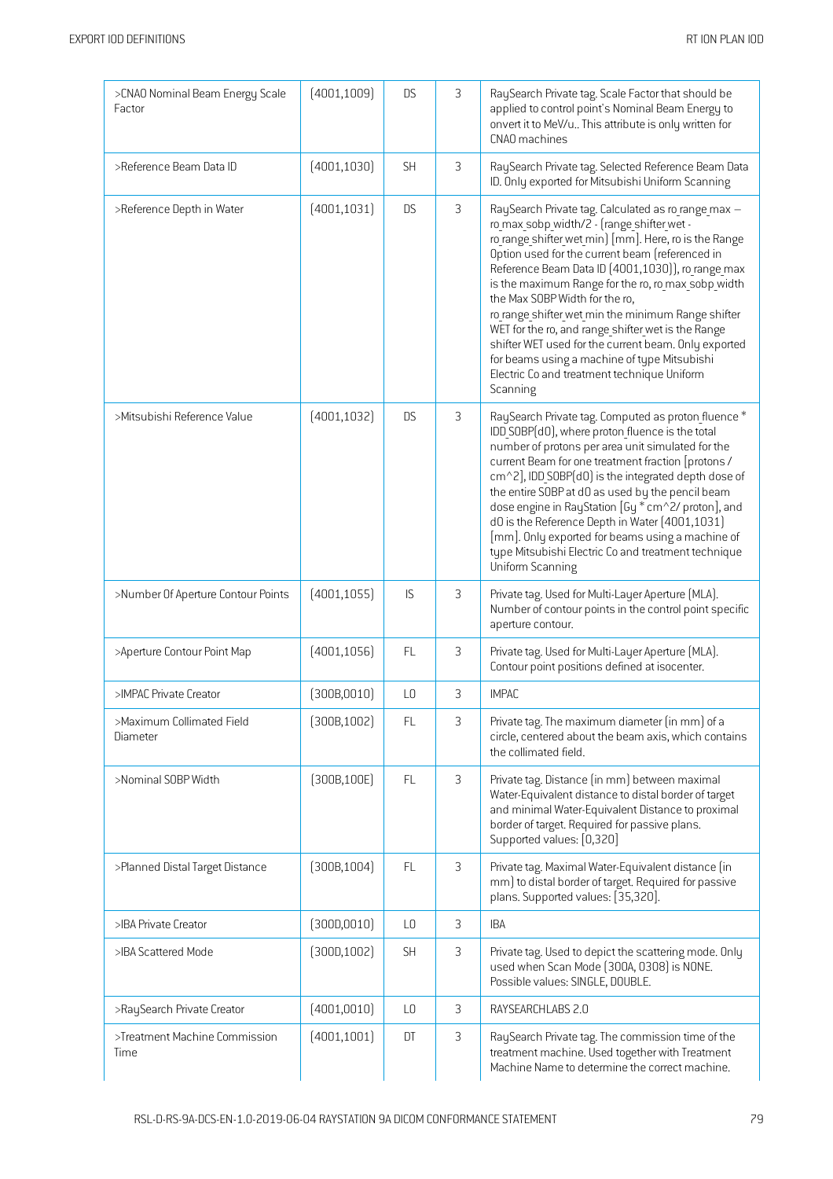| >CNAO Nominal Beam Energy Scale Factor | (4001,1009) | DS | 3 | RaySearch Private tag. Scale Factor that should be applied to control point's Nominal Beam Energy to onvert it to MeV/u.. This attribute is only written for CNAO machines |
|---|---|---|---|---|
| >Reference Beam Data ID | (4001,1030) | SH | 3 | RaySearch Private tag. Selected Reference Beam Data ID. Only exported for Mitsubishi Uniform Scanning |
| >Reference Depth in Water | (4001,1031) | DS | 3 | RaySearch Private tag. Calculated as ro_range_max – ro_max_sobp_width/2 - (range_shifter_wet - ro_range_shifter_wet_min) [mm]. Here, ro is the Range Option used for the current beam (referenced in Reference Beam Data ID (4001,1030)), ro_range_max is the maximum Range for the ro, ro_max_sobp_width the Max SOBP Width for the ro, ro_range_shifter_wet_min the minimum Range shifter WET for the ro, and range_shifter_wet is the Range shifter WET used for the current beam. Only exported for beams using a machine of type Mitsubishi Electric Co and treatment technique Uniform Scanning |
| >Mitsubishi Reference Value | (4001,1032) | DS | 3 | RaySearch Private tag. Computed as proton_fluence * IDD_SOBP(d0), where proton_fluence is the total number of protons per area unit simulated for the current Beam for one treatment fraction [protons / cm^2], IDD_SOBP(d0) is the integrated depth dose of the entire SOBP at d0 as used by the pencil beam dose engine in RayStation [Gy * cm^2/ proton], and d0 is the Reference Depth in Water (4001,1031) [mm]. Only exported for beams using a machine of type Mitsubishi Electric Co and treatment technique Uniform Scanning |
| >Number Of Aperture Contour Points | (4001,1055) | IS | 3 | Private tag. Used for Multi-Layer Aperture (MLA). Number of contour points in the control point specific aperture contour. |
| >Aperture Contour Point Map | (4001,1056) | FL | 3 | Private tag. Used for Multi-Layer Aperture (MLA). Contour point positions defined at isocenter. |
| >IMPAC Private Creator | (300B,0010) | LO | 3 | IMPAC |
| >Maximum Collimated Field Diameter | (300B,1002) | FL | 3 | Private tag. The maximum diameter (in mm) of a circle, centered about the beam axis, which contains the collimated field. |
| >Nominal SOBP Width | (300B,100E) | FL | 3 | Private tag. Distance (in mm) between maximal Water-Equivalent distance to distal border of target and minimal Water-Equivalent Distance to proximal border of target. Required for passive plans. Supported values: [0,320] |
| >Planned Distal Target Distance | (300B,1004) | FL | 3 | Private tag. Maximal Water-Equivalent distance (in mm) to distal border of target. Required for passive plans. Supported values: [35,320]. |
| >IBA Private Creator | (300D,0010) | LO | 3 | IBA |
| >IBA Scattered Mode | (300D,1002) | SH | 3 | Private tag. Used to depict the scattering mode. Only used when Scan Mode (300A, 0308) is NONE. Possible values: SINGLE, DOUBLE. |
| >RaySearch Private Creator | (4001,0010) | LO | 3 | RAYSEARCHLABS 2.0 |
| >Treatment Machine Commission Time | (4001,1001) | DT | 3 | RaySearch Private tag. The commission time of the treatment machine. Used together with Treatment Machine Name to determine the correct machine. |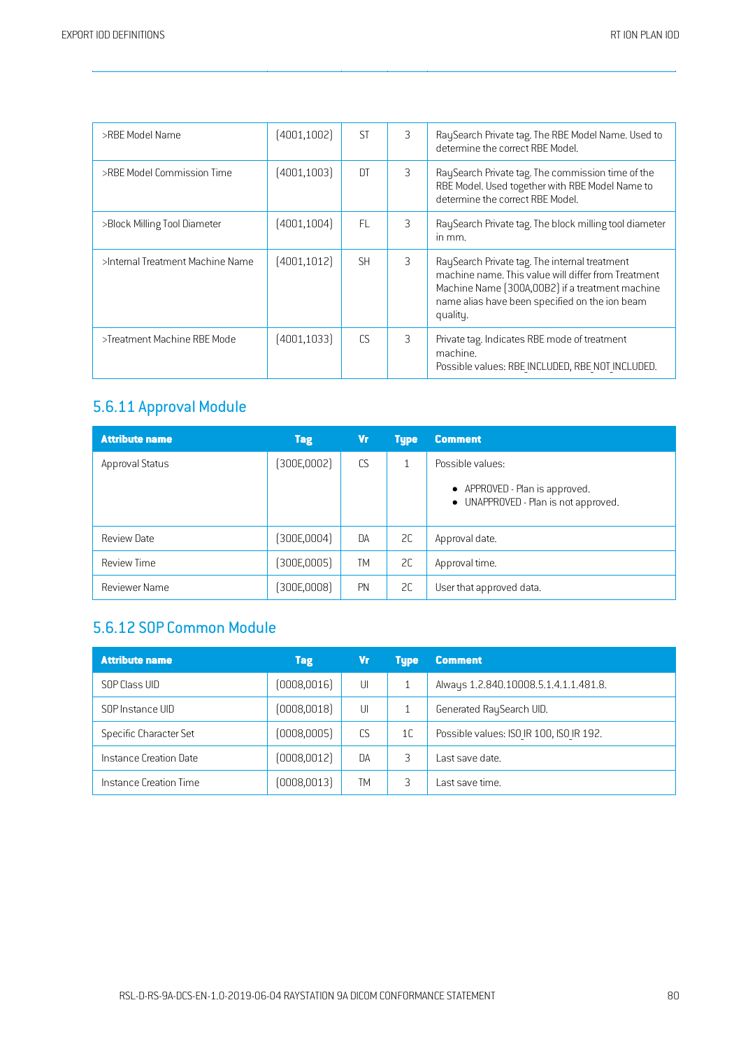| | | | | |
|---|---|---|---|---|
| >RBE Model Name | (4001,1002) | ST | 3 | RaySearch Private tag. The RBE Model Name. Used to determine the correct RBE Model. |
| >RBE Model Commission Time | (4001,1003) | DT | 3 | RaySearch Private tag. The commission time of the RBE Model. Used together with RBE Model Name to determine the correct RBE Model. |
| >Block Milling Tool Diameter | (4001,1004) | FL | 3 | RaySearch Private tag. The block milling tool diameter in mm. |
| >Internal Treatment Machine Name | (4001,1012) | SH | 3 | RaySearch Private tag. The internal treatment machine name. This value will differ from Treatment Machine Name (300A,00B2) if a treatment machine name alias have been specified on the ion beam quality. |
| >Treatment Machine RBE Mode | (4001,1033) | CS | 3 | Private tag. Indicates RBE mode of treatment machine.<br>Possible values: RBE_INCLUDED, RBE_NOT_INCLUDED. |

## 5.6.11 Approval Module

| Attribute name | Tag | Vr | Type | Comment |
|---|---|---|---|---|
| Approval Status | (300E,0002) | CS | 1 | Possible values:<br>• APPROVED - Plan is approved.<br>• UNAPPROVED - Plan is not approved. |
| Review Date | (300E,0004) | DA | 2C | Approval date. |
| Review Time | (300E,0005) | TM | 2C | Approval time. |
| Reviewer Name | (300E,0008) | PN | 2C | User that approved data. |

## 5.6.12 SOP Common Module

| Attribute name | Tag | Vr | Type | Comment |
|---|---|---|---|---|
| SOP Class UID | (0008,0016) | UI | 1 | Always 1.2.840.10008.5.1.4.1.1.481.8. |
| SOP Instance UID | (0008,0018) | UI | 1 | Generated RaySearch UID. |
| Specific Character Set | (0008,0005) | CS | 1C | Possible values: ISO_IR 100, ISO_IR 192. |
| Instance Creation Date | (0008,0012) | DA | 3 | Last save date. |
| Instance Creation Time | (0008,0013) | TM | 3 | Last save time. |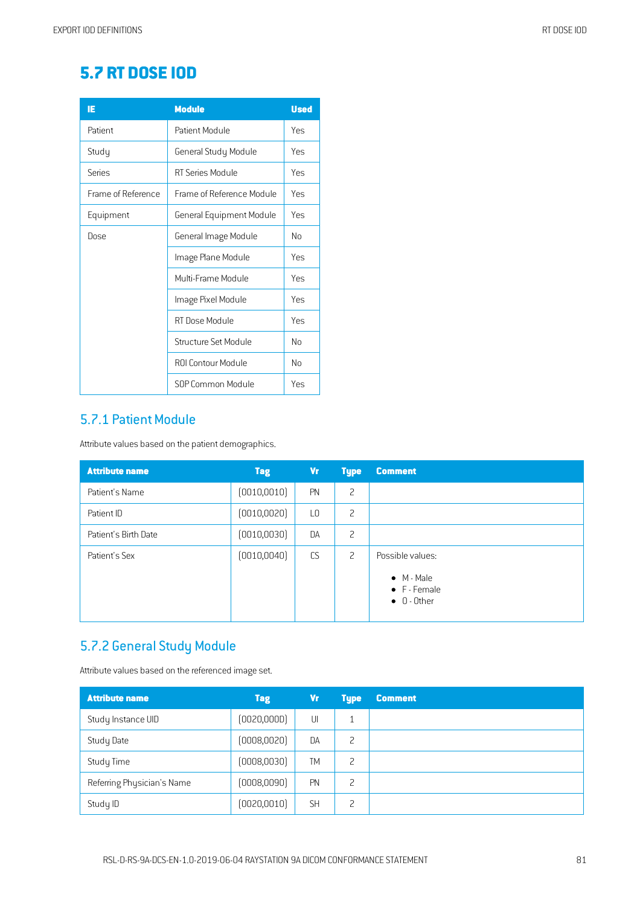## 5.7 RT DOSE IOD

| IE | Module | Used |
|---|---|---|
| Patient | Patient Module | Yes |
| Study | General Study Module | Yes |
| Series | RT Series Module | Yes |
| Frame of Reference | Frame of Reference Module | Yes |
| Equipment | General Equipment Module | Yes |
| Dose | General Image Module | No |
| | Image Plane Module | Yes |
| | Multi-Frame Module | Yes |
| | Image Pixel Module | Yes |
| | RT Dose Module | Yes |
| | Structure Set Module | No |
| | ROI Contour Module | No |
| | SOP Common Module | Yes |

### 5.7.1 Patient Module

Attribute values based on the patient demographics.

| Attribute name | Tag | Vr | Type | Comment |
|---|---|---|---|---|
| Patient's Name | (0010,0010) | PN | 2 | |
| Patient ID | (0010,0020) | LO | 2 | |
| Patient's Birth Date | (0010,0030) | DA | 2 | |
| Patient's Sex | (0010,0040) | CS | 2 | Possible values:<br>• M - Male<br>• F - Female<br>• O - Other |

### 5.7.2 General Study Module

Attribute values based on the referenced image set.

| Attribute name | Tag | Vr | Type | Comment |
|---|---|---|---|---|
| Study Instance UID | (0020,000D) | UI | 1 | |
| Study Date | (0008,0020) | DA | 2 | |
| Study Time | (0008,0030) | TM | 2 | |
| Referring Physician's Name | (0008,0090) | PN | 2 | |
| Study ID | (0020,0010) | SH | 2 | |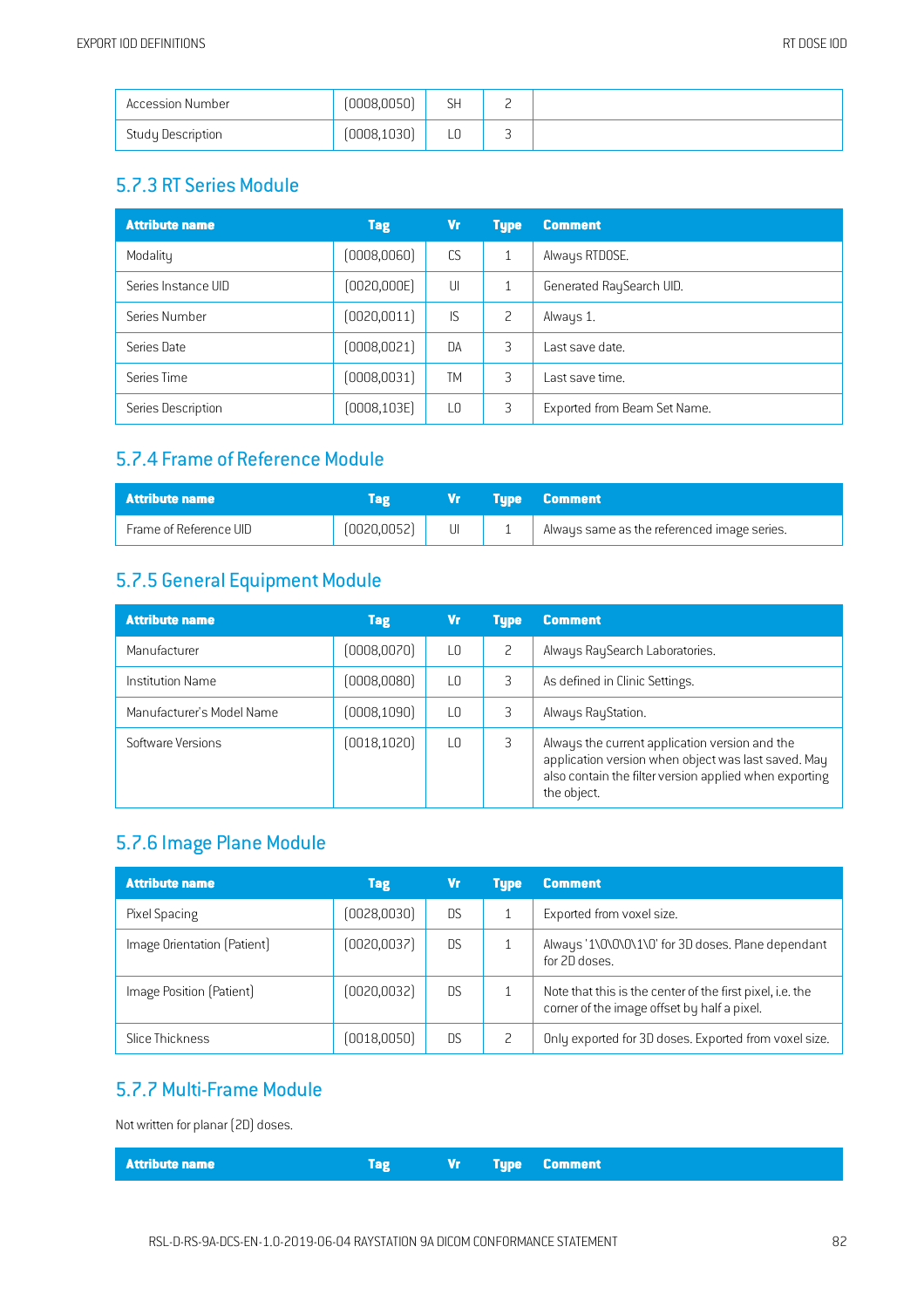| Accession Number | (0008,0050) | SH | 2 | |
|---|---|---|---|---|
| Study Description | (0008,1030) | LO | 3 | |

### 5.7.3 RT Series Module

| Attribute name | Tag | Vr | Type | Comment |
|---|---|---|---|---|
| Modality | (0008,0060) | CS | 1 | Always RTDOSE. |
| Series Instance UID | (0020,000E) | UI | 1 | Generated RaySearch UID. |
| Series Number | (0020,0011) | IS | 2 | Always 1. |
| Series Date | (0008,0021) | DA | 3 | Last save date. |
| Series Time | (0008,0031) | TM | 3 | Last save time. |
| Series Description | (0008,103E) | LO | 3 | Exported from Beam Set Name. |

### 5.7.4 Frame of Reference Module

| Attribute name | Tag | Vr | Type | Comment |
|---|---|---|---|---|
| Frame of Reference UID | (0020,0052) | UI | 1 | Always same as the referenced image series. |

### 5.7.5 General Equipment Module

| Attribute name | Tag | Vr | Type | Comment |
|---|---|---|---|---|
| Manufacturer | (0008,0070) | LO | 2 | Always RaySearch Laboratories. |
| Institution Name | (0008,0080) | LO | 3 | As defined in Clinic Settings. |
| Manufacturer's Model Name | (0008,1090) | LO | 3 | Always RayStation. |
| Software Versions | (0018,1020) | LO | 3 | Always the current application version and the application version when object was last saved. May also contain the filter version applied when exporting the object. |

### 5.7.6 Image Plane Module

| Attribute name | Tag | Vr | Type | Comment |
|---|---|---|---|---|
| Pixel Spacing | (0028,0030) | DS | 1 | Exported from voxel size. |
| Image Orientation (Patient) | (0020,0037) | DS | 1 | Always '1\0\0\0\1\0' for 3D doses. Plane dependant for 2D doses. |
| Image Position (Patient) | (0020,0032) | DS | 1 | Note that this is the center of the first pixel, i.e. the corner of the image offset by half a pixel. |
| Slice Thickness | (0018,0050) | DS | 2 | Only exported for 3D doses. Exported from voxel size. |

### 5.7.7 Multi-Frame Module

Not written for planar (2D) doses.

| Attribute name | Tag | Vr | Type | Comment |
|---|---|---|---|---|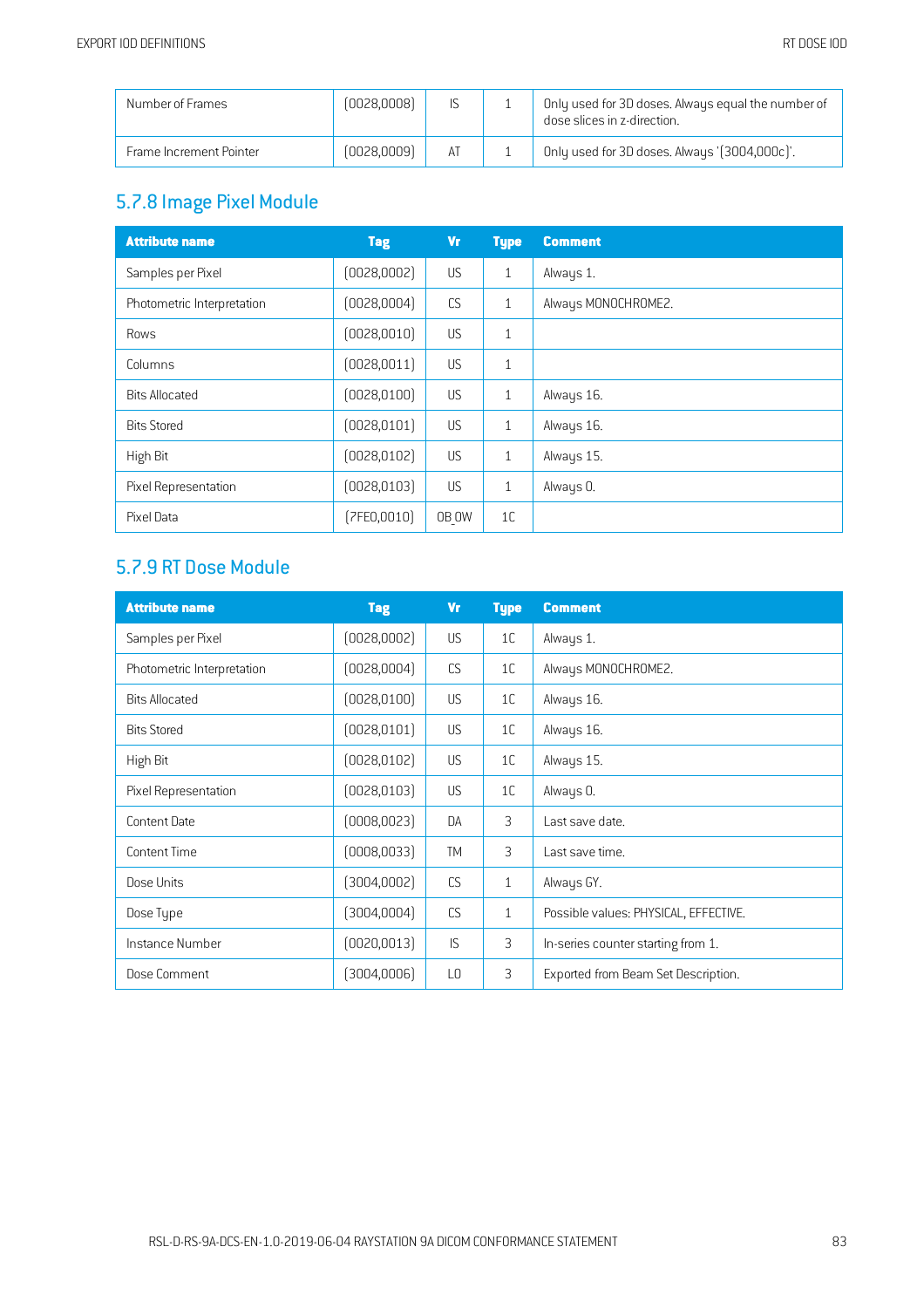| | | | | |
|---|---|---|---|---|
| Number of Frames | (0028,0008) | IS | 1 | Only used for 3D doses. Always equal the number of dose slices in z-direction. |
| Frame Increment Pointer | (0028,0009) | AT | 1 | Only used for 3D doses. Always '(3004,000c)'. |

## 5.7.8 Image Pixel Module

| Attribute name | Tag | Vr | Type | Comment |
|---|---|---|---|---|
| Samples per Pixel | (0028,0002) | US | 1 | Always 1. |
| Photometric Interpretation | (0028,0004) | CS | 1 | Always MONOCHROME2. |
| Rows | (0028,0010) | US | 1 | |
| Columns | (0028,0011) | US | 1 | |
| Bits Allocated | (0028,0100) | US | 1 | Always 16. |
| Bits Stored | (0028,0101) | US | 1 | Always 16. |
| High Bit | (0028,0102) | US | 1 | Always 15. |
| Pixel Representation | (0028,0103) | US | 1 | Always 0. |
| Pixel Data | (7FE0,0010) | OB_OW | 1C | |

## 5.7.9 RT Dose Module

| Attribute name | Tag | Vr | Type | Comment |
|---|---|---|---|---|
| Samples per Pixel | (0028,0002) | US | 1C | Always 1. |
| Photometric Interpretation | (0028,0004) | CS | 1C | Always MONOCHROME2. |
| Bits Allocated | (0028,0100) | US | 1C | Always 16. |
| Bits Stored | (0028,0101) | US | 1C | Always 16. |
| High Bit | (0028,0102) | US | 1C | Always 15. |
| Pixel Representation | (0028,0103) | US | 1C | Always 0. |
| Content Date | (0008,0023) | DA | 3 | Last save date. |
| Content Time | (0008,0033) | TM | 3 | Last save time. |
| Dose Units | (3004,0002) | CS | 1 | Always GY. |
| Dose Type | (3004,0004) | CS | 1 | Possible values: PHYSICAL, EFFECTIVE. |
| Instance Number | (0020,0013) | IS | 3 | In-series counter starting from 1. |
| Dose Comment | (3004,0006) | LO | 3 | Exported from Beam Set Description. |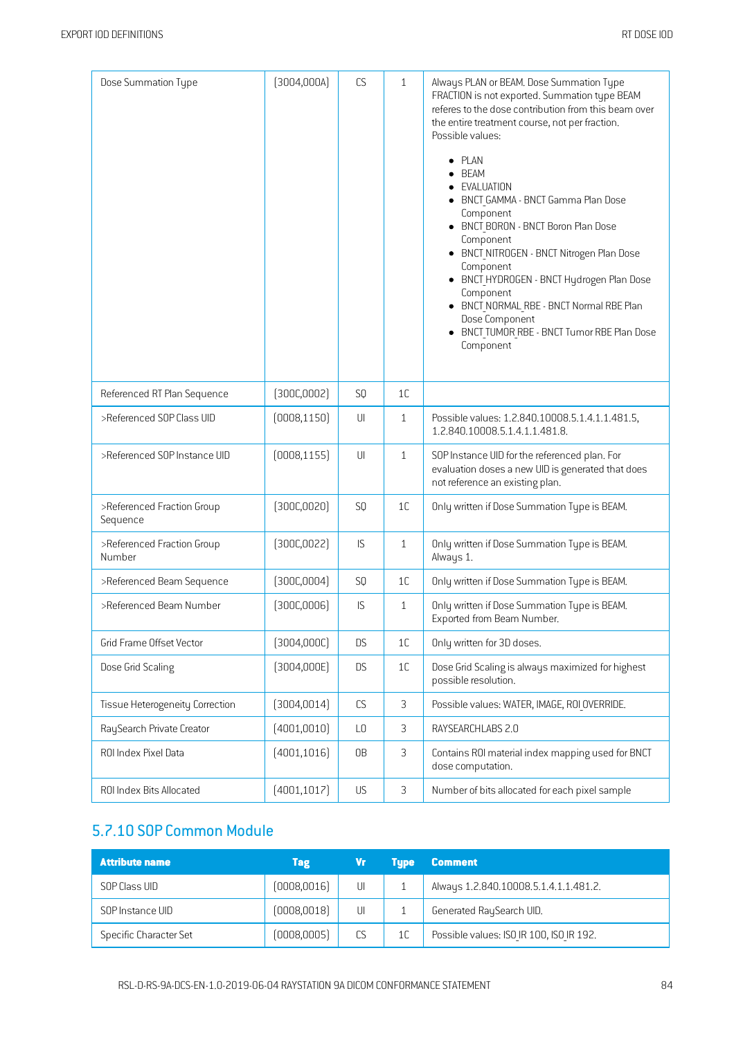| | | | | |
|---|---|---|---|---|
| Dose Summation Type | (3004,000A) | CS | 1 | Always PLAN or BEAM. Dose Summation Type FRACTION is not exported. Summation type BEAM referes to the dose contribution from this beam over the entire treatment course, not per fraction. Possible values:<br><br>• PLAN<br>• BEAM<br>• EVALUATION<br>• BNCT_GAMMA - BNCT Gamma Plan Dose Component<br>• BNCT_BORON - BNCT Boron Plan Dose Component<br>• BNCT_NITROGEN - BNCT Nitrogen Plan Dose Component<br>• BNCT_HYDROGEN - BNCT Hydrogen Plan Dose Component<br>• BNCT_NORMAL_RBE - BNCT Normal RBE Plan Dose Component<br>• BNCT_TUMOR_RBE - BNCT Tumor RBE Plan Dose Component |
| Referenced RT Plan Sequence | (300C,0002) | SQ | 1C | |
| >Referenced SOP Class UID | (0008,1150) | UI | 1 | Possible values: 1.2.840.10008.5.1.4.1.1.481.5, 1.2.840.10008.5.1.4.1.1.481.8. |
| >Referenced SOP Instance UID | (0008,1155) | UI | 1 | SOP Instance UID for the referenced plan. For evaluation doses a new UID is generated that does not reference an existing plan. |
| >Referenced Fraction Group Sequence | (300C,0020) | SQ | 1C | Only written if Dose Summation Type is BEAM. |
| >Referenced Fraction Group Number | (300C,0022) | IS | 1 | Only written if Dose Summation Type is BEAM. Always 1. |
| >Referenced Beam Sequence | (300C,0004) | SQ | 1C | Only written if Dose Summation Type is BEAM. |
| >Referenced Beam Number | (300C,0006) | IS | 1 | Only written if Dose Summation Type is BEAM. Exported from Beam Number. |
| Grid Frame Offset Vector | (3004,000C) | DS | 1C | Only written for 3D doses. |
| Dose Grid Scaling | (3004,000E) | DS | 1C | Dose Grid Scaling is always maximized for highest possible resolution. |
| Tissue Heterogeneity Correction | (3004,0014) | CS | 3 | Possible values: WATER, IMAGE, ROI_OVERRIDE. |
| RaySearch Private Creator | (4001,0010) | LO | 3 | RAYSEARCHLABS 2.0 |
| ROI Index Pixel Data | (4001,1016) | OB | 3 | Contains ROI material index mapping used for BNCT dose computation. |
| ROI Index Bits Allocated | (4001,1017) | US | 3 | Number of bits allocated for each pixel sample |

## 5.7.10 SOP Common Module

| Attribute name | Tag | Vr | Type | Comment |
|---|---|---|---|---|
| SOP Class UID | (0008,0016) | UI | 1 | Always 1.2.840.10008.5.1.4.1.1.481.2. |
| SOP Instance UID | (0008,0018) | UI | 1 | Generated RaySearch UID. |
| Specific Character Set | (0008,0005) | CS | 1C | Possible values: ISO_IR 100, ISO_IR 192. |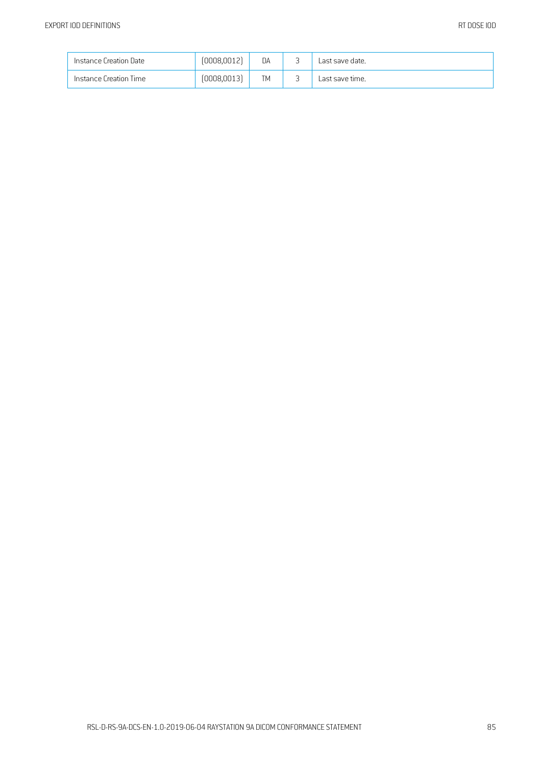| Instance Creation Date | (0008,0012) | DA | 3 | Last save date. |
|---|---|---|---|---|
| Instance Creation Time | (0008,0013) | TM | 3 | Last save time. |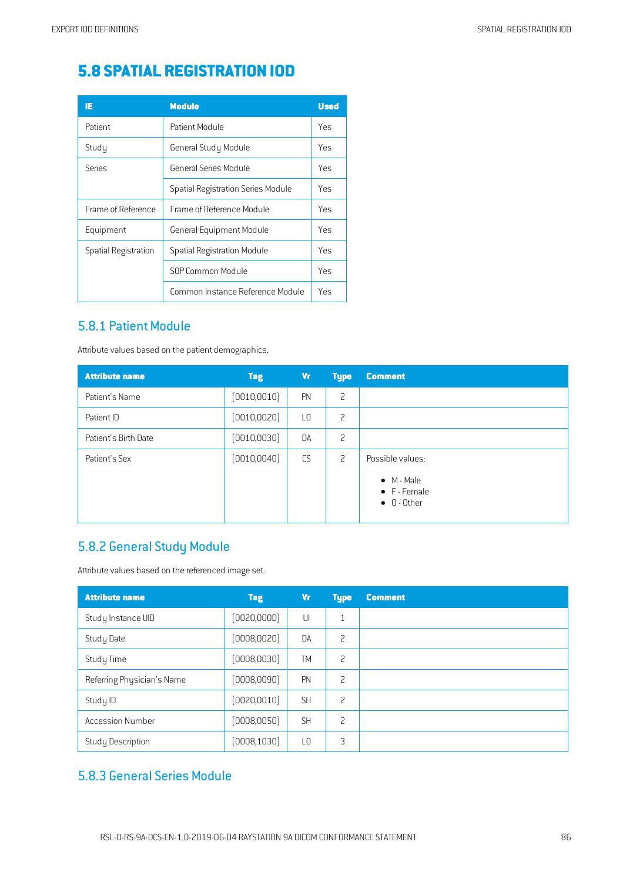## 5.8 SPATIAL REGISTRATION IOD

| IE | Module | Used |
|---|---|---|
| Patient | Patient Module | Yes |
| Study | General Study Module | Yes |
| Series | General Series Module | Yes |
| | Spatial Registration Series Module | Yes |
| Frame of Reference | Frame of Reference Module | Yes |
| Equipment | General Equipment Module | Yes |
| Spatial Registration | Spatial Registration Module | Yes |
| | SOP Common Module | Yes |
| | Common Instance Reference Module | Yes |

### 5.8.1 Patient Module

Attribute values based on the patient demographics.

| Attribute name | Tag | Vr | Type | Comment |
|---|---|---|---|---|
| Patient's Name | (0010,0010) | PN | 2 | |
| Patient ID | (0010,0020) | LO | 2 | |
| Patient's Birth Date | (0010,0030) | DA | 2 | |
| Patient's Sex | (0010,0040) | CS | 2 | Possible values: <br> • M - Male <br> • F - Female <br> • O - Other |

### 5.8.2 General Study Module

Attribute values based on the referenced image set.

| Attribute name | Tag | Vr | Type | Comment |
|---|---|---|---|---|
| Study Instance UID | (0020,000D) | UI | 1 | |
| Study Date | (0008,0020) | DA | 2 | |
| Study Time | (0008,0030) | TM | 2 | |
| Referring Physician's Name | (0008,0090) | PN | 2 | |
| Study ID | (0020,0010) | SH | 2 | |
| Accession Number | (0008,0050) | SH | 2 | |
| Study Description | (0008,1030) | LO | 3 | |

### 5.8.3 General Series Module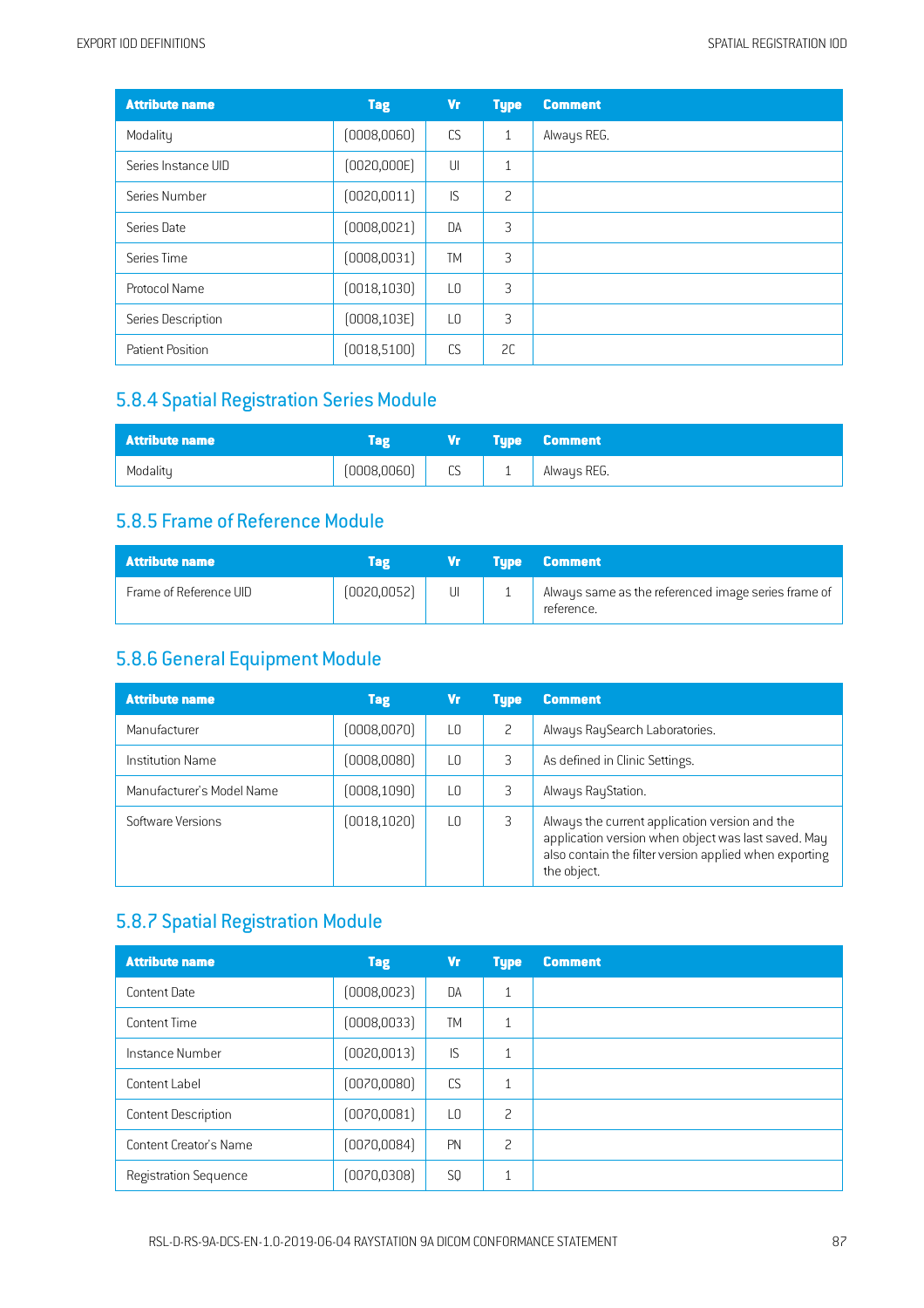| Attribute name | Tag | Vr | Type | Comment |
|---|---|---|---|---|
| Modality | (0008,0060) | CS | 1 | Always REG. |
| Series Instance UID | (0020,000E) | UI | 1 | |
| Series Number | (0020,0011) | IS | 2 | |
| Series Date | (0008,0021) | DA | 3 | |
| Series Time | (0008,0031) | TM | 3 | |
| Protocol Name | (0018,1030) | LO | 3 | |
| Series Description | (0008,103E) | LO | 3 | |
| Patient Position | (0018,5100) | CS | 2C | |

## 5.8.4 Spatial Registration Series Module

| Attribute name | Tag | Vr | Type | Comment |
|---|---|---|---|---|
| Modality | (0008,0060) | CS | 1 | Always REG. |

## 5.8.5 Frame of Reference Module

| Attribute name | Tag | Vr | Type | Comment |
|---|---|---|---|---|
| Frame of Reference UID | (0020,0052) | UI | 1 | Always same as the referenced image series frame of reference. |

## 5.8.6 General Equipment Module

| Attribute name | Tag | Vr | Type | Comment |
|---|---|---|---|---|
| Manufacturer | (0008,0070) | LO | 2 | Always RaySearch Laboratories. |
| Institution Name | (0008,0080) | LO | 3 | As defined in Clinic Settings. |
| Manufacturer's Model Name | (0008,1090) | LO | 3 | Always RayStation. |
| Software Versions | (0018,1020) | LO | 3 | Always the current application version and the application version when object was last saved. May also contain the filter version applied when exporting the object. |

## 5.8.7 Spatial Registration Module

| Attribute name | Tag | Vr | Type | Comment |
|---|---|---|---|---|
| Content Date | (0008,0023) | DA | 1 | |
| Content Time | (0008,0033) | TM | 1 | |
| Instance Number | (0020,0013) | IS | 1 | |
| Content Label | (0070,0080) | CS | 1 | |
| Content Description | (0070,0081) | LO | 2 | |
| Content Creator's Name | (0070,0084) | PN | 2 | |
| Registration Sequence | (0070,0308) | SQ | 1 | |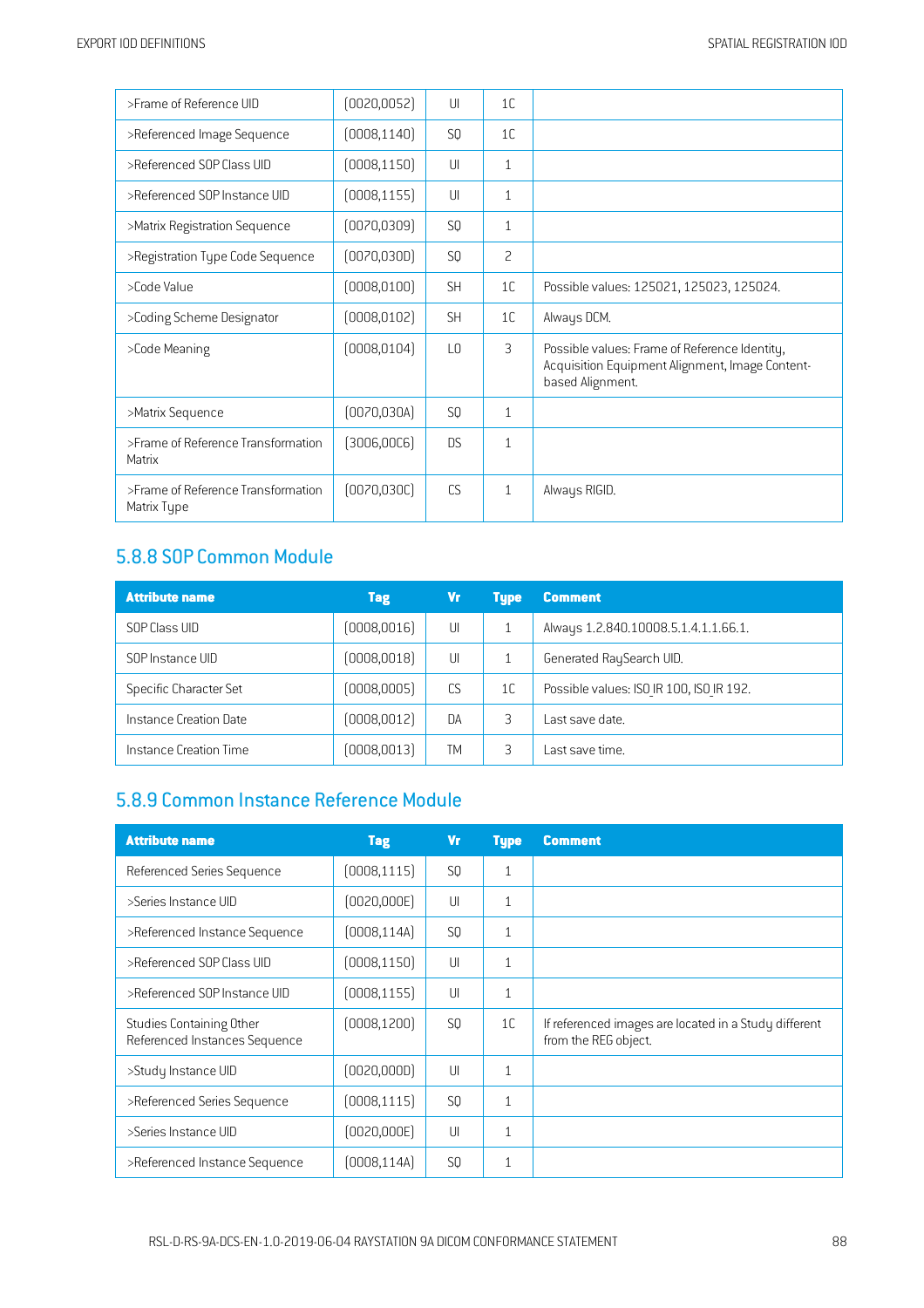| | | | | |
|---|---|---|---|---|
| >Frame of Reference UID | (0020,0052) | UI | 1C | |
| >Referenced Image Sequence | (0008,1140) | SQ | 1C | |
| >Referenced SOP Class UID | (0008,1150) | UI | 1 | |
| >Referenced SOP Instance UID | (0008,1155) | UI | 1 | |
| >Matrix Registration Sequence | (0070,0309) | SQ | 1 | |
| >Registration Type Code Sequence | (0070,030D) | SQ | 2 | |
| >Code Value | (0008,0100) | SH | 1C | Possible values: 125021, 125023, 125024. |
| >Coding Scheme Designator | (0008,0102) | SH | 1C | Always DCM. |
| >Code Meaning | (0008,0104) | LO | 3 | Possible values: Frame of Reference Identity, Acquisition Equipment Alignment, Image Content-based Alignment. |
| >Matrix Sequence | (0070,030A) | SQ | 1 | |
| >Frame of Reference Transformation Matrix | (3006,00C6) | DS | 1 | |
| >Frame of Reference Transformation Matrix Type | (0070,030C) | CS | 1 | Always RIGID. |

## 5.8.8 SOP Common Module

| Attribute name | Tag | Vr | Type | Comment |
|---|---|---|---|---|
| SOP Class UID | (0008,0016) | UI | 1 | Always 1.2.840.10008.5.1.4.1.1.66.1. |
| SOP Instance UID | (0008,0018) | UI | 1 | Generated RaySearch UID. |
| Specific Character Set | (0008,0005) | CS | 1C | Possible values: ISO_IR 100, ISO_IR 192. |
| Instance Creation Date | (0008,0012) | DA | 3 | Last save date. |
| Instance Creation Time | (0008,0013) | TM | 3 | Last save time. |

## 5.8.9 Common Instance Reference Module

| Attribute name | Tag | Vr | Type | Comment |
|---|---|---|---|---|
| Referenced Series Sequence | (0008,1115) | SQ | 1 | |
| >Series Instance UID | (0020,000E) | UI | 1 | |
| >Referenced Instance Sequence | (0008,114A) | SQ | 1 | |
| >Referenced SOP Class UID | (0008,1150) | UI | 1 | |
| >Referenced SOP Instance UID | (0008,1155) | UI | 1 | |
| Studies Containing Other Referenced Instances Sequence | (0008,1200) | SQ | 1C | If referenced images are located in a Study different from the REG object. |
| >Study Instance UID | (0020,000D) | UI | 1 | |
| >Referenced Series Sequence | (0008,1115) | SQ | 1 | |
| >Series Instance UID | (0020,000E) | UI | 1 | |
| >Referenced Instance Sequence | (0008,114A) | SQ | 1 | |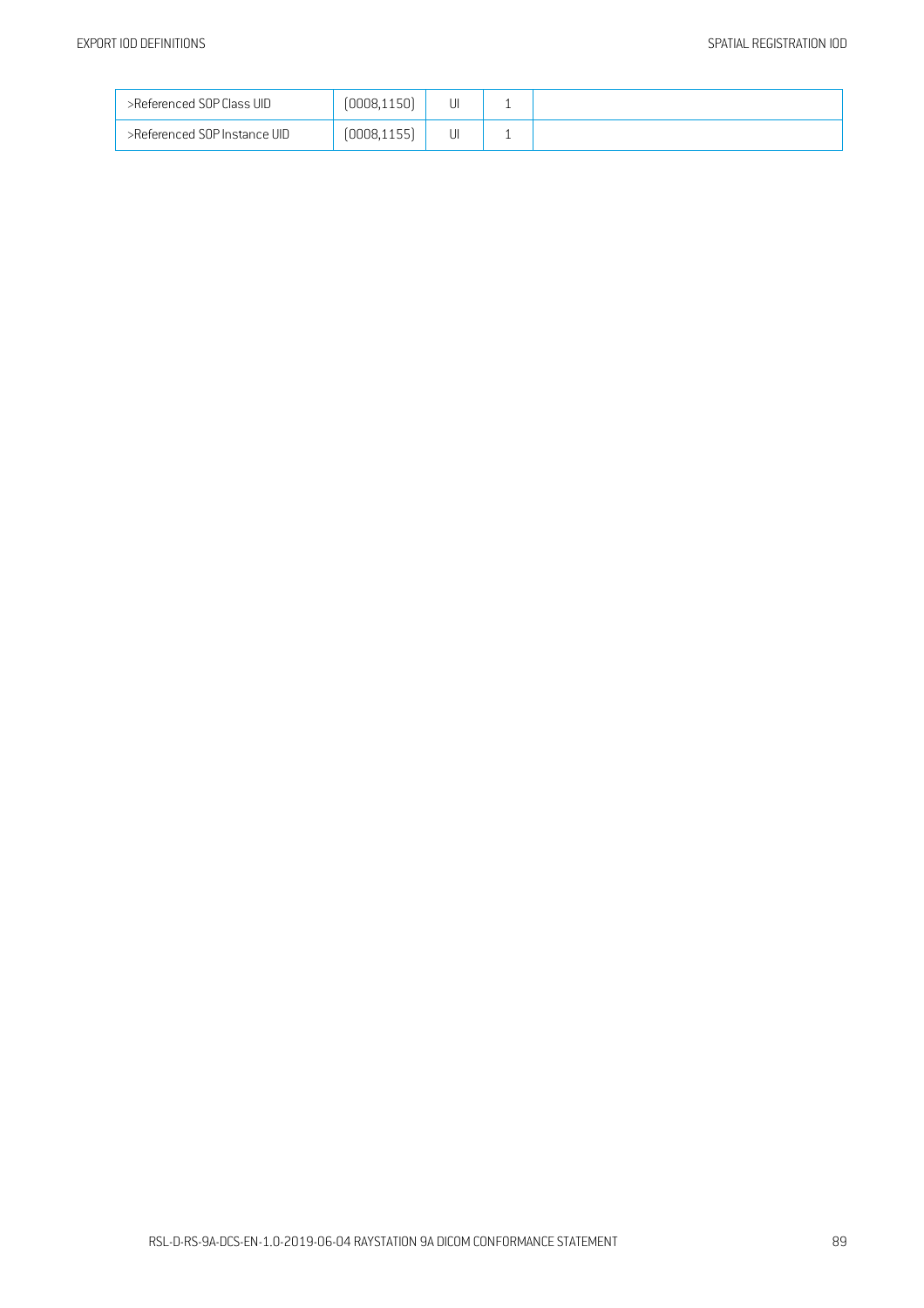| >Referenced SOP Class UID | (0008,1150) | UI | 1 | |
|---|---|---|---|---|
| >Referenced SOP Instance UID | (0008,1155) | UI | 1 | |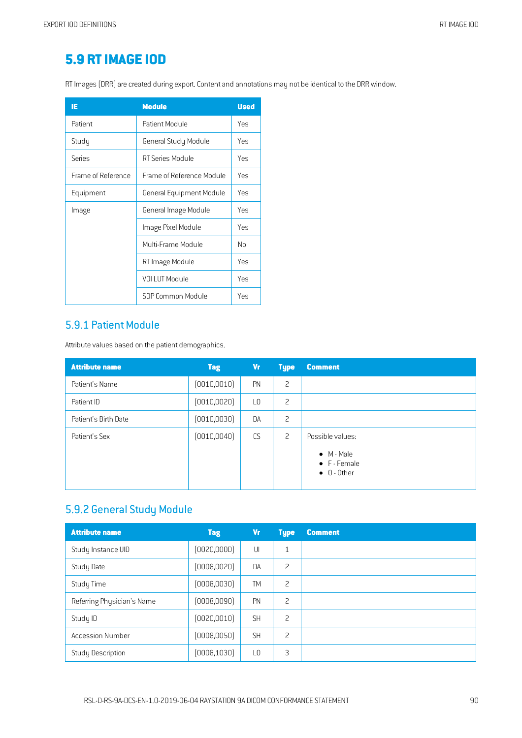## 5.9 RT IMAGE IOD

RT Images (DRR) are created during export. Content and annotations may not be identical to the DRR window.

| IE | Module | Used |
|---|---|---|
| Patient | Patient Module | Yes |
| Study | General Study Module | Yes |
| Series | RT Series Module | Yes |
| Frame of Reference | Frame of Reference Module | Yes |
| Equipment | General Equipment Module | Yes |
| Image | General Image Module | Yes |
| | Image Pixel Module | Yes |
| | Multi-Frame Module | No |
| | RT Image Module | Yes |
| | VOI LUT Module | Yes |
| | SOP Common Module | Yes |

### 5.9.1 Patient Module

Attribute values based on the patient demographics.

| Attribute name | Tag | Vr | Type | Comment |
|---|---|---|---|---|
| Patient's Name | (0010,0010) | PN | 2 | |
| Patient ID | (0010,0020) | LO | 2 | |
| Patient's Birth Date | (0010,0030) | DA | 2 | |
| Patient's Sex | (0010,0040) | CS | 2 | Possible values: <br>• M - Male <br>• F - Female <br>• O - Other |

### 5.9.2 General Study Module

| Attribute name | Tag | Vr | Type | Comment |
|---|---|---|---|---|
| Study Instance UID | (0020,000D) | UI | 1 | |
| Study Date | (0008,0020) | DA | 2 | |
| Study Time | (0008,0030) | TM | 2 | |
| Referring Physician's Name | (0008,0090) | PN | 2 | |
| Study ID | (0020,0010) | SH | 2 | |
| Accession Number | (0008,0050) | SH | 2 | |
| Study Description | (0008,1030) | LO | 3 | |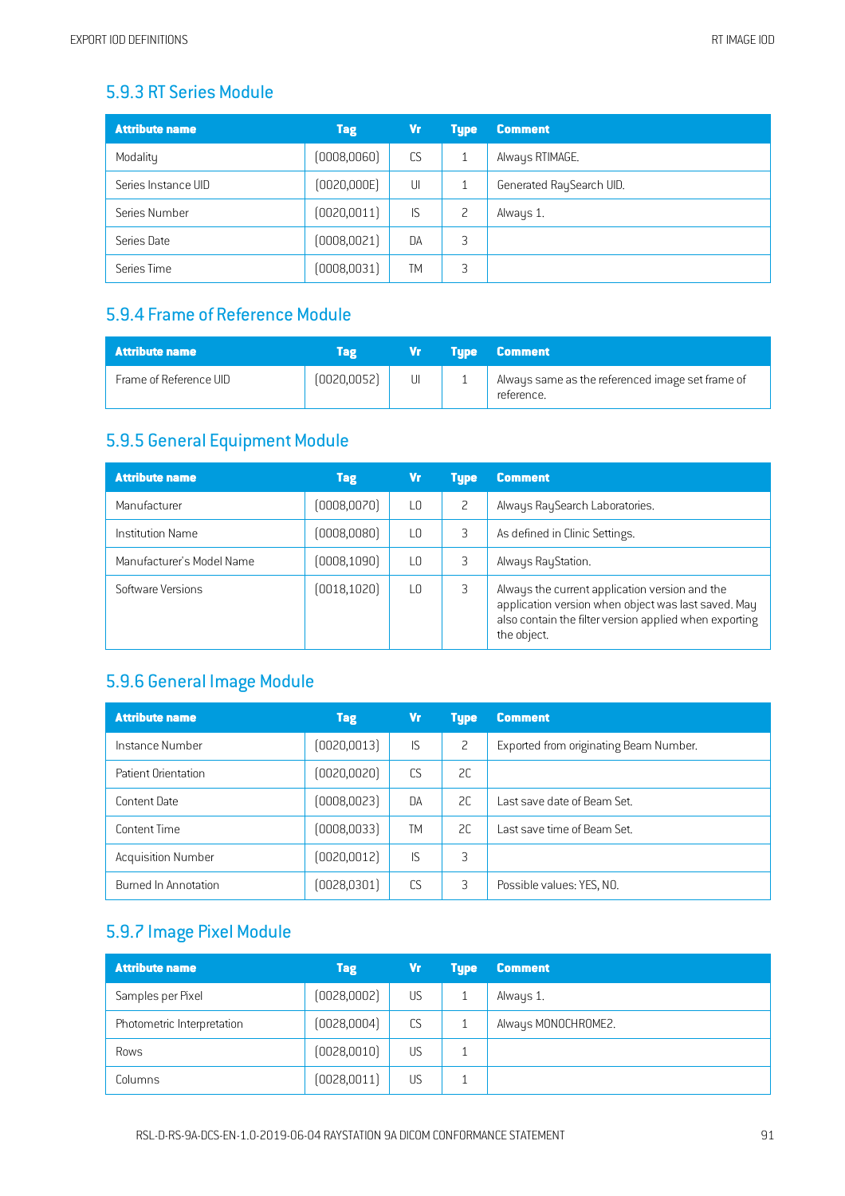### 5.9.3 RT Series Module

| Attribute name | Tag | Vr | Type | Comment |
|---|---|---|---|---|
| Modality | (0008,0060) | CS | 1 | Always RTIMAGE. |
| Series Instance UID | (0020,000E) | UI | 1 | Generated RaySearch UID. |
| Series Number | (0020,0011) | IS | 2 | Always 1. |
| Series Date | (0008,0021) | DA | 3 | |
| Series Time | (0008,0031) | TM | 3 | |

### 5.9.4 Frame of Reference Module

| Attribute name | Tag | Vr | Type | Comment |
|---|---|---|---|---|
| Frame of Reference UID | (0020,0052) | UI | 1 | Always same as the referenced image set frame of reference. |

### 5.9.5 General Equipment Module

| Attribute name | Tag | Vr | Type | Comment |
|---|---|---|---|---|
| Manufacturer | (0008,0070) | LO | 2 | Always RaySearch Laboratories. |
| Institution Name | (0008,0080) | LO | 3 | As defined in Clinic Settings. |
| Manufacturer's Model Name | (0008,1090) | LO | 3 | Always RayStation. |
| Software Versions | (0018,1020) | LO | 3 | Always the current application version and the application version when object was last saved. May also contain the filter version applied when exporting the object. |

### 5.9.6 General Image Module

| Attribute name | Tag | Vr | Type | Comment |
|---|---|---|---|---|
| Instance Number | (0020,0013) | IS | 2 | Exported from originating Beam Number. |
| Patient Orientation | (0020,0020) | CS | 2C | |
| Content Date | (0008,0023) | DA | 2C | Last save date of Beam Set. |
| Content Time | (0008,0033) | TM | 2C | Last save time of Beam Set. |
| Acquisition Number | (0020,0012) | IS | 3 | |
| Burned In Annotation | (0028,0301) | CS | 3 | Possible values: YES, NO. |

### 5.9.7 Image Pixel Module

| Attribute name | Tag | Vr | Type | Comment |
|---|---|---|---|---|
| Samples per Pixel | (0028,0002) | US | 1 | Always 1. |
| Photometric Interpretation | (0028,0004) | CS | 1 | Always MONOCHROME2. |
| Rows | (0028,0010) | US | 1 | |
| Columns | (0028,0011) | US | 1 | |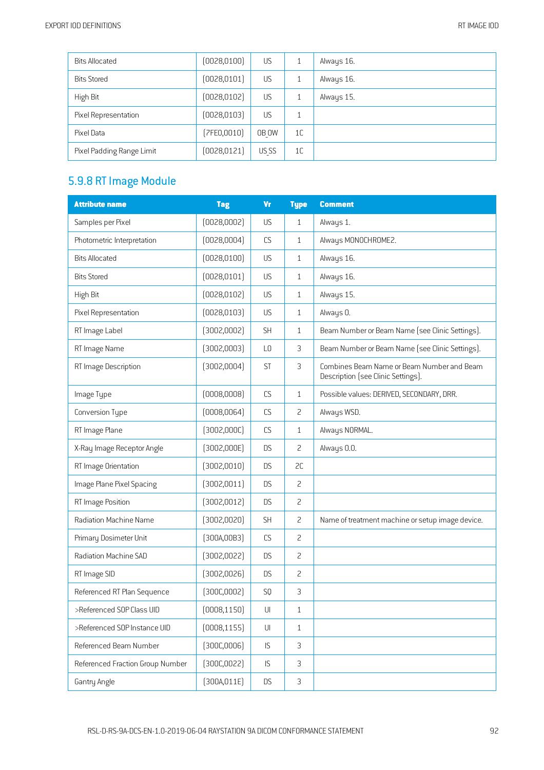| | | | | |
|---|---|---|---|---|
| Bits Allocated | (0028,0100) | US | 1 | Always 16. |
| Bits Stored | (0028,0101) | US | 1 | Always 16. |
| High Bit | (0028,0102) | US | 1 | Always 15. |
| Pixel Representation | (0028,0103) | US | 1 | |
| Pixel Data | (7FE0,0010) | OB OW | 1C | |
| Pixel Padding Range Limit | (0028,0121) | US SS | 1C | |

## 5.9.8 RT Image Module

| Attribute name | Tag | Vr | Type | Comment |
|---|---|---|---|---|
| Samples per Pixel | (0028,0002) | US | 1 | Always 1. |
| Photometric Interpretation | (0028,0004) | CS | 1 | Always MONOCHROME2. |
| Bits Allocated | (0028,0100) | US | 1 | Always 16. |
| Bits Stored | (0028,0101) | US | 1 | Always 16. |
| High Bit | (0028,0102) | US | 1 | Always 15. |
| Pixel Representation | (0028,0103) | US | 1 | Always 0. |
| RT Image Label | (3002,0002) | SH | 1 | Beam Number or Beam Name (see Clinic Settings). |
| RT Image Name | (3002,0003) | LO | 3 | Beam Number or Beam Name (see Clinic Settings). |
| RT Image Description | (3002,0004) | ST | 3 | Combines Beam Name or Beam Number and Beam Description (see Clinic Settings). |
| Image Type | (0008,0008) | CS | 1 | Possible values: DERIVED, SECONDARY, DRR. |
| Conversion Type | (0008,0064) | CS | 2 | Always WSD. |
| RT Image Plane | (3002,000C) | CS | 1 | Always NORMAL. |
| X-Ray Image Receptor Angle | (3002,000E) | DS | 2 | Always 0.0. |
| RT Image Orientation | (3002,0010) | DS | 2C | |
| Image Plane Pixel Spacing | (3002,0011) | DS | 2 | |
| RT Image Position | (3002,0012) | DS | 2 | |
| Radiation Machine Name | (3002,0020) | SH | 2 | Name of treatment machine or setup image device. |
| Primary Dosimeter Unit | (300A,00B3) | CS | 2 | |
| Radiation Machine SAD | (3002,0022) | DS | 2 | |
| RT Image SID | (3002,0026) | DS | 2 | |
| Referenced RT Plan Sequence | (300C,0002) | SQ | 3 | |
| >Referenced SOP Class UID | (0008,1150) | UI | 1 | |
| >Referenced SOP Instance UID | (0008,1155) | UI | 1 | |
| Referenced Beam Number | (300C,0006) | IS | 3 | |
| Referenced Fraction Group Number | (300C,0022) | IS | 3 | |
| Gantry Angle | (300A,011E) | DS | 3 | |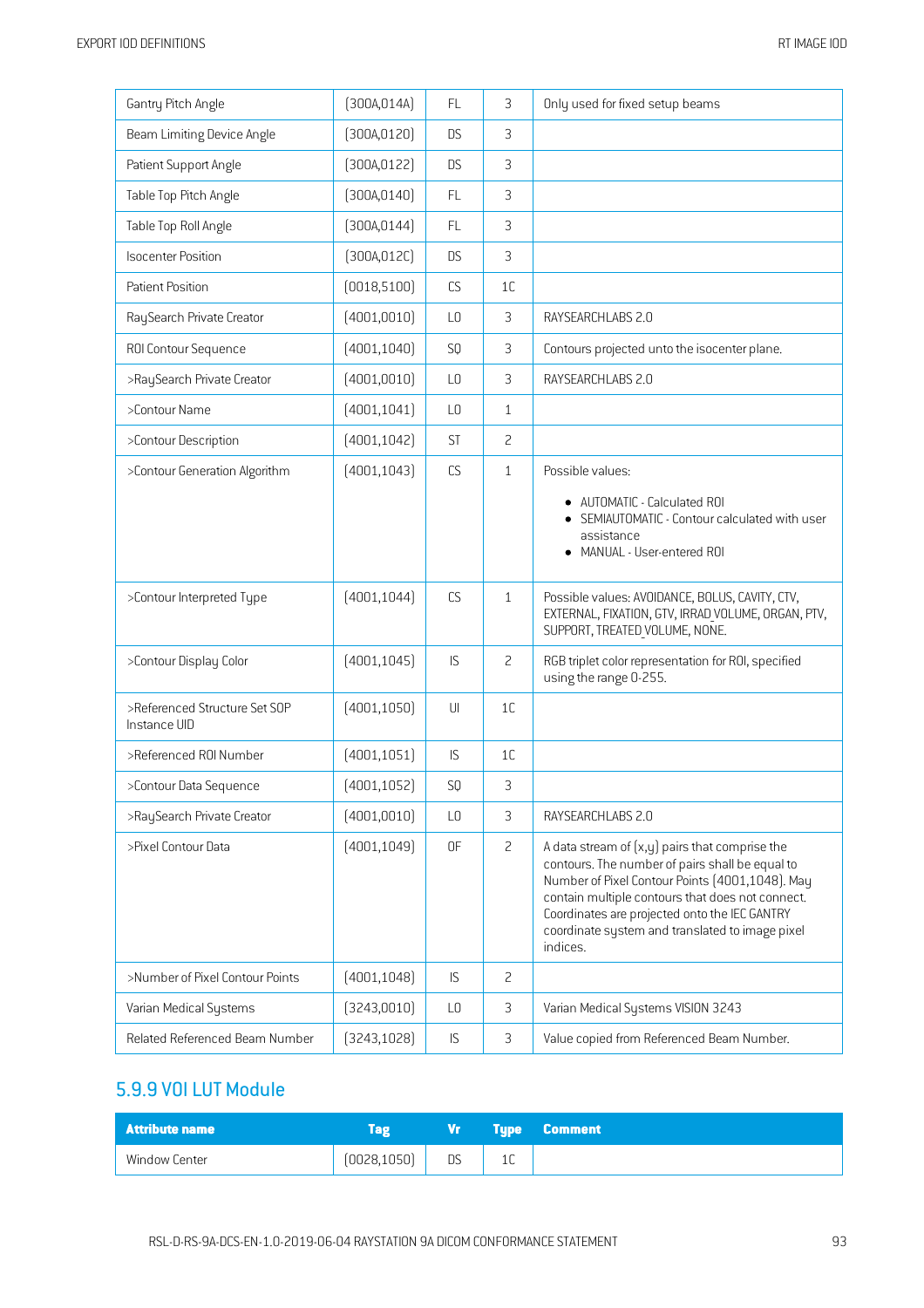| Gantry Pitch Angle | (300A,014A) | FL | 3 | Only used for fixed setup beams |
|---|---|---|---|---|
| Beam Limiting Device Angle | (300A,0120) | DS | 3 | |
| Patient Support Angle | (300A,0122) | DS | 3 | |
| Table Top Pitch Angle | (300A,0140) | FL | 3 | |
| Table Top Roll Angle | (300A,0144) | FL | 3 | |
| Isocenter Position | (300A,012C) | DS | 3 | |
| Patient Position | (0018,5100) | CS | 1C | |
| RaySearch Private Creator | (4001,0010) | LO | 3 | RAYSEARCHLABS 2.0 |
| ROI Contour Sequence | (4001,1040) | SQ | 3 | Contours projected unto the isocenter plane. |
| >RaySearch Private Creator | (4001,0010) | LO | 3 | RAYSEARCHLABS 2.0 |
| >Contour Name | (4001,1041) | LO | 1 | |
| >Contour Description | (4001,1042) | ST | 2 | |
| >Contour Generation Algorithm | (4001,1043) | CS | 1 | Possible values:<br>• AUTOMATIC - Calculated ROI<br>• SEMIAUTOMATIC - Contour calculated with user assistance<br>• MANUAL - User-entered ROI |
| >Contour Interpreted Type | (4001,1044) | CS | 1 | Possible values: AVOIDANCE, BOLUS, CAVITY, CTV, EXTERNAL, FIXATION, GTV, IRRAD_VOLUME, ORGAN, PTV, SUPPORT, TREATED_VOLUME, NONE. |
| >Contour Display Color | (4001,1045) | IS | 2 | RGB triplet color representation for ROI, specified using the range 0-255. |
| >Referenced Structure Set SOP Instance UID | (4001,1050) | UI | 1C | |
| >Referenced ROI Number | (4001,1051) | IS | 1C | |
| >Contour Data Sequence | (4001,1052) | SQ | 3 | |
| >RaySearch Private Creator | (4001,0010) | LO | 3 | RAYSEARCHLABS 2.0 |
| >Pixel Contour Data | (4001,1049) | OF | 2 | A data stream of (x,y) pairs that comprise the contours. The number of pairs shall be equal to Number of Pixel Contour Points (4001,1048). May contain multiple contours that does not connect. Coordinates are projected onto the IEC GANTRY coordinate system and translated to image pixel indices. |
| >Number of Pixel Contour Points | (4001,1048) | IS | 2 | |
| Varian Medical Systems | (3243,0010) | LO | 3 | Varian Medical Systems VISION 3243 |
| Related Referenced Beam Number | (3243,1028) | IS | 3 | Value copied from Referenced Beam Number. |

## 5.9.9 VOI LUT Module

| Attribute name | Tag | Vr | Type | Comment |
|---|---|---|---|---|
| Window Center | (0028,1050) | DS | 1C | |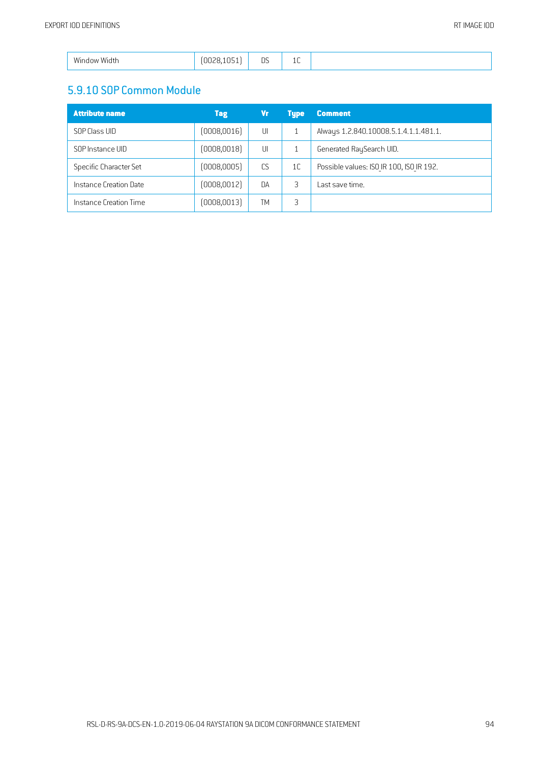| Window Width | (0028,1051) | DS | 1C | |
|---|---|---|---|---|

## 5.9.10 SOP Common Module

| Attribute name | Tag | Vr | Type | Comment |
|---|---|---|---|---|
| SOP Class UID | (0008,0016) | UI | 1 | Always 1.2.840.10008.5.1.4.1.1.481.1. |
| SOP Instance UID | (0008,0018) | UI | 1 | Generated RaySearch UID. |
| Specific Character Set | (0008,0005) | CS | 1C | Possible values: ISO_IR 100, ISO_IR 192. |
| Instance Creation Date | (0008,0012) | DA | 3 | Last save time. |
| Instance Creation Time | (0008,0013) | TM | 3 | |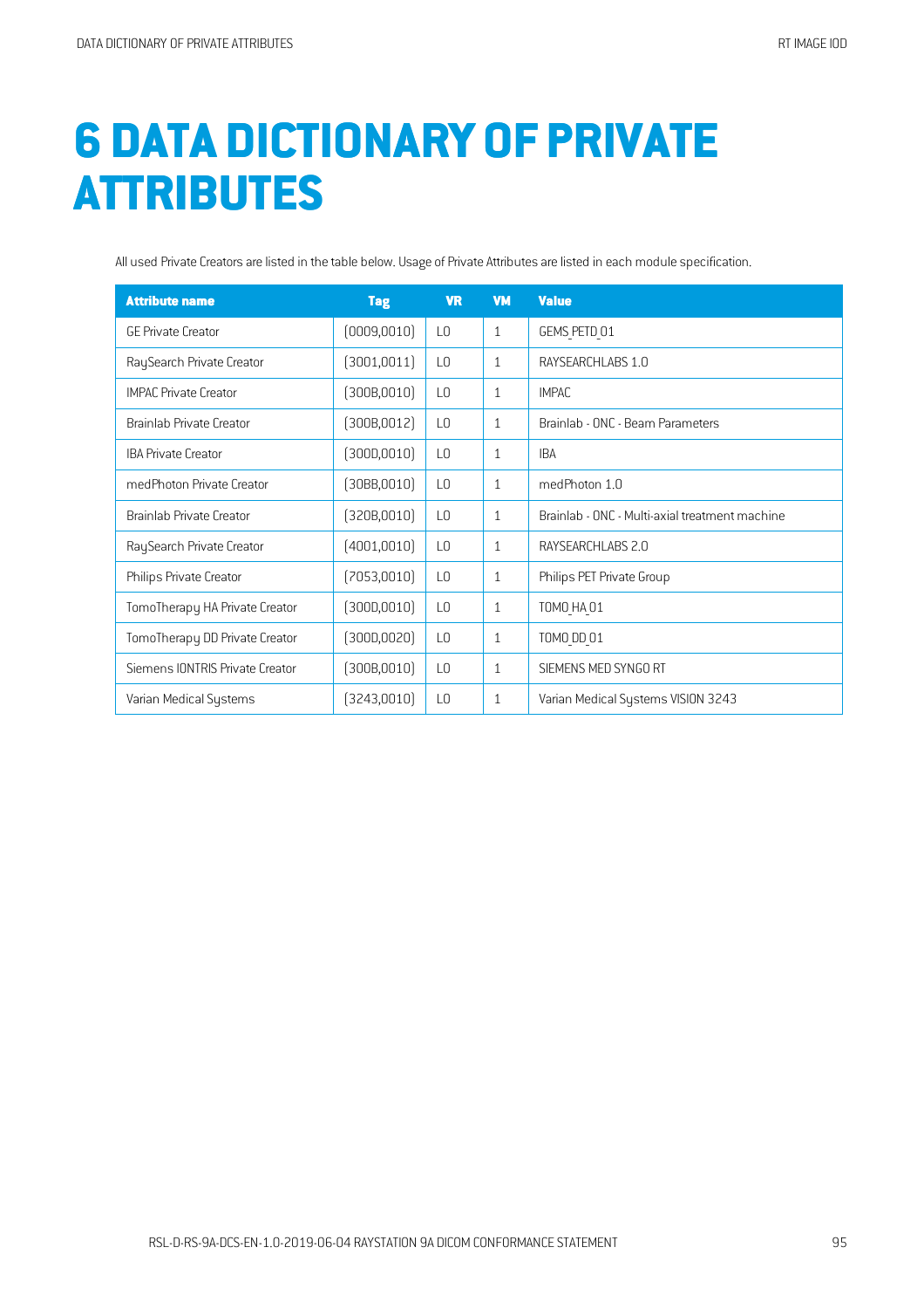# 6 DATA DICTIONARY OF PRIVATE ATTRIBUTES

All used Private Creators are listed in the table below. Usage of Private Attributes are listed in each module specification.

| Attribute name | Tag | VR | VM | Value |
|---|---|---|---|---|
| GE Private Creator | (0009,0010) | LO | 1 | GEMS_PETD_01 |
| RaySearch Private Creator | (3001,0011) | LO | 1 | RAYSEARCHLABS 1.0 |
| IMPAC Private Creator | (300B,0010) | LO | 1 | IMPAC |
| Brainlab Private Creator | (300B,0012) | LO | 1 | Brainlab - ONC - Beam Parameters |
| IBA Private Creator | (300D,0010) | LO | 1 | IBA |
| medPhoton Private Creator | (30BB,0010) | LO | 1 | medPhoton 1.0 |
| Brainlab Private Creator | (320B,0010) | LO | 1 | Brainlab - ONC - Multi-axial treatment machine |
| RaySearch Private Creator | (4001,0010) | LO | 1 | RAYSEARCHLABS 2.0 |
| Philips Private Creator | (7053,0010) | LO | 1 | Philips PET Private Group |
| TomoTherapy HA Private Creator | (300D,0010) | LO | 1 | TOMO_HA_01 |
| TomoTherapy DD Private Creator | (300D,0020) | LO | 1 | TOMO_DD_01 |
| Siemens IONTRIS Private Creator | (300B,0010) | LO | 1 | SIEMENS MED SYNGO RT |
| Varian Medical Systems | (3243,0010) | LO | 1 | Varian Medical Systems VISION 3243 |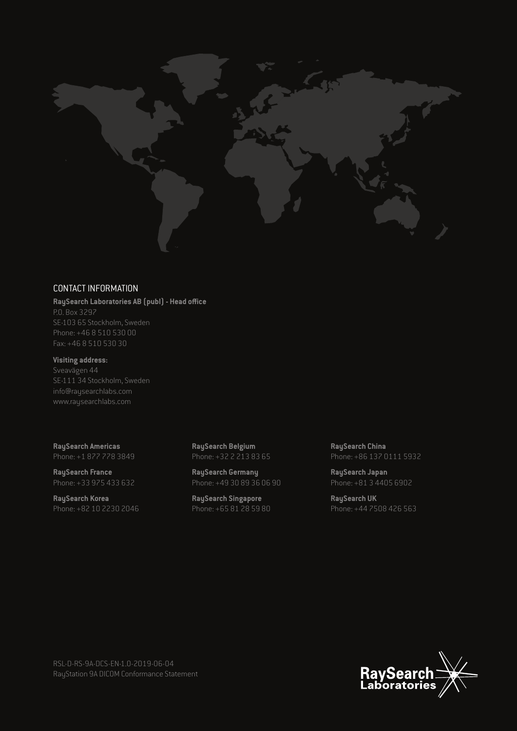## CONTACT INFORMATION

**RaySearch Laboratories AB (publ) - Head office**
P.O. Box 3297
SE-103 65 Stockholm, Sweden
Phone: +46 8 510 530 00
Fax: +46 8 510 530 30

**Visiting address:**
Sveavägen 44
SE-111 34 Stockholm, Sweden
info@raysearchlabs.com
www.raysearchlabs.com

**RaySearch Americas**
Phone: +1 877 778 3849

**RaySearch France**
Phone: +33 975 433 632

**RaySearch Korea**
Phone: +82 10 2230 2046

**RaySearch Belgium**
Phone: +32 2 213 83 65

**RaySearch Germany**
Phone: +49 30 89 36 06 90

**RaySearch Singapore**
Phone: +65 81 28 59 80

**RaySearch China**
Phone: +86 137 0111 5932

**RaySearch Japan**
Phone: +81 3 4405 6902

**RaySearch UK**
Phone: +44 7508 426 563

RSL-D-RS-9A-DCS-EN-1.0-2019-06-04
RayStation 9A DICOM Conformance Statement

RaySearch Laboratories